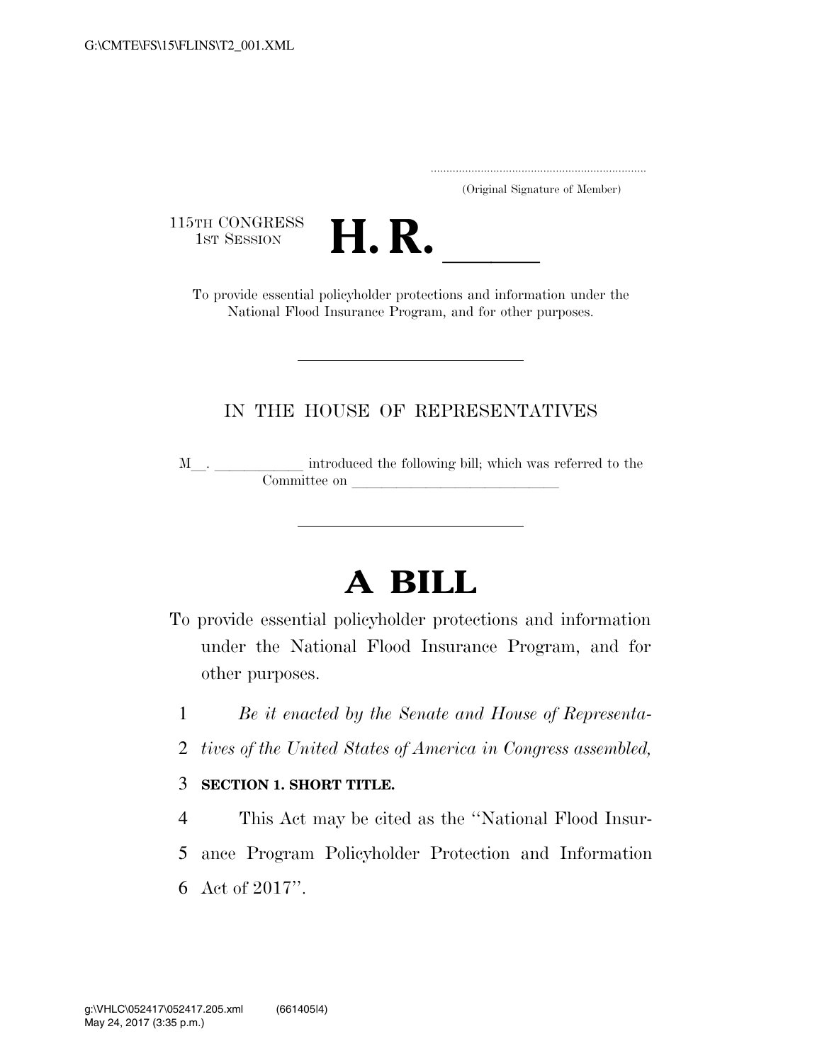(Original Signature of Member)

115TH CONGRESS
1ST SESSION

# H. R. \_\_\_\_\_

To provide essential policyholder protections and information under the National Flood Insurance Program, and for other purposes.

---

IN THE HOUSE OF REPRESENTATIVES

M\_\_. \_\_\_\_\_\_\_\_\_\_\_\_ introduced the following bill; which was referred to the Committee on \_\_\_\_\_\_\_\_\_\_\_\_\_\_\_\_\_\_\_\_\_\_\_\_\_\_\_\_\_\_

---

# A BILL

To provide essential policyholder protections and information under the National Flood Insurance Program, and for other purposes.

*Be it enacted by the Senate and House of Representatives of the United States of America in Congress assembled,*

**SECTION 1. SHORT TITLE.**

This Act may be cited as the ''National Flood Insurance Program Policyholder Protection and Information Act of 2017''.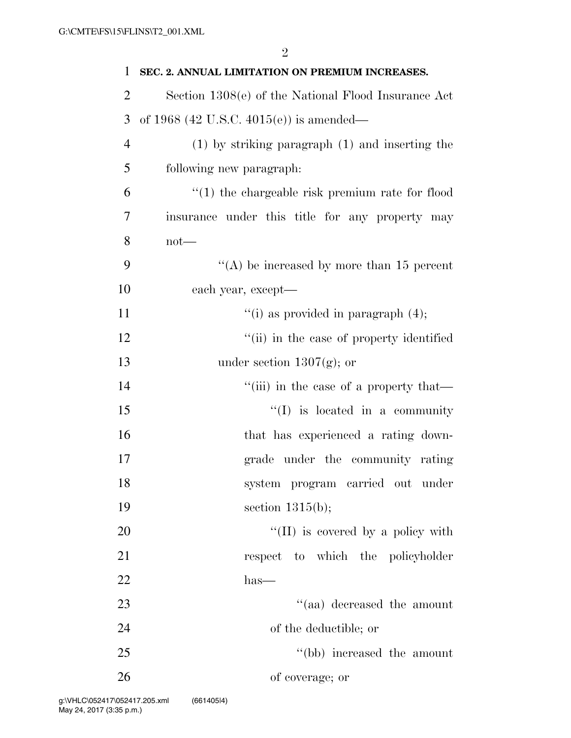**SEC. 2. ANNUAL LIMITATION ON PREMIUM INCREASES.**

Section 1308(e) of the National Flood Insurance Act of 1968 (42 U.S.C. 4015(e)) is amended—

(1) by striking paragraph (1) and inserting the following new paragraph:

"(1) the chargeable risk premium rate for flood insurance under this title for any property may not—

"(A) be increased by more than 15 percent each year, except—

"(i) as provided in paragraph (4);

"(ii) in the case of property identified under section 1307(g); or

"(iii) in the case of a property that—

"(I) is located in a community that has experienced a rating downgrade under the community rating system program carried out under section 1315(b);

"(II) is covered by a policy with respect to which the policyholder has—

"(aa) decreased the amount of the deductible; or

"(bb) increased the amount of coverage; or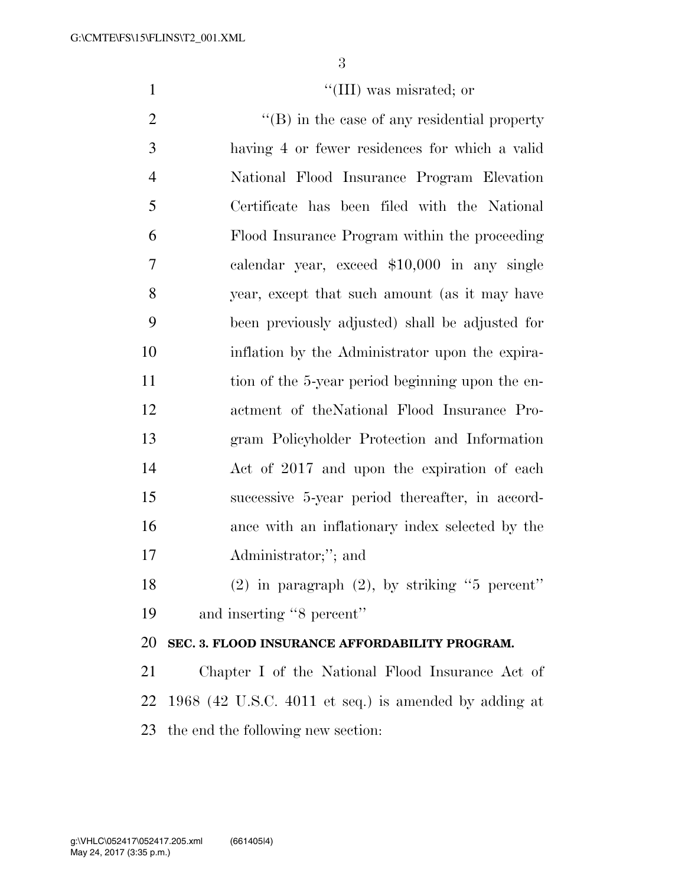"(III) was misrated; or

"(B) in the case of any residential property having 4 or fewer residences for which a valid National Flood Insurance Program Elevation Certificate has been filed with the National Flood Insurance Program within the proceeding calendar year, exceed $10,000 in any single year, except that such amount (as it may have been previously adjusted) shall be adjusted for inflation by the Administrator upon the expiration of the 5-year period beginning upon the enactment of theNational Flood Insurance Program Policyholder Protection and Information Act of 2017 and upon the expiration of each successive 5-year period thereafter, in accordance with an inflationary index selected by the Administrator;"; and

(2) in paragraph (2), by striking "5 percent" and inserting "8 percent"

**SEC. 3. FLOOD INSURANCE AFFORDABILITY PROGRAM.**

Chapter I of the National Flood Insurance Act of 1968 (42 U.S.C. 4011 et seq.) is amended by adding at the end the following new section: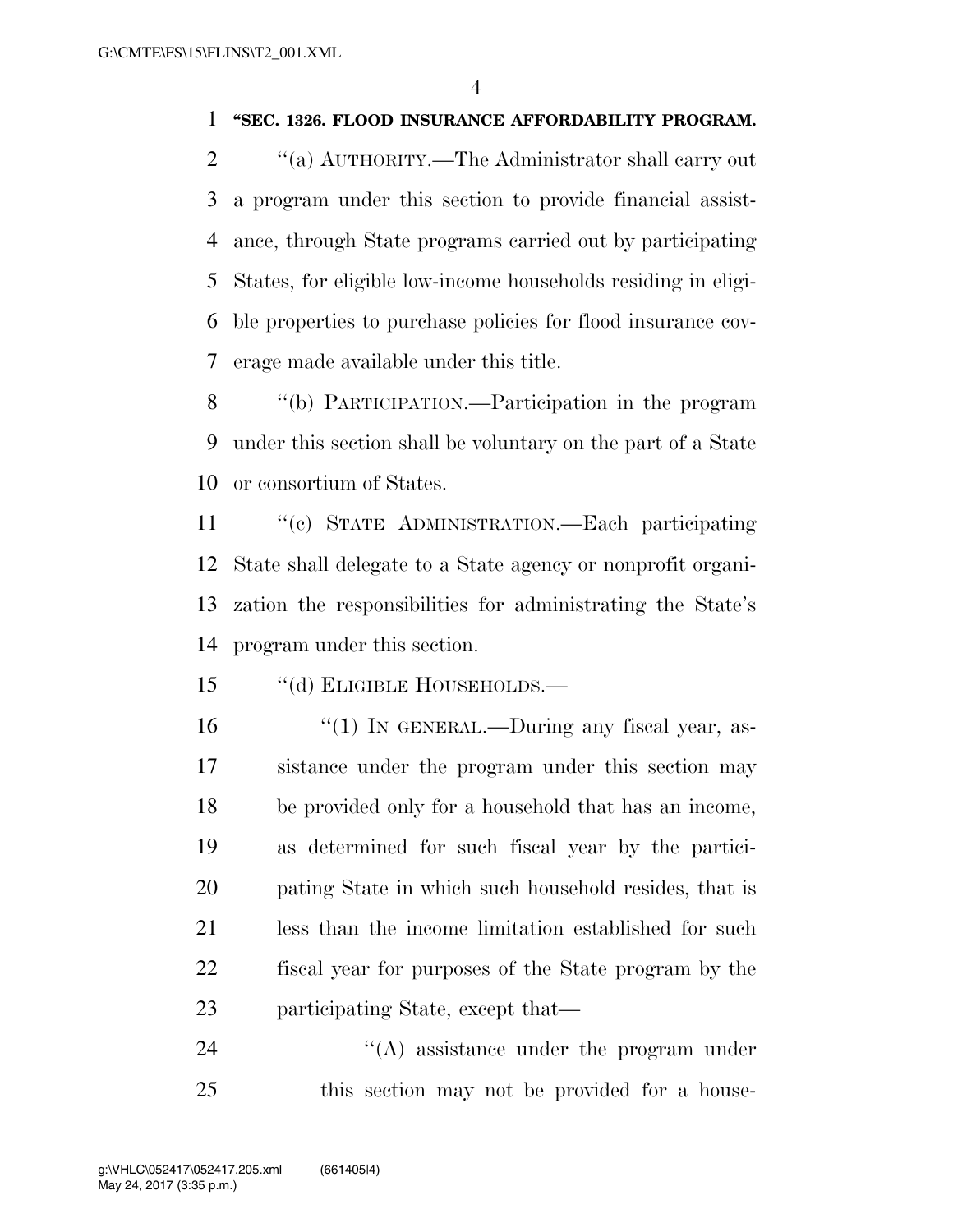**"SEC. 1326. FLOOD INSURANCE AFFORDABILITY PROGRAM.**

"(a) AUTHORITY.—The Administrator shall carry out a program under this section to provide financial assistance, through State programs carried out by participating States, for eligible low-income households residing in eligible properties to purchase policies for flood insurance coverage made available under this title.

"(b) PARTICIPATION.—Participation in the program under this section shall be voluntary on the part of a State or consortium of States.

"(c) STATE ADMINISTRATION.—Each participating State shall delegate to a State agency or nonprofit organization the responsibilities for administrating the State's program under this section.

"(d) ELIGIBLE HOUSEHOLDS.—

"(1) IN GENERAL.—During any fiscal year, assistance under the program under this section may be provided only for a household that has an income, as determined for such fiscal year by the participating State in which such household resides, that is less than the income limitation established for such fiscal year for purposes of the State program by the participating State, except that—

"(A) assistance under the program under this section may not be provided for a house-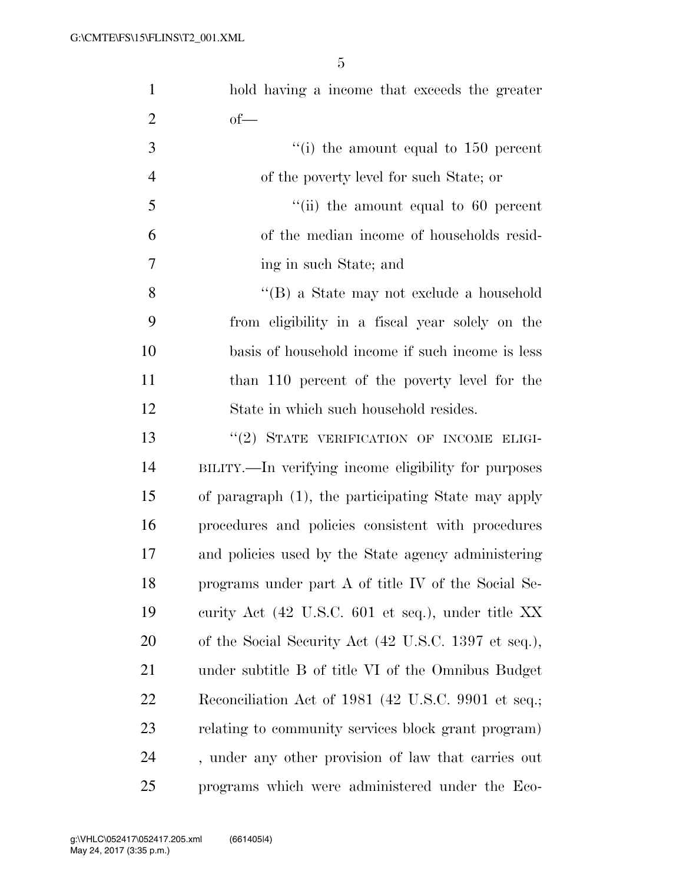hold having a income that exceeds the greater of—

"(i) the amount equal to 150 percent of the poverty level for such State; or

"(ii) the amount equal to 60 percent of the median income of households residing in such State; and

"(B) a State may not exclude a household from eligibility in a fiscal year solely on the basis of household income if such income is less than 110 percent of the poverty level for the State in which such household resides.

"(2) STATE VERIFICATION OF INCOME ELIGIBILITY.—In verifying income eligibility for purposes of paragraph (1), the participating State may apply procedures and policies consistent with procedures and policies used by the State agency administering programs under part A of title IV of the Social Security Act (42 U.S.C. 601 et seq.), under title XX of the Social Security Act (42 U.S.C. 1397 et seq.), under subtitle B of title VI of the Omnibus Budget Reconciliation Act of 1981 (42 U.S.C. 9901 et seq.; relating to community services block grant program) , under any other provision of law that carries out programs which were administered under the Eco-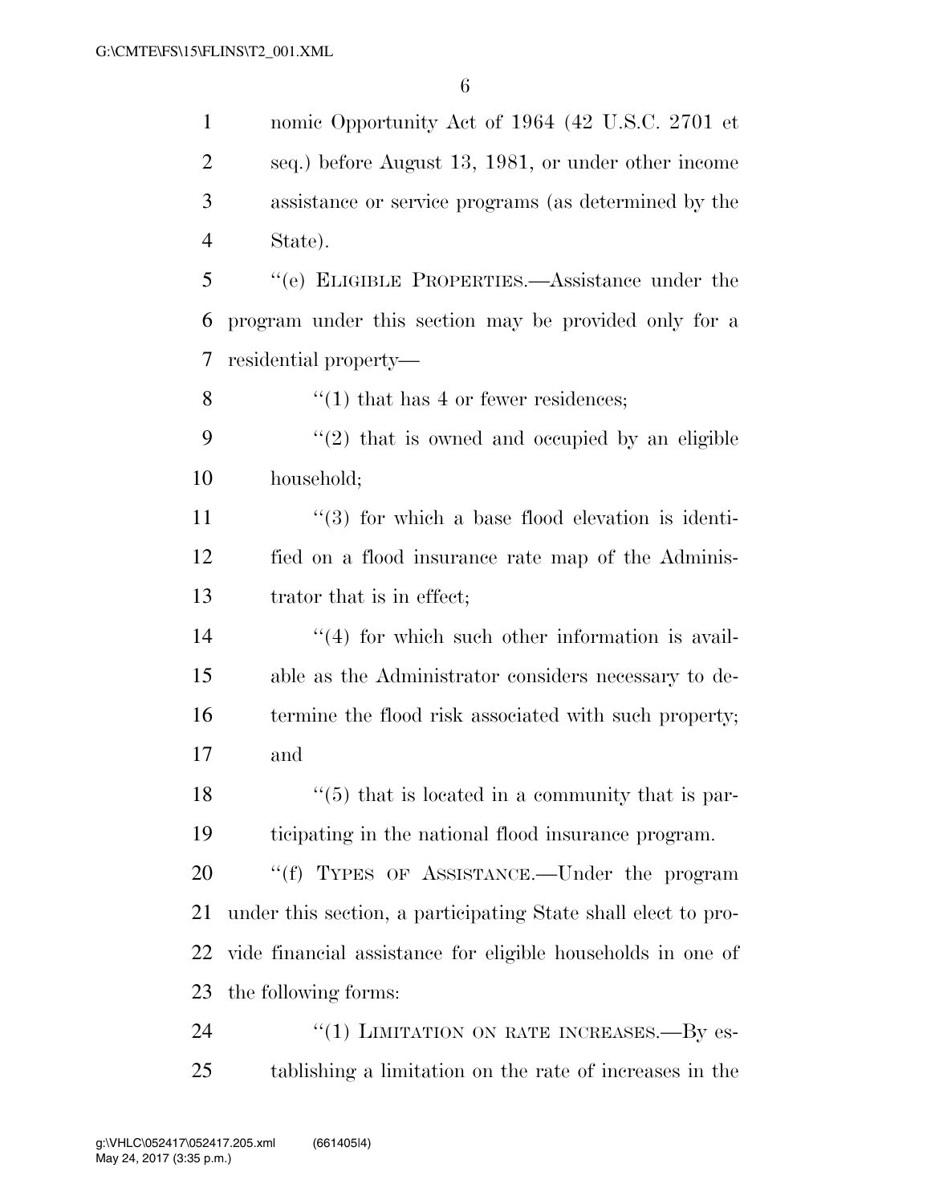nomic Opportunity Act of 1964 (42 U.S.C. 2701 et seq.) before August 13, 1981, or under other income assistance or service programs (as determined by the State).

''(e) ELIGIBLE PROPERTIES.—Assistance under the program under this section may be provided only for a residential property—

''(1) that has 4 or fewer residences;

''(2) that is owned and occupied by an eligible household;

''(3) for which a base flood elevation is identified on a flood insurance rate map of the Administrator that is in effect;

''(4) for which such other information is available as the Administrator considers necessary to determine the flood risk associated with such property; and

''(5) that is located in a community that is participating in the national flood insurance program.

''(f) TYPES OF ASSISTANCE.—Under the program under this section, a participating State shall elect to provide financial assistance for eligible households in one of the following forms:

''(1) LIMITATION ON RATE INCREASES.—By establishing a limitation on the rate of increases in the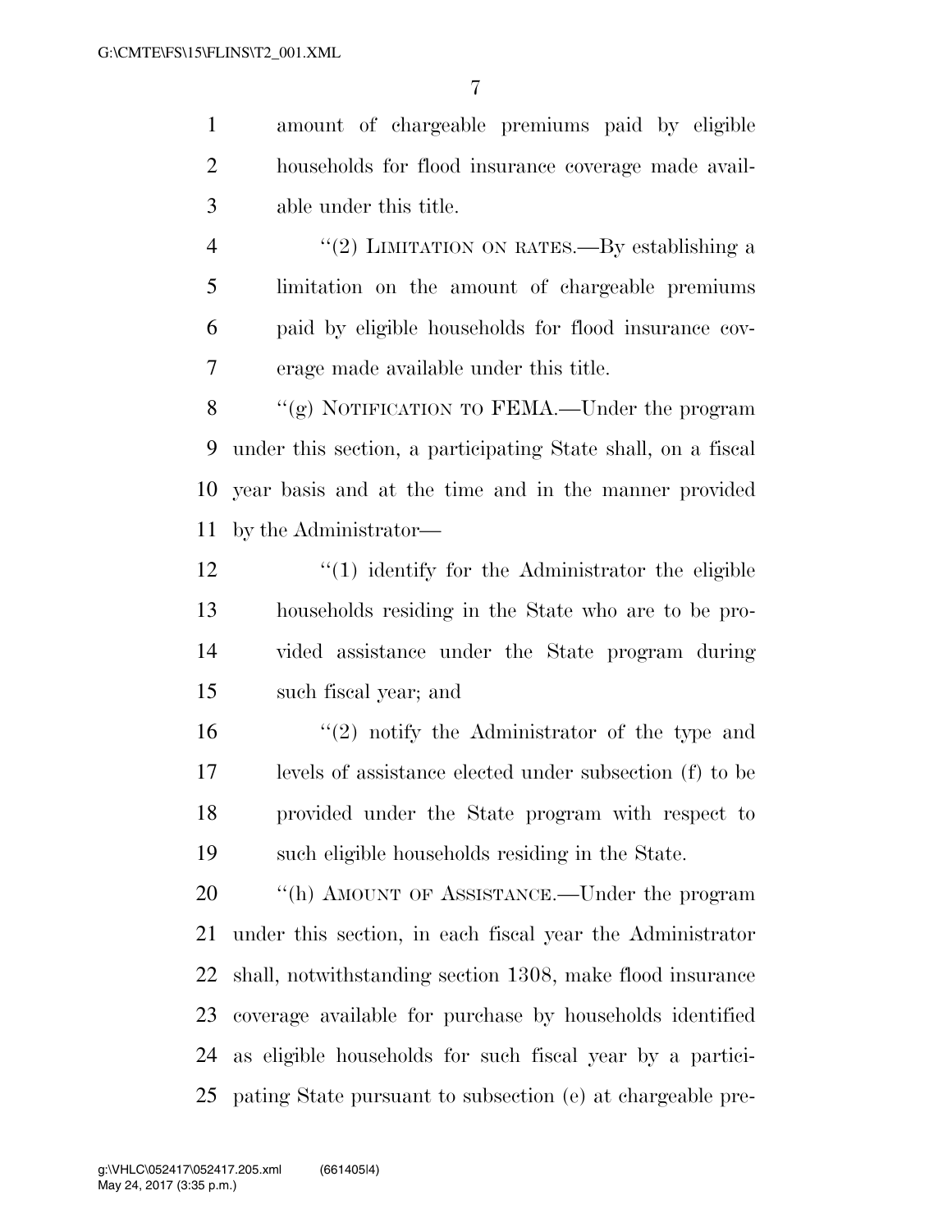amount of chargeable premiums paid by eligible households for flood insurance coverage made available under this title.

''(2) LIMITATION ON RATES.—By establishing a limitation on the amount of chargeable premiums paid by eligible households for flood insurance coverage made available under this title.

''(g) NOTIFICATION TO FEMA.—Under the program under this section, a participating State shall, on a fiscal year basis and at the time and in the manner provided by the Administrator—

''(1) identify for the Administrator the eligible households residing in the State who are to be provided assistance under the State program during such fiscal year; and

''(2) notify the Administrator of the type and levels of assistance elected under subsection (f) to be provided under the State program with respect to such eligible households residing in the State.

''(h) AMOUNT OF ASSISTANCE.—Under the program under this section, in each fiscal year the Administrator shall, notwithstanding section 1308, make flood insurance coverage available for purchase by households identified as eligible households for such fiscal year by a participating State pursuant to subsection (e) at chargeable pre-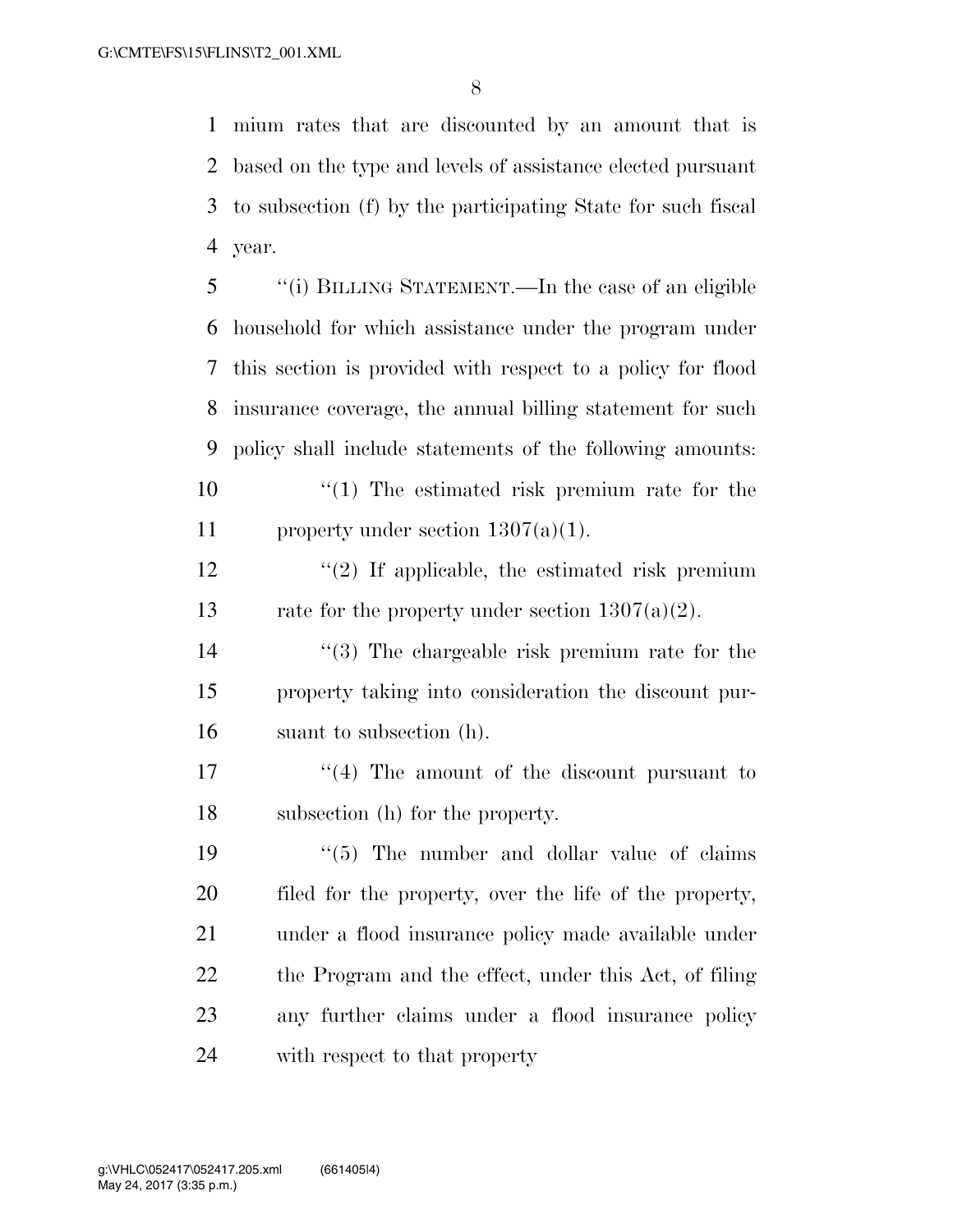mium rates that are discounted by an amount that is based on the type and levels of assistance elected pursuant to subsection (f) by the participating State for such fiscal year.

''(i) BILLING STATEMENT.—In the case of an eligible household for which assistance under the program under this section is provided with respect to a policy for flood insurance coverage, the annual billing statement for such policy shall include statements of the following amounts:

''(1) The estimated risk premium rate for the property under section 1307(a)(1).

''(2) If applicable, the estimated risk premium rate for the property under section 1307(a)(2).

''(3) The chargeable risk premium rate for the property taking into consideration the discount pursuant to subsection (h).

''(4) The amount of the discount pursuant to subsection (h) for the property.

''(5) The number and dollar value of claims filed for the property, over the life of the property, under a flood insurance policy made available under the Program and the effect, under this Act, of filing any further claims under a flood insurance policy with respect to that property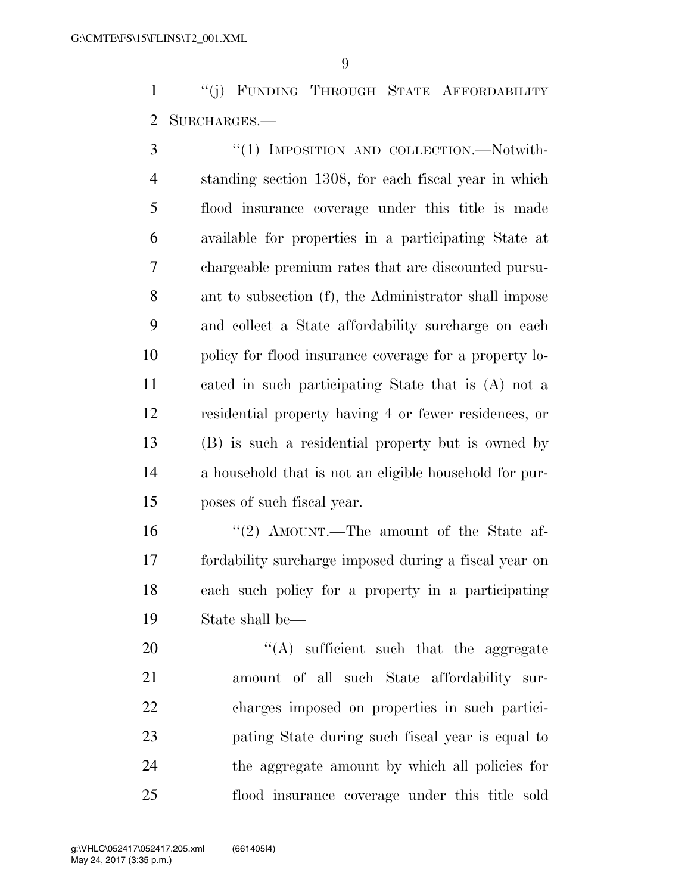"(j) FUNDING THROUGH STATE AFFORDABILITY SURCHARGES.—

"(1) IMPOSITION AND COLLECTION.—Notwithstanding section 1308, for each fiscal year in which flood insurance coverage under this title is made available for properties in a participating State at chargeable premium rates that are discounted pursuant to subsection (f), the Administrator shall impose and collect a State affordability surcharge on each policy for flood insurance coverage for a property located in such participating State that is (A) not a residential property having 4 or fewer residences, or (B) is such a residential property but is owned by a household that is not an eligible household for purposes of such fiscal year.

"(2) AMOUNT.—The amount of the State affordability surcharge imposed during a fiscal year on each such policy for a property in a participating State shall be—

"(A) sufficient such that the aggregate amount of all such State affordability surcharges imposed on properties in such participating State during such fiscal year is equal to the aggregate amount by which all policies for flood insurance coverage under this title sold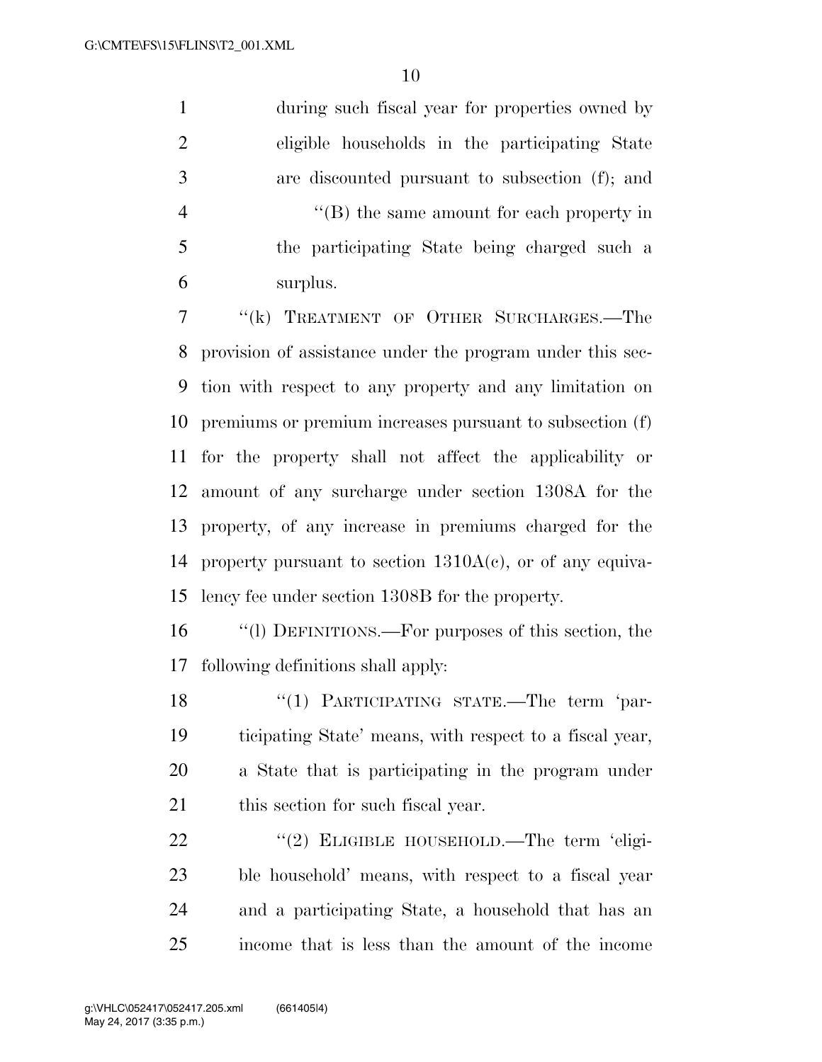during such fiscal year for properties owned by eligible households in the participating State are discounted pursuant to subsection (f); and

"(B) the same amount for each property in the participating State being charged such a surplus.

"(k) TREATMENT OF OTHER SURCHARGES.—The provision of assistance under the program under this section with respect to any property and any limitation on premiums or premium increases pursuant to subsection (f) for the property shall not affect the applicability or amount of any surcharge under section 1308A for the property, of any increase in premiums charged for the property pursuant to section 1310A(c), or of any equivalency fee under section 1308B for the property.

"(l) DEFINITIONS.—For purposes of this section, the following definitions shall apply:

"(1) PARTICIPATING STATE.—The term 'participating State' means, with respect to a fiscal year, a State that is participating in the program under this section for such fiscal year.

"(2) ELIGIBLE HOUSEHOLD.—The term 'eligible household' means, with respect to a fiscal year and a participating State, a household that has an income that is less than the amount of the income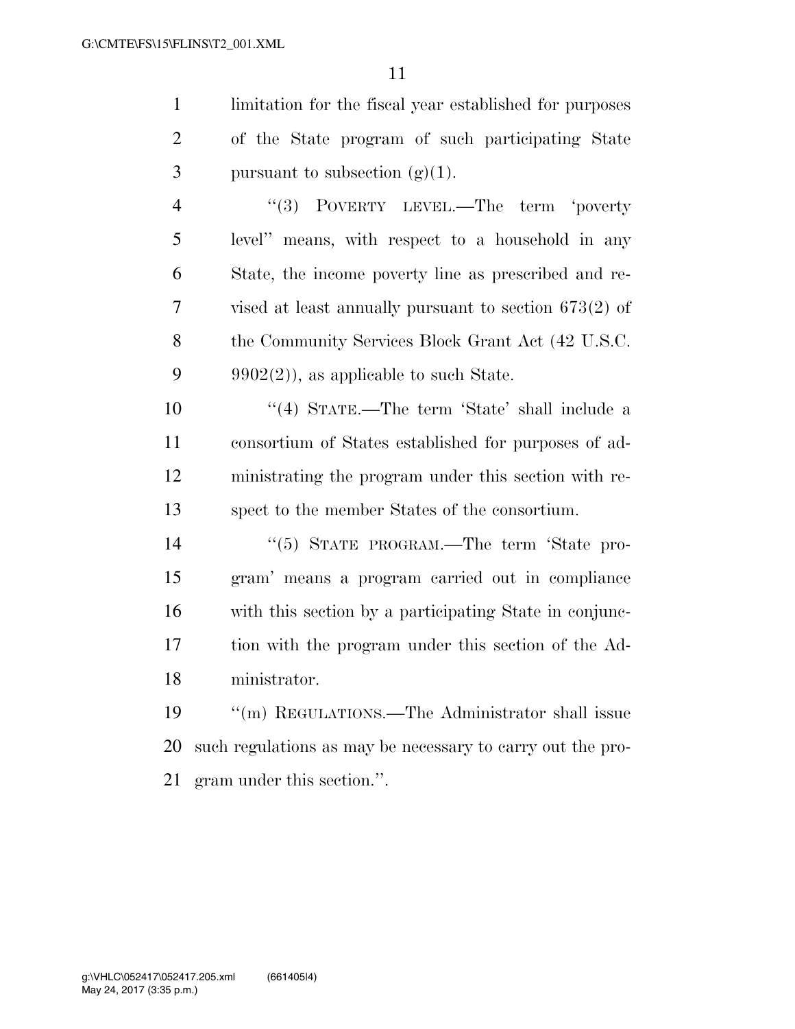limitation for the fiscal year established for purposes of the State program of such participating State pursuant to subsection (g)(1).

"(3) POVERTY LEVEL.—The term 'poverty level'' means, with respect to a household in any State, the income poverty line as prescribed and revised at least annually pursuant to section 673(2) of the Community Services Block Grant Act (42 U.S.C. 9902(2)), as applicable to such State.

"(4) STATE.—The term 'State' shall include a consortium of States established for purposes of administrating the program under this section with respect to the member States of the consortium.

"(5) STATE PROGRAM.—The term 'State program' means a program carried out in compliance with this section by a participating State in conjunction with the program under this section of the Administrator.

"(m) REGULATIONS.—The Administrator shall issue such regulations as may be necessary to carry out the program under this section.".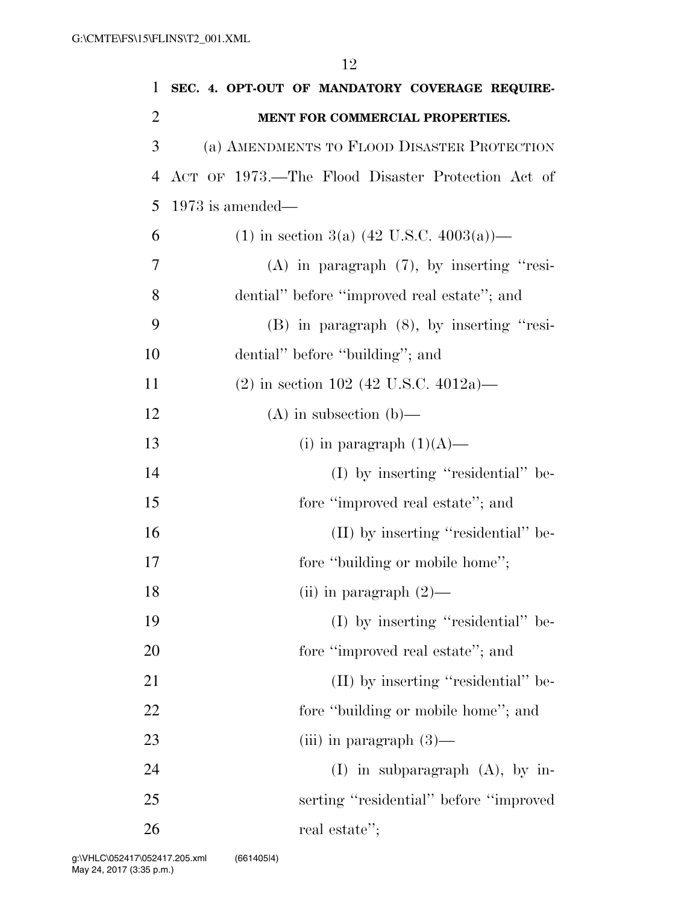**SEC. 4. OPT-OUT OF MANDATORY COVERAGE REQUIREMENT FOR COMMERCIAL PROPERTIES.**

(a) AMENDMENTS TO FLOOD DISASTER PROTECTION ACT OF 1973.—The Flood Disaster Protection Act of 1973 is amended—

(1) in section 3(a) (42 U.S.C. 4003(a))—

(A) in paragraph (7), by inserting ''residential'' before ''improved real estate''; and

(B) in paragraph (8), by inserting ''residential'' before ''building''; and

(2) in section 102 (42 U.S.C. 4012a)—

(A) in subsection (b)—

(i) in paragraph (1)(A)—

(I) by inserting ''residential'' before ''improved real estate''; and

(II) by inserting ''residential'' before ''building or mobile home'';

(ii) in paragraph (2)—

(I) by inserting ''residential'' before ''improved real estate''; and

(II) by inserting ''residential'' before ''building or mobile home''; and

(iii) in paragraph (3)—

(I) in subparagraph (A), by inserting ''residential'' before ''improved real estate'';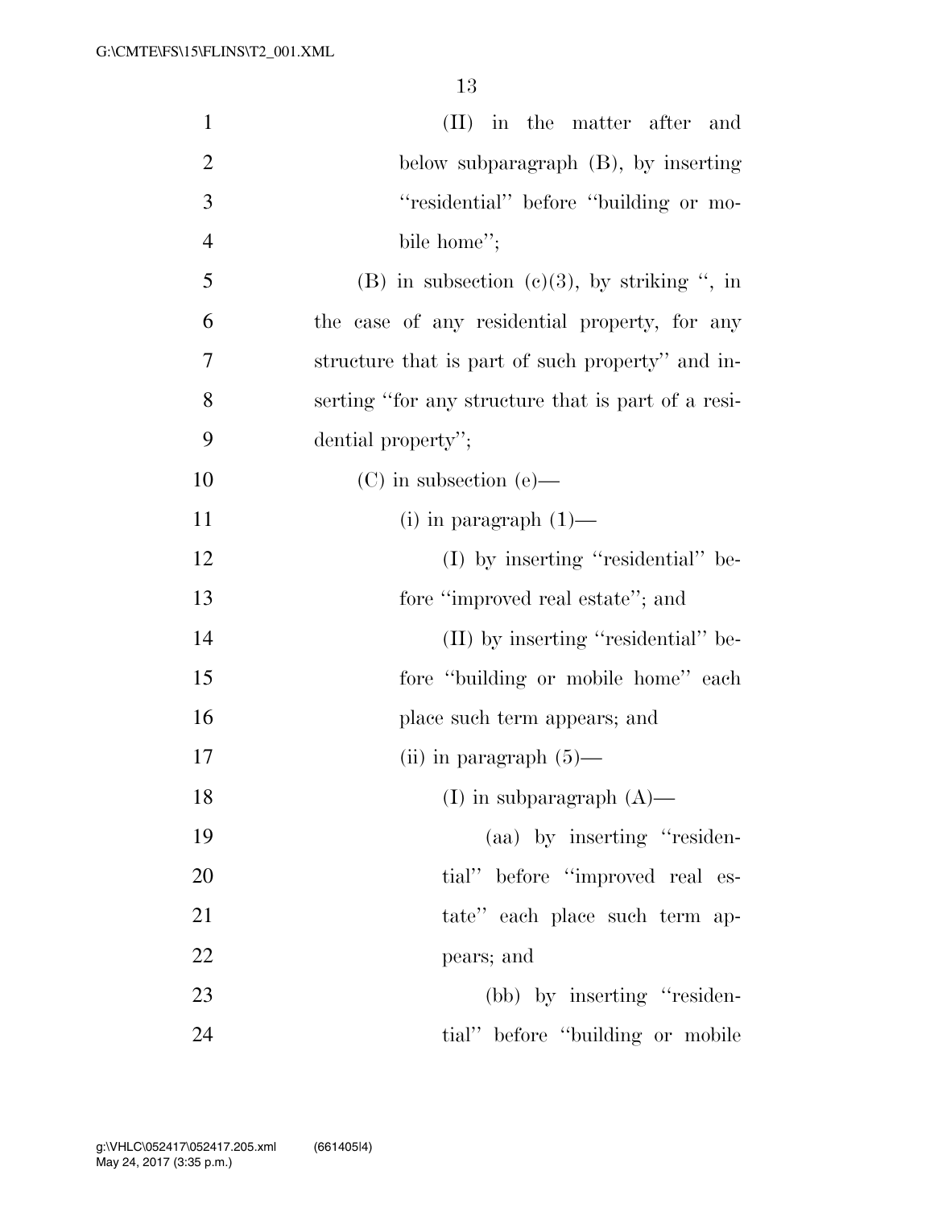(II) in the matter after and below subparagraph (B), by inserting ''residential'' before ''building or mobile home'';

(B) in subsection (c)(3), by striking '', in the case of any residential property, for any structure that is part of such property'' and inserting ''for any structure that is part of a residential property'';

(C) in subsection (e)—

(i) in paragraph (1)—

(I) by inserting ''residential'' before ''improved real estate''; and

(II) by inserting ''residential'' before ''building or mobile home'' each place such term appears; and

(ii) in paragraph (5)—

(I) in subparagraph (A)—

(aa) by inserting ''residential'' before ''improved real estate'' each place such term appears; and

(bb) by inserting ''residential'' before ''building or mobile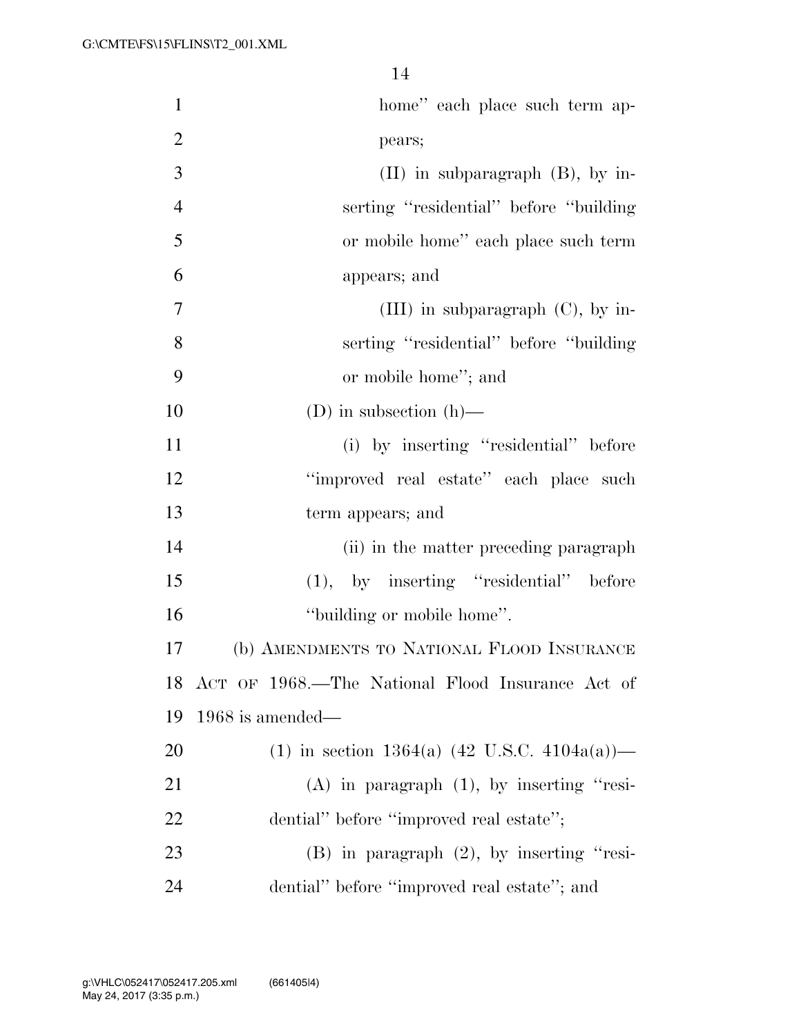home'' each place such term appears;

(II) in subparagraph (B), by inserting ''residential'' before ''building or mobile home'' each place such term appears; and

(III) in subparagraph (C), by inserting ''residential'' before ''building or mobile home''; and

(D) in subsection (h)—

(i) by inserting ''residential'' before ''improved real estate'' each place such term appears; and

(ii) in the matter preceding paragraph (1), by inserting ''residential'' before ''building or mobile home''.

(b) AMENDMENTS TO NATIONAL FLOOD INSURANCE ACT OF 1968.—The National Flood Insurance Act of 1968 is amended—

(1) in section 1364(a) (42 U.S.C. 4104a(a))—

(A) in paragraph (1), by inserting ''residential'' before ''improved real estate'';

(B) in paragraph (2), by inserting ''residential'' before ''improved real estate''; and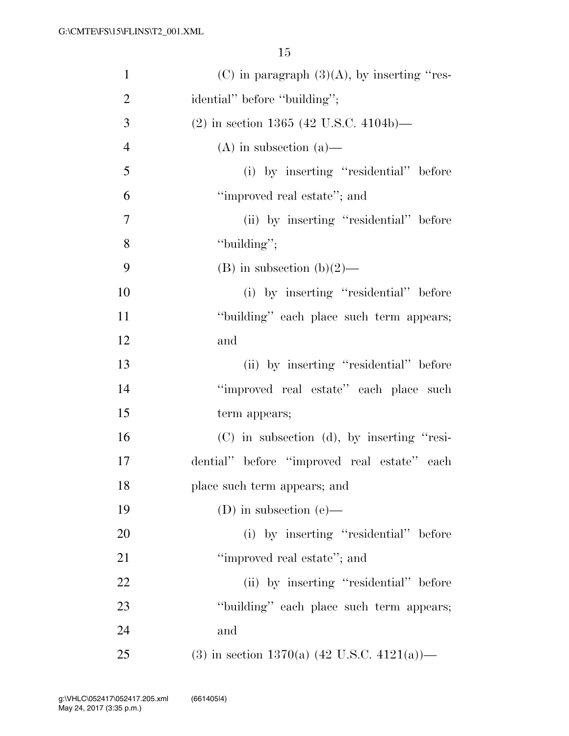(C) in paragraph (3)(A), by inserting "residential" before "building";

(2) in section 1365 (42 U.S.C. 4104b)—

(A) in subsection (a)—

(i) by inserting "residential" before "improved real estate"; and

(ii) by inserting "residential" before "building";

(B) in subsection (b)(2)—

(i) by inserting "residential" before "building" each place such term appears; and

(ii) by inserting "residential" before "improved real estate" each place such term appears;

(C) in subsection (d), by inserting "residential" before "improved real estate" each place such term appears; and

(D) in subsection (e)—

(i) by inserting "residential" before "improved real estate"; and

(ii) by inserting "residential" before "building" each place such term appears; and

(3) in section 1370(a) (42 U.S.C. 4121(a))—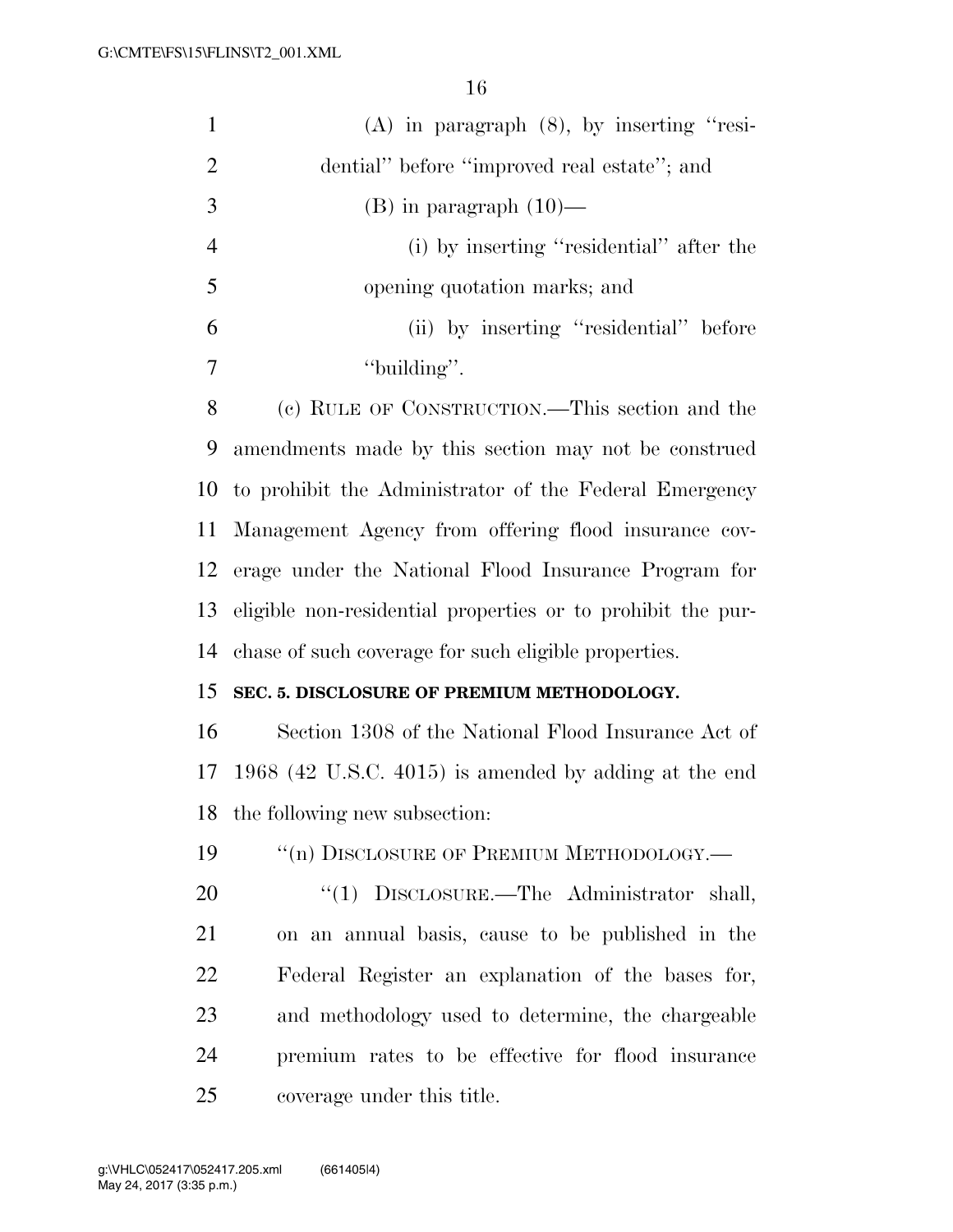(A) in paragraph (8), by inserting "residential" before "improved real estate"; and

(B) in paragraph (10)—

(i) by inserting "residential" after the opening quotation marks; and

(ii) by inserting "residential" before "building".

(c) RULE OF CONSTRUCTION.—This section and the amendments made by this section may not be construed to prohibit the Administrator of the Federal Emergency Management Agency from offering flood insurance coverage under the National Flood Insurance Program for eligible non-residential properties or to prohibit the purchase of such coverage for such eligible properties.

**SEC. 5. DISCLOSURE OF PREMIUM METHODOLOGY.**

Section 1308 of the National Flood Insurance Act of 1968 (42 U.S.C. 4015) is amended by adding at the end the following new subsection:

"(n) DISCLOSURE OF PREMIUM METHODOLOGY.—

"(1) DISCLOSURE.—The Administrator shall, on an annual basis, cause to be published in the Federal Register an explanation of the bases for, and methodology used to determine, the chargeable premium rates to be effective for flood insurance coverage under this title.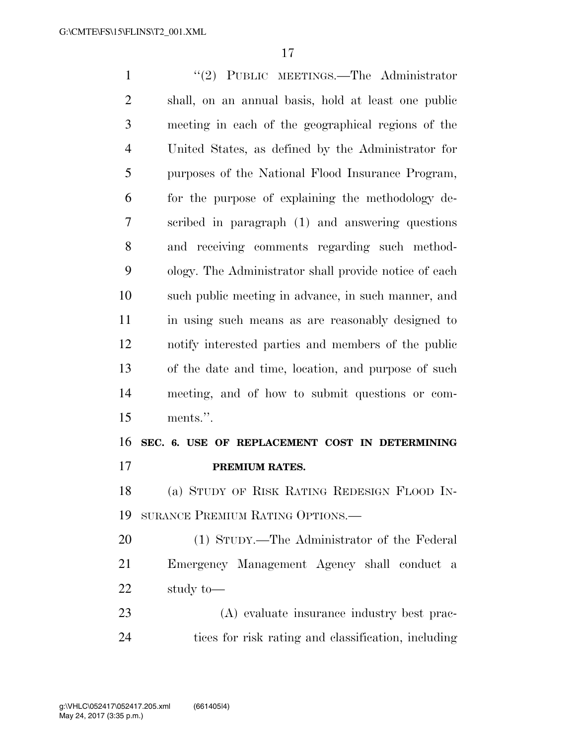"(2) PUBLIC MEETINGS.—The Administrator shall, on an annual basis, hold at least one public meeting in each of the geographical regions of the United States, as defined by the Administrator for purposes of the National Flood Insurance Program, for the purpose of explaining the methodology described in paragraph (1) and answering questions and receiving comments regarding such methodology. The Administrator shall provide notice of each such public meeting in advance, in such manner, and in using such means as are reasonably designed to notify interested parties and members of the public of the date and time, location, and purpose of such meeting, and of how to submit questions or comments.".

**SEC. 6. USE OF REPLACEMENT COST IN DETERMINING PREMIUM RATES.**

(a) STUDY OF RISK RATING REDESIGN FLOOD INSURANCE PREMIUM RATING OPTIONS.—

(1) STUDY.—The Administrator of the Federal Emergency Management Agency shall conduct a study to—

(A) evaluate insurance industry best practices for risk rating and classification, including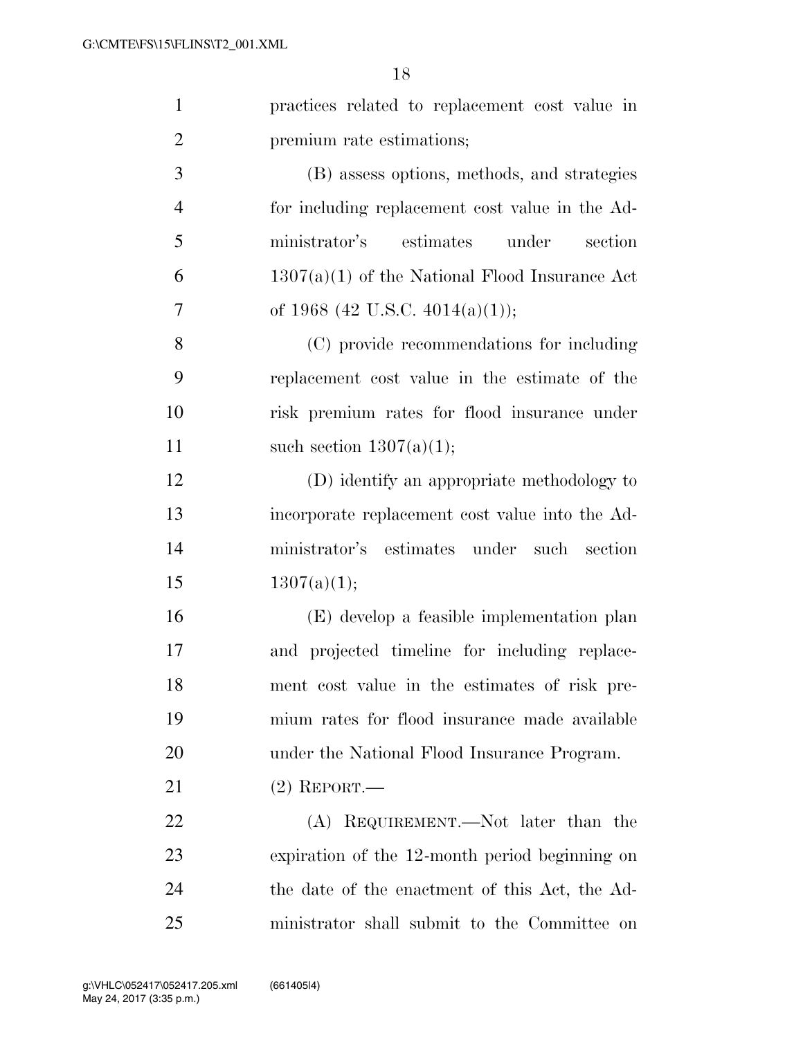practices related to replacement cost value in premium rate estimations;

(B) assess options, methods, and strategies for including replacement cost value in the Administrator's estimates under section 1307(a)(1) of the National Flood Insurance Act of 1968 (42 U.S.C. 4014(a)(1));

(C) provide recommendations for including replacement cost value in the estimate of the risk premium rates for flood insurance under such section 1307(a)(1);

(D) identify an appropriate methodology to incorporate replacement cost value into the Administrator's estimates under such section 1307(a)(1);

(E) develop a feasible implementation plan and projected timeline for including replacement cost value in the estimates of risk premium rates for flood insurance made available under the National Flood Insurance Program.

(2) REPORT.—

(A) REQUIREMENT.—Not later than the expiration of the 12-month period beginning on the date of the enactment of this Act, the Administrator shall submit to the Committee on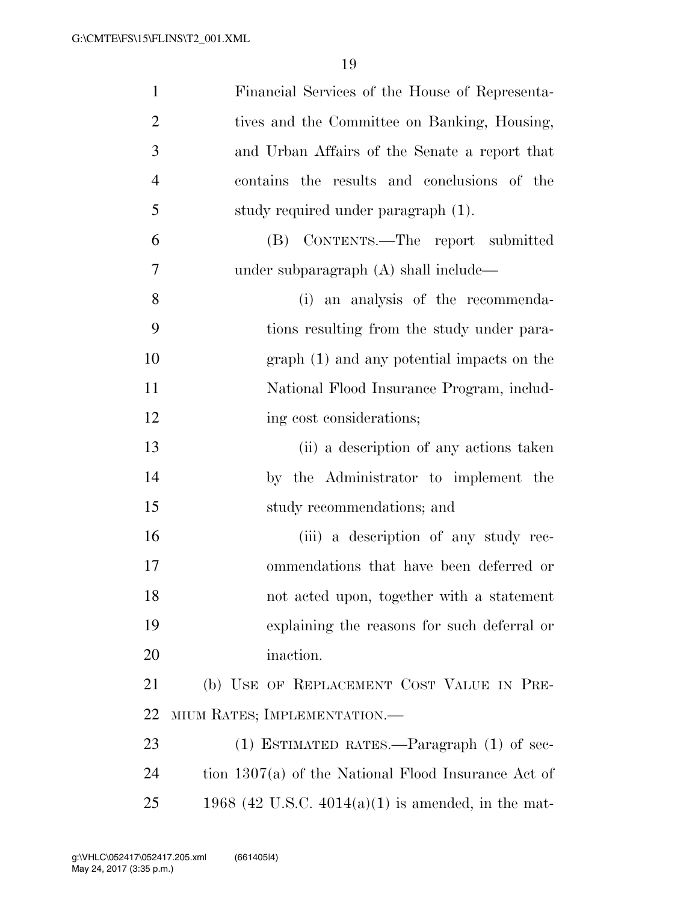Financial Services of the House of Representatives and the Committee on Banking, Housing, and Urban Affairs of the Senate a report that contains the results and conclusions of the study required under paragraph (1).

(B) CONTENTS.—The report submitted under subparagraph (A) shall include—

(i) an analysis of the recommendations resulting from the study under paragraph (1) and any potential impacts on the National Flood Insurance Program, including cost considerations;

(ii) a description of any actions taken by the Administrator to implement the study recommendations; and

(iii) a description of any study recommendations that have been deferred or not acted upon, together with a statement explaining the reasons for such deferral or inaction.

(b) USE OF REPLACEMENT COST VALUE IN PREMIUM RATES; IMPLEMENTATION.—

(1) ESTIMATED RATES.—Paragraph (1) of section 1307(a) of the National Flood Insurance Act of 1968 (42 U.S.C. 4014(a)(1) is amended, in the mat-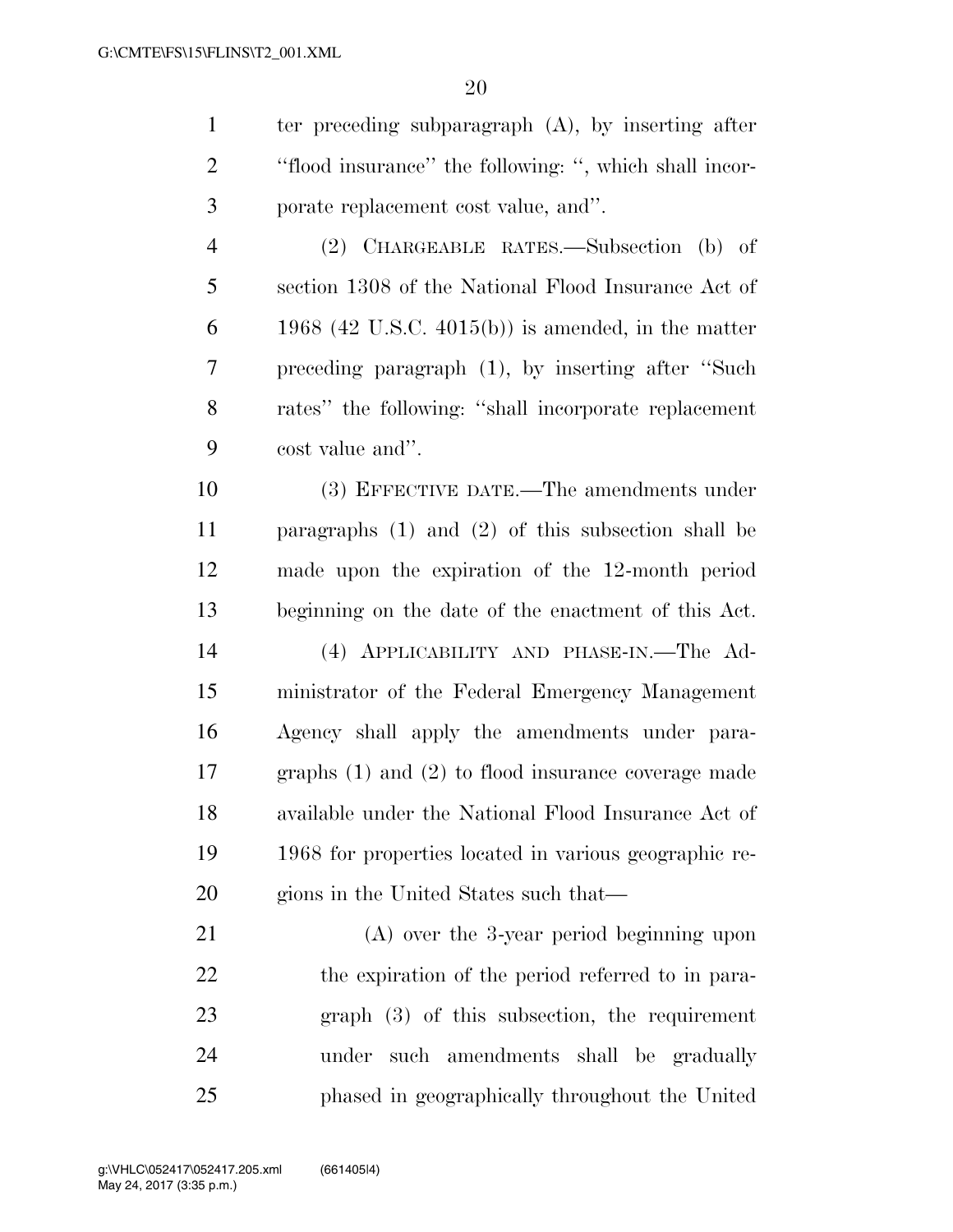ter preceding subparagraph (A), by inserting after ''flood insurance'' the following: '', which shall incorporate replacement cost value, and''.

(2) CHARGEABLE RATES.—Subsection (b) of section 1308 of the National Flood Insurance Act of 1968 (42 U.S.C. 4015(b)) is amended, in the matter preceding paragraph (1), by inserting after ''Such rates'' the following: ''shall incorporate replacement cost value and''.

(3) EFFECTIVE DATE.—The amendments under paragraphs (1) and (2) of this subsection shall be made upon the expiration of the 12-month period beginning on the date of the enactment of this Act.

(4) APPLICABILITY AND PHASE-IN.—The Administrator of the Federal Emergency Management Agency shall apply the amendments under paragraphs (1) and (2) to flood insurance coverage made available under the National Flood Insurance Act of 1968 for properties located in various geographic regions in the United States such that—

(A) over the 3-year period beginning upon the expiration of the period referred to in paragraph (3) of this subsection, the requirement under such amendments shall be gradually phased in geographically throughout the United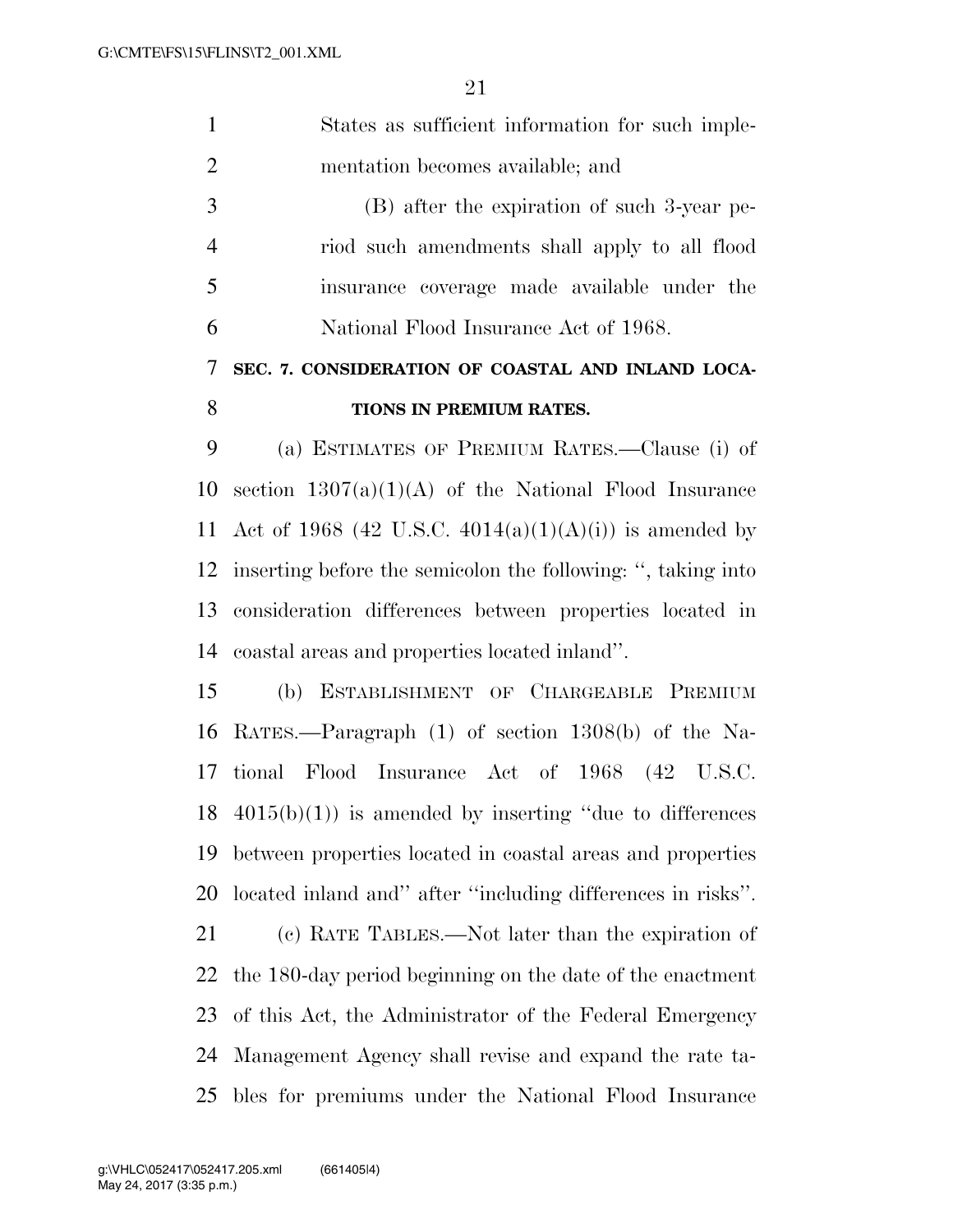States as sufficient information for such implementation becomes available; and

(B) after the expiration of such 3-year period such amendments shall apply to all flood insurance coverage made available under the National Flood Insurance Act of 1968.

## SEC. 7. CONSIDERATION OF COASTAL AND INLAND LOCATIONS IN PREMIUM RATES.

(a) ESTIMATES OF PREMIUM RATES.—Clause (i) of section 1307(a)(1)(A) of the National Flood Insurance Act of 1968 (42 U.S.C. 4014(a)(1)(A)(i)) is amended by inserting before the semicolon the following: ", taking into consideration differences between properties located in coastal areas and properties located inland".

(b) ESTABLISHMENT OF CHARGEABLE PREMIUM RATES.—Paragraph (1) of section 1308(b) of the National Flood Insurance Act of 1968 (42 U.S.C. 4015(b)(1)) is amended by inserting "due to differences between properties located in coastal areas and properties located inland and" after "including differences in risks".

(c) RATE TABLES.—Not later than the expiration of the 180-day period beginning on the date of the enactment of this Act, the Administrator of the Federal Emergency Management Agency shall revise and expand the rate tables for premiums under the National Flood Insurance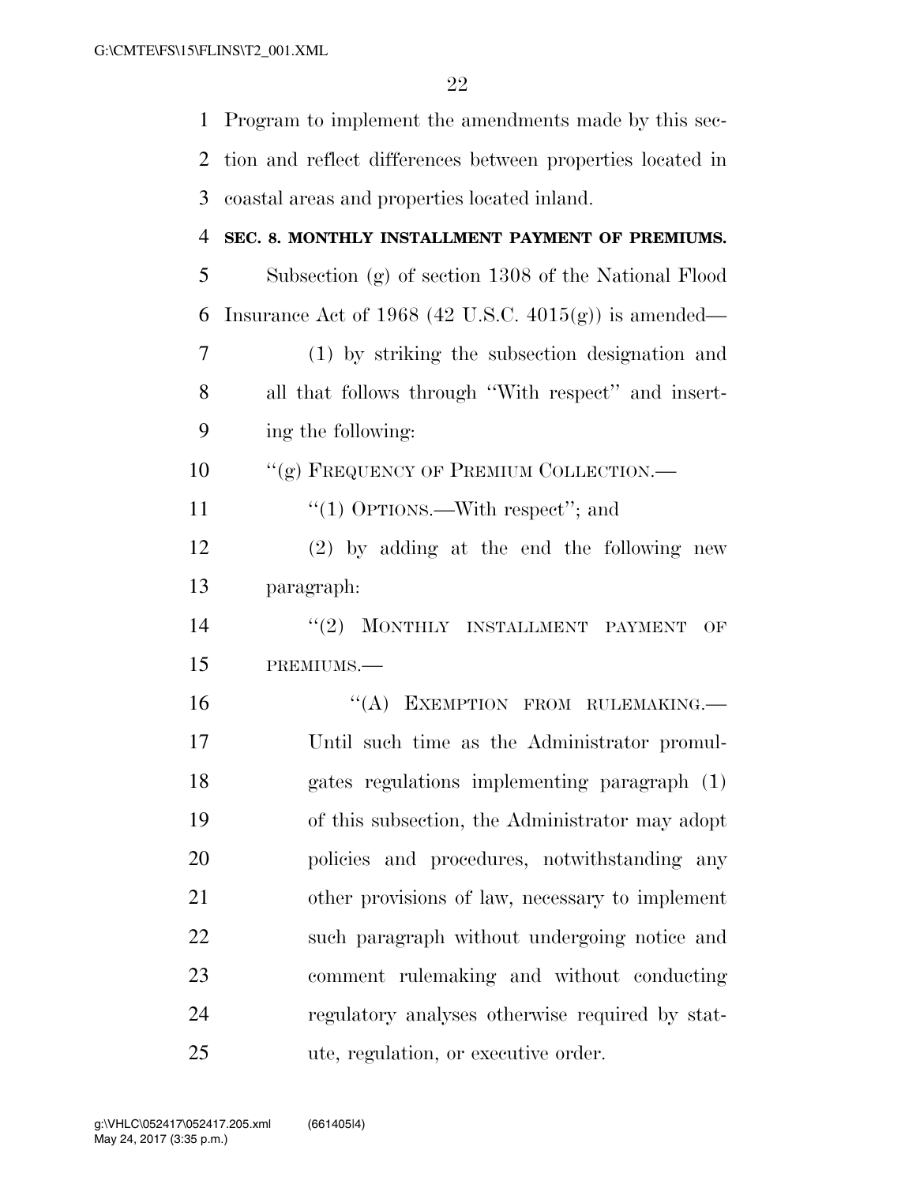Program to implement the amendments made by this section and reflect differences between properties located in coastal areas and properties located inland.

**SEC. 8. MONTHLY INSTALLMENT PAYMENT OF PREMIUMS.**

Subsection (g) of section 1308 of the National Flood Insurance Act of 1968 (42 U.S.C. 4015(g)) is amended—

(1) by striking the subsection designation and all that follows through ''With respect'' and inserting the following:

''(g) FREQUENCY OF PREMIUM COLLECTION.—

''(1) OPTIONS.—With respect''; and

(2) by adding at the end the following new paragraph:

''(2) MONTHLY INSTALLMENT PAYMENT OF PREMIUMS.—

''(A) EXEMPTION FROM RULEMAKING.—Until such time as the Administrator promulgates regulations implementing paragraph (1) of this subsection, the Administrator may adopt policies and procedures, notwithstanding any other provisions of law, necessary to implement such paragraph without undergoing notice and comment rulemaking and without conducting regulatory analyses otherwise required by statute, regulation, or executive order.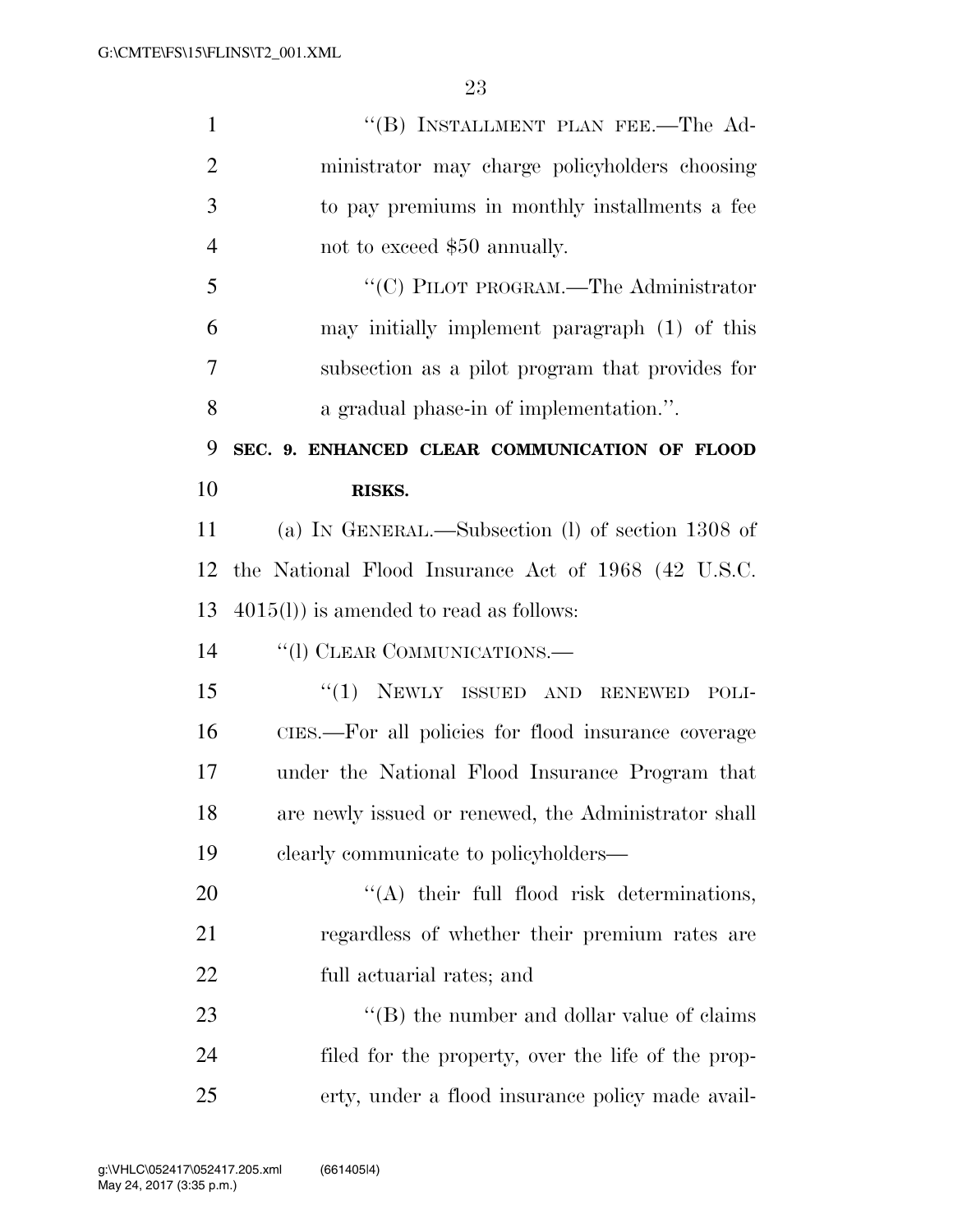"(B) INSTALLMENT PLAN FEE.—The Administrator may charge policyholders choosing to pay premiums in monthly installments a fee not to exceed $50 annually.

"(C) PILOT PROGRAM.—The Administrator may initially implement paragraph (1) of this subsection as a pilot program that provides for a gradual phase-in of implementation.".

**SEC. 9. ENHANCED CLEAR COMMUNICATION OF FLOOD RISKS.**

(a) IN GENERAL.—Subsection (l) of section 1308 of the National Flood Insurance Act of 1968 (42 U.S.C. 4015(l)) is amended to read as follows:

"(l) CLEAR COMMUNICATIONS.—

"(1) NEWLY ISSUED AND RENEWED POLICIES.—For all policies for flood insurance coverage under the National Flood Insurance Program that are newly issued or renewed, the Administrator shall clearly communicate to policyholders—

"(A) their full flood risk determinations, regardless of whether their premium rates are full actuarial rates; and

"(B) the number and dollar value of claims filed for the property, over the life of the property, under a flood insurance policy made avail-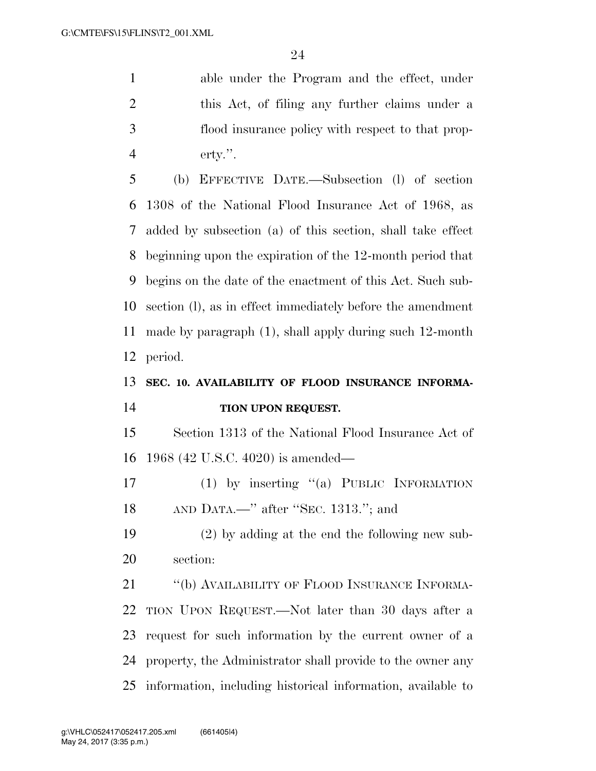able under the Program and the effect, under this Act, of filing any further claims under a flood insurance policy with respect to that property.''.

(b) EFFECTIVE DATE.—Subsection (l) of section 1308 of the National Flood Insurance Act of 1968, as added by subsection (a) of this section, shall take effect beginning upon the expiration of the 12-month period that begins on the date of the enactment of this Act. Such subsection (l), as in effect immediately before the amendment made by paragraph (1), shall apply during such 12-month period.

## SEC. 10. AVAILABILITY OF FLOOD INSURANCE INFORMATION UPON REQUEST.

Section 1313 of the National Flood Insurance Act of 1968 (42 U.S.C. 4020) is amended—

(1) by inserting ''(a) PUBLIC INFORMATION AND DATA.—'' after ''SEC. 1313.''; and

(2) by adding at the end the following new subsection:

''(b) AVAILABILITY OF FLOOD INSURANCE INFORMATION UPON REQUEST.—Not later than 30 days after a request for such information by the current owner of a property, the Administrator shall provide to the owner any information, including historical information, available to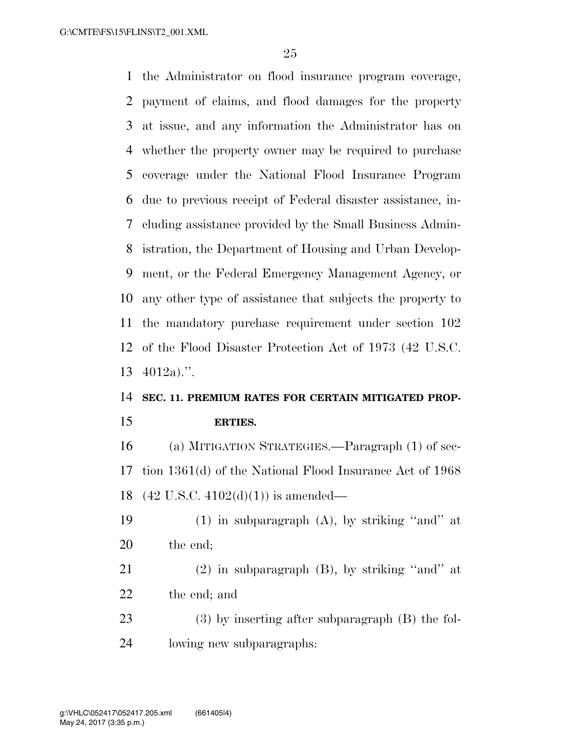the Administrator on flood insurance program coverage, payment of claims, and flood damages for the property at issue, and any information the Administrator has on whether the property owner may be required to purchase coverage under the National Flood Insurance Program due to previous receipt of Federal disaster assistance, including assistance provided by the Small Business Administration, the Department of Housing and Urban Development, or the Federal Emergency Management Agency, or any other type of assistance that subjects the property to the mandatory purchase requirement under section 102 of the Flood Disaster Protection Act of 1973 (42 U.S.C. 4012a).''.

**SEC. 11. PREMIUM RATES FOR CERTAIN MITIGATED PROPERTIES.**

(a) MITIGATION STRATEGIES.—Paragraph (1) of section 1361(d) of the National Flood Insurance Act of 1968 (42 U.S.C. 4102(d)(1)) is amended—

(1) in subparagraph (A), by striking ''and'' at the end;

(2) in subparagraph (B), by striking ''and'' at the end; and

(3) by inserting after subparagraph (B) the following new subparagraphs: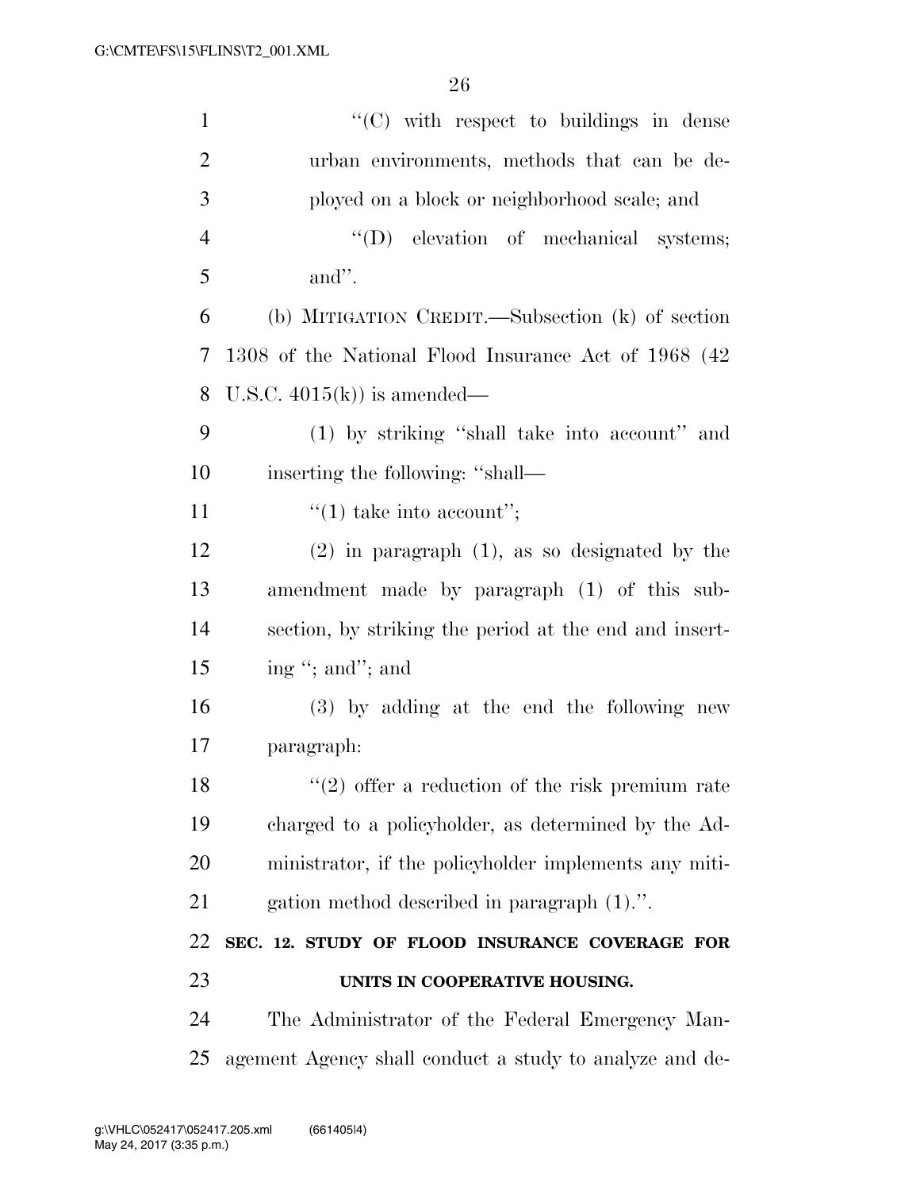"(C) with respect to buildings in dense urban environments, methods that can be deployed on a block or neighborhood scale; and

"(D) elevation of mechanical systems; and".

(b) MITIGATION CREDIT.—Subsection (k) of section 1308 of the National Flood Insurance Act of 1968 (42 U.S.C. 4015(k)) is amended—

(1) by striking "shall take into account" and inserting the following: "shall—

"(1) take into account";

(2) in paragraph (1), as so designated by the amendment made by paragraph (1) of this subsection, by striking the period at the end and inserting "; and"; and

(3) by adding at the end the following new paragraph:

"(2) offer a reduction of the risk premium rate charged to a policyholder, as determined by the Administrator, if the policyholder implements any mitigation method described in paragraph (1).".

## SEC. 12. STUDY OF FLOOD INSURANCE COVERAGE FOR UNITS IN COOPERATIVE HOUSING.

The Administrator of the Federal Emergency Management Agency shall conduct a study to analyze and de-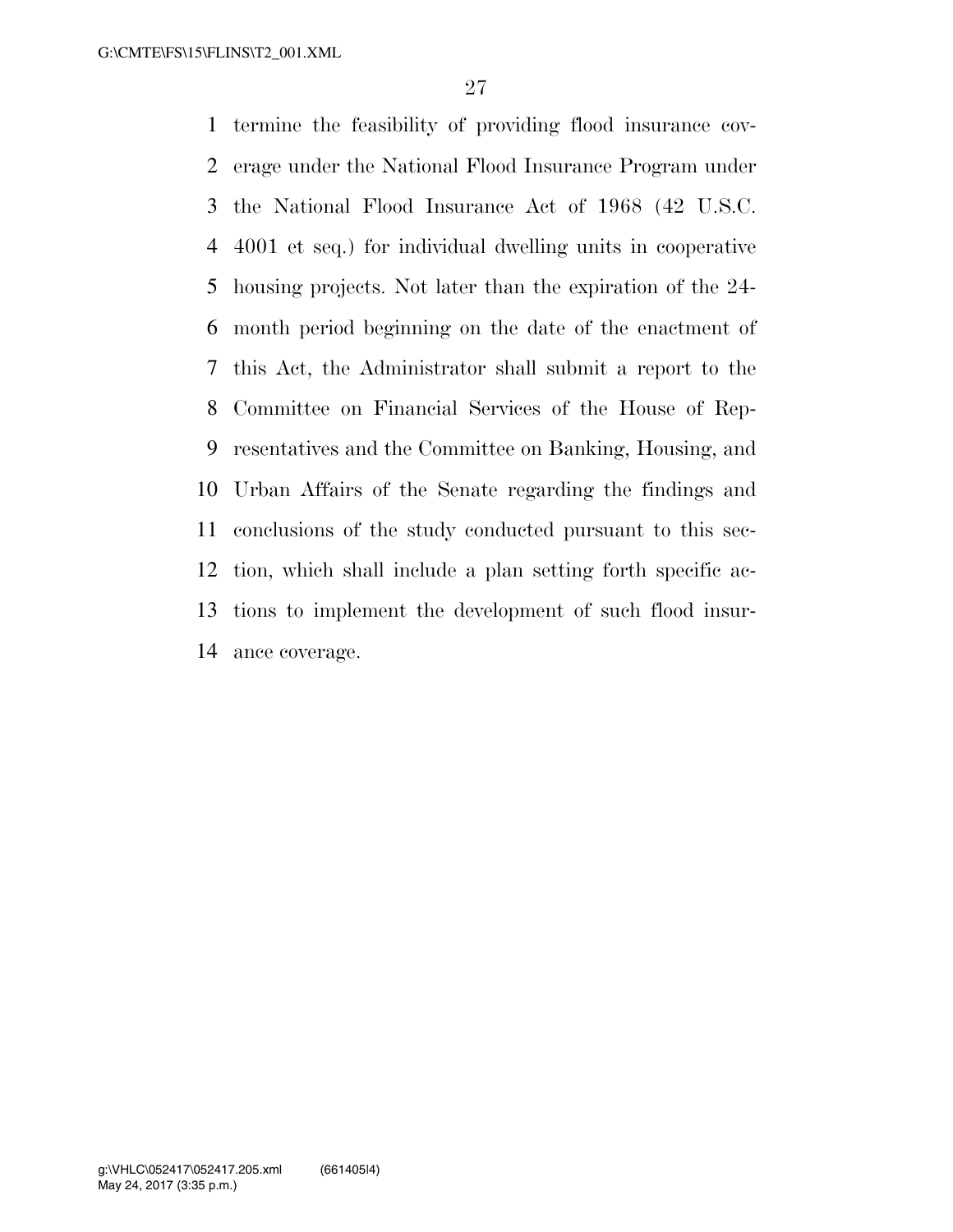termine the feasibility of providing flood insurance coverage under the National Flood Insurance Program under the National Flood Insurance Act of 1968 (42 U.S.C. 4001 et seq.) for individual dwelling units in cooperative housing projects. Not later than the expiration of the 24-month period beginning on the date of the enactment of this Act, the Administrator shall submit a report to the Committee on Financial Services of the House of Representatives and the Committee on Banking, Housing, and Urban Affairs of the Senate regarding the findings and conclusions of the study conducted pursuant to this section, which shall include a plan setting forth specific actions to implement the development of such flood insurance coverage.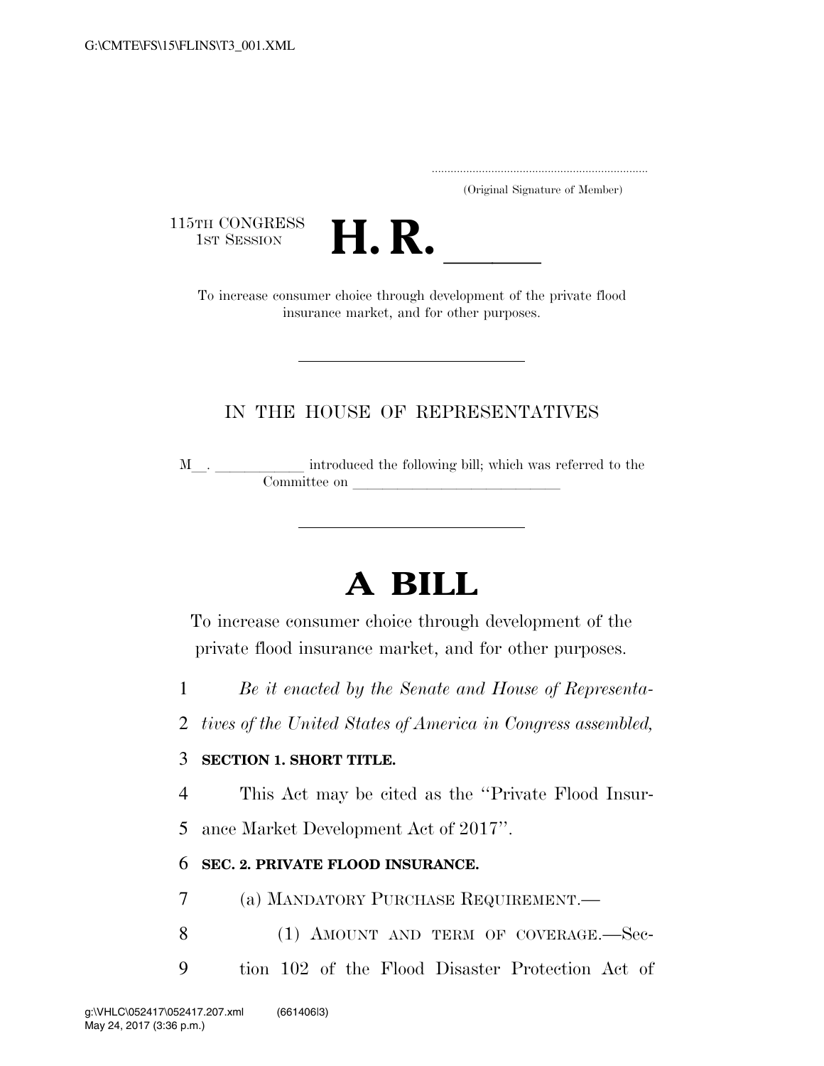G:\CMTE\FS\15\FLINS\T3_001.XML

.....................................................................
(Original Signature of Member)

115TH CONGRESS
1ST SESSION

# H. R. \_\_\_\_\_

To increase consumer choice through development of the private flood insurance market, and for other purposes.

---

IN THE HOUSE OF REPRESENTATIVES

M\_\_. \_\_\_\_\_\_\_\_\_\_\_\_ introduced the following bill; which was referred to the Committee on \_\_\_\_\_\_\_\_\_\_\_\_\_\_\_\_\_\_\_\_\_\_\_\_\_\_\_\_\_\_

---

# A BILL

To increase consumer choice through development of the private flood insurance market, and for other purposes.

1 *Be it enacted by the Senate and House of Representa-*
2 *tives of the United States of America in Congress assembled,*

3 **SECTION 1. SHORT TITLE.**

4 This Act may be cited as the ''Private Flood Insur-
5 ance Market Development Act of 2017''.

6 **SEC. 2. PRIVATE FLOOD INSURANCE.**

7 (a) MANDATORY PURCHASE REQUIREMENT.—
8 (1) AMOUNT AND TERM OF COVERAGE.—Sec-
9 tion 102 of the Flood Disaster Protection Act of

g:\VHLC\052417\052417.207.xml (661406|3)
May 24, 2017 (3:36 p.m.)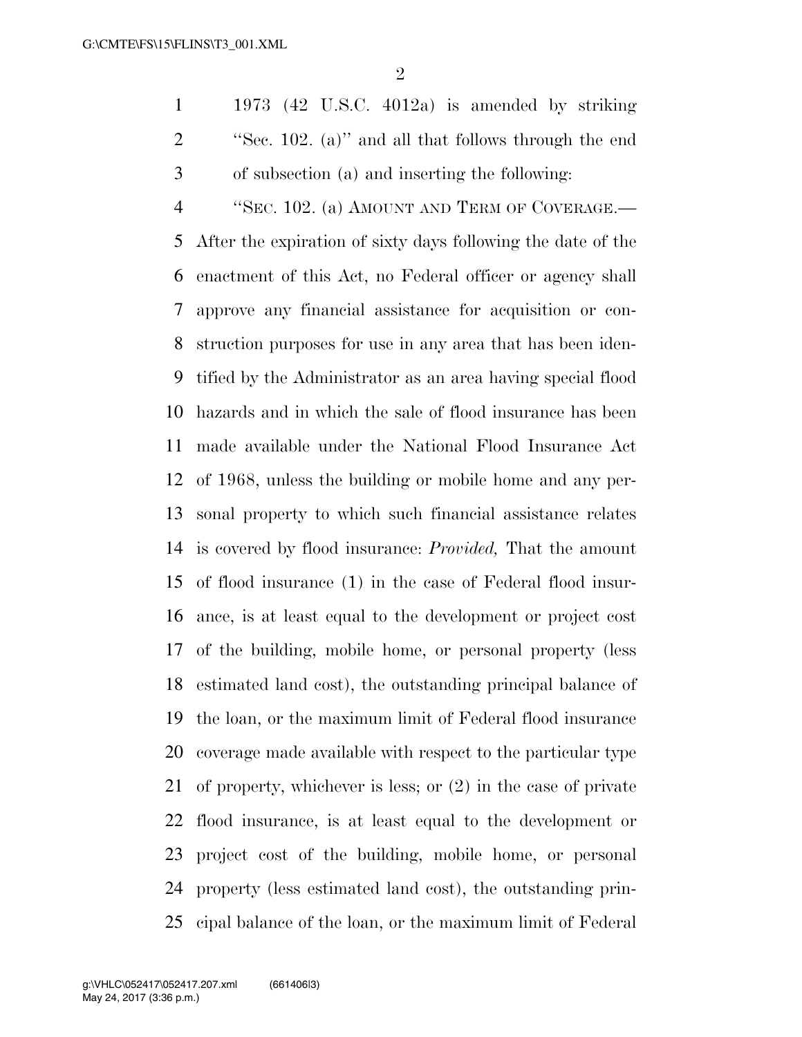1973 (42 U.S.C. 4012a) is amended by striking "Sec. 102. (a)" and all that follows through the end of subsection (a) and inserting the following:

"SEC. 102. (a) AMOUNT AND TERM OF COVERAGE.—After the expiration of sixty days following the date of the enactment of this Act, no Federal officer or agency shall approve any financial assistance for acquisition or construction purposes for use in any area that has been identified by the Administrator as an area having special flood hazards and in which the sale of flood insurance has been made available under the National Flood Insurance Act of 1968, unless the building or mobile home and any personal property to which such financial assistance relates is covered by flood insurance: *Provided,* That the amount of flood insurance (1) in the case of Federal flood insurance, is at least equal to the development or project cost of the building, mobile home, or personal property (less estimated land cost), the outstanding principal balance of the loan, or the maximum limit of Federal flood insurance coverage made available with respect to the particular type of property, whichever is less; or (2) in the case of private flood insurance, is at least equal to the development or project cost of the building, mobile home, or personal property (less estimated land cost), the outstanding principal balance of the loan, or the maximum limit of Federal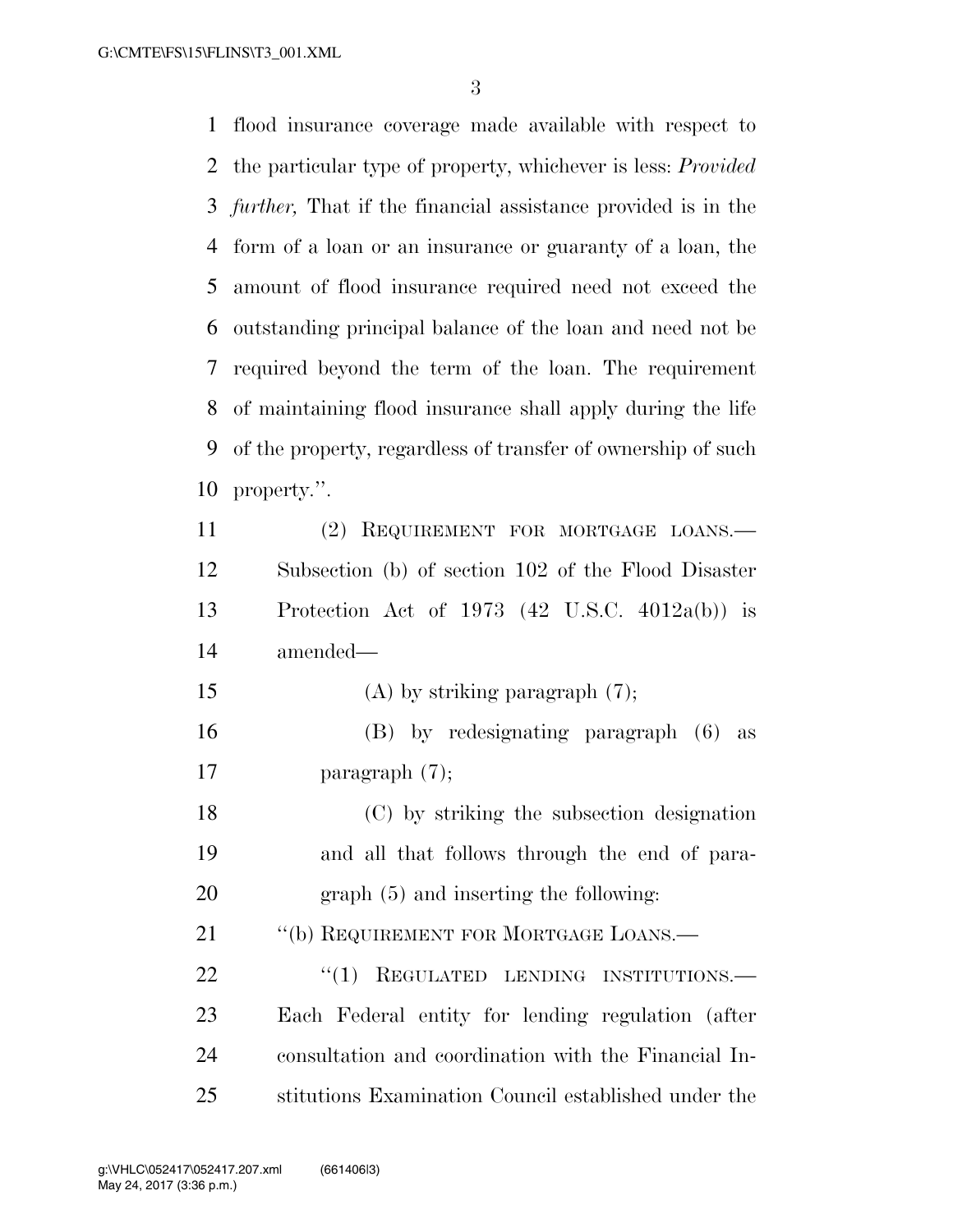flood insurance coverage made available with respect to the particular type of property, whichever is less: *Provided further,* That if the financial assistance provided is in the form of a loan or an insurance or guaranty of a loan, the amount of flood insurance required need not exceed the outstanding principal balance of the loan and need not be required beyond the term of the loan. The requirement of maintaining flood insurance shall apply during the life of the property, regardless of transfer of ownership of such property.''.

(2) REQUIREMENT FOR MORTGAGE LOANS.—Subsection (b) of section 102 of the Flood Disaster Protection Act of 1973 (42 U.S.C. 4012a(b)) is amended—

(A) by striking paragraph (7);

(B) by redesignating paragraph (6) as paragraph (7);

(C) by striking the subsection designation and all that follows through the end of paragraph (5) and inserting the following:

''(b) REQUIREMENT FOR MORTGAGE LOANS.—

''(1) REGULATED LENDING INSTITUTIONS.—Each Federal entity for lending regulation (after consultation and coordination with the Financial Institutions Examination Council established under the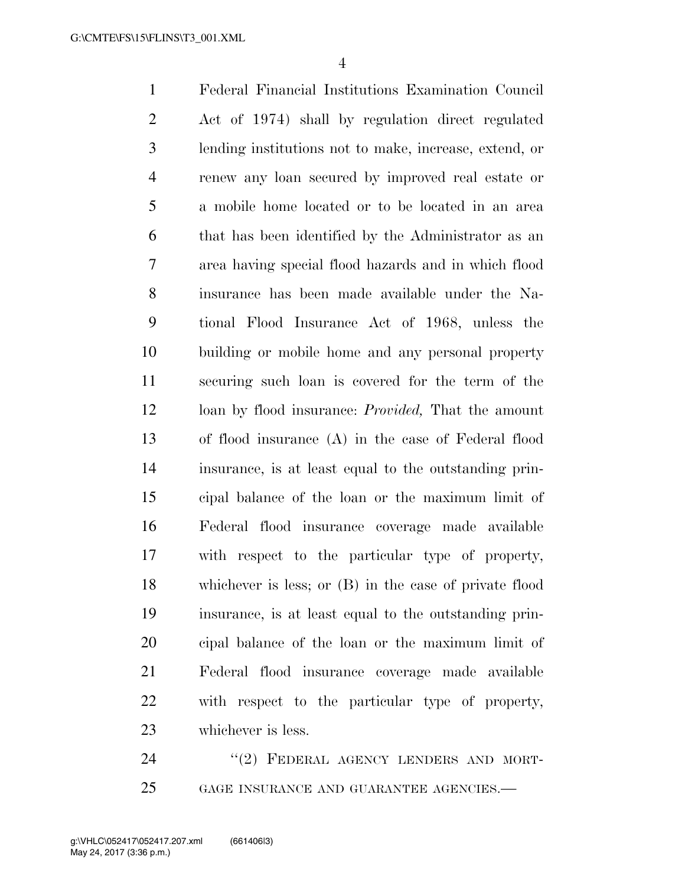Federal Financial Institutions Examination Council Act of 1974) shall by regulation direct regulated lending institutions not to make, increase, extend, or renew any loan secured by improved real estate or a mobile home located or to be located in an area that has been identified by the Administrator as an area having special flood hazards and in which flood insurance has been made available under the National Flood Insurance Act of 1968, unless the building or mobile home and any personal property securing such loan is covered for the term of the loan by flood insurance: *Provided,* That the amount of flood insurance (A) in the case of Federal flood insurance, is at least equal to the outstanding principal balance of the loan or the maximum limit of Federal flood insurance coverage made available with respect to the particular type of property, whichever is less; or (B) in the case of private flood insurance, is at least equal to the outstanding principal balance of the loan or the maximum limit of Federal flood insurance coverage made available with respect to the particular type of property, whichever is less.

''(2) FEDERAL AGENCY LENDERS AND MORTGAGE INSURANCE AND GUARANTEE AGENCIES.—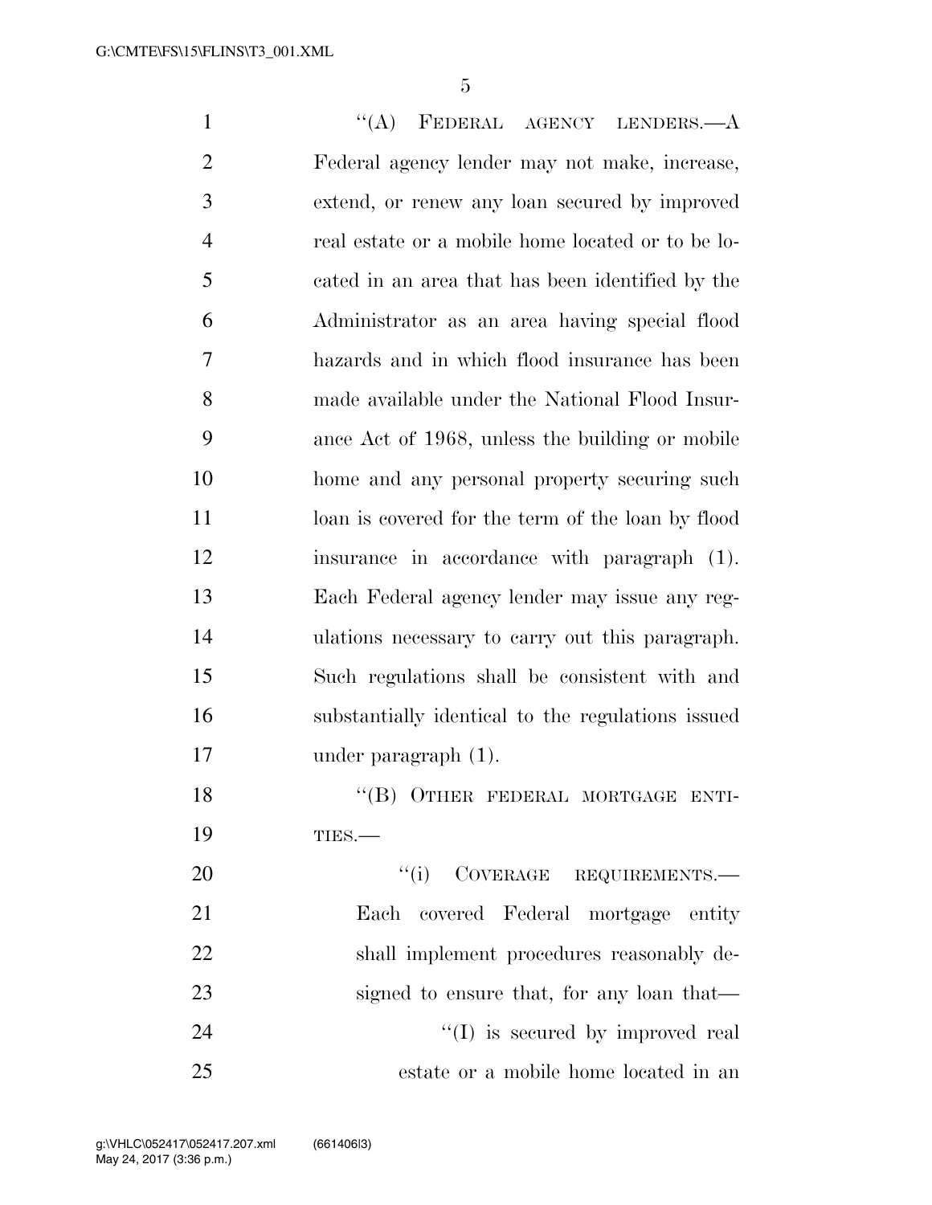"(A) FEDERAL AGENCY LENDERS.—A Federal agency lender may not make, increase, extend, or renew any loan secured by improved real estate or a mobile home located or to be located in an area that has been identified by the Administrator as an area having special flood hazards and in which flood insurance has been made available under the National Flood Insurance Act of 1968, unless the building or mobile home and any personal property securing such loan is covered for the term of the loan by flood insurance in accordance with paragraph (1). Each Federal agency lender may issue any regulations necessary to carry out this paragraph. Such regulations shall be consistent with and substantially identical to the regulations issued under paragraph (1).

"(B) OTHER FEDERAL MORTGAGE ENTITIES.—

"(i) COVERAGE REQUIREMENTS.—Each covered Federal mortgage entity shall implement procedures reasonably designed to ensure that, for any loan that—

"(I) is secured by improved real estate or a mobile home located in an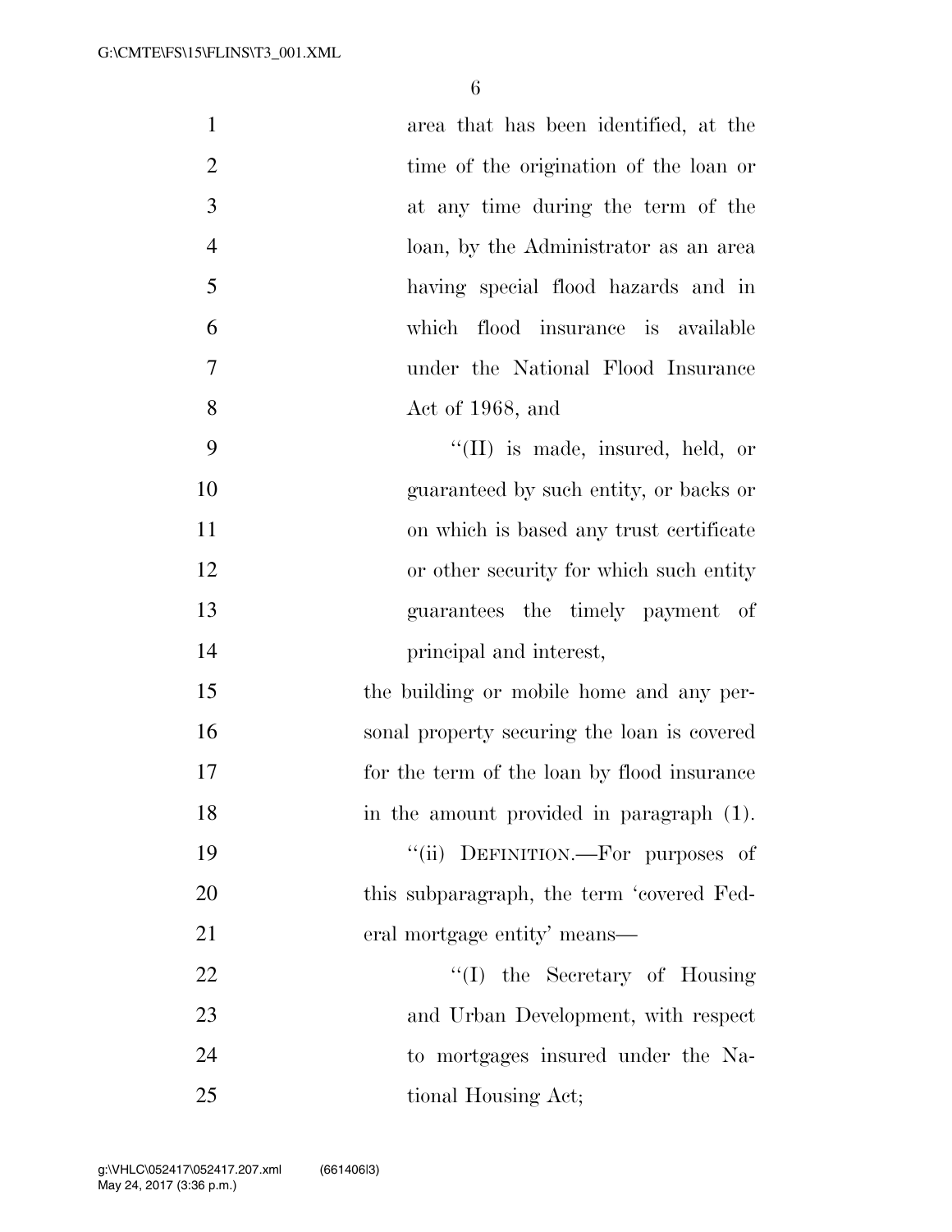area that has been identified, at the time of the origination of the loan or at any time during the term of the loan, by the Administrator as an area having special flood hazards and in which flood insurance is available under the National Flood Insurance Act of 1968, and

''(II) is made, insured, held, or guaranteed by such entity, or backs or on which is based any trust certificate or other security for which such entity guarantees the timely payment of principal and interest,

the building or mobile home and any personal property securing the loan is covered for the term of the loan by flood insurance in the amount provided in paragraph (1).

''(ii) DEFINITION.—For purposes of this subparagraph, the term 'covered Federal mortgage entity' means—

''(I) the Secretary of Housing and Urban Development, with respect to mortgages insured under the National Housing Act;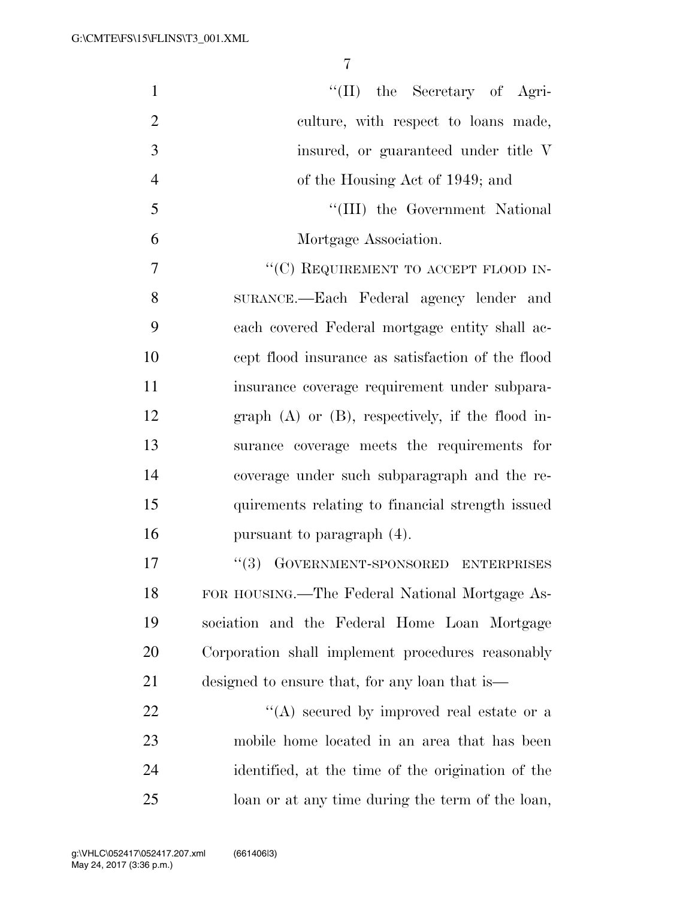"(II) the Secretary of Agriculture, with respect to loans made, insured, or guaranteed under title V of the Housing Act of 1949; and

"(III) the Government National Mortgage Association.

"(C) REQUIREMENT TO ACCEPT FLOOD INSURANCE.—Each Federal agency lender and each covered Federal mortgage entity shall accept flood insurance as satisfaction of the flood insurance coverage requirement under subparagraph (A) or (B), respectively, if the flood insurance coverage meets the requirements for coverage under such subparagraph and the requirements relating to financial strength issued pursuant to paragraph (4).

"(3) GOVERNMENT-SPONSORED ENTERPRISES FOR HOUSING.—The Federal National Mortgage Association and the Federal Home Loan Mortgage Corporation shall implement procedures reasonably designed to ensure that, for any loan that is—

"(A) secured by improved real estate or a mobile home located in an area that has been identified, at the time of the origination of the loan or at any time during the term of the loan,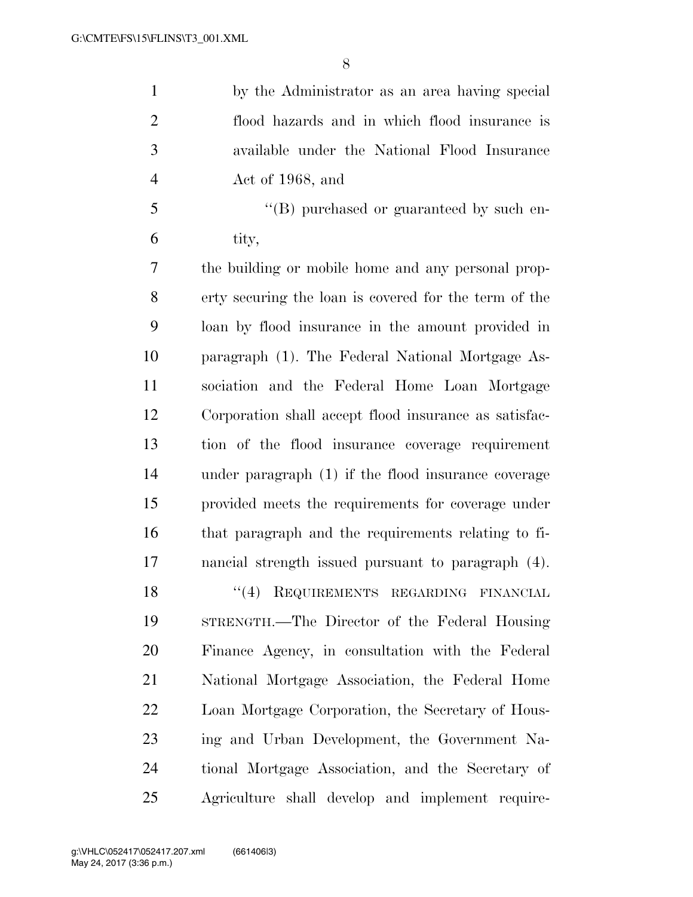by the Administrator as an area having special flood hazards and in which flood insurance is available under the National Flood Insurance Act of 1968, and

"(B) purchased or guaranteed by such entity,

the building or mobile home and any personal property securing the loan is covered for the term of the loan by flood insurance in the amount provided in paragraph (1). The Federal National Mortgage Association and the Federal Home Loan Mortgage Corporation shall accept flood insurance as satisfaction of the flood insurance coverage requirement under paragraph (1) if the flood insurance coverage provided meets the requirements for coverage under that paragraph and the requirements relating to financial strength issued pursuant to paragraph (4).

"(4) REQUIREMENTS REGARDING FINANCIAL STRENGTH.—The Director of the Federal Housing Finance Agency, in consultation with the Federal National Mortgage Association, the Federal Home Loan Mortgage Corporation, the Secretary of Housing and Urban Development, the Government National Mortgage Association, and the Secretary of Agriculture shall develop and implement require-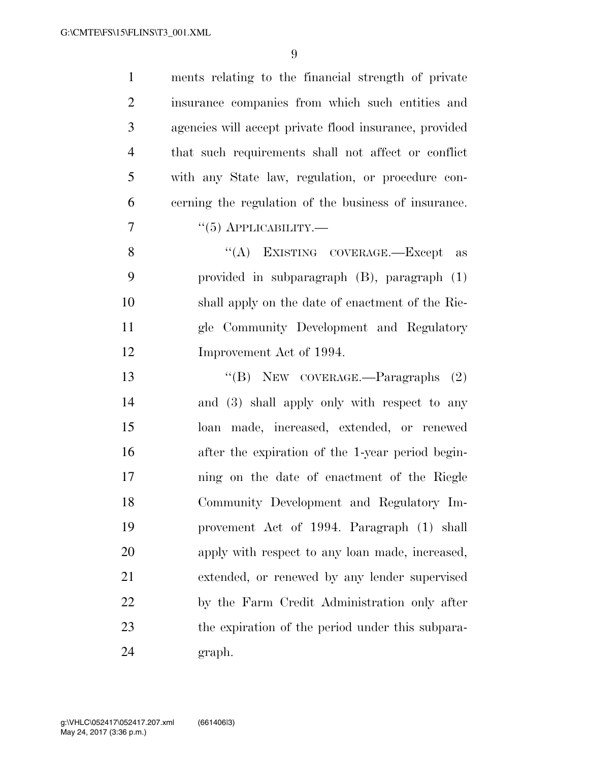ments relating to the financial strength of private insurance companies from which such entities and agencies will accept private flood insurance, provided that such requirements shall not affect or conflict with any State law, regulation, or procedure concerning the regulation of the business of insurance.

''(5) APPLICABILITY.—

''(A) EXISTING COVERAGE.—Except as provided in subparagraph (B), paragraph (1) shall apply on the date of enactment of the Riegle Community Development and Regulatory Improvement Act of 1994.

''(B) NEW COVERAGE.—Paragraphs (2) and (3) shall apply only with respect to any loan made, increased, extended, or renewed after the expiration of the 1-year period beginning on the date of enactment of the Riegle Community Development and Regulatory Improvement Act of 1994. Paragraph (1) shall apply with respect to any loan made, increased, extended, or renewed by any lender supervised by the Farm Credit Administration only after the expiration of the period under this subparagraph.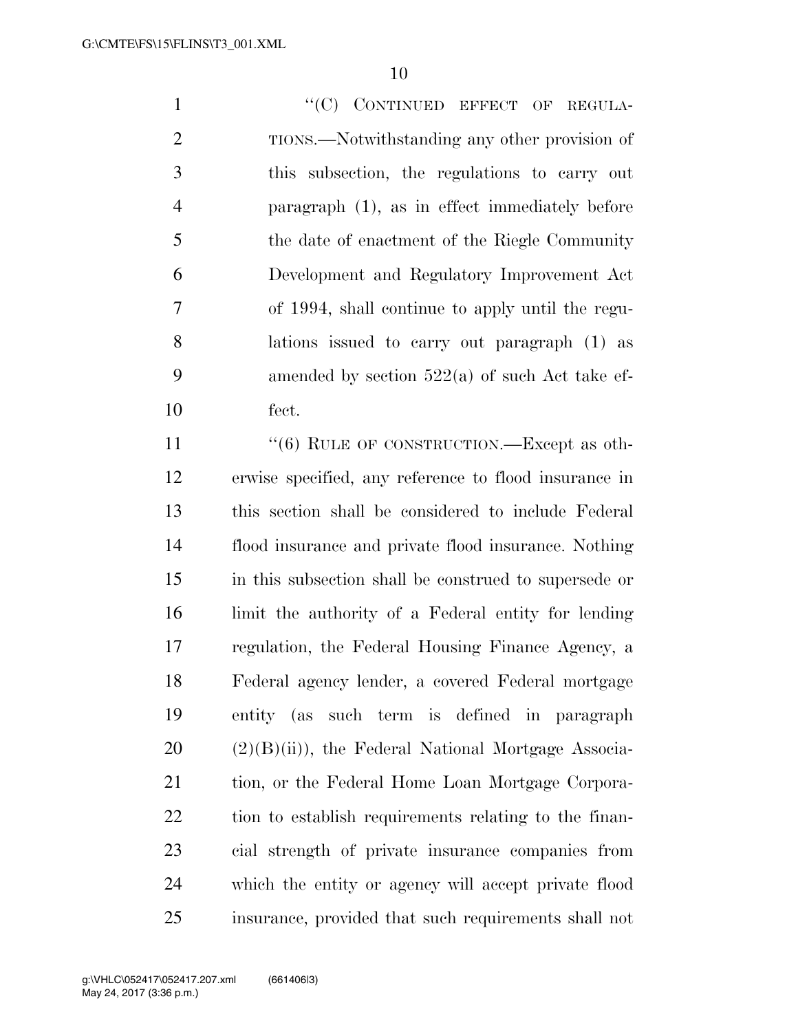"(C) CONTINUED EFFECT OF REGULATIONS.—Notwithstanding any other provision of this subsection, the regulations to carry out paragraph (1), as in effect immediately before the date of enactment of the Riegle Community Development and Regulatory Improvement Act of 1994, shall continue to apply until the regulations issued to carry out paragraph (1) as amended by section 522(a) of such Act take effect.

"(6) RULE OF CONSTRUCTION.—Except as otherwise specified, any reference to flood insurance in this section shall be considered to include Federal flood insurance and private flood insurance. Nothing in this subsection shall be construed to supersede or limit the authority of a Federal entity for lending regulation, the Federal Housing Finance Agency, a Federal agency lender, a covered Federal mortgage entity (as such term is defined in paragraph (2)(B)(ii)), the Federal National Mortgage Association, or the Federal Home Loan Mortgage Corporation to establish requirements relating to the financial strength of private insurance companies from which the entity or agency will accept private flood insurance, provided that such requirements shall not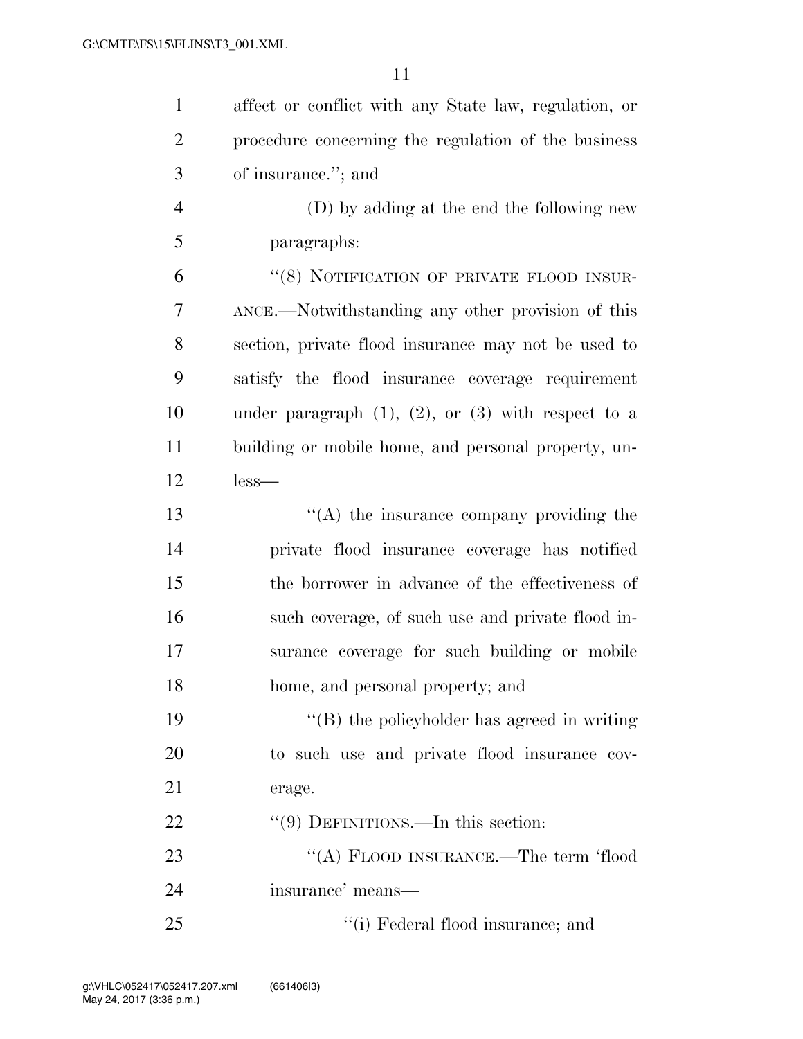affect or conflict with any State law, regulation, or procedure concerning the regulation of the business of insurance.''; and

(D) by adding at the end the following new paragraphs:

''(8) NOTIFICATION OF PRIVATE FLOOD INSURANCE.—Notwithstanding any other provision of this section, private flood insurance may not be used to satisfy the flood insurance coverage requirement under paragraph (1), (2), or (3) with respect to a building or mobile home, and personal property, unless—

''(A) the insurance company providing the private flood insurance coverage has notified the borrower in advance of the effectiveness of such coverage, of such use and private flood insurance coverage for such building or mobile home, and personal property; and

''(B) the policyholder has agreed in writing to such use and private flood insurance coverage.

''(9) DEFINITIONS.—In this section:

''(A) FLOOD INSURANCE.—The term 'flood insurance' means—

''(i) Federal flood insurance; and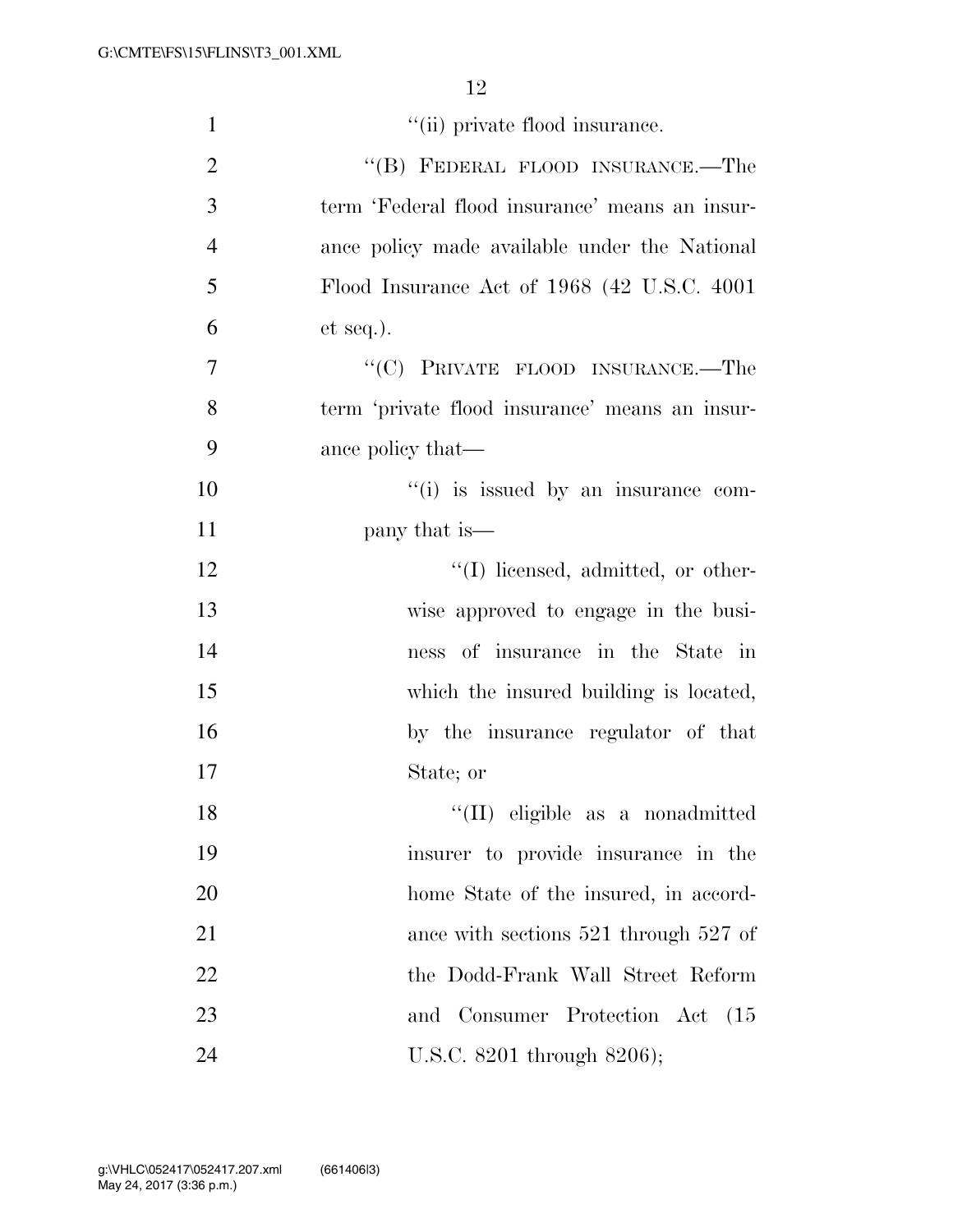"(ii) private flood insurance.

"(B) FEDERAL FLOOD INSURANCE.—The term 'Federal flood insurance' means an insurance policy made available under the National Flood Insurance Act of 1968 (42 U.S.C. 4001 et seq.).

"(C) PRIVATE FLOOD INSURANCE.—The term 'private flood insurance' means an insurance policy that—

"(i) is issued by an insurance company that is—

"(I) licensed, admitted, or otherwise approved to engage in the business of insurance in the State in which the insured building is located, by the insurance regulator of that State; or

"(II) eligible as a nonadmitted insurer to provide insurance in the home State of the insured, in accordance with sections 521 through 527 of the Dodd-Frank Wall Street Reform and Consumer Protection Act (15 U.S.C. 8201 through 8206);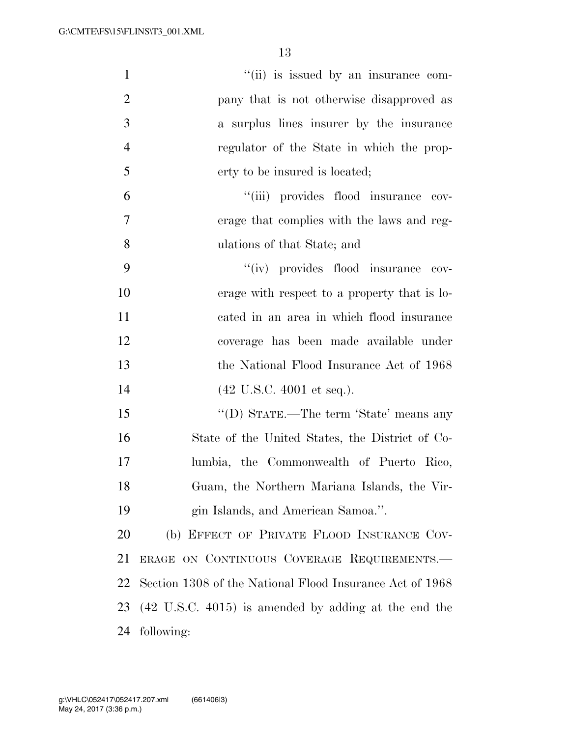''(ii) is issued by an insurance company that is not otherwise disapproved as a surplus lines insurer by the insurance regulator of the State in which the property to be insured is located;

''(iii) provides flood insurance coverage that complies with the laws and regulations of that State; and

''(iv) provides flood insurance coverage with respect to a property that is located in an area in which flood insurance coverage has been made available under the National Flood Insurance Act of 1968 (42 U.S.C. 4001 et seq.).

''(D) STATE.—The term 'State' means any State of the United States, the District of Columbia, the Commonwealth of Puerto Rico, Guam, the Northern Mariana Islands, the Virgin Islands, and American Samoa.''.

(b) EFFECT OF PRIVATE FLOOD INSURANCE COVERAGE ON CONTINUOUS COVERAGE REQUIREMENTS.—Section 1308 of the National Flood Insurance Act of 1968 (42 U.S.C. 4015) is amended by adding at the end the following: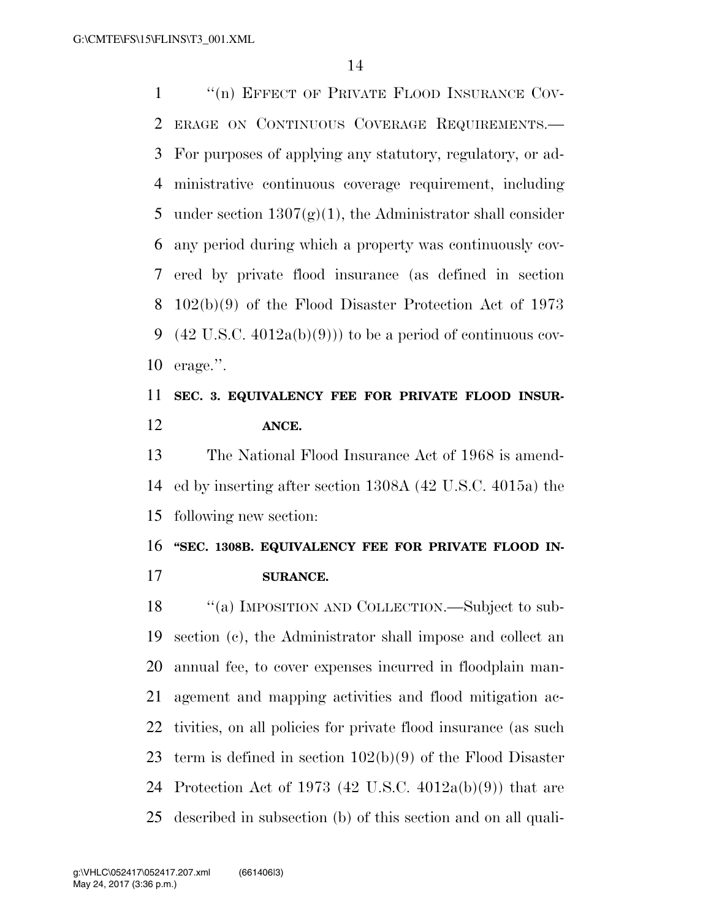"(n) EFFECT OF PRIVATE FLOOD INSURANCE COVERAGE ON CONTINUOUS COVERAGE REQUIREMENTS.—For purposes of applying any statutory, regulatory, or administrative continuous coverage requirement, including under section 1307(g)(1), the Administrator shall consider any period during which a property was continuously covered by private flood insurance (as defined in section 102(b)(9) of the Flood Disaster Protection Act of 1973 (42 U.S.C. 4012a(b)(9))) to be a period of continuous coverage.".

**SEC. 3. EQUIVALENCY FEE FOR PRIVATE FLOOD INSURANCE.**

The National Flood Insurance Act of 1968 is amended by inserting after section 1308A (42 U.S.C. 4015a) the following new section:

**"SEC. 1308B. EQUIVALENCY FEE FOR PRIVATE FLOOD INSURANCE.**

"(a) IMPOSITION AND COLLECTION.—Subject to subsection (c), the Administrator shall impose and collect an annual fee, to cover expenses incurred in floodplain management and mapping activities and flood mitigation activities, on all policies for private flood insurance (as such term is defined in section 102(b)(9) of the Flood Disaster Protection Act of 1973 (42 U.S.C. 4012a(b)(9)) that are described in subsection (b) of this section and on all quali-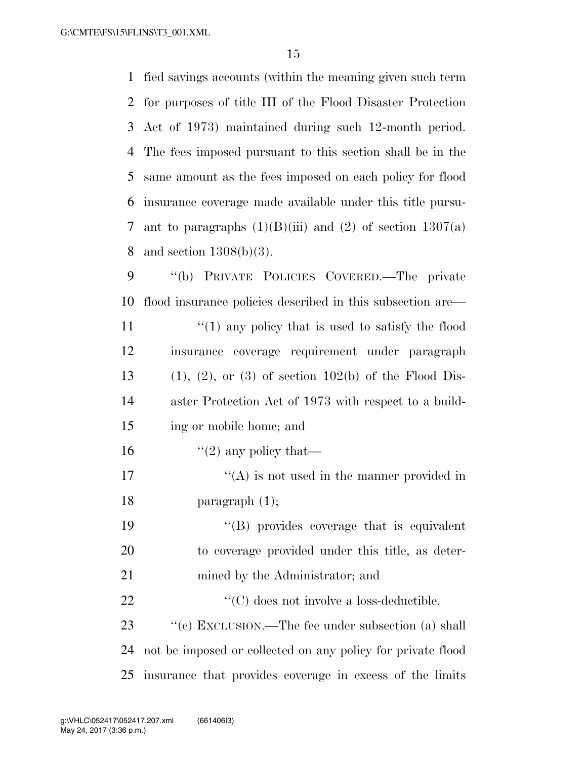fied savings accounts (within the meaning given such term for purposes of title III of the Flood Disaster Protection Act of 1973) maintained during such 12-month period. The fees imposed pursuant to this section shall be in the same amount as the fees imposed on each policy for flood insurance coverage made available under this title pursuant to paragraphs (1)(B)(iii) and (2) of section 1307(a) and section 1308(b)(3).

"(b) PRIVATE POLICIES COVERED.—The private flood insurance policies described in this subsection are—

"(1) any policy that is used to satisfy the flood insurance coverage requirement under paragraph (1), (2), or (3) of section 102(b) of the Flood Disaster Protection Act of 1973 with respect to a building or mobile home; and

"(2) any policy that—

"(A) is not used in the manner provided in paragraph (1);

"(B) provides coverage that is equivalent to coverage provided under this title, as determined by the Administrator; and

"(C) does not involve a loss-deductible.

"(c) EXCLUSION.—The fee under subsection (a) shall not be imposed or collected on any policy for private flood insurance that provides coverage in excess of the limits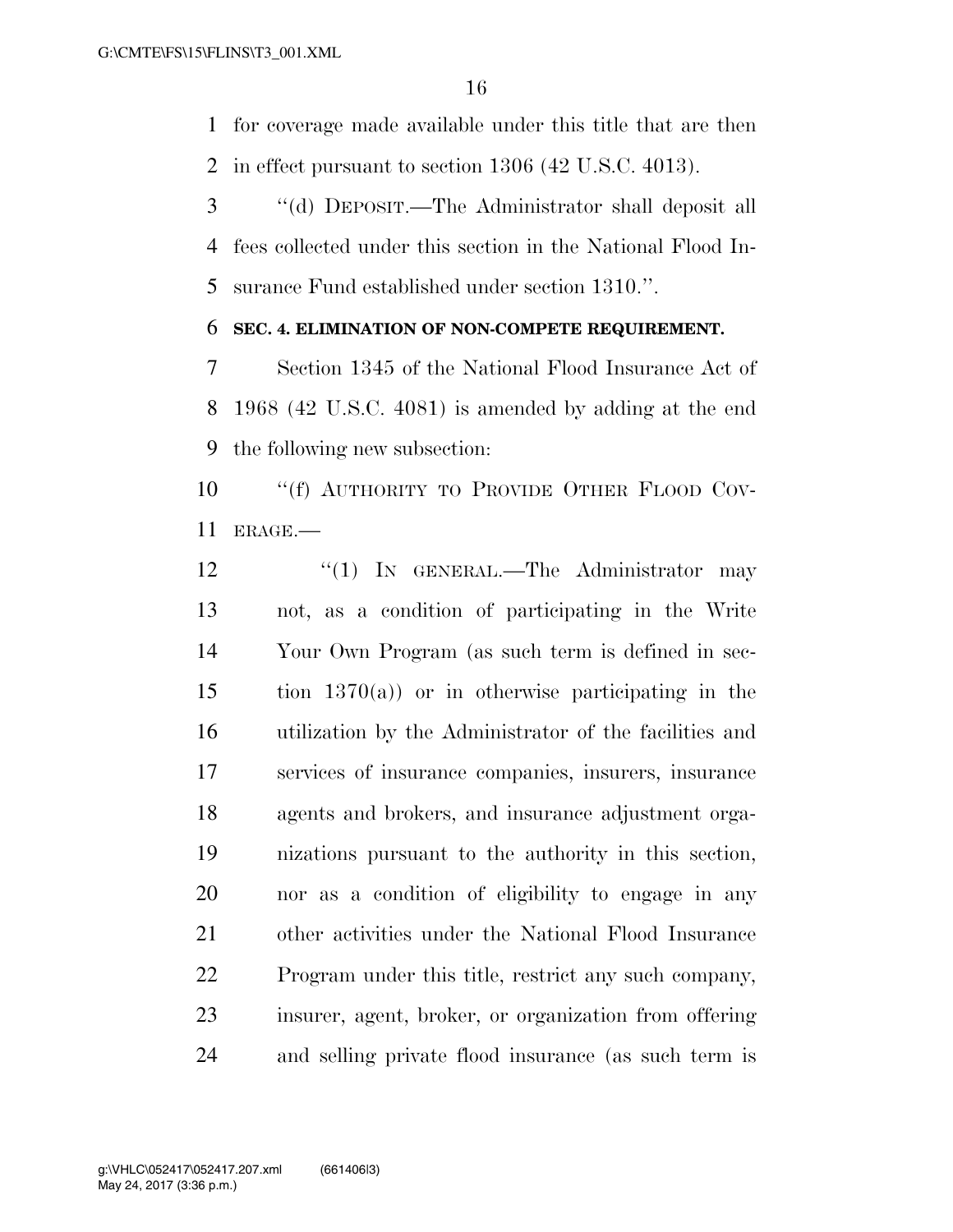for coverage made available under this title that are then in effect pursuant to section 1306 (42 U.S.C. 4013).

''(d) DEPOSIT.—The Administrator shall deposit all fees collected under this section in the National Flood Insurance Fund established under section 1310.''.

**SEC. 4. ELIMINATION OF NON-COMPETE REQUIREMENT.**

Section 1345 of the National Flood Insurance Act of 1968 (42 U.S.C. 4081) is amended by adding at the end the following new subsection:

''(f) AUTHORITY TO PROVIDE OTHER FLOOD COVERAGE.—

''(1) IN GENERAL.—The Administrator may not, as a condition of participating in the Write Your Own Program (as such term is defined in section 1370(a)) or in otherwise participating in the utilization by the Administrator of the facilities and services of insurance companies, insurers, insurance agents and brokers, and insurance adjustment organizations pursuant to the authority in this section, nor as a condition of eligibility to engage in any other activities under the National Flood Insurance Program under this title, restrict any such company, insurer, agent, broker, or organization from offering and selling private flood insurance (as such term is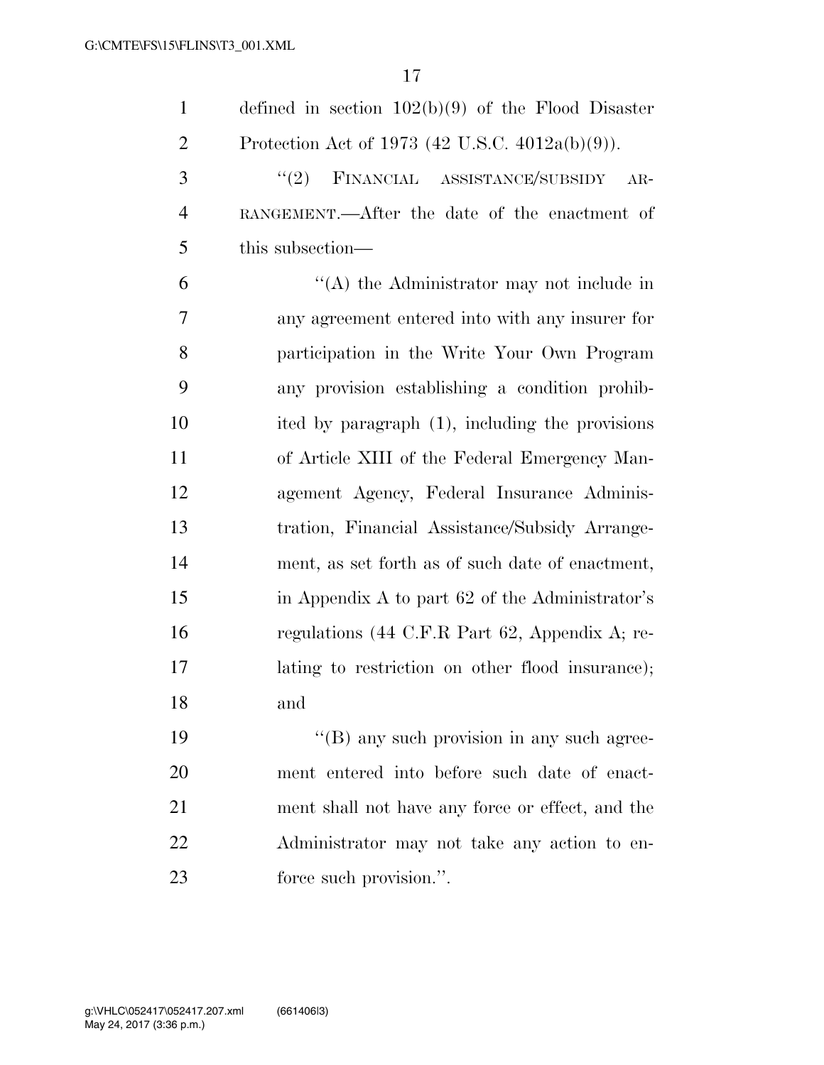defined in section 102(b)(9) of the Flood Disaster Protection Act of 1973 (42 U.S.C. 4012a(b)(9)).

''(2) FINANCIAL ASSISTANCE/SUBSIDY ARRANGEMENT.—After the date of the enactment of this subsection—

''(A) the Administrator may not include in any agreement entered into with any insurer for participation in the Write Your Own Program any provision establishing a condition prohibited by paragraph (1), including the provisions of Article XIII of the Federal Emergency Management Agency, Federal Insurance Administration, Financial Assistance/Subsidy Arrangement, as set forth as of such date of enactment, in Appendix A to part 62 of the Administrator's regulations (44 C.F.R Part 62, Appendix A; relating to restriction on other flood insurance); and

''(B) any such provision in any such agreement entered into before such date of enactment shall not have any force or effect, and the Administrator may not take any action to enforce such provision.''.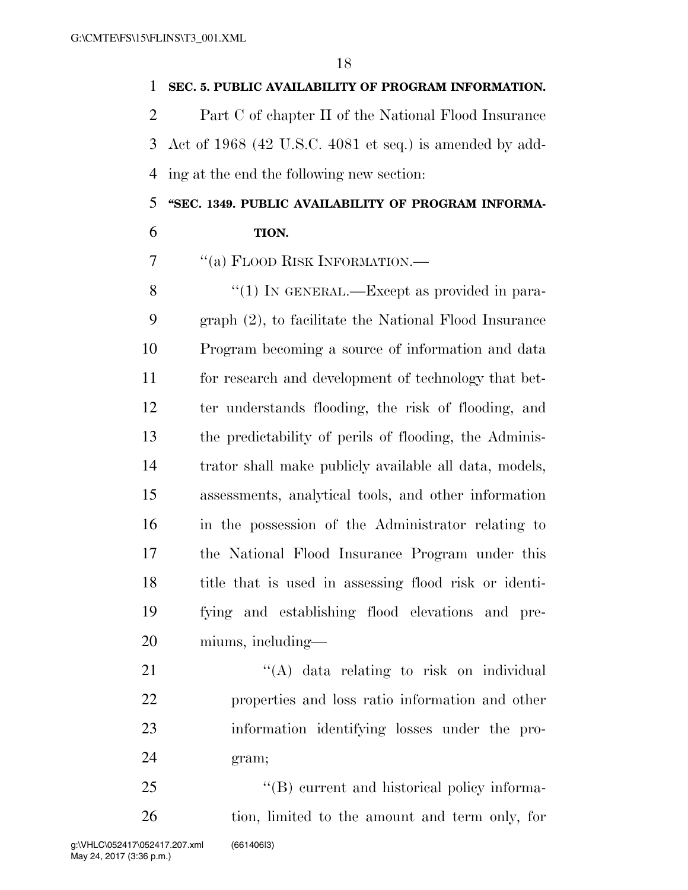**SEC. 5. PUBLIC AVAILABILITY OF PROGRAM INFORMATION.**

Part C of chapter II of the National Flood Insurance Act of 1968 (42 U.S.C. 4081 et seq.) is amended by adding at the end the following new section:

**"SEC. 1349. PUBLIC AVAILABILITY OF PROGRAM INFORMATION.**

"(a) FLOOD RISK INFORMATION.—

"(1) IN GENERAL.—Except as provided in paragraph (2), to facilitate the National Flood Insurance Program becoming a source of information and data for research and development of technology that better understands flooding, the risk of flooding, and the predictability of perils of flooding, the Administrator shall make publicly available all data, models, assessments, analytical tools, and other information in the possession of the Administrator relating to the National Flood Insurance Program under this title that is used in assessing flood risk or identifying and establishing flood elevations and premiums, including—

"(A) data relating to risk on individual properties and loss ratio information and other information identifying losses under the program;

"(B) current and historical policy information, limited to the amount and term only, for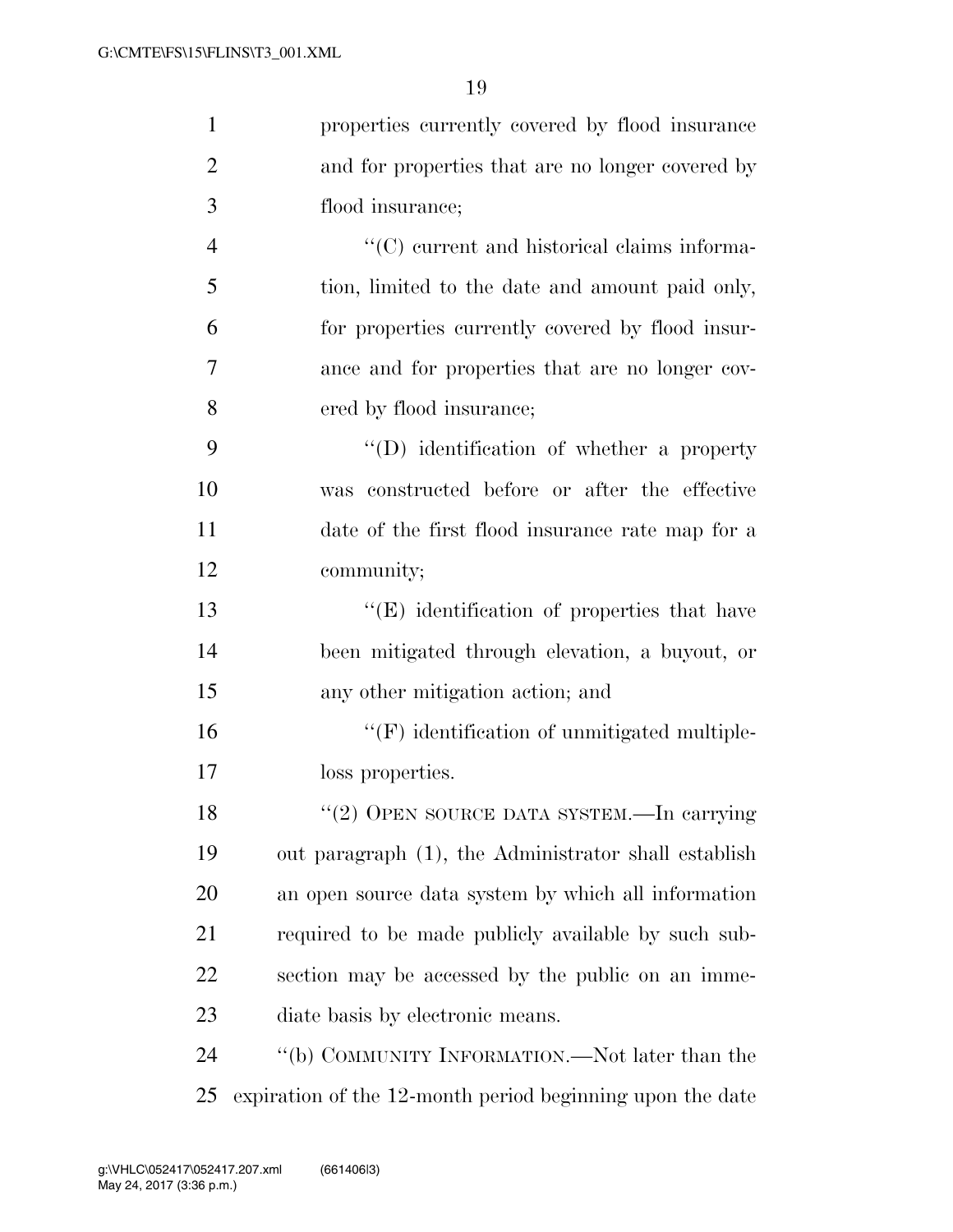properties currently covered by flood insurance and for properties that are no longer covered by flood insurance;

"(C) current and historical claims information, limited to the date and amount paid only, for properties currently covered by flood insurance and for properties that are no longer covered by flood insurance;

"(D) identification of whether a property was constructed before or after the effective date of the first flood insurance rate map for a community;

"(E) identification of properties that have been mitigated through elevation, a buyout, or any other mitigation action; and

"(F) identification of unmitigated multiple-loss properties.

"(2) OPEN SOURCE DATA SYSTEM.—In carrying out paragraph (1), the Administrator shall establish an open source data system by which all information required to be made publicly available by such subsection may be accessed by the public on an immediate basis by electronic means.

"(b) COMMUNITY INFORMATION.—Not later than the expiration of the 12-month period beginning upon the date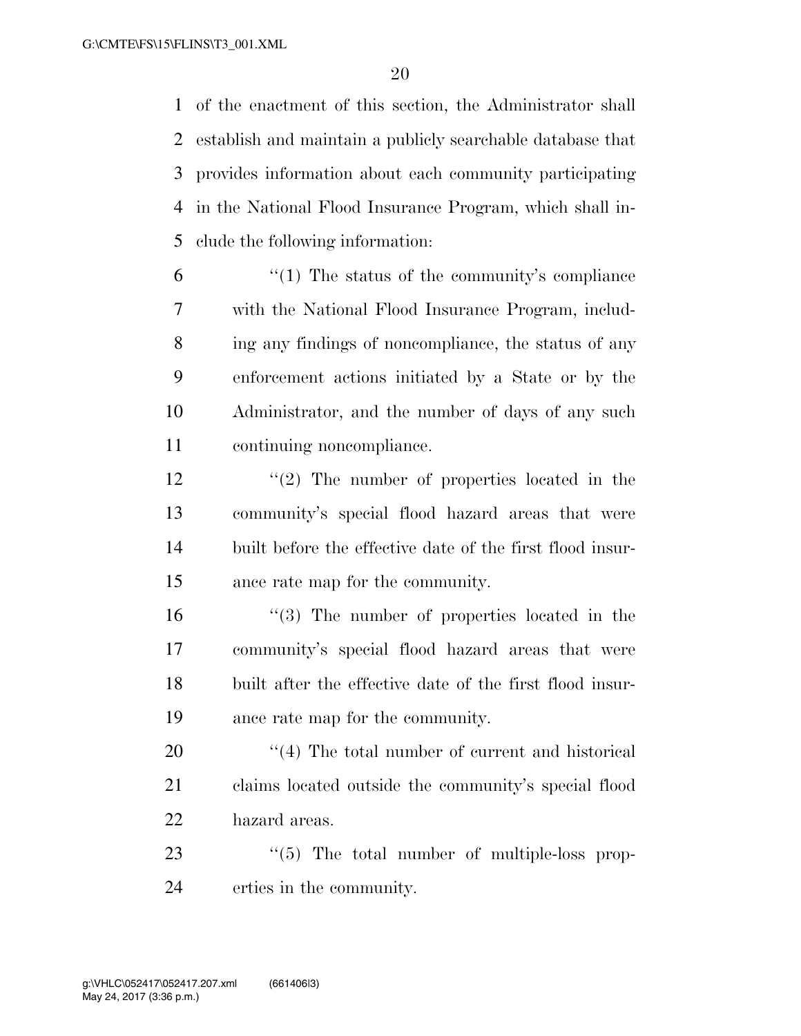of the enactment of this section, the Administrator shall establish and maintain a publicly searchable database that provides information about each community participating in the National Flood Insurance Program, which shall include the following information:

"(1) The status of the community's compliance with the National Flood Insurance Program, including any findings of noncompliance, the status of any enforcement actions initiated by a State or by the Administrator, and the number of days of any such continuing noncompliance.

"(2) The number of properties located in the community's special flood hazard areas that were built before the effective date of the first flood insurance rate map for the community.

"(3) The number of properties located in the community's special flood hazard areas that were built after the effective date of the first flood insurance rate map for the community.

"(4) The total number of current and historical claims located outside the community's special flood hazard areas.

"(5) The total number of multiple-loss properties in the community.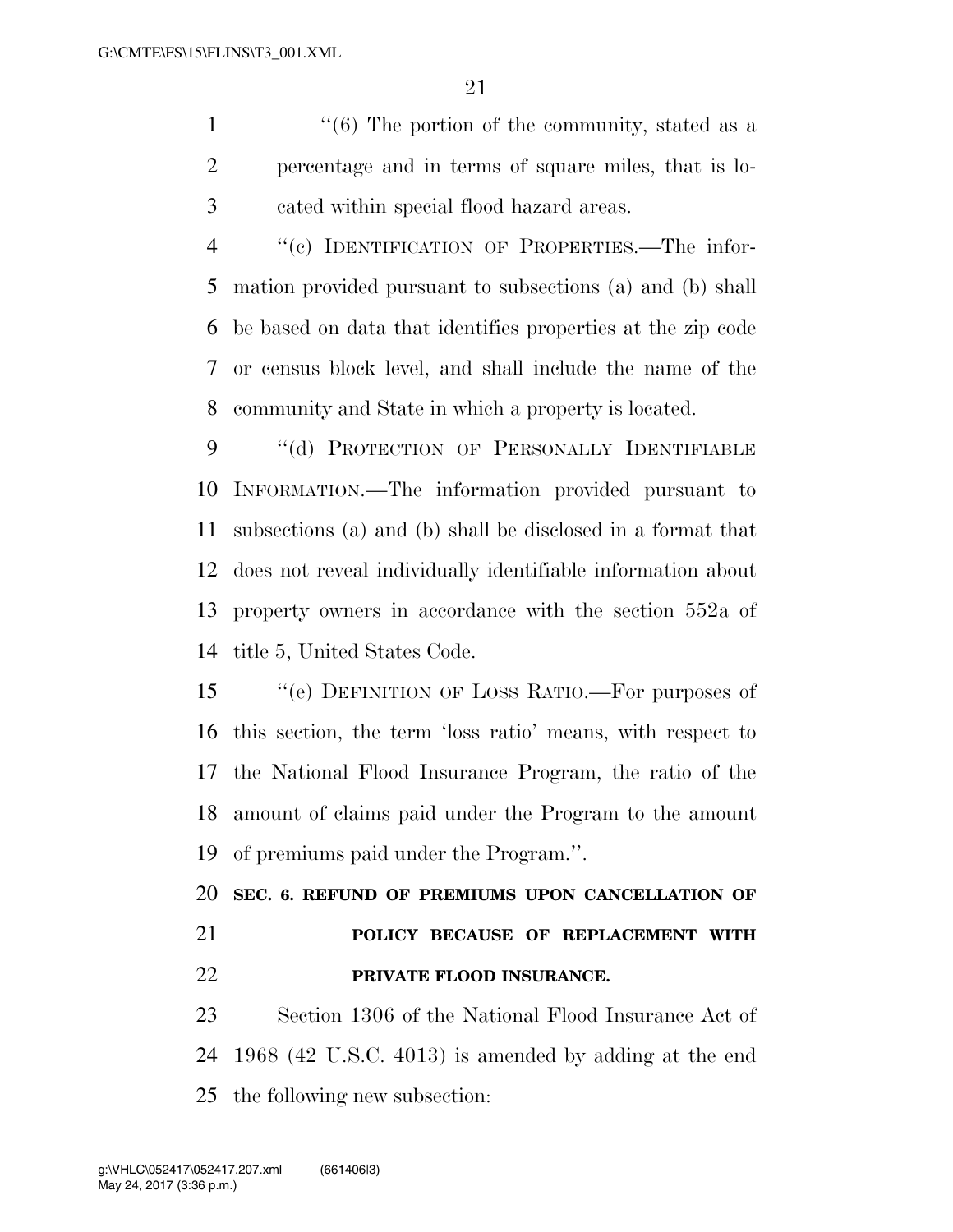''(6) The portion of the community, stated as a percentage and in terms of square miles, that is located within special flood hazard areas.

''(c) IDENTIFICATION OF PROPERTIES.—The information provided pursuant to subsections (a) and (b) shall be based on data that identifies properties at the zip code or census block level, and shall include the name of the community and State in which a property is located.

''(d) PROTECTION OF PERSONALLY IDENTIFIABLE INFORMATION.—The information provided pursuant to subsections (a) and (b) shall be disclosed in a format that does not reveal individually identifiable information about property owners in accordance with the section 552a of title 5, United States Code.

''(e) DEFINITION OF LOSS RATIO.—For purposes of this section, the term 'loss ratio' means, with respect to the National Flood Insurance Program, the ratio of the amount of claims paid under the Program to the amount of premiums paid under the Program.''.

**SEC. 6. REFUND OF PREMIUMS UPON CANCELLATION OF POLICY BECAUSE OF REPLACEMENT WITH PRIVATE FLOOD INSURANCE.**

Section 1306 of the National Flood Insurance Act of 1968 (42 U.S.C. 4013) is amended by adding at the end the following new subsection: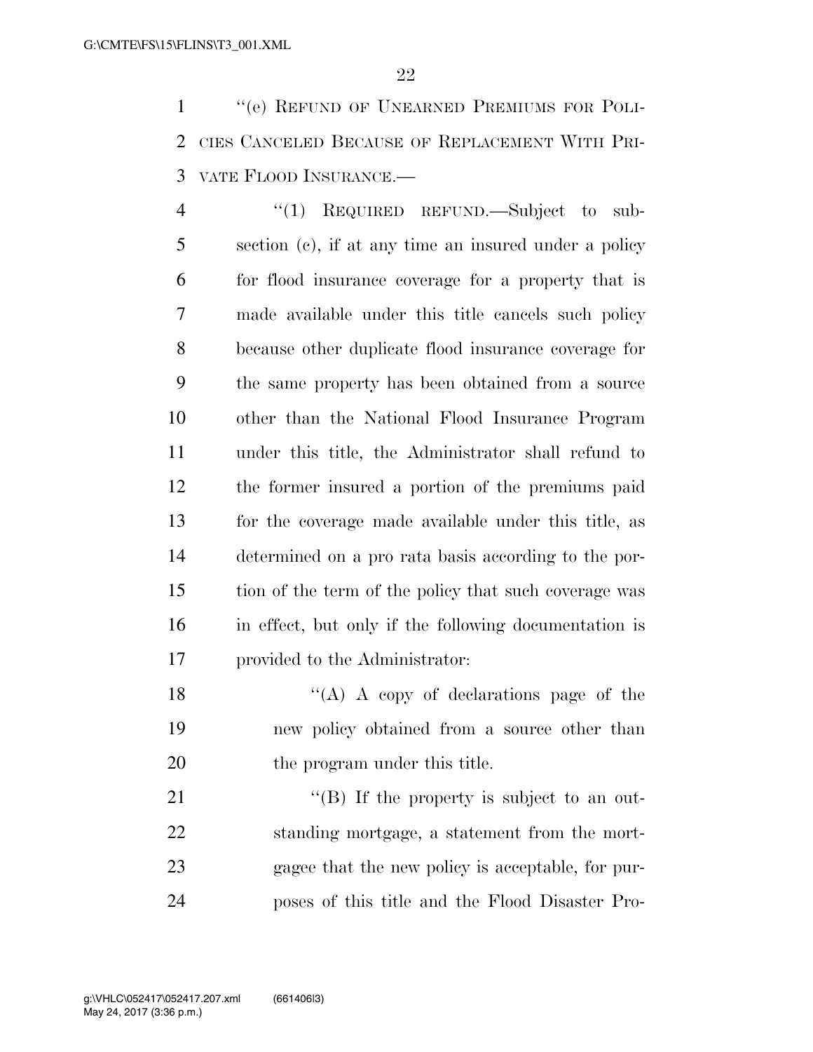"(e) REFUND OF UNEARNED PREMIUMS FOR POLICIES CANCELED BECAUSE OF REPLACEMENT WITH PRIVATE FLOOD INSURANCE.—

"(1) REQUIRED REFUND.—Subject to subsection (c), if at any time an insured under a policy for flood insurance coverage for a property that is made available under this title cancels such policy because other duplicate flood insurance coverage for the same property has been obtained from a source other than the National Flood Insurance Program under this title, the Administrator shall refund to the former insured a portion of the premiums paid for the coverage made available under this title, as determined on a pro rata basis according to the portion of the term of the policy that such coverage was in effect, but only if the following documentation is provided to the Administrator:

"(A) A copy of declarations page of the new policy obtained from a source other than the program under this title.

"(B) If the property is subject to an outstanding mortgage, a statement from the mortgagee that the new policy is acceptable, for purposes of this title and the Flood Disaster Pro-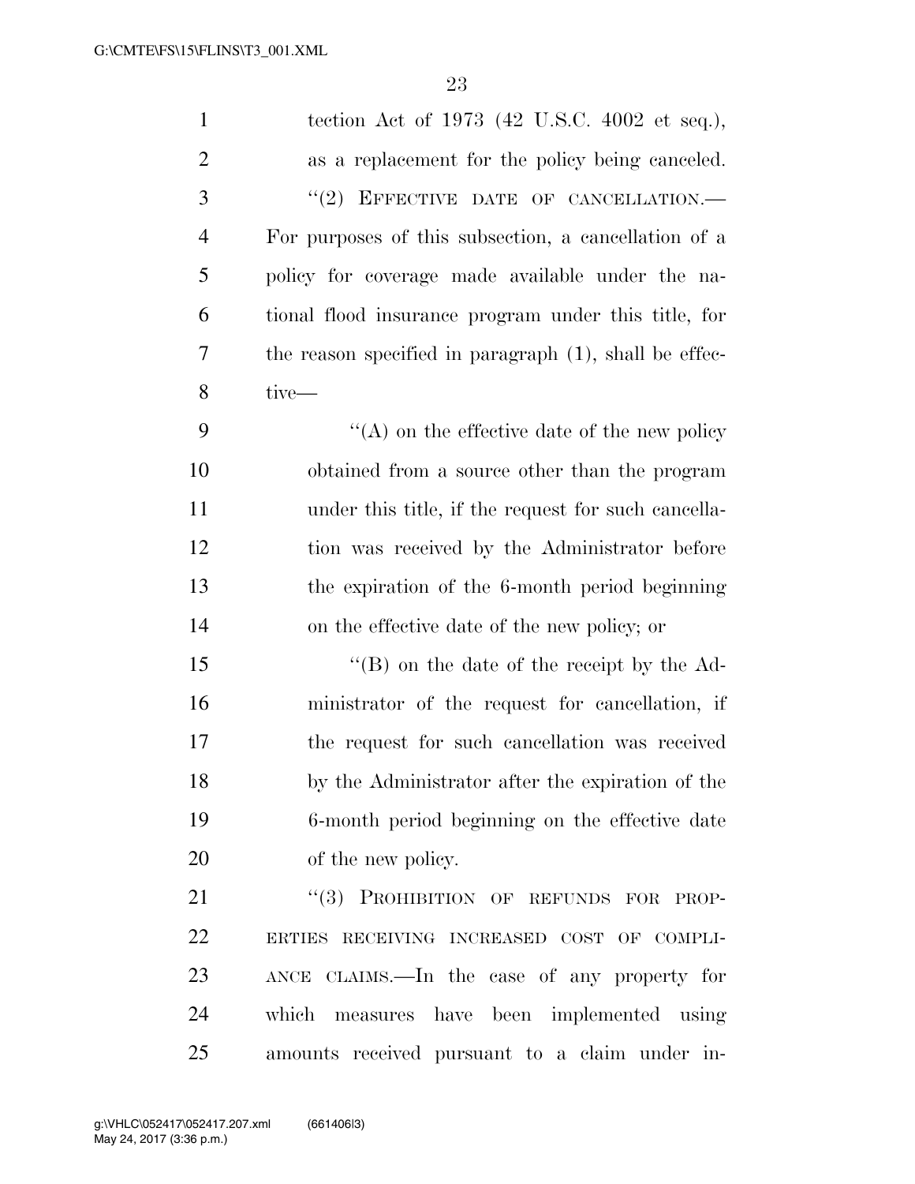tection Act of 1973 (42 U.S.C. 4002 et seq.), as a replacement for the policy being canceled.

''(2) EFFECTIVE DATE OF CANCELLATION.—For purposes of this subsection, a cancellation of a policy for coverage made available under the national flood insurance program under this title, for the reason specified in paragraph (1), shall be effective—

''(A) on the effective date of the new policy obtained from a source other than the program under this title, if the request for such cancellation was received by the Administrator before the expiration of the 6-month period beginning on the effective date of the new policy; or

''(B) on the date of the receipt by the Administrator of the request for cancellation, if the request for such cancellation was received by the Administrator after the expiration of the 6-month period beginning on the effective date of the new policy.

''(3) PROHIBITION OF REFUNDS FOR PROPERTIES RECEIVING INCREASED COST OF COMPLIANCE CLAIMS.—In the case of any property for which measures have been implemented using amounts received pursuant to a claim under in-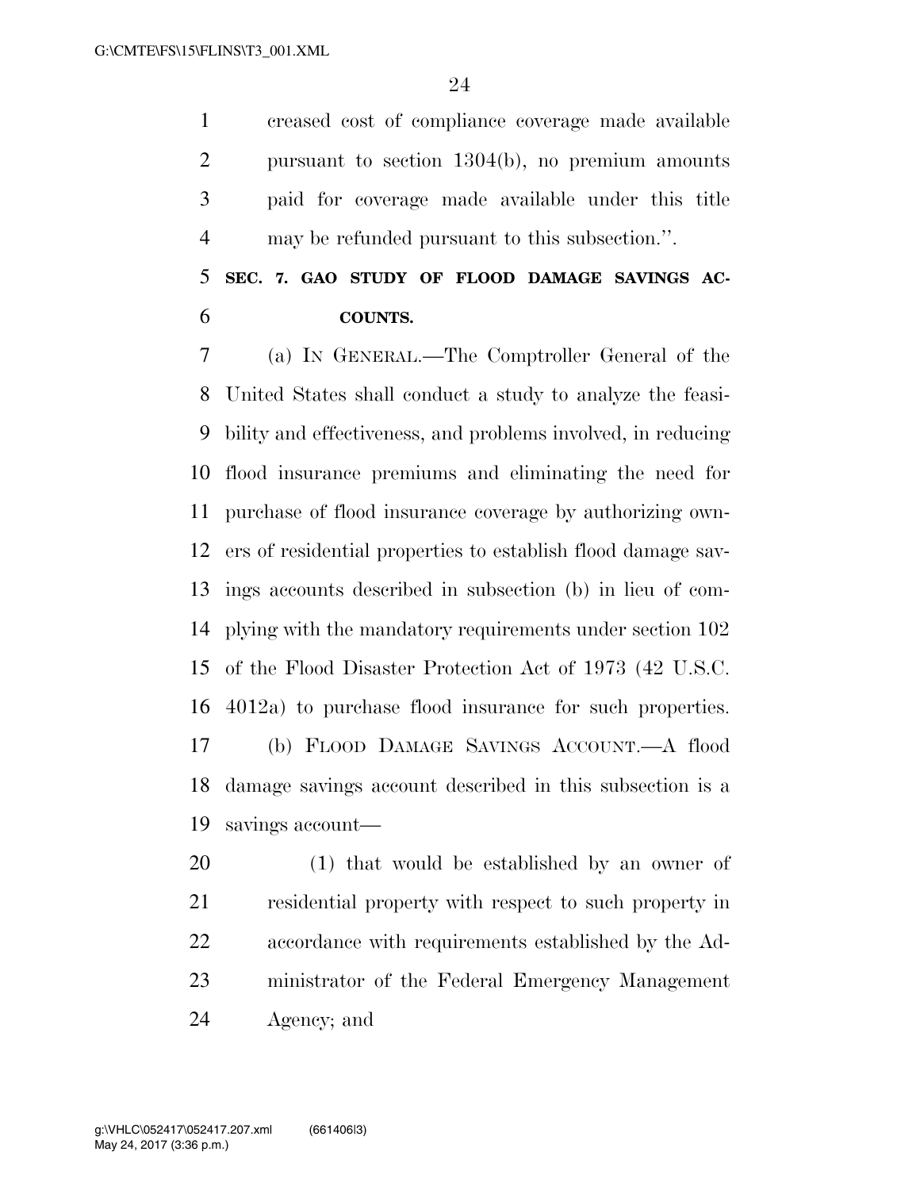creased cost of compliance coverage made available pursuant to section 1304(b), no premium amounts paid for coverage made available under this title may be refunded pursuant to this subsection.''.

**SEC. 7. GAO STUDY OF FLOOD DAMAGE SAVINGS ACCOUNTS.**

(a) IN GENERAL.—The Comptroller General of the United States shall conduct a study to analyze the feasibility and effectiveness, and problems involved, in reducing flood insurance premiums and eliminating the need for purchase of flood insurance coverage by authorizing owners of residential properties to establish flood damage savings accounts described in subsection (b) in lieu of complying with the mandatory requirements under section 102 of the Flood Disaster Protection Act of 1973 (42 U.S.C. 4012a) to purchase flood insurance for such properties.

(b) FLOOD DAMAGE SAVINGS ACCOUNT.—A flood damage savings account described in this subsection is a savings account—

(1) that would be established by an owner of residential property with respect to such property in accordance with requirements established by the Administrator of the Federal Emergency Management Agency; and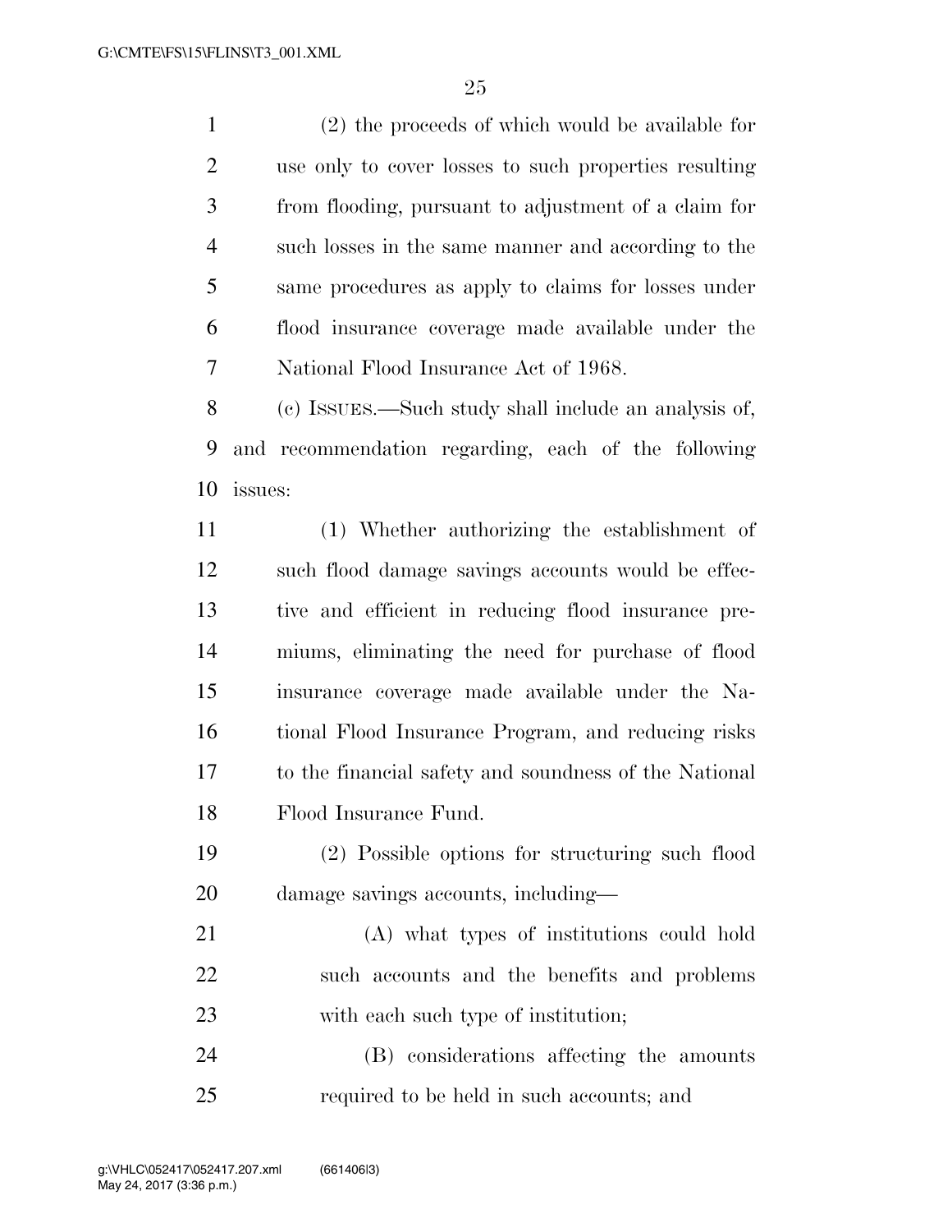(2) the proceeds of which would be available for use only to cover losses to such properties resulting from flooding, pursuant to adjustment of a claim for such losses in the same manner and according to the same procedures as apply to claims for losses under flood insurance coverage made available under the National Flood Insurance Act of 1968.

(c) ISSUES.—Such study shall include an analysis of, and recommendation regarding, each of the following issues:

(1) Whether authorizing the establishment of such flood damage savings accounts would be effective and efficient in reducing flood insurance premiums, eliminating the need for purchase of flood insurance coverage made available under the National Flood Insurance Program, and reducing risks to the financial safety and soundness of the National Flood Insurance Fund.

(2) Possible options for structuring such flood damage savings accounts, including—

(A) what types of institutions could hold such accounts and the benefits and problems with each such type of institution;

(B) considerations affecting the amounts required to be held in such accounts; and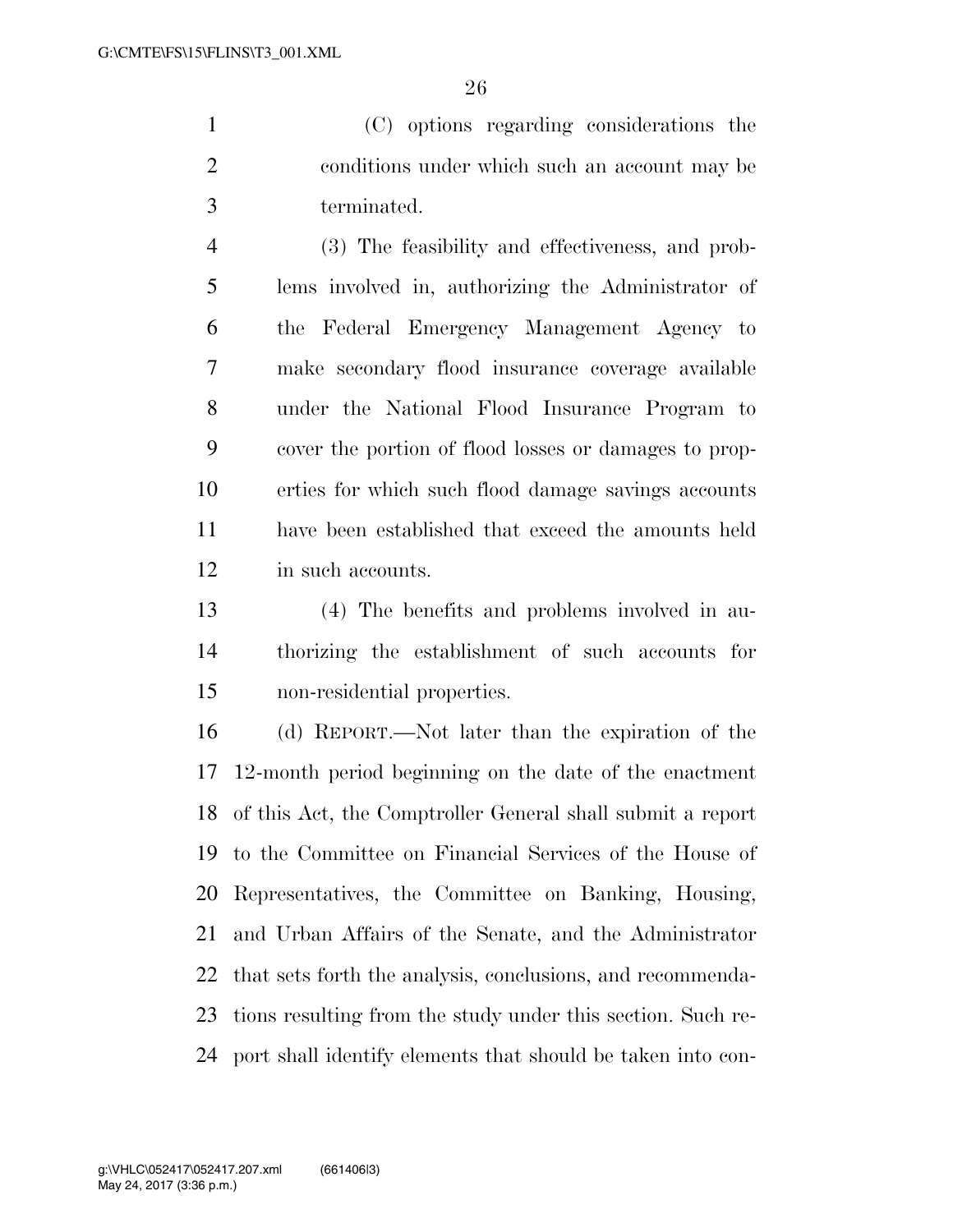(C) options regarding considerations the conditions under which such an account may be terminated.

(3) The feasibility and effectiveness, and problems involved in, authorizing the Administrator of the Federal Emergency Management Agency to make secondary flood insurance coverage available under the National Flood Insurance Program to cover the portion of flood losses or damages to properties for which such flood damage savings accounts have been established that exceed the amounts held in such accounts.

(4) The benefits and problems involved in authorizing the establishment of such accounts for non-residential properties.

(d) REPORT.—Not later than the expiration of the 12-month period beginning on the date of the enactment of this Act, the Comptroller General shall submit a report to the Committee on Financial Services of the House of Representatives, the Committee on Banking, Housing, and Urban Affairs of the Senate, and the Administrator that sets forth the analysis, conclusions, and recommendations resulting from the study under this section. Such report shall identify elements that should be taken into con-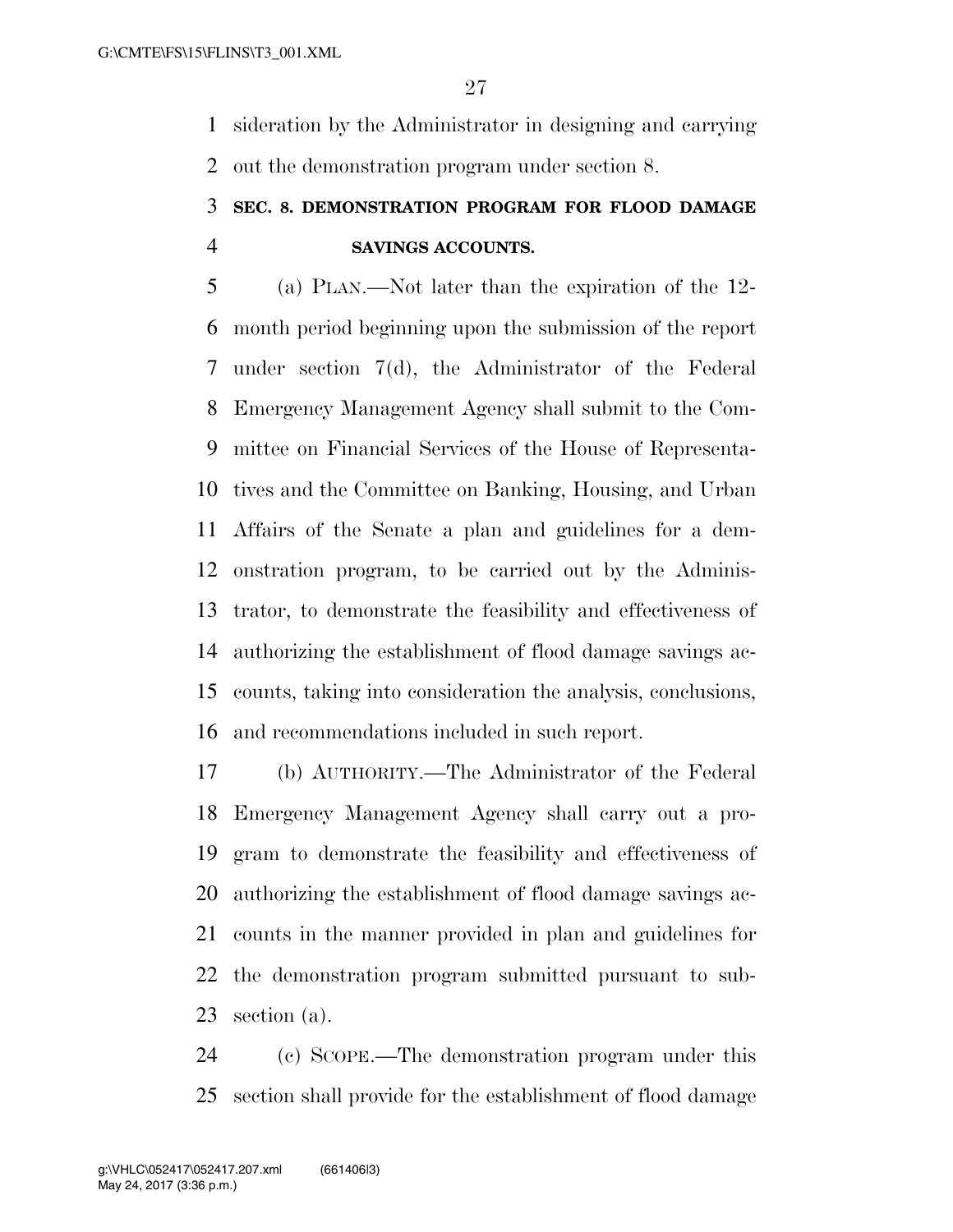sideration by the Administrator in designing and carrying out the demonstration program under section 8.

### SEC. 8. DEMONSTRATION PROGRAM FOR FLOOD DAMAGE SAVINGS ACCOUNTS.

(a) PLAN.—Not later than the expiration of the 12-month period beginning upon the submission of the report under section 7(d), the Administrator of the Federal Emergency Management Agency shall submit to the Committee on Financial Services of the House of Representatives and the Committee on Banking, Housing, and Urban Affairs of the Senate a plan and guidelines for a demonstration program, to be carried out by the Administrator, to demonstrate the feasibility and effectiveness of authorizing the establishment of flood damage savings accounts, taking into consideration the analysis, conclusions, and recommendations included in such report.

(b) AUTHORITY.—The Administrator of the Federal Emergency Management Agency shall carry out a program to demonstrate the feasibility and effectiveness of authorizing the establishment of flood damage savings accounts in the manner provided in plan and guidelines for the demonstration program submitted pursuant to subsection (a).

(c) SCOPE.—The demonstration program under this section shall provide for the establishment of flood damage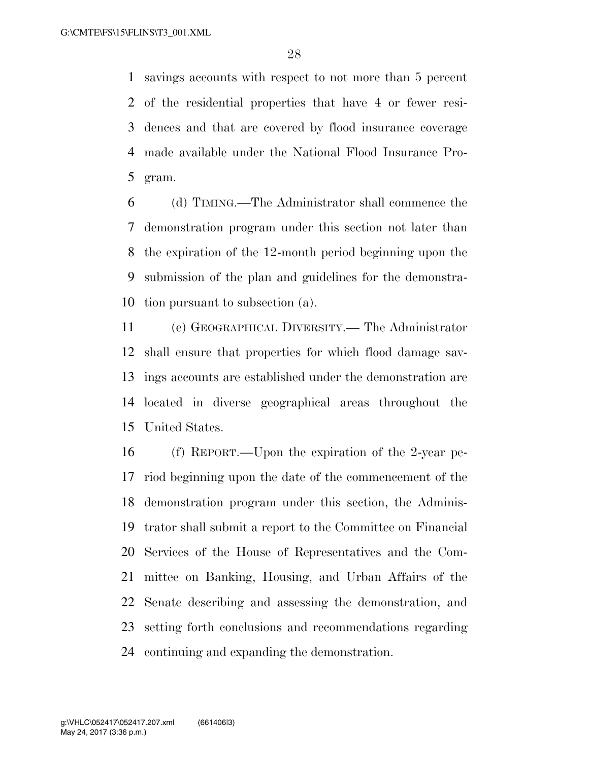savings accounts with respect to not more than 5 percent of the residential properties that have 4 or fewer residences and that are covered by flood insurance coverage made available under the National Flood Insurance Program.

(d) TIMING.—The Administrator shall commence the demonstration program under this section not later than the expiration of the 12-month period beginning upon the submission of the plan and guidelines for the demonstration pursuant to subsection (a).

(e) GEOGRAPHICAL DIVERSITY.— The Administrator shall ensure that properties for which flood damage savings accounts are established under the demonstration are located in diverse geographical areas throughout the United States.

(f) REPORT.—Upon the expiration of the 2-year period beginning upon the date of the commencement of the demonstration program under this section, the Administrator shall submit a report to the Committee on Financial Services of the House of Representatives and the Committee on Banking, Housing, and Urban Affairs of the Senate describing and assessing the demonstration, and setting forth conclusions and recommendations regarding continuing and expanding the demonstration.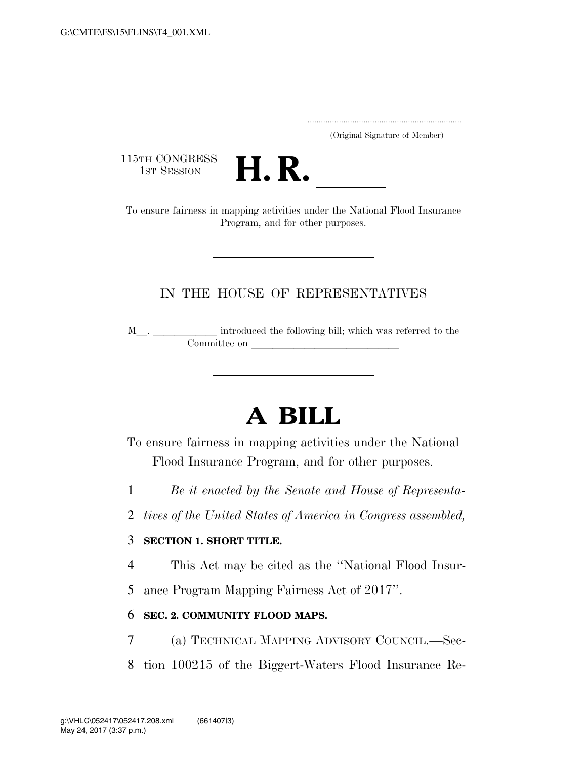(Original Signature of Member)

115TH CONGRESS
1ST SESSION

# H. R. \_\_\_\_\_

To ensure fairness in mapping activities under the National Flood Insurance Program, and for other purposes.

IN THE HOUSE OF REPRESENTATIVES

M\_\_. \_\_\_\_\_\_\_\_\_\_\_\_ introduced the following bill; which was referred to the Committee on \_\_\_\_\_\_\_\_\_\_\_\_\_\_\_\_\_\_\_\_\_\_\_\_\_\_\_\_

# A BILL

To ensure fairness in mapping activities under the National Flood Insurance Program, and for other purposes.

1 *Be it enacted by the Senate and House of Representa-*
2 *tives of the United States of America in Congress assembled,*

3 **SECTION 1. SHORT TITLE.**

4 This Act may be cited as the ''National Flood Insur-
5 ance Program Mapping Fairness Act of 2017''.

6 **SEC. 2. COMMUNITY FLOOD MAPS.**

7 (a) TECHNICAL MAPPING ADVISORY COUNCIL.—Sec-
8 tion 100215 of the Biggert-Waters Flood Insurance Re-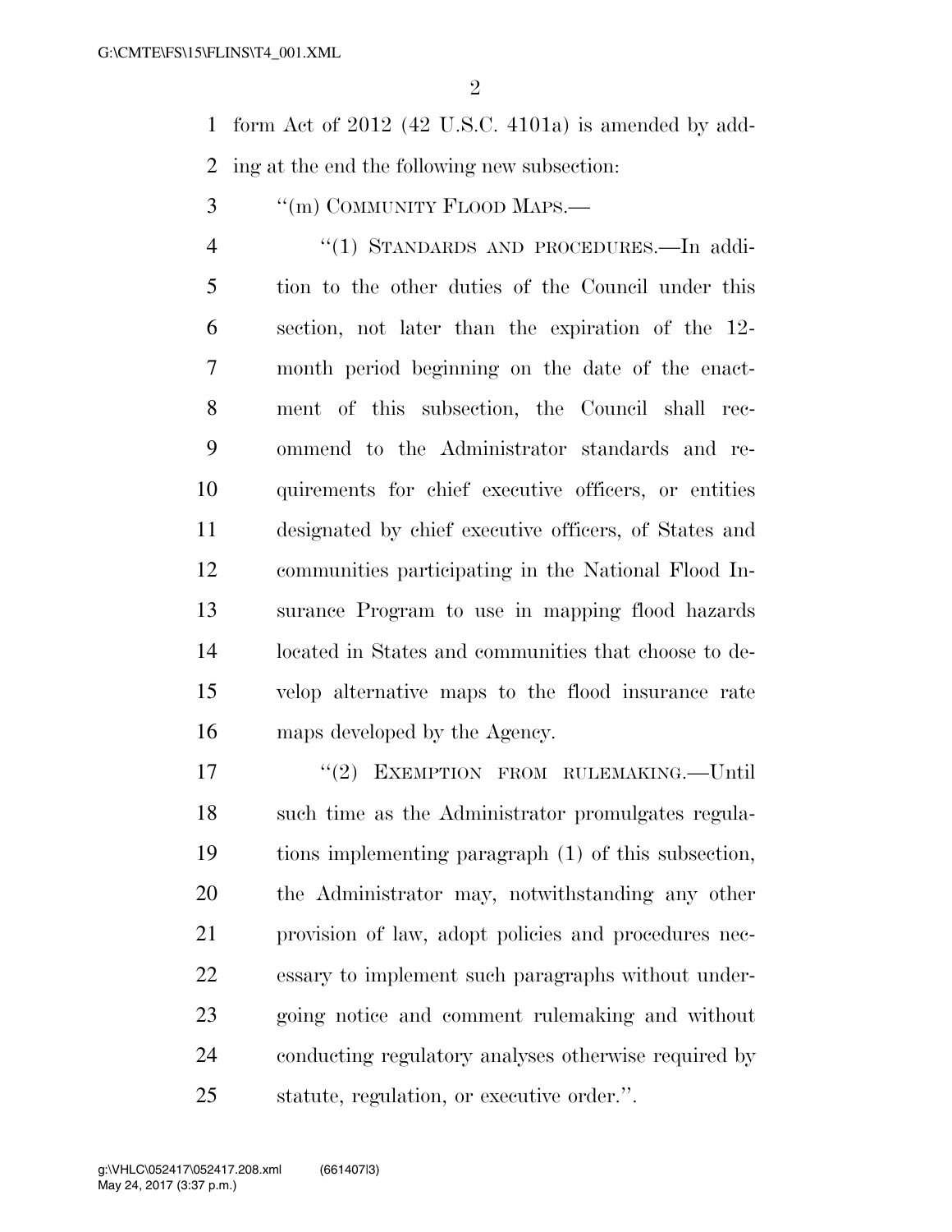form Act of 2012 (42 U.S.C. 4101a) is amended by adding at the end the following new subsection:

"(m) COMMUNITY FLOOD MAPS.—

"(1) STANDARDS AND PROCEDURES.—In addition to the other duties of the Council under this section, not later than the expiration of the 12-month period beginning on the date of the enactment of this subsection, the Council shall recommend to the Administrator standards and requirements for chief executive officers, or entities designated by chief executive officers, of States and communities participating in the National Flood Insurance Program to use in mapping flood hazards located in States and communities that choose to develop alternative maps to the flood insurance rate maps developed by the Agency.

"(2) EXEMPTION FROM RULEMAKING.—Until such time as the Administrator promulgates regulations implementing paragraph (1) of this subsection, the Administrator may, notwithstanding any other provision of law, adopt policies and procedures necessary to implement such paragraphs without undergoing notice and comment rulemaking and without conducting regulatory analyses otherwise required by statute, regulation, or executive order.".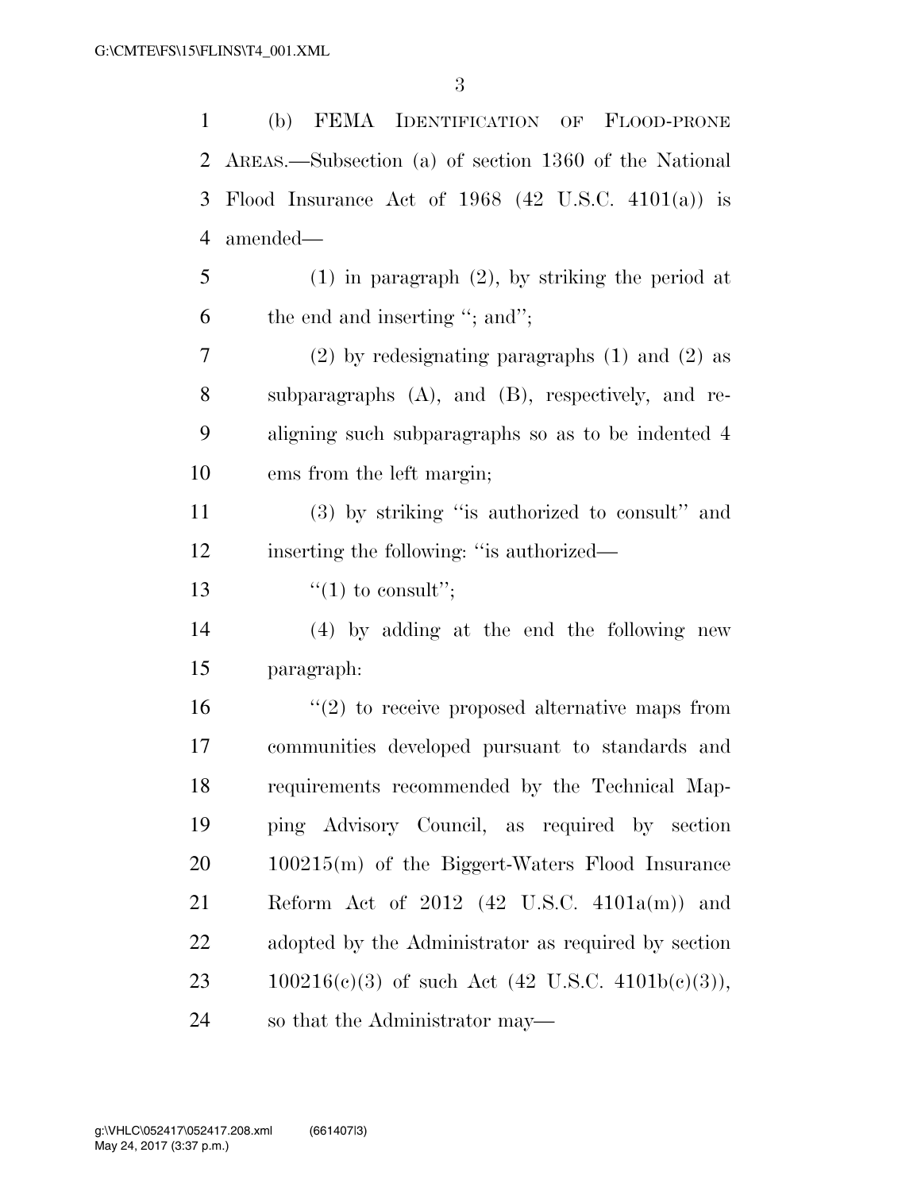(b) FEMA IDENTIFICATION OF FLOOD-PRONE AREAS.—Subsection (a) of section 1360 of the National Flood Insurance Act of 1968 (42 U.S.C. 4101(a)) is amended—

(1) in paragraph (2), by striking the period at the end and inserting ''; and'';

(2) by redesignating paragraphs (1) and (2) as subparagraphs (A), and (B), respectively, and re-aligning such subparagraphs so as to be indented 4 ems from the left margin;

(3) by striking ''is authorized to consult'' and inserting the following: ''is authorized—

''(1) to consult'';

(4) by adding at the end the following new paragraph:

''(2) to receive proposed alternative maps from communities developed pursuant to standards and requirements recommended by the Technical Mapping Advisory Council, as required by section 100215(m) of the Biggert-Waters Flood Insurance Reform Act of 2012 (42 U.S.C. 4101a(m)) and adopted by the Administrator as required by section 100216(c)(3) of such Act (42 U.S.C. 4101b(c)(3)), so that the Administrator may—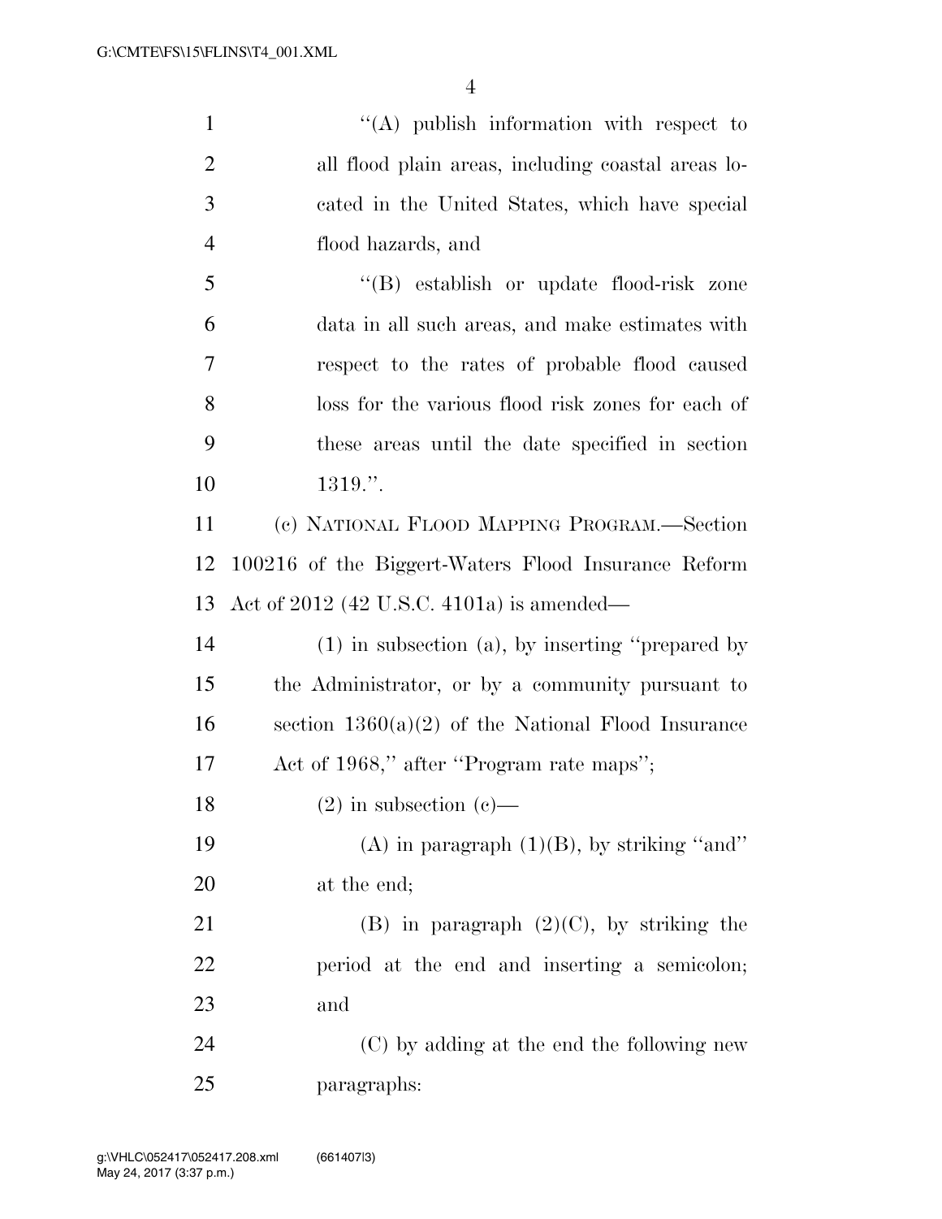"(A) publish information with respect to all flood plain areas, including coastal areas located in the United States, which have special flood hazards, and

"(B) establish or update flood-risk zone data in all such areas, and make estimates with respect to the rates of probable flood caused loss for the various flood risk zones for each of these areas until the date specified in section 1319.".

(c) NATIONAL FLOOD MAPPING PROGRAM.—Section 100216 of the Biggert-Waters Flood Insurance Reform Act of 2012 (42 U.S.C. 4101a) is amended—

(1) in subsection (a), by inserting "prepared by the Administrator, or by a community pursuant to section 1360(a)(2) of the National Flood Insurance Act of 1968," after "Program rate maps";

(2) in subsection (c)—

(A) in paragraph (1)(B), by striking "and" at the end;

(B) in paragraph (2)(C), by striking the period at the end and inserting a semicolon; and

(C) by adding at the end the following new paragraphs: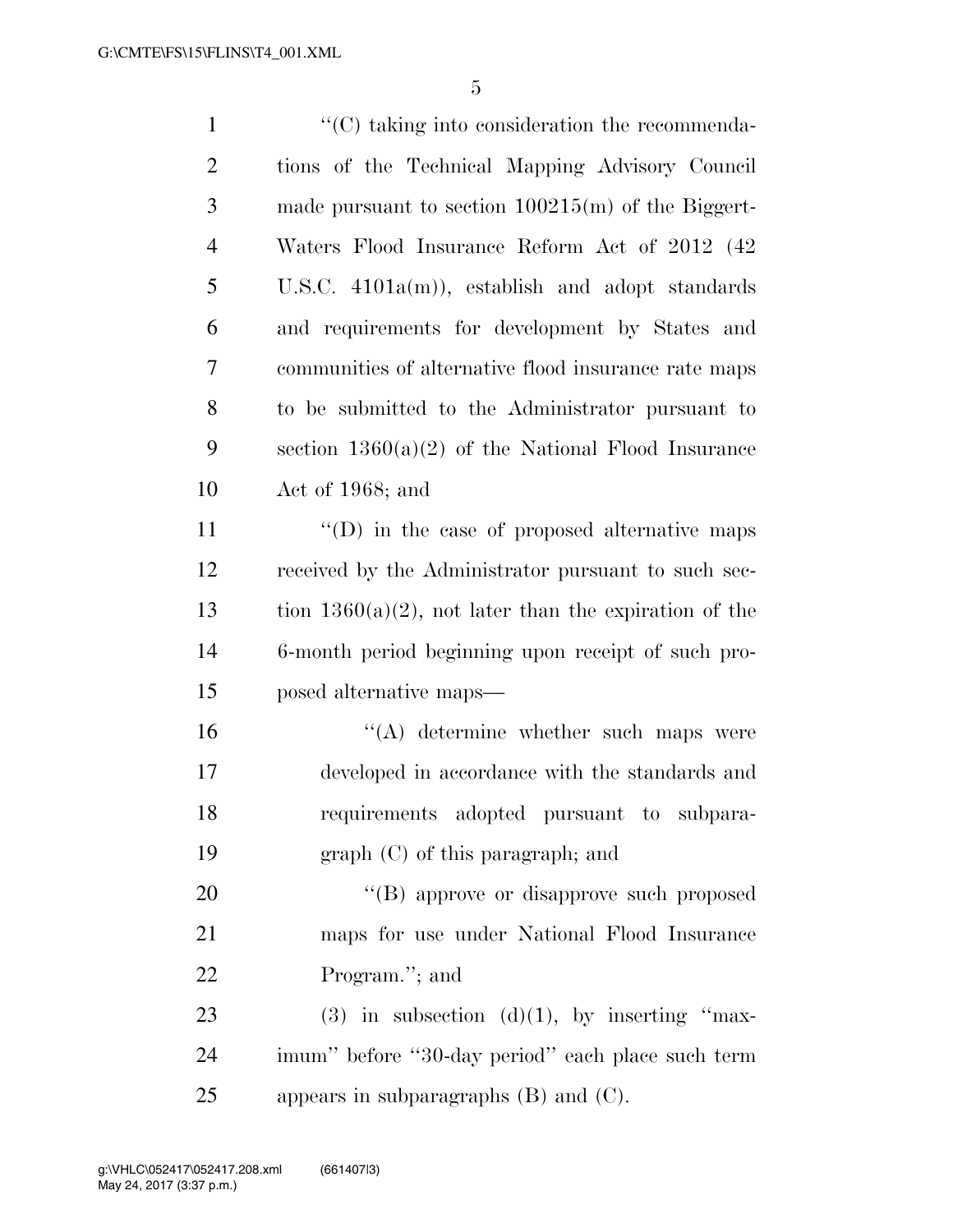''(C) taking into consideration the recommendations of the Technical Mapping Advisory Council made pursuant to section 100215(m) of the Biggert-Waters Flood Insurance Reform Act of 2012 (42 U.S.C. 4101a(m)), establish and adopt standards and requirements for development by States and communities of alternative flood insurance rate maps to be submitted to the Administrator pursuant to section 1360(a)(2) of the National Flood Insurance Act of 1968; and

''(D) in the case of proposed alternative maps received by the Administrator pursuant to such section 1360(a)(2), not later than the expiration of the 6-month period beginning upon receipt of such proposed alternative maps—

''(A) determine whether such maps were developed in accordance with the standards and requirements adopted pursuant to subparagraph (C) of this paragraph; and

''(B) approve or disapprove such proposed maps for use under National Flood Insurance Program.''; and

(3) in subsection (d)(1), by inserting ''maximum'' before ''30-day period'' each place such term appears in subparagraphs (B) and (C).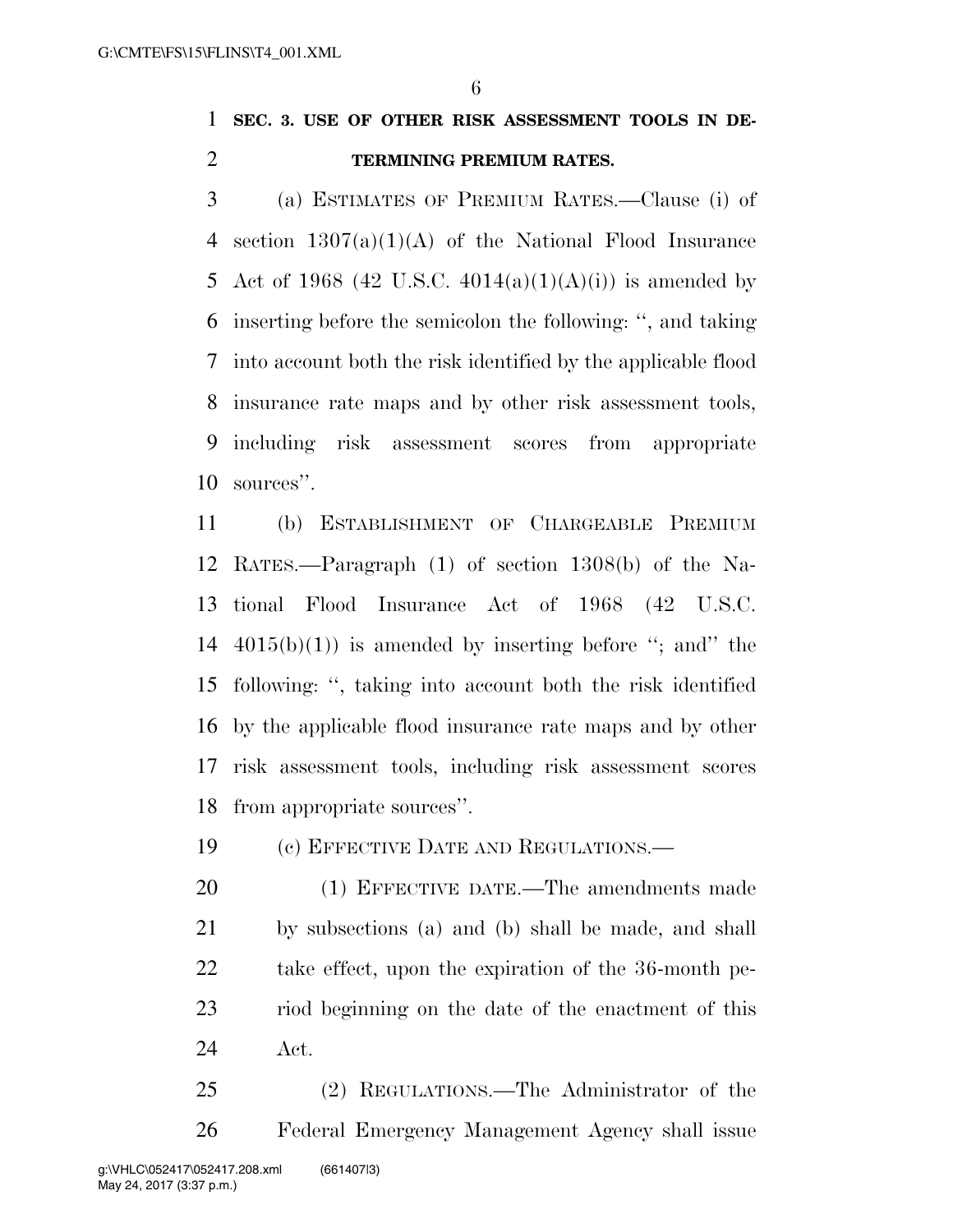## SEC. 3. USE OF OTHER RISK ASSESSMENT TOOLS IN DETERMINING PREMIUM RATES.

(a) ESTIMATES OF PREMIUM RATES.—Clause (i) of section 1307(a)(1)(A) of the National Flood Insurance Act of 1968 (42 U.S.C. 4014(a)(1)(A)(i)) is amended by inserting before the semicolon the following: '', and taking into account both the risk identified by the applicable flood insurance rate maps and by other risk assessment tools, including risk assessment scores from appropriate sources''.

(b) ESTABLISHMENT OF CHARGEABLE PREMIUM RATES.—Paragraph (1) of section 1308(b) of the National Flood Insurance Act of 1968 (42 U.S.C. 4015(b)(1)) is amended by inserting before ''; and'' the following: '', taking into account both the risk identified by the applicable flood insurance rate maps and by other risk assessment tools, including risk assessment scores from appropriate sources''.

(c) EFFECTIVE DATE AND REGULATIONS.—

(1) EFFECTIVE DATE.—The amendments made by subsections (a) and (b) shall be made, and shall take effect, upon the expiration of the 36-month period beginning on the date of the enactment of this Act.

(2) REGULATIONS.—The Administrator of the Federal Emergency Management Agency shall issue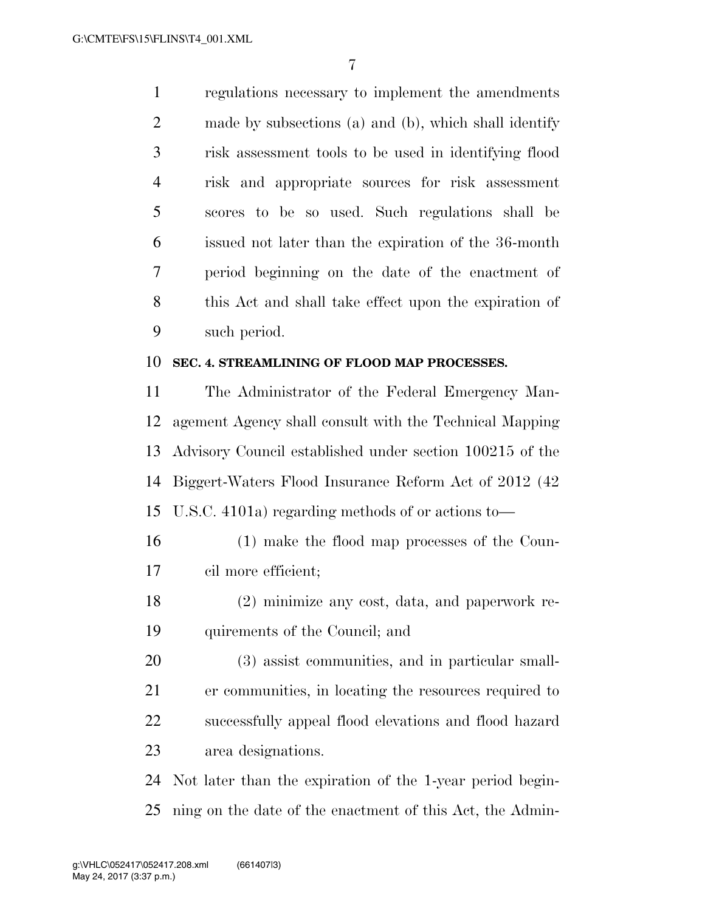regulations necessary to implement the amendments made by subsections (a) and (b), which shall identify risk assessment tools to be used in identifying flood risk and appropriate sources for risk assessment scores to be so used. Such regulations shall be issued not later than the expiration of the 36-month period beginning on the date of the enactment of this Act and shall take effect upon the expiration of such period.

**SEC. 4. STREAMLINING OF FLOOD MAP PROCESSES.**

The Administrator of the Federal Emergency Management Agency shall consult with the Technical Mapping Advisory Council established under section 100215 of the Biggert-Waters Flood Insurance Reform Act of 2012 (42 U.S.C. 4101a) regarding methods of or actions to—

(1) make the flood map processes of the Council more efficient;

(2) minimize any cost, data, and paperwork requirements of the Council; and

(3) assist communities, and in particular smaller communities, in locating the resources required to successfully appeal flood elevations and flood hazard area designations.

Not later than the expiration of the 1-year period beginning on the date of the enactment of this Act, the Admin-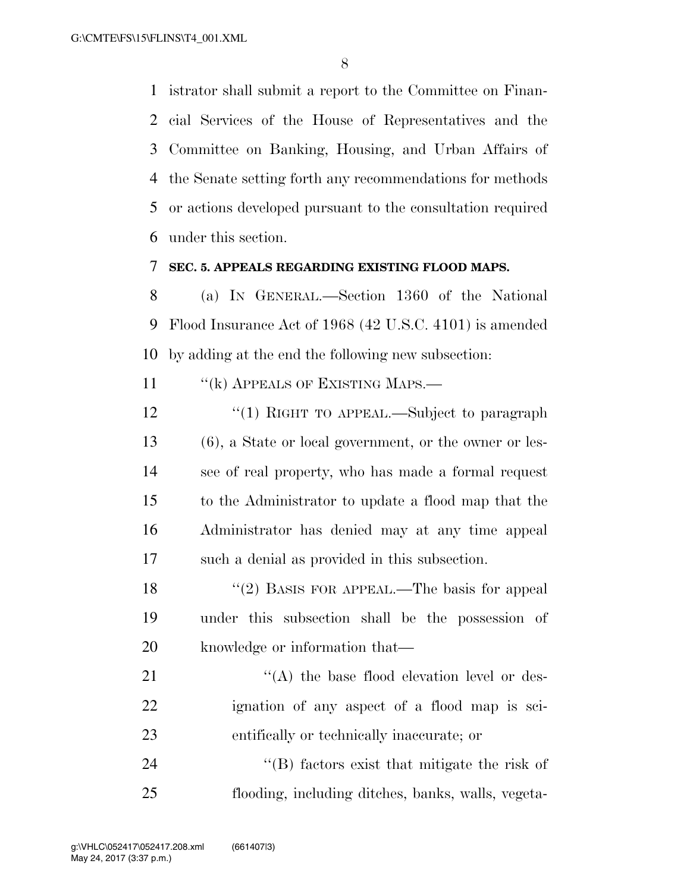istrator shall submit a report to the Committee on Financial Services of the House of Representatives and the Committee on Banking, Housing, and Urban Affairs of the Senate setting forth any recommendations for methods or actions developed pursuant to the consultation required under this section.

**SEC. 5. APPEALS REGARDING EXISTING FLOOD MAPS.**

(a) IN GENERAL.—Section 1360 of the National Flood Insurance Act of 1968 (42 U.S.C. 4101) is amended by adding at the end the following new subsection:

"(k) APPEALS OF EXISTING MAPS.—

"(1) RIGHT TO APPEAL.—Subject to paragraph (6), a State or local government, or the owner or lessee of real property, who has made a formal request to the Administrator to update a flood map that the Administrator has denied may at any time appeal such a denial as provided in this subsection.

"(2) BASIS FOR APPEAL.—The basis for appeal under this subsection shall be the possession of knowledge or information that—

"(A) the base flood elevation level or designation of any aspect of a flood map is scientifically or technically inaccurate; or

"(B) factors exist that mitigate the risk of flooding, including ditches, banks, walls, vegeta-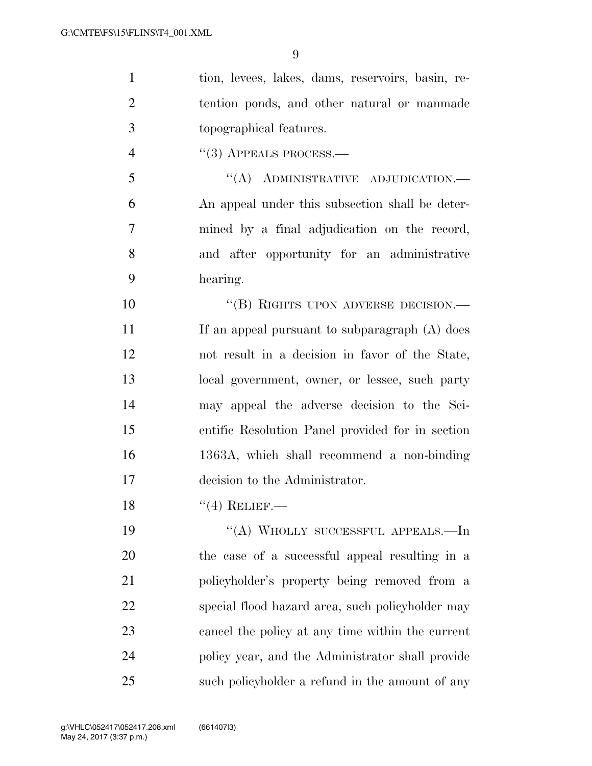tion, levees, lakes, dams, reservoirs, basin, retention ponds, and other natural or manmade topographical features.

"(3) APPEALS PROCESS.—

"(A) ADMINISTRATIVE ADJUDICATION.— An appeal under this subsection shall be determined by a final adjudication on the record, and after opportunity for an administrative hearing.

"(B) RIGHTS UPON ADVERSE DECISION.— If an appeal pursuant to subparagraph (A) does not result in a decision in favor of the State, local government, owner, or lessee, such party may appeal the adverse decision to the Scientific Resolution Panel provided for in section 1363A, which shall recommend a non-binding decision to the Administrator.

"(4) RELIEF.—

"(A) WHOLLY SUCCESSFUL APPEALS.—In the case of a successful appeal resulting in a policyholder's property being removed from a special flood hazard area, such policyholder may cancel the policy at any time within the current policy year, and the Administrator shall provide such policyholder a refund in the amount of any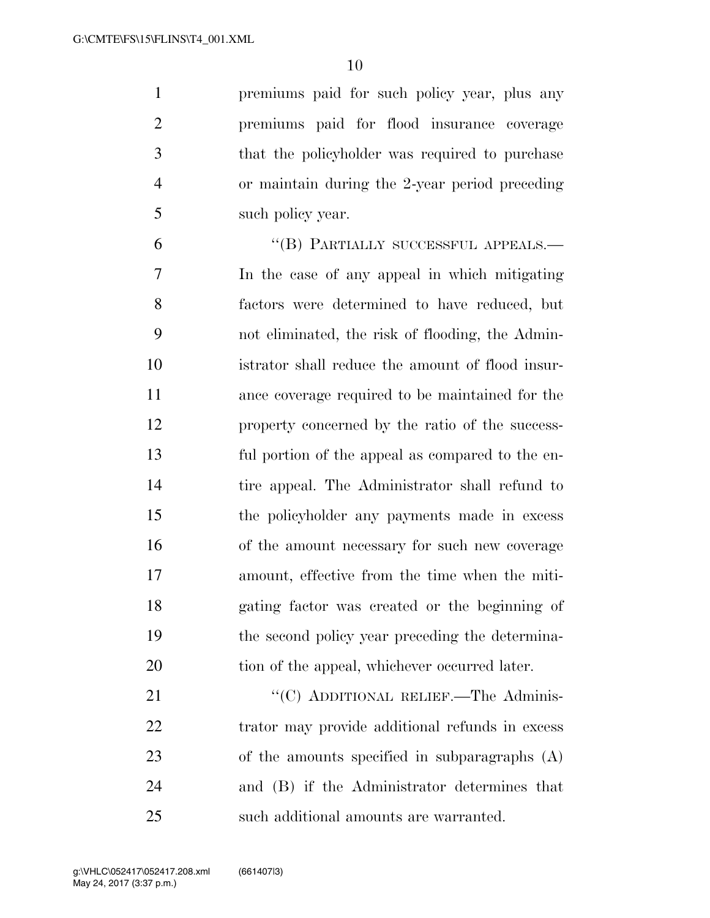premiums paid for such policy year, plus any premiums paid for flood insurance coverage that the policyholder was required to purchase or maintain during the 2-year period preceding such policy year.

"(B) PARTIALLY SUCCESSFUL APPEALS.—In the case of any appeal in which mitigating factors were determined to have reduced, but not eliminated, the risk of flooding, the Administrator shall reduce the amount of flood insurance coverage required to be maintained for the property concerned by the ratio of the successful portion of the appeal as compared to the entire appeal. The Administrator shall refund to the policyholder any payments made in excess of the amount necessary for such new coverage amount, effective from the time when the mitigating factor was created or the beginning of the second policy year preceding the determination of the appeal, whichever occurred later.

"(C) ADDITIONAL RELIEF.—The Administrator may provide additional refunds in excess of the amounts specified in subparagraphs (A) and (B) if the Administrator determines that such additional amounts are warranted.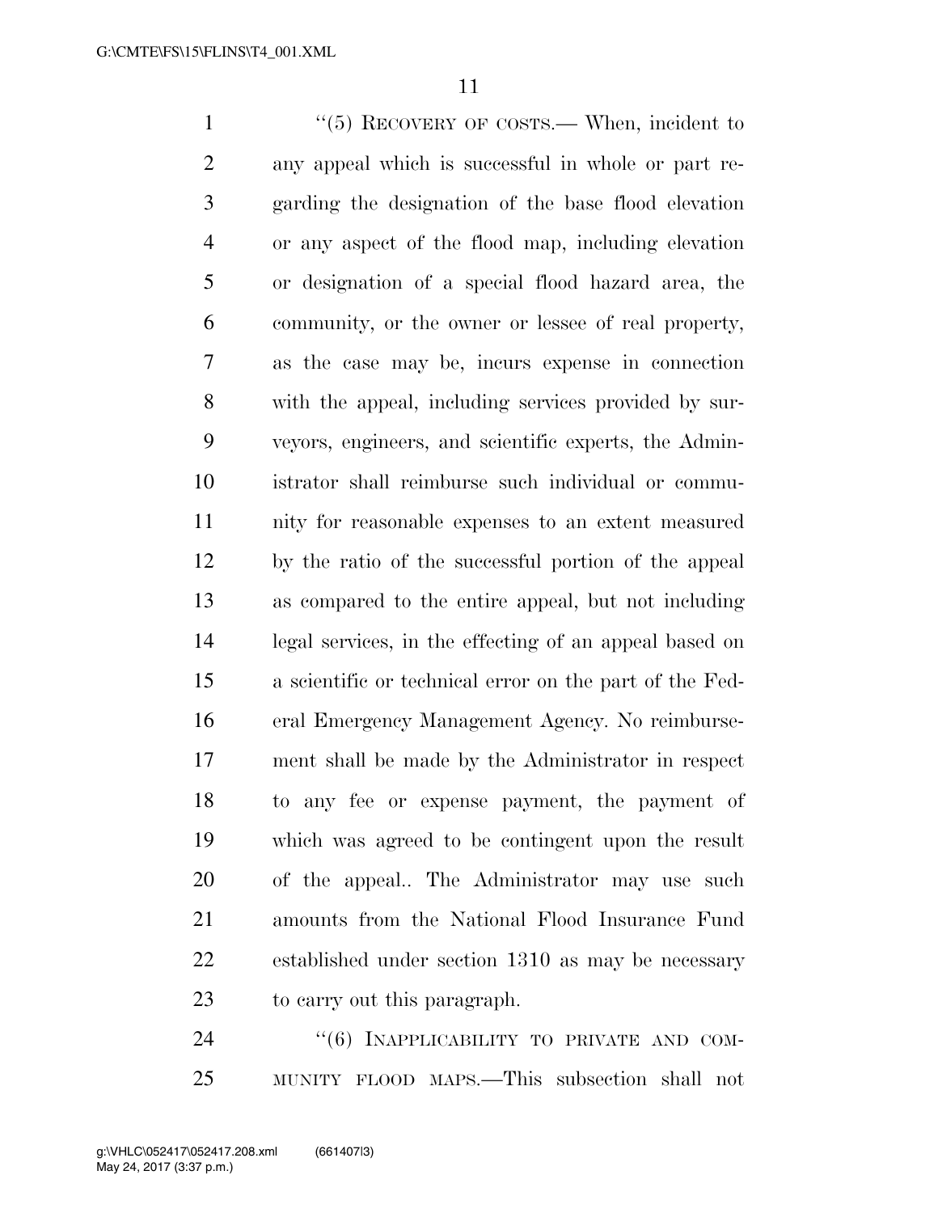''(5) RECOVERY OF COSTS.— When, incident to any appeal which is successful in whole or part regarding the designation of the base flood elevation or any aspect of the flood map, including elevation or designation of a special flood hazard area, the community, or the owner or lessee of real property, as the case may be, incurs expense in connection with the appeal, including services provided by surveyors, engineers, and scientific experts, the Administrator shall reimburse such individual or community for reasonable expenses to an extent measured by the ratio of the successful portion of the appeal as compared to the entire appeal, but not including legal services, in the effecting of an appeal based on a scientific or technical error on the part of the Federal Emergency Management Agency. No reimbursement shall be made by the Administrator in respect to any fee or expense payment, the payment of which was agreed to be contingent upon the result of the appeal.. The Administrator may use such amounts from the National Flood Insurance Fund established under section 1310 as may be necessary to carry out this paragraph.

''(6) INAPPLICABILITY TO PRIVATE AND COMMUNITY FLOOD MAPS.—This subsection shall not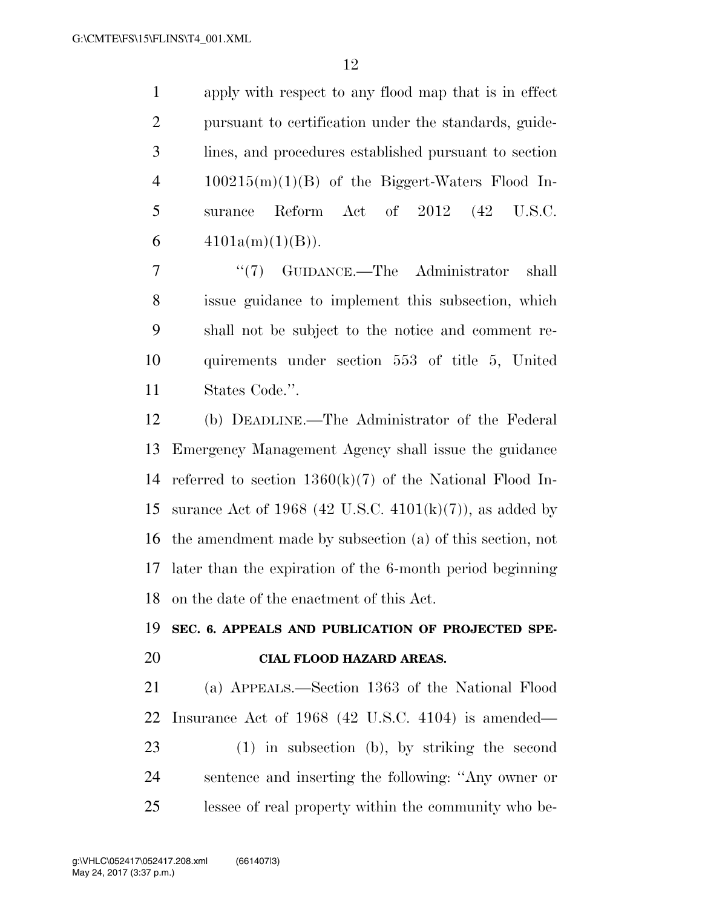apply with respect to any flood map that is in effect pursuant to certification under the standards, guidelines, and procedures established pursuant to section 100215(m)(1)(B) of the Biggert-Waters Flood Insurance Reform Act of 2012 (42 U.S.C. 4101a(m)(1)(B)).

''(7) GUIDANCE.—The Administrator shall issue guidance to implement this subsection, which shall not be subject to the notice and comment requirements under section 553 of title 5, United States Code.''.

(b) DEADLINE.—The Administrator of the Federal Emergency Management Agency shall issue the guidance referred to section 1360(k)(7) of the National Flood Insurance Act of 1968 (42 U.S.C. 4101(k)(7)), as added by the amendment made by subsection (a) of this section, not later than the expiration of the 6-month period beginning on the date of the enactment of this Act.

**SEC. 6. APPEALS AND PUBLICATION OF PROJECTED SPECIAL FLOOD HAZARD AREAS.**

(a) APPEALS.—Section 1363 of the National Flood Insurance Act of 1968 (42 U.S.C. 4104) is amended—

(1) in subsection (b), by striking the second sentence and inserting the following: ''Any owner or lessee of real property within the community who be-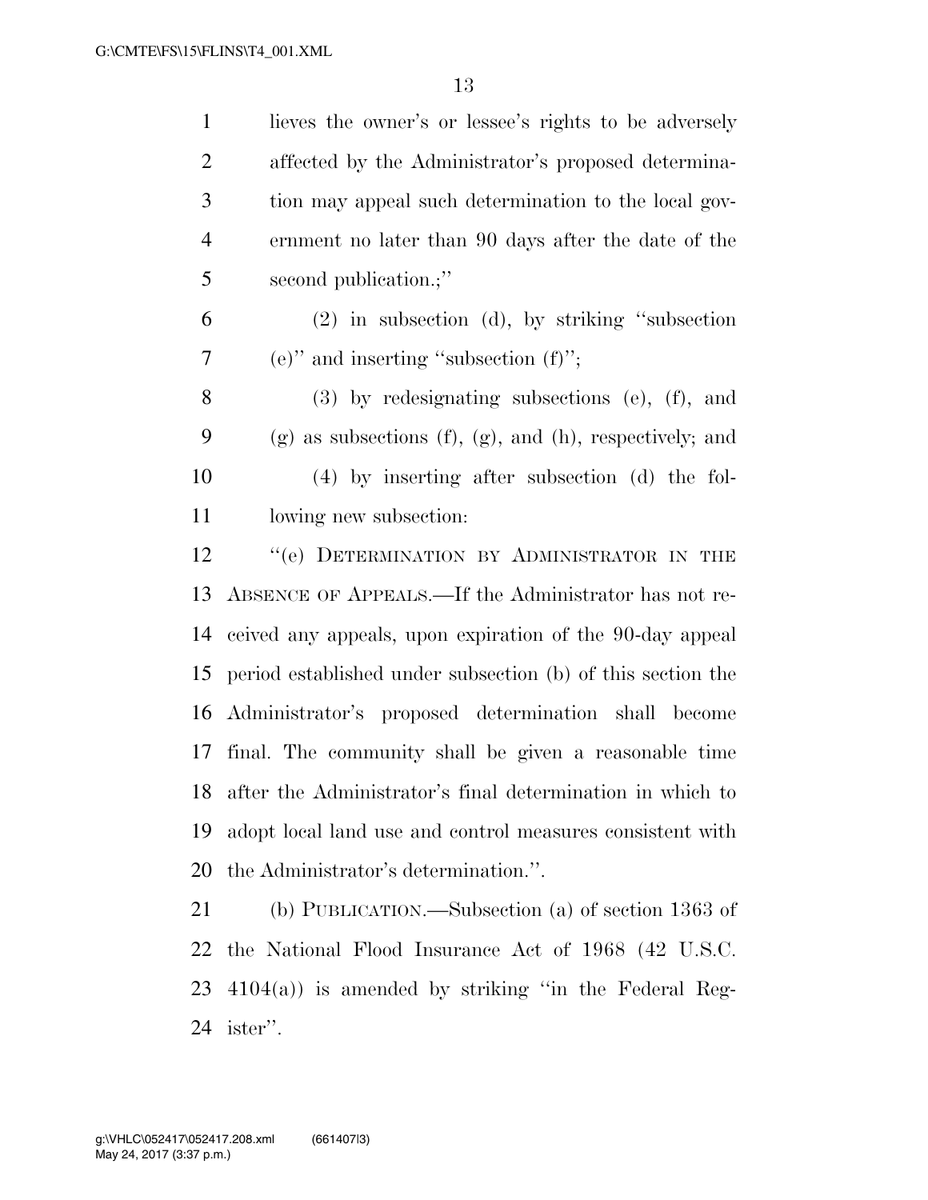lieves the owner's or lessee's rights to be adversely affected by the Administrator's proposed determination may appeal such determination to the local government no later than 90 days after the date of the second publication.;''

(2) in subsection (d), by striking ''subsection (e)'' and inserting ''subsection (f)'';

(3) by redesignating subsections (e), (f), and (g) as subsections (f), (g), and (h), respectively; and

(4) by inserting after subsection (d) the following new subsection:

''(e) DETERMINATION BY ADMINISTRATOR IN THE ABSENCE OF APPEALS.—If the Administrator has not received any appeals, upon expiration of the 90-day appeal period established under subsection (b) of this section the Administrator's proposed determination shall become final. The community shall be given a reasonable time after the Administrator's final determination in which to adopt local land use and control measures consistent with the Administrator's determination.''.

(b) PUBLICATION.—Subsection (a) of section 1363 of the National Flood Insurance Act of 1968 (42 U.S.C. 4104(a)) is amended by striking ''in the Federal Register''.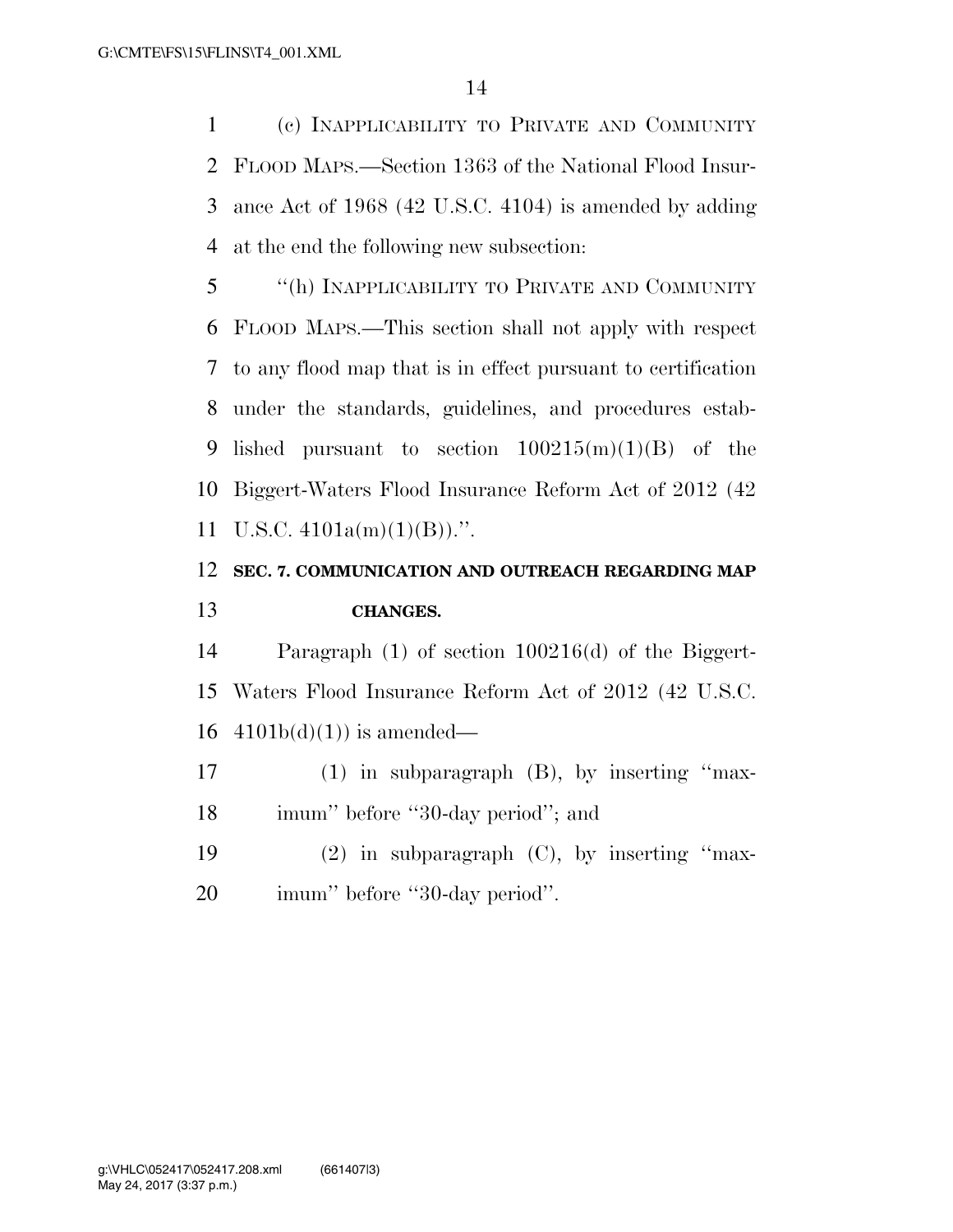(c) INAPPLICABILITY TO PRIVATE AND COMMUNITY FLOOD MAPS.—Section 1363 of the National Flood Insurance Act of 1968 (42 U.S.C. 4104) is amended by adding at the end the following new subsection:

''(h) INAPPLICABILITY TO PRIVATE AND COMMUNITY FLOOD MAPS.—This section shall not apply with respect to any flood map that is in effect pursuant to certification under the standards, guidelines, and procedures established pursuant to section 100215(m)(1)(B) of the Biggert-Waters Flood Insurance Reform Act of 2012 (42 U.S.C. 4101a(m)(1)(B)).''.

**SEC. 7. COMMUNICATION AND OUTREACH REGARDING MAP CHANGES.**

Paragraph (1) of section 100216(d) of the Biggert-Waters Flood Insurance Reform Act of 2012 (42 U.S.C. 4101b(d)(1)) is amended—

(1) in subparagraph (B), by inserting ''maximum'' before ''30-day period''; and

(2) in subparagraph (C), by inserting ''maximum'' before ''30-day period''.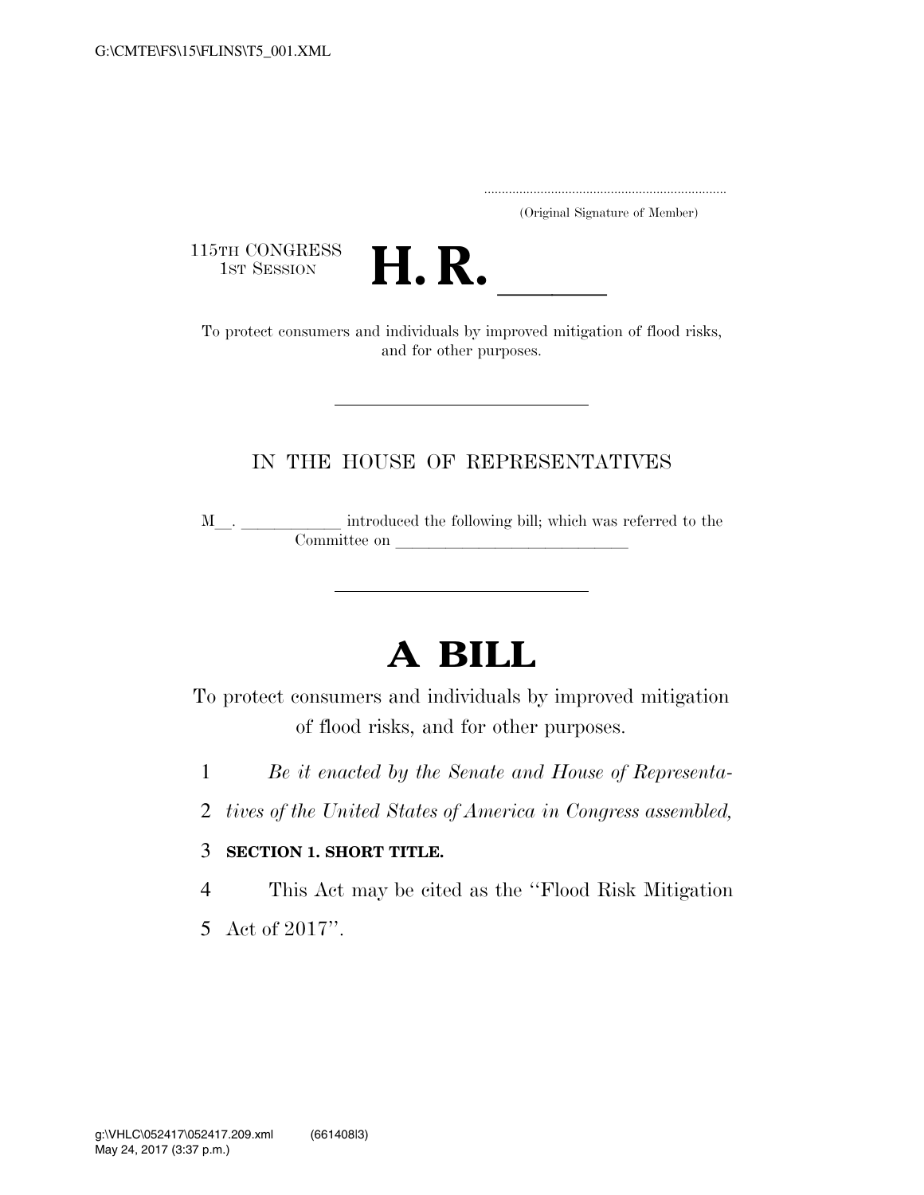(Original Signature of Member)

115TH CONGRESS
1ST SESSION

# H. R. \_\_\_\_\_

To protect consumers and individuals by improved mitigation of flood risks, and for other purposes.

IN THE HOUSE OF REPRESENTATIVES

M\_\_. \_\_\_\_\_\_\_\_\_\_\_\_ introduced the following bill; which was referred to the Committee on \_\_\_\_\_\_\_\_\_\_\_\_\_\_\_\_\_\_\_\_\_\_\_\_\_\_\_\_\_\_

# A BILL

To protect consumers and individuals by improved mitigation of flood risks, and for other purposes.

1 *Be it enacted by the Senate and House of Representa-*
2 *tives of the United States of America in Congress assembled,*

3 **SECTION 1. SHORT TITLE.**

4 This Act may be cited as the ''Flood Risk Mitigation
5 Act of 2017''.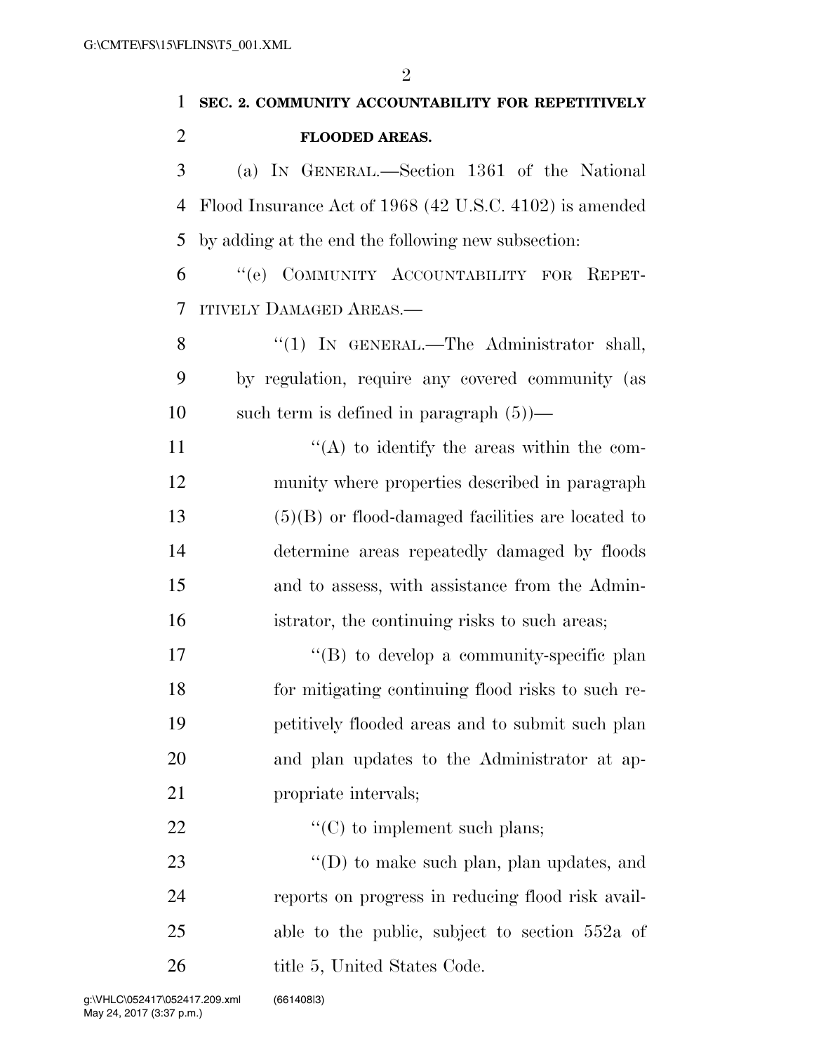**SEC. 2. COMMUNITY ACCOUNTABILITY FOR REPETITIVELY FLOODED AREAS.**

(a) IN GENERAL.—Section 1361 of the National Flood Insurance Act of 1968 (42 U.S.C. 4102) is amended by adding at the end the following new subsection:

"(e) COMMUNITY ACCOUNTABILITY FOR REPETITIVELY DAMAGED AREAS.—

"(1) IN GENERAL.—The Administrator shall, by regulation, require any covered community (as such term is defined in paragraph (5))—

"(A) to identify the areas within the community where properties described in paragraph (5)(B) or flood-damaged facilities are located to determine areas repeatedly damaged by floods and to assess, with assistance from the Administrator, the continuing risks to such areas;

"(B) to develop a community-specific plan for mitigating continuing flood risks to such repetitively flooded areas and to submit such plan and plan updates to the Administrator at appropriate intervals;

"(C) to implement such plans;

"(D) to make such plan, plan updates, and reports on progress in reducing flood risk available to the public, subject to section 552a of title 5, United States Code.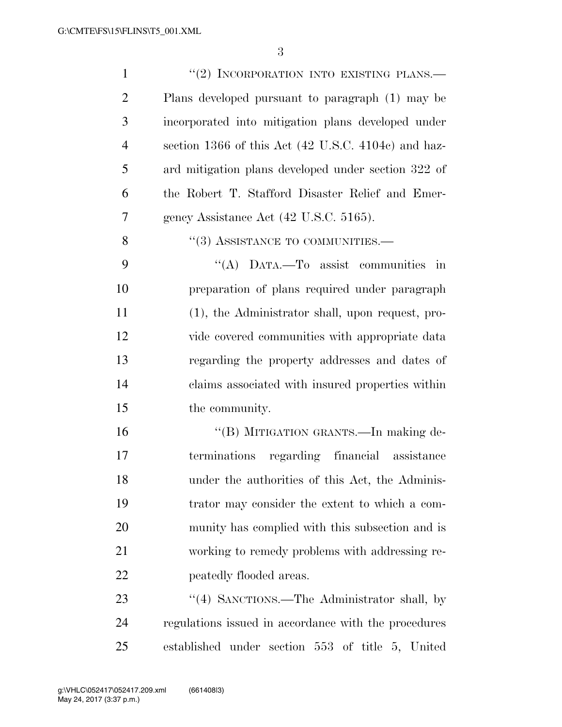"(2) INCORPORATION INTO EXISTING PLANS.— Plans developed pursuant to paragraph (1) may be incorporated into mitigation plans developed under section 1366 of this Act (42 U.S.C. 4104c) and hazard mitigation plans developed under section 322 of the Robert T. Stafford Disaster Relief and Emergency Assistance Act (42 U.S.C. 5165).

"(3) ASSISTANCE TO COMMUNITIES.—

"(A) DATA.—To assist communities in preparation of plans required under paragraph (1), the Administrator shall, upon request, provide covered communities with appropriate data regarding the property addresses and dates of claims associated with insured properties within the community.

"(B) MITIGATION GRANTS.—In making determinations regarding financial assistance under the authorities of this Act, the Administrator may consider the extent to which a community has complied with this subsection and is working to remedy problems with addressing repeatedly flooded areas.

"(4) SANCTIONS.—The Administrator shall, by regulations issued in accordance with the procedures established under section 553 of title 5, United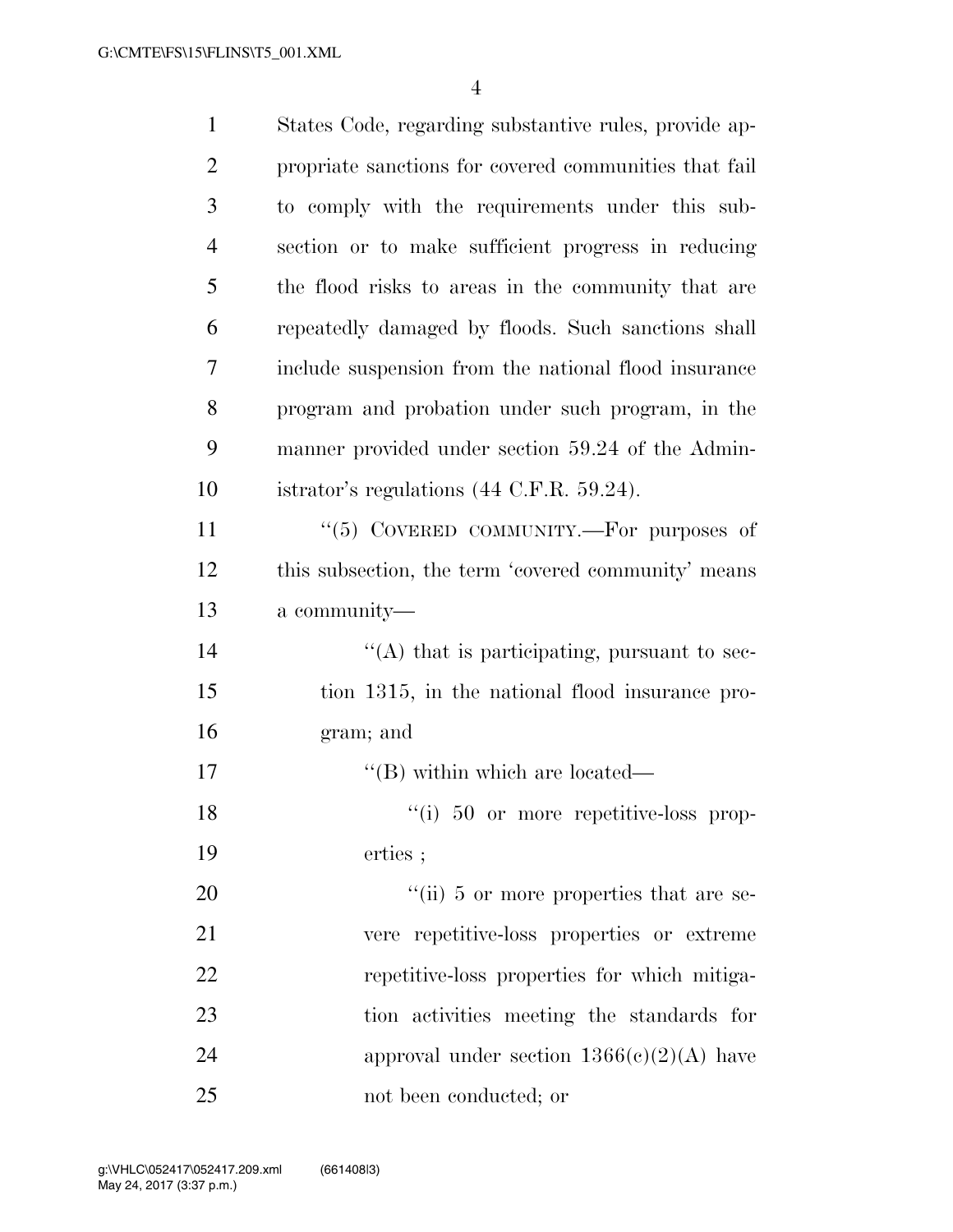States Code, regarding substantive rules, provide appropriate sanctions for covered communities that fail to comply with the requirements under this subsection or to make sufficient progress in reducing the flood risks to areas in the community that are repeatedly damaged by floods. Such sanctions shall include suspension from the national flood insurance program and probation under such program, in the manner provided under section 59.24 of the Administrator's regulations (44 C.F.R. 59.24).

"(5) COVERED COMMUNITY.—For purposes of this subsection, the term 'covered community' means a community—

"(A) that is participating, pursuant to section 1315, in the national flood insurance program; and

"(B) within which are located—

"(i) 50 or more repetitive-loss properties ;

"(ii) 5 or more properties that are severe repetitive-loss properties or extreme repetitive-loss properties for which mitigation activities meeting the standards for approval under section 1366(c)(2)(A) have not been conducted; or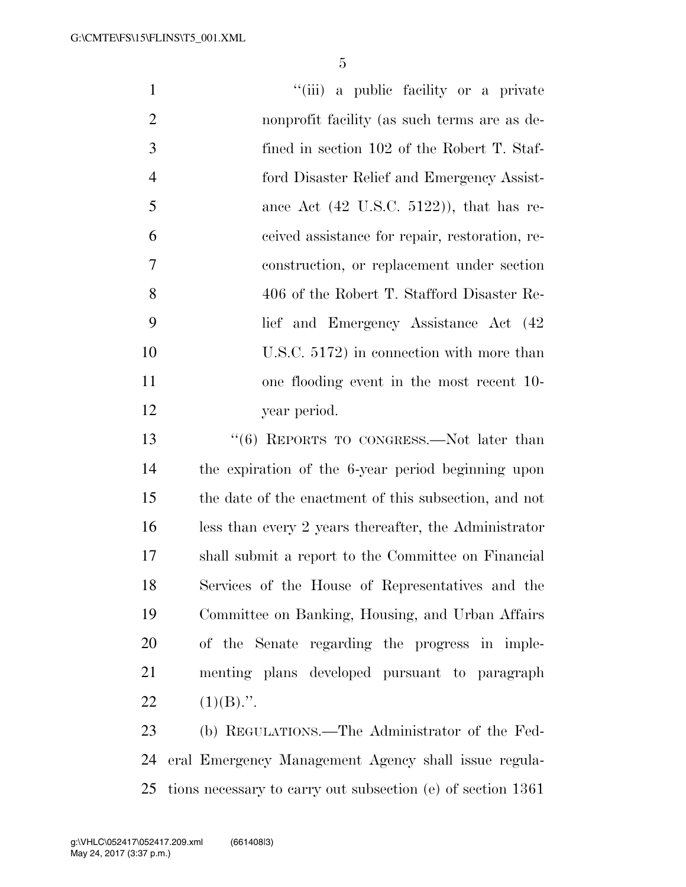''(iii) a public facility or a private nonprofit facility (as such terms are as defined in section 102 of the Robert T. Stafford Disaster Relief and Emergency Assistance Act (42 U.S.C. 5122)), that has received assistance for repair, restoration, reconstruction, or replacement under section 406 of the Robert T. Stafford Disaster Relief and Emergency Assistance Act (42 U.S.C. 5172) in connection with more than one flooding event in the most recent 10-year period.

''(6) REPORTS TO CONGRESS.—Not later than the expiration of the 6-year period beginning upon the date of the enactment of this subsection, and not less than every 2 years thereafter, the Administrator shall submit a report to the Committee on Financial Services of the House of Representatives and the Committee on Banking, Housing, and Urban Affairs of the Senate regarding the progress in implementing plans developed pursuant to paragraph (1)(B).''.

(b) REGULATIONS.—The Administrator of the Federal Emergency Management Agency shall issue regulations necessary to carry out subsection (e) of section 1361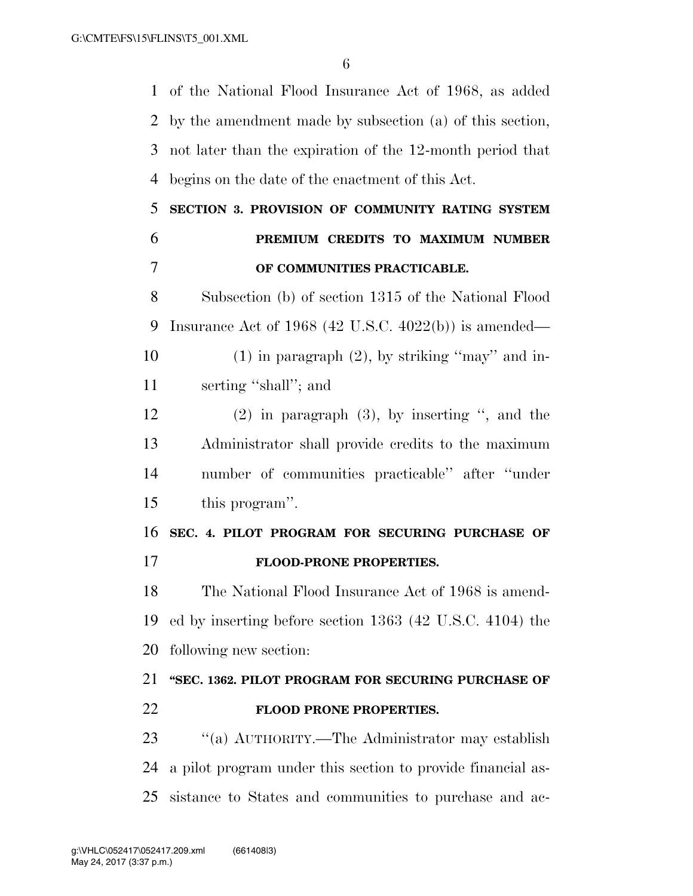of the National Flood Insurance Act of 1968, as added by the amendment made by subsection (a) of this section, not later than the expiration of the 12-month period that begins on the date of the enactment of this Act.

## SECTION 3. PROVISION OF COMMUNITY RATING SYSTEM PREMIUM CREDITS TO MAXIMUM NUMBER OF COMMUNITIES PRACTICABLE.

Subsection (b) of section 1315 of the National Flood Insurance Act of 1968 (42 U.S.C. 4022(b)) is amended—

(1) in paragraph (2), by striking ''may'' and inserting ''shall''; and

(2) in paragraph (3), by inserting '', and the Administrator shall provide credits to the maximum number of communities practicable'' after ''under this program''.

## SEC. 4. PILOT PROGRAM FOR SECURING PURCHASE OF FLOOD-PRONE PROPERTIES.

The National Flood Insurance Act of 1968 is amended by inserting before section 1363 (42 U.S.C. 4104) the following new section:

## ''SEC. 1362. PILOT PROGRAM FOR SECURING PURCHASE OF FLOOD PRONE PROPERTIES.

''(a) AUTHORITY.—The Administrator may establish a pilot program under this section to provide financial assistance to States and communities to purchase and ac-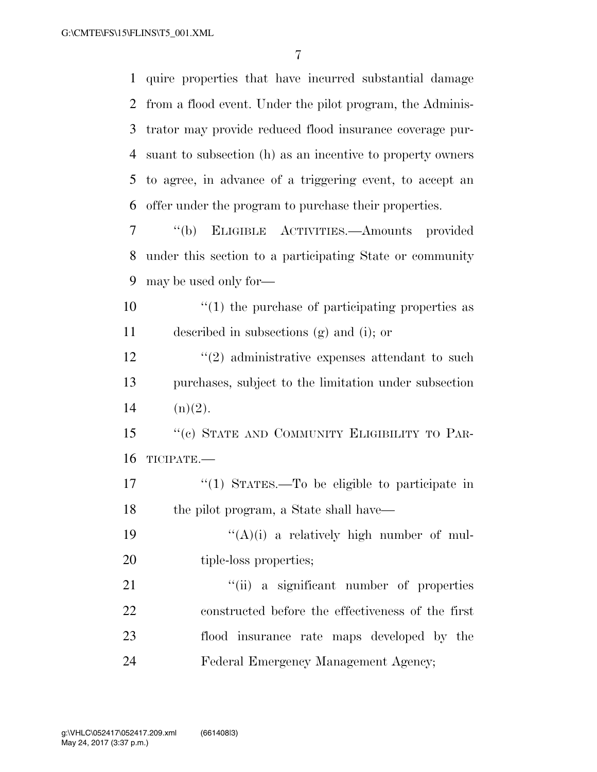quire properties that have incurred substantial damage from a flood event. Under the pilot program, the Administrator may provide reduced flood insurance coverage pursuant to subsection (h) as an incentive to property owners to agree, in advance of a triggering event, to accept an offer under the program to purchase their properties.

"(b) ELIGIBLE ACTIVITIES.—Amounts provided under this section to a participating State or community may be used only for—

"(1) the purchase of participating properties as described in subsections (g) and (i); or

"(2) administrative expenses attendant to such purchases, subject to the limitation under subsection (n)(2).

"(c) STATE AND COMMUNITY ELIGIBILITY TO PARTICIPATE.—

"(1) STATES.—To be eligible to participate in the pilot program, a State shall have—

"(A)(i) a relatively high number of multiple-loss properties;

"(ii) a significant number of properties constructed before the effectiveness of the first flood insurance rate maps developed by the Federal Emergency Management Agency;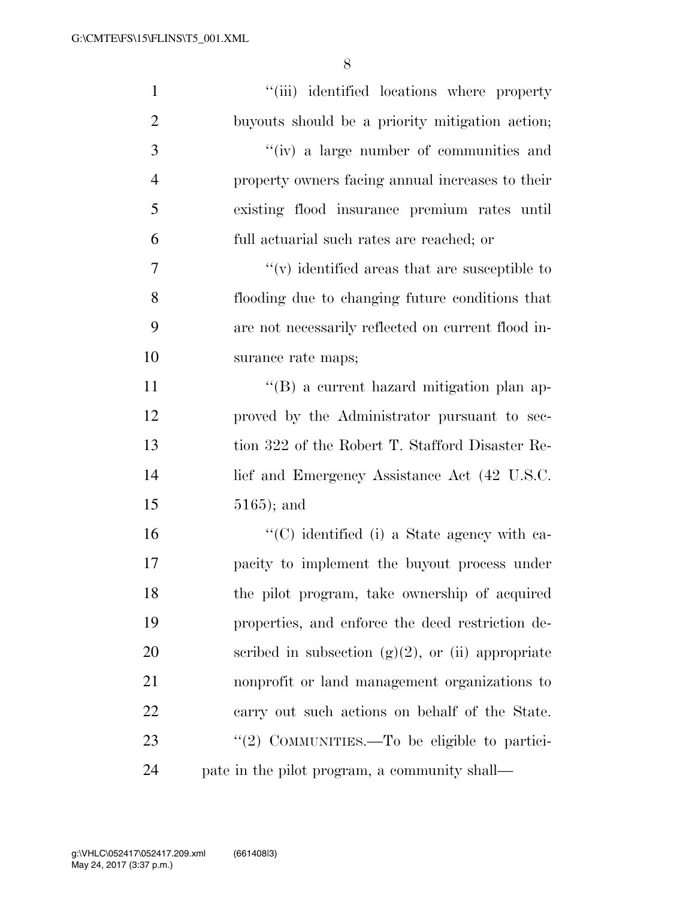"(iii) identified locations where property buyouts should be a priority mitigation action;

"(iv) a large number of communities and property owners facing annual increases to their existing flood insurance premium rates until full actuarial such rates are reached; or

"(v) identified areas that are susceptible to flooding due to changing future conditions that are not necessarily reflected on current flood insurance rate maps;

"(B) a current hazard mitigation plan approved by the Administrator pursuant to section 322 of the Robert T. Stafford Disaster Relief and Emergency Assistance Act (42 U.S.C. 5165); and

"(C) identified (i) a State agency with capacity to implement the buyout process under the pilot program, take ownership of acquired properties, and enforce the deed restriction described in subsection (g)(2), or (ii) appropriate nonprofit or land management organizations to carry out such actions on behalf of the State.

"(2) COMMUNITIES.—To be eligible to participate in the pilot program, a community shall—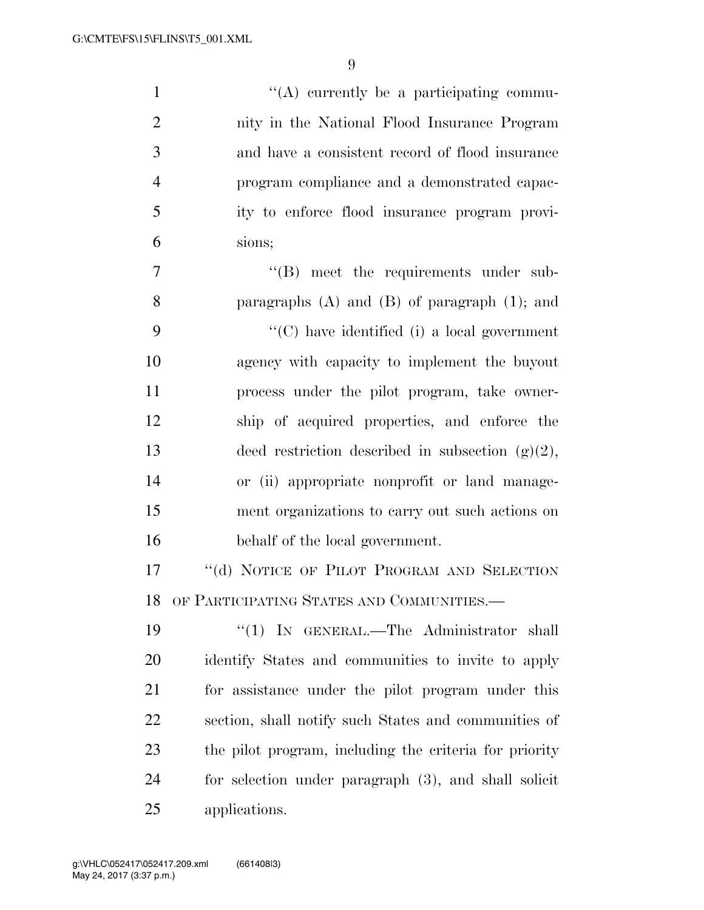''(A) currently be a participating community in the National Flood Insurance Program and have a consistent record of flood insurance program compliance and a demonstrated capacity to enforce flood insurance program provisions;

''(B) meet the requirements under subparagraphs (A) and (B) of paragraph (1); and

''(C) have identified (i) a local government agency with capacity to implement the buyout process under the pilot program, take ownership of acquired properties, and enforce the deed restriction described in subsection (g)(2), or (ii) appropriate nonprofit or land management organizations to carry out such actions on behalf of the local government.

''(d) NOTICE OF PILOT PROGRAM AND SELECTION OF PARTICIPATING STATES AND COMMUNITIES.—

''(1) IN GENERAL.—The Administrator shall identify States and communities to invite to apply for assistance under the pilot program under this section, shall notify such States and communities of the pilot program, including the criteria for priority for selection under paragraph (3), and shall solicit applications.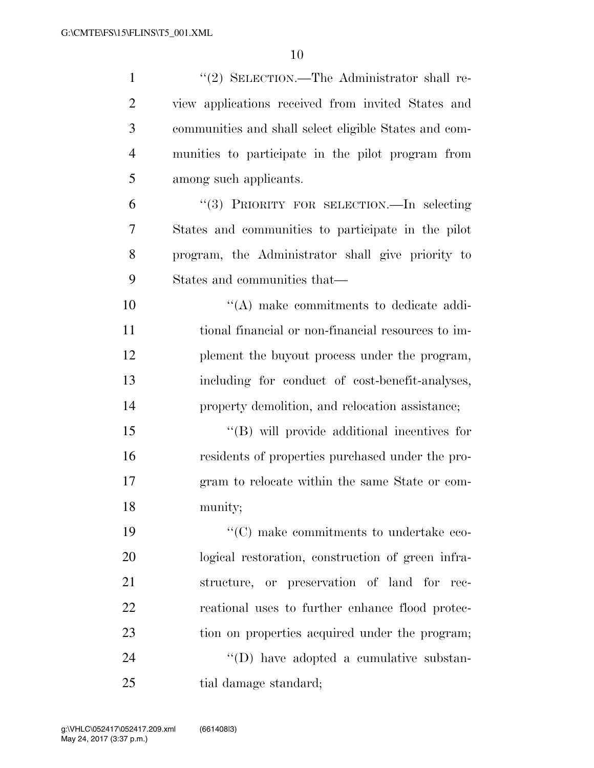''(2) SELECTION.—The Administrator shall review applications received from invited States and communities and shall select eligible States and communities to participate in the pilot program from among such applicants.

''(3) PRIORITY FOR SELECTION.—In selecting States and communities to participate in the pilot program, the Administrator shall give priority to States and communities that—

''(A) make commitments to dedicate additional financial or non-financial resources to implement the buyout process under the program, including for conduct of cost-benefit-analyses, property demolition, and relocation assistance;

''(B) will provide additional incentives for residents of properties purchased under the program to relocate within the same State or community;

''(C) make commitments to undertake ecological restoration, construction of green infrastructure, or preservation of land for recreational uses to further enhance flood protection on properties acquired under the program;

''(D) have adopted a cumulative substantial damage standard;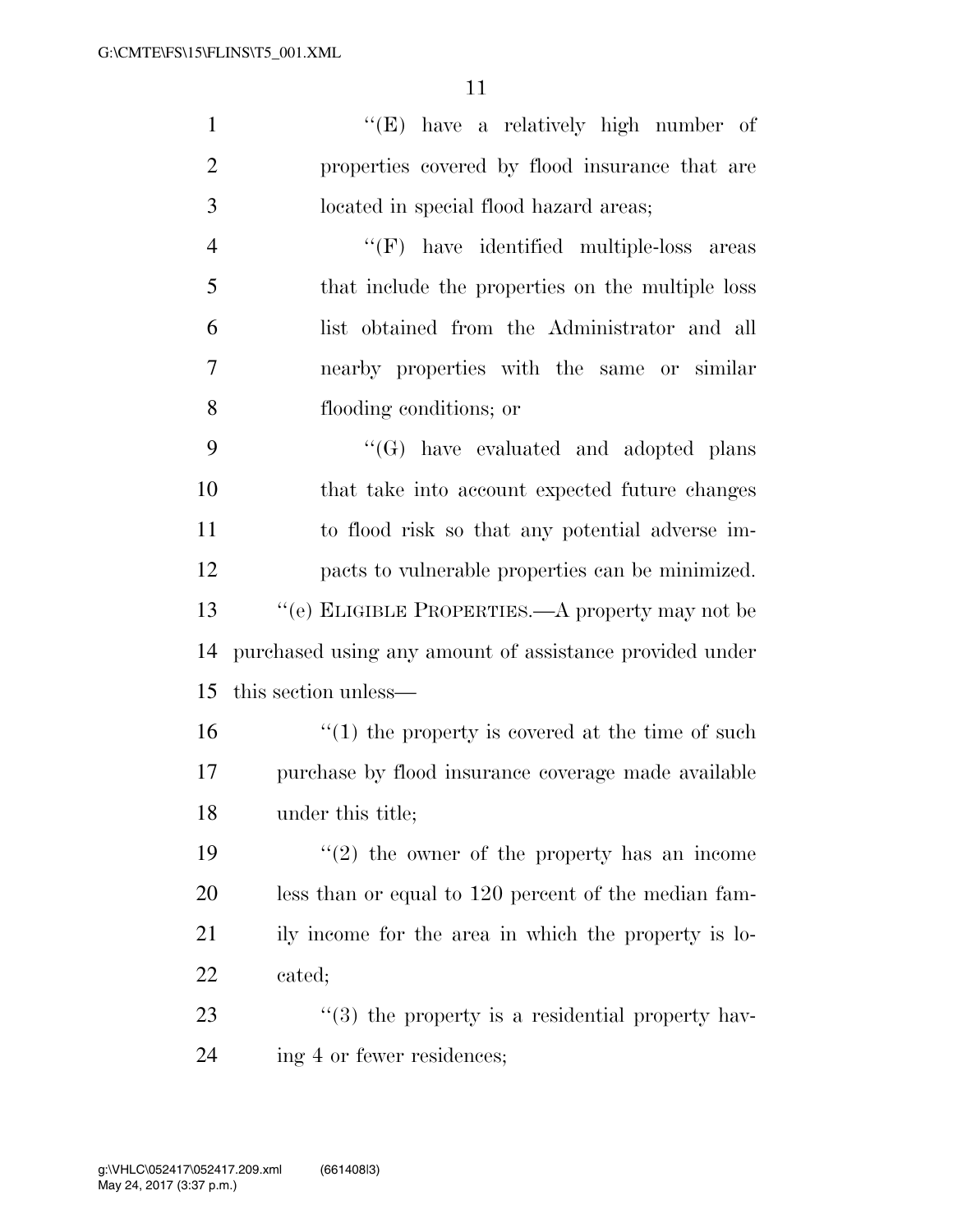''(E) have a relatively high number of properties covered by flood insurance that are located in special flood hazard areas;

''(F) have identified multiple-loss areas that include the properties on the multiple loss list obtained from the Administrator and all nearby properties with the same or similar flooding conditions; or

''(G) have evaluated and adopted plans that take into account expected future changes to flood risk so that any potential adverse impacts to vulnerable properties can be minimized.

''(e) ELIGIBLE PROPERTIES.—A property may not be purchased using any amount of assistance provided under this section unless—

''(1) the property is covered at the time of such purchase by flood insurance coverage made available under this title;

''(2) the owner of the property has an income less than or equal to 120 percent of the median family income for the area in which the property is located;

''(3) the property is a residential property having 4 or fewer residences;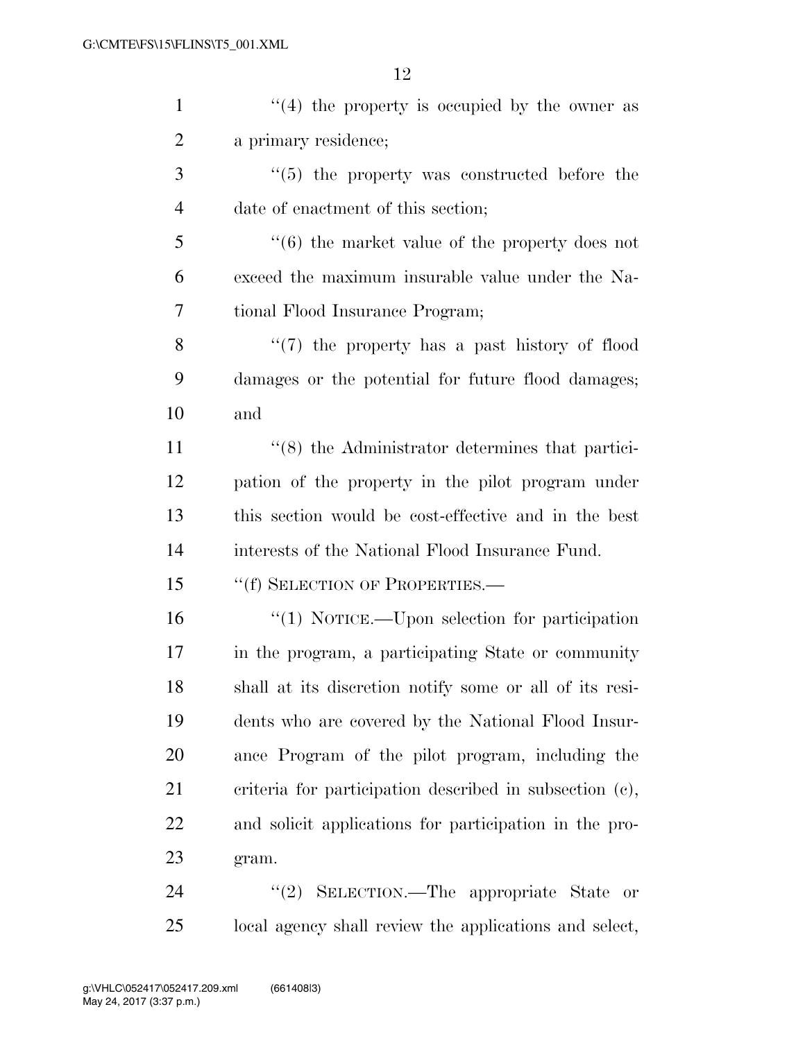''(4) the property is occupied by the owner as a primary residence;

''(5) the property was constructed before the date of enactment of this section;

''(6) the market value of the property does not exceed the maximum insurable value under the National Flood Insurance Program;

''(7) the property has a past history of flood damages or the potential for future flood damages; and

''(8) the Administrator determines that participation of the property in the pilot program under this section would be cost-effective and in the best interests of the National Flood Insurance Fund.

''(f) SELECTION OF PROPERTIES.—

''(1) NOTICE.—Upon selection for participation in the program, a participating State or community shall at its discretion notify some or all of its residents who are covered by the National Flood Insurance Program of the pilot program, including the criteria for participation described in subsection (c), and solicit applications for participation in the program.

''(2) SELECTION.—The appropriate State or local agency shall review the applications and select,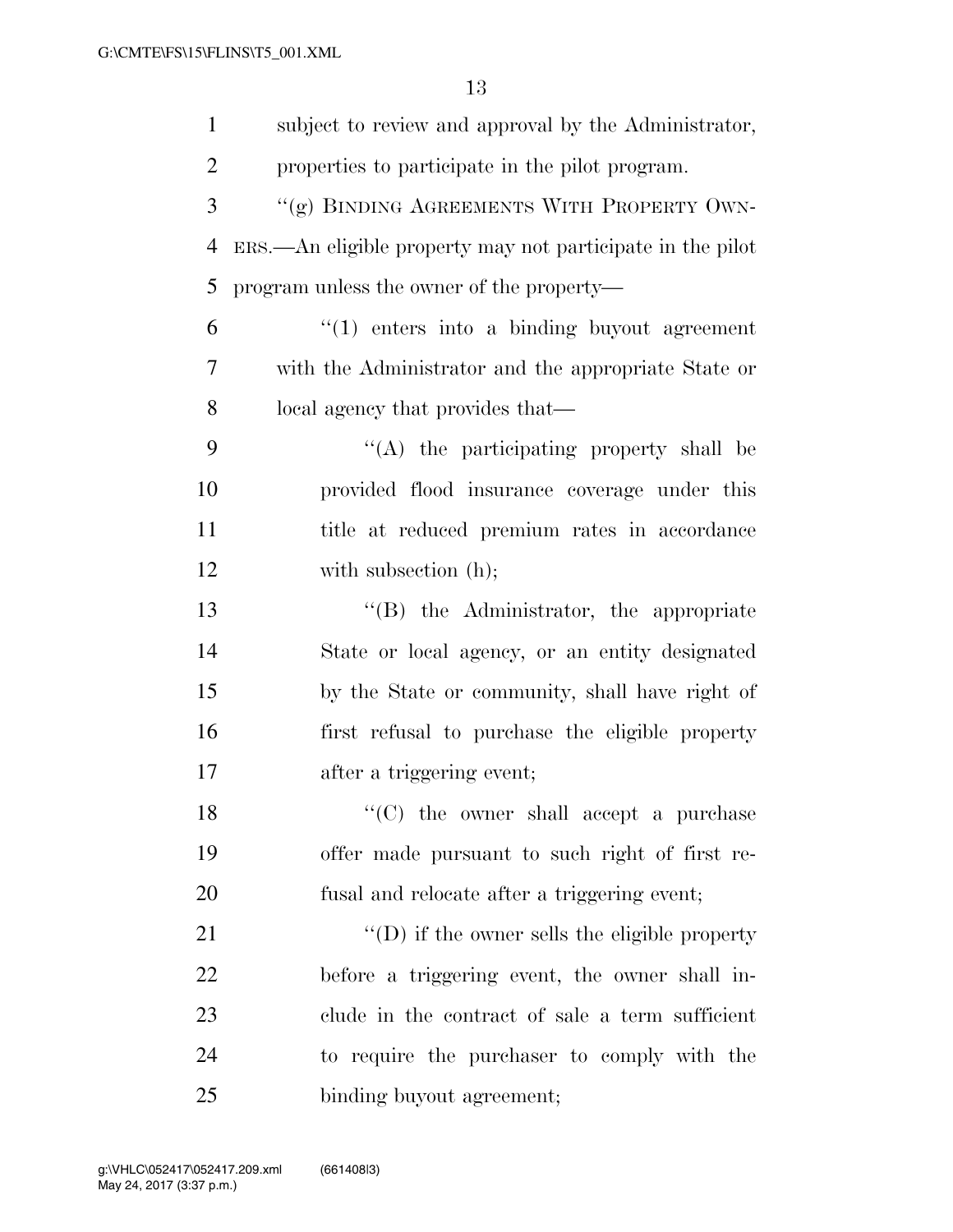subject to review and approval by the Administrator, properties to participate in the pilot program.

"(g) BINDING AGREEMENTS WITH PROPERTY OWNERS.—An eligible property may not participate in the pilot program unless the owner of the property—

"(1) enters into a binding buyout agreement with the Administrator and the appropriate State or local agency that provides that—

"(A) the participating property shall be provided flood insurance coverage under this title at reduced premium rates in accordance with subsection (h);

"(B) the Administrator, the appropriate State or local agency, or an entity designated by the State or community, shall have right of first refusal to purchase the eligible property after a triggering event;

"(C) the owner shall accept a purchase offer made pursuant to such right of first refusal and relocate after a triggering event;

"(D) if the owner sells the eligible property before a triggering event, the owner shall include in the contract of sale a term sufficient to require the purchaser to comply with the binding buyout agreement;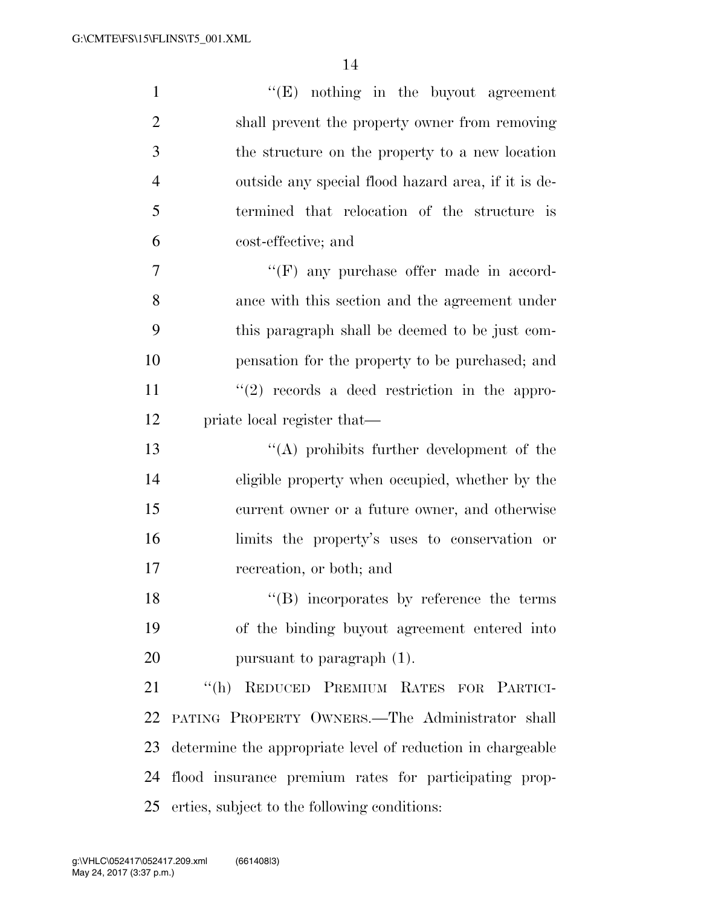''(E) nothing in the buyout agreement shall prevent the property owner from removing the structure on the property to a new location outside any special flood hazard area, if it is determined that relocation of the structure is cost-effective; and

''(F) any purchase offer made in accordance with this section and the agreement under this paragraph shall be deemed to be just compensation for the property to be purchased; and

''(2) records a deed restriction in the appropriate local register that—

''(A) prohibits further development of the eligible property when occupied, whether by the current owner or a future owner, and otherwise limits the property's uses to conservation or recreation, or both; and

''(B) incorporates by reference the terms of the binding buyout agreement entered into pursuant to paragraph (1).

''(h) REDUCED PREMIUM RATES FOR PARTICIPATING PROPERTY OWNERS.—The Administrator shall determine the appropriate level of reduction in chargeable flood insurance premium rates for participating properties, subject to the following conditions: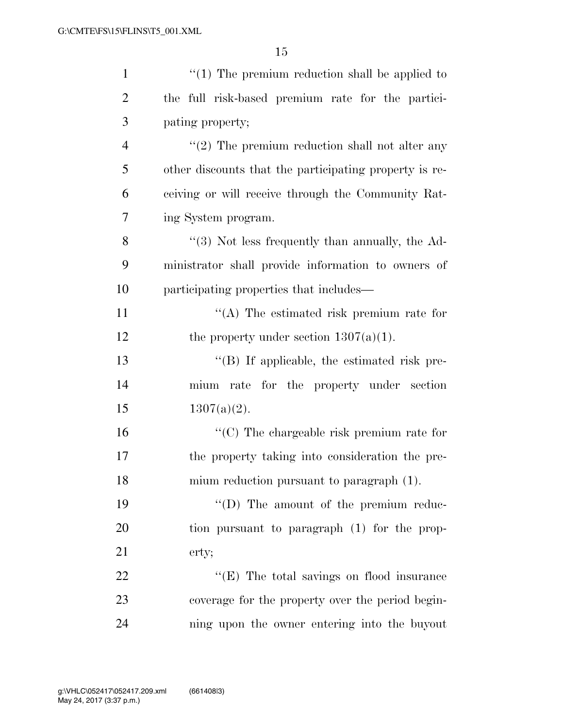''(1) The premium reduction shall be applied to the full risk-based premium rate for the participating property;

''(2) The premium reduction shall not alter any other discounts that the participating property is receiving or will receive through the Community Rating System program.

''(3) Not less frequently than annually, the Administrator shall provide information to owners of participating properties that includes—

''(A) The estimated risk premium rate for the property under section 1307(a)(1).

''(B) If applicable, the estimated risk premium rate for the property under section 1307(a)(2).

''(C) The chargeable risk premium rate for the property taking into consideration the premium reduction pursuant to paragraph (1).

''(D) The amount of the premium reduction pursuant to paragraph (1) for the property;

''(E) The total savings on flood insurance coverage for the property over the period beginning upon the owner entering into the buyout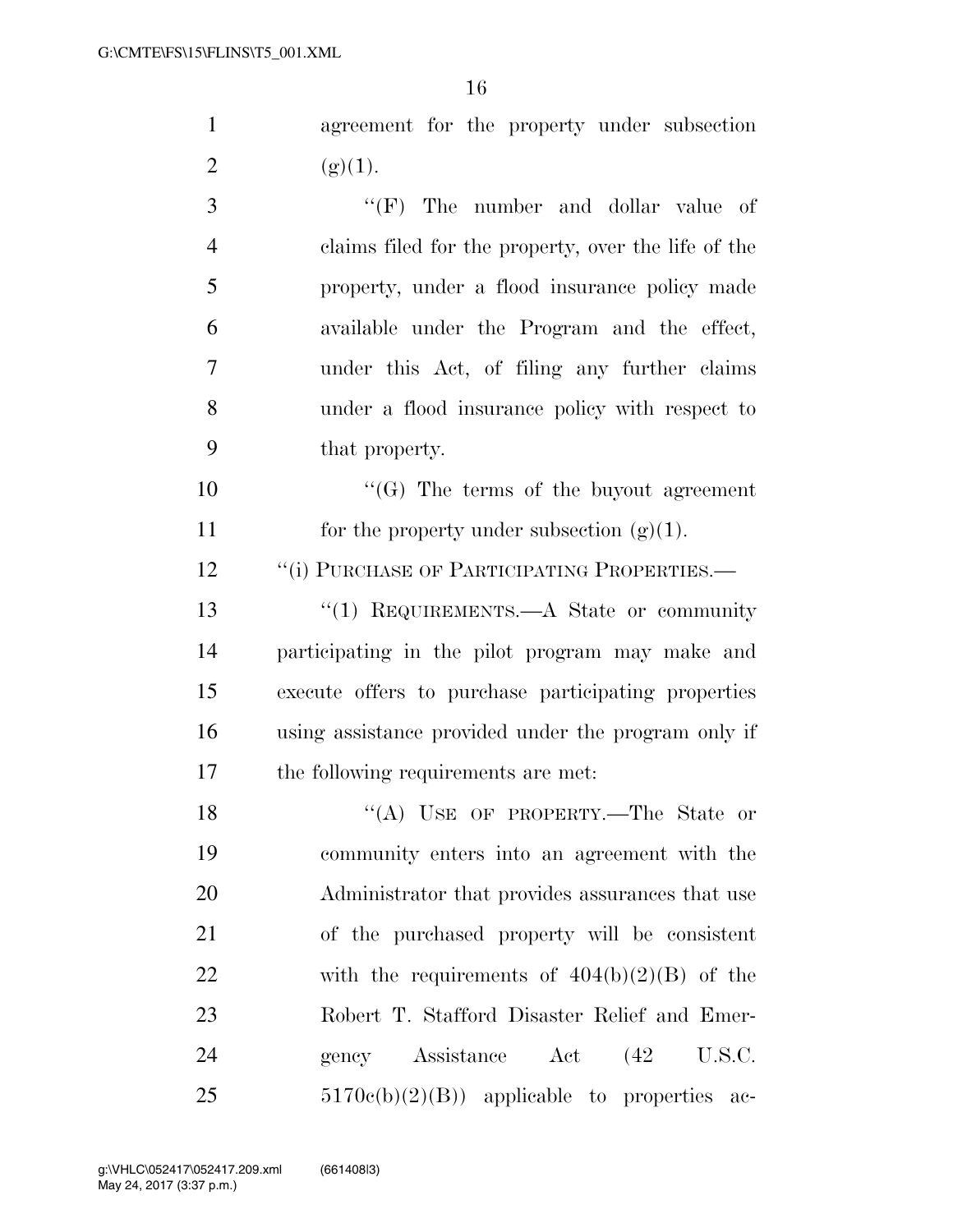agreement for the property under subsection (g)(1).

''(F) The number and dollar value of claims filed for the property, over the life of the property, under a flood insurance policy made available under the Program and the effect, under this Act, of filing any further claims under a flood insurance policy with respect to that property.

''(G) The terms of the buyout agreement for the property under subsection (g)(1).

''(i) PURCHASE OF PARTICIPATING PROPERTIES.—

''(1) REQUIREMENTS.—A State or community participating in the pilot program may make and execute offers to purchase participating properties using assistance provided under the program only if the following requirements are met:

''(A) USE OF PROPERTY.—The State or community enters into an agreement with the Administrator that provides assurances that use of the purchased property will be consistent with the requirements of 404(b)(2)(B) of the Robert T. Stafford Disaster Relief and Emergency Assistance Act (42 U.S.C. 5170c(b)(2)(B)) applicable to properties ac-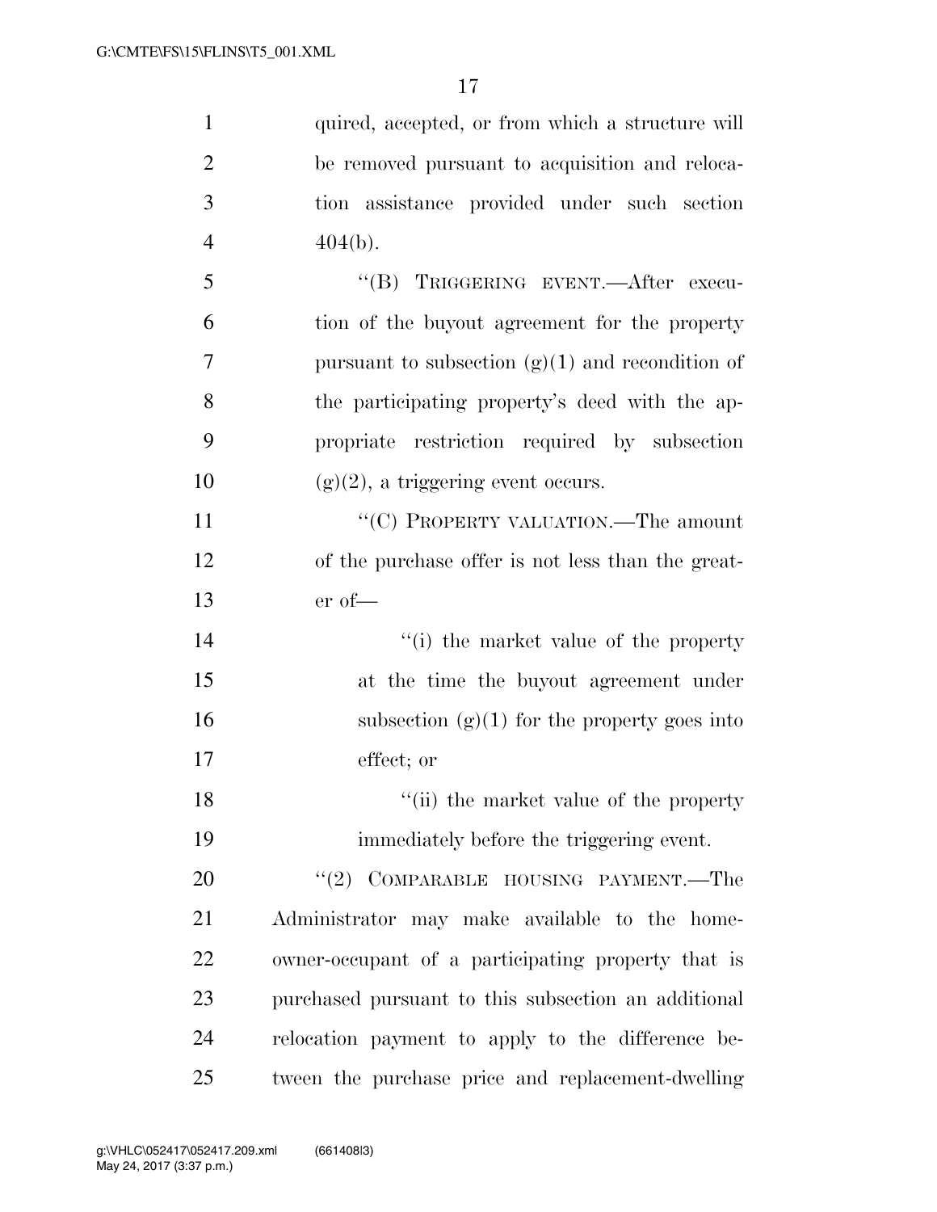quired, accepted, or from which a structure will be removed pursuant to acquisition and relocation assistance provided under such section 404(b).

"(B) TRIGGERING EVENT.—After execution of the buyout agreement for the property pursuant to subsection (g)(1) and recondition of the participating property's deed with the appropriate restriction required by subsection (g)(2), a triggering event occurs.

"(C) PROPERTY VALUATION.—The amount of the purchase offer is not less than the greater of—

"(i) the market value of the property at the time the buyout agreement under subsection (g)(1) for the property goes into effect; or

"(ii) the market value of the property immediately before the triggering event.

"(2) COMPARABLE HOUSING PAYMENT.—The Administrator may make available to the homeowner-occupant of a participating property that is purchased pursuant to this subsection an additional relocation payment to apply to the difference between the purchase price and replacement-dwelling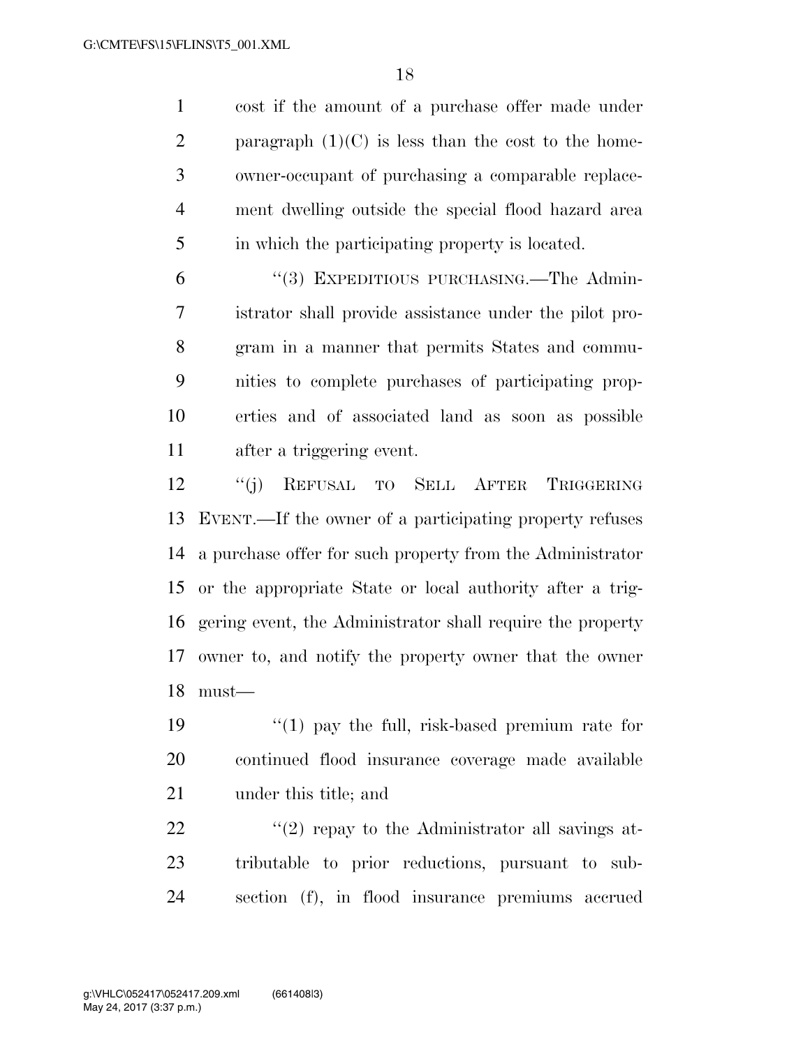cost if the amount of a purchase offer made under paragraph (1)(C) is less than the cost to the homeowner-occupant of purchasing a comparable replacement dwelling outside the special flood hazard area in which the participating property is located.

"(3) EXPEDITIOUS PURCHASING.—The Administrator shall provide assistance under the pilot program in a manner that permits States and communities to complete purchases of participating properties and of associated land as soon as possible after a triggering event.

"(j) REFUSAL TO SELL AFTER TRIGGERING EVENT.—If the owner of a participating property refuses a purchase offer for such property from the Administrator or the appropriate State or local authority after a triggering event, the Administrator shall require the property owner to, and notify the property owner that the owner must—

"(1) pay the full, risk-based premium rate for continued flood insurance coverage made available under this title; and

"(2) repay to the Administrator all savings attributable to prior reductions, pursuant to subsection (f), in flood insurance premiums accrued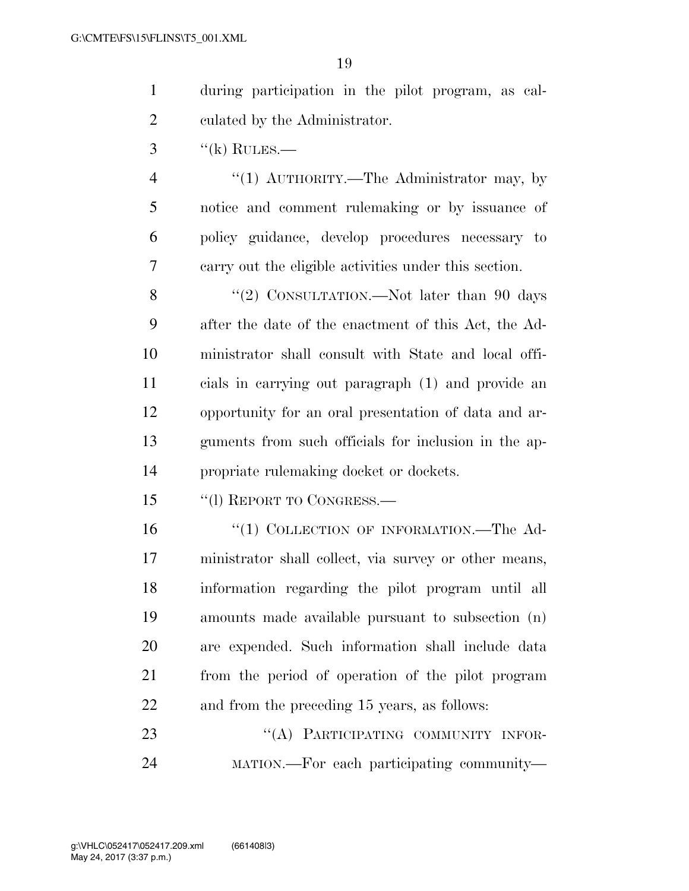during participation in the pilot program, as calculated by the Administrator.

"(k) RULES.—

"(1) AUTHORITY.—The Administrator may, by notice and comment rulemaking or by issuance of policy guidance, develop procedures necessary to carry out the eligible activities under this section.

"(2) CONSULTATION.—Not later than 90 days after the date of the enactment of this Act, the Administrator shall consult with State and local officials in carrying out paragraph (1) and provide an opportunity for an oral presentation of data and arguments from such officials for inclusion in the appropriate rulemaking docket or dockets.

"(l) REPORT TO CONGRESS.—

"(1) COLLECTION OF INFORMATION.—The Administrator shall collect, via survey or other means, information regarding the pilot program until all amounts made available pursuant to subsection (n) are expended. Such information shall include data from the period of operation of the pilot program and from the preceding 15 years, as follows:

"(A) PARTICIPATING COMMUNITY INFORMATION.—For each participating community—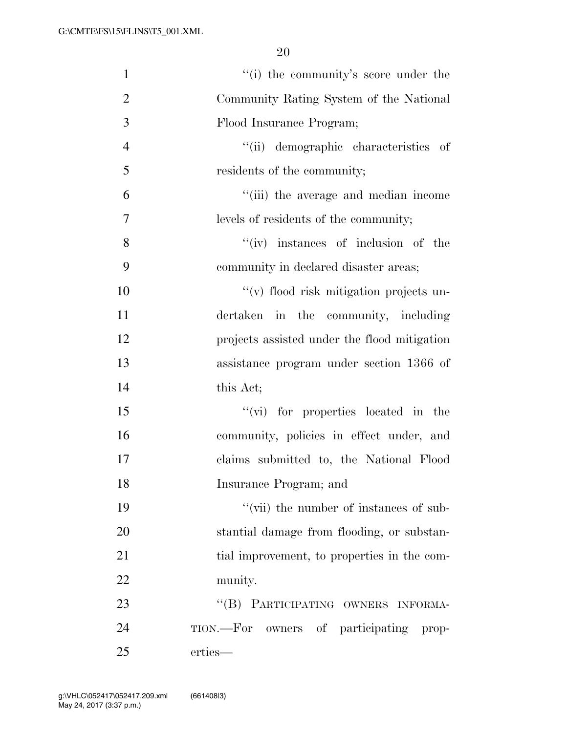''(i) the community's score under the Community Rating System of the National Flood Insurance Program;

''(ii) demographic characteristics of residents of the community;

''(iii) the average and median income levels of residents of the community;

''(iv) instances of inclusion of the community in declared disaster areas;

''(v) flood risk mitigation projects undertaken in the community, including projects assisted under the flood mitigation assistance program under section 1366 of this Act;

''(vi) for properties located in the community, policies in effect under, and claims submitted to, the National Flood Insurance Program; and

''(vii) the number of instances of substantial damage from flooding, or substantial improvement, to properties in the community.

''(B) PARTICIPATING OWNERS INFORMATION.—For owners of participating properties—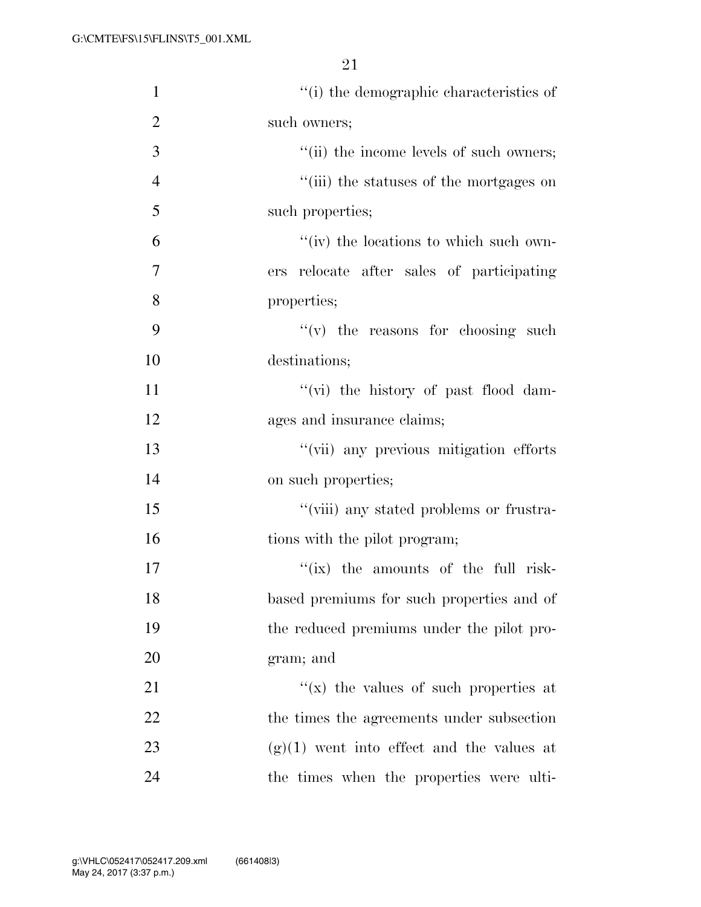''(i) the demographic characteristics of such owners;

''(ii) the income levels of such owners;

''(iii) the statuses of the mortgages on such properties;

''(iv) the locations to which such owners relocate after sales of participating properties;

''(v) the reasons for choosing such destinations;

''(vi) the history of past flood damages and insurance claims;

''(vii) any previous mitigation efforts on such properties;

''(viii) any stated problems or frustrations with the pilot program;

''(ix) the amounts of the full risk-based premiums for such properties and of the reduced premiums under the pilot program; and

''(x) the values of such properties at the times the agreements under subsection (g)(1) went into effect and the values at the times when the properties were ulti-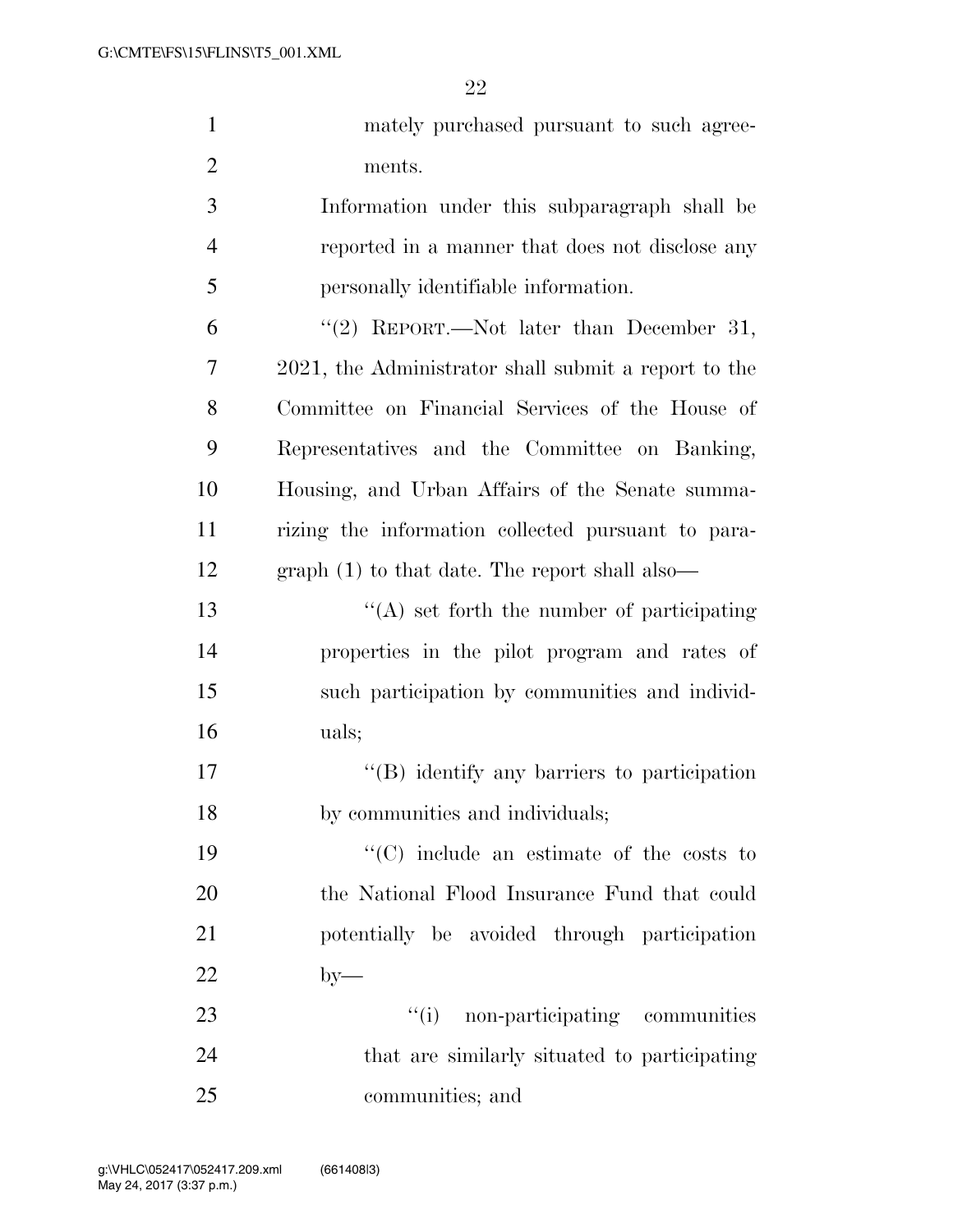mately purchased pursuant to such agreements.

Information under this subparagraph shall be reported in a manner that does not disclose any personally identifiable information.

''(2) REPORT.—Not later than December 31, 2021, the Administrator shall submit a report to the Committee on Financial Services of the House of Representatives and the Committee on Banking, Housing, and Urban Affairs of the Senate summarizing the information collected pursuant to paragraph (1) to that date. The report shall also—

''(A) set forth the number of participating properties in the pilot program and rates of such participation by communities and individuals;

''(B) identify any barriers to participation by communities and individuals;

''(C) include an estimate of the costs to the National Flood Insurance Fund that could potentially be avoided through participation by—

''(i) non-participating communities that are similarly situated to participating communities; and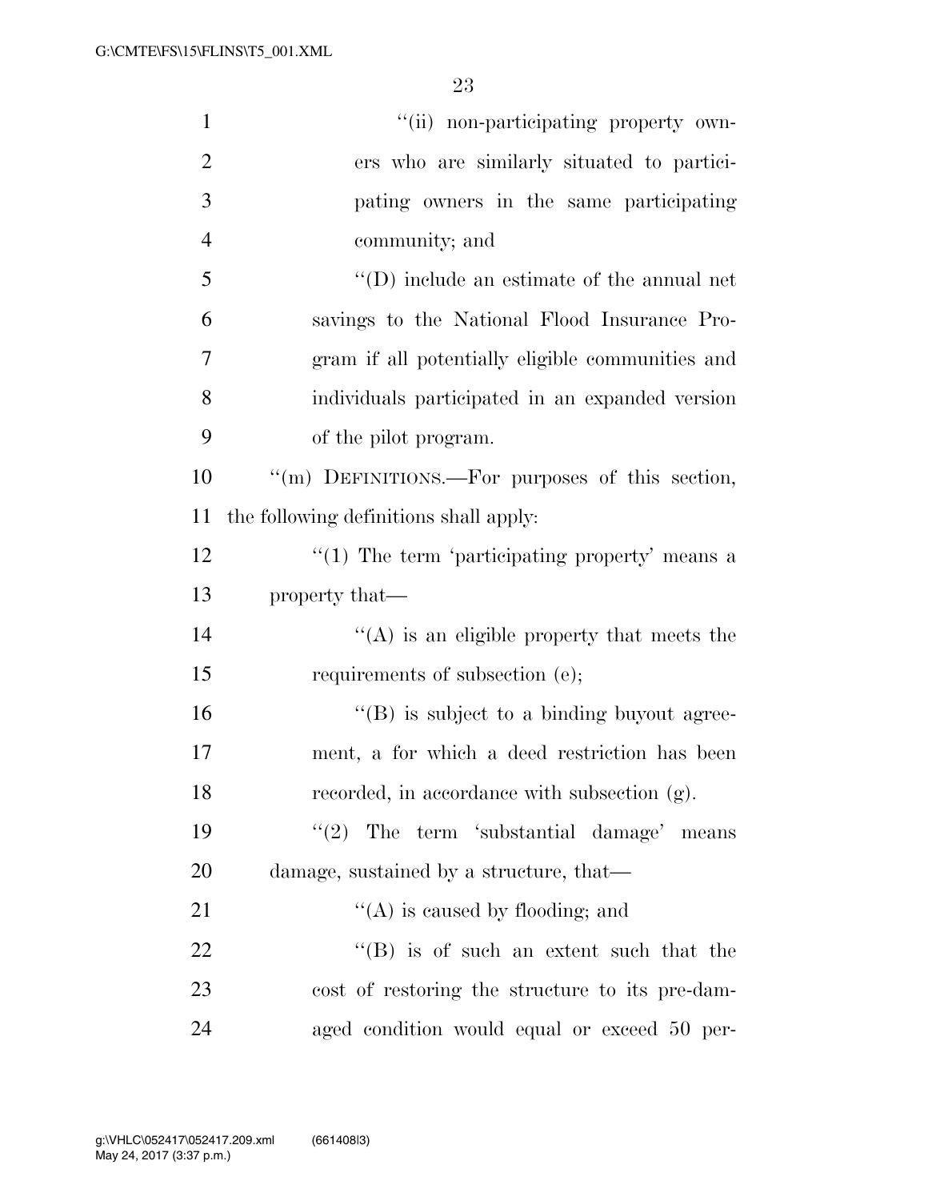''(ii) non-participating property owners who are similarly situated to participating owners in the same participating community; and

''(D) include an estimate of the annual net savings to the National Flood Insurance Program if all potentially eligible communities and individuals participated in an expanded version of the pilot program.

''(m) DEFINITIONS.—For purposes of this section, the following definitions shall apply:

''(1) The term 'participating property' means a property that—

''(A) is an eligible property that meets the requirements of subsection (e);

''(B) is subject to a binding buyout agreement, a for which a deed restriction has been recorded, in accordance with subsection (g).

''(2) The term 'substantial damage' means damage, sustained by a structure, that—

''(A) is caused by flooding; and

''(B) is of such an extent such that the cost of restoring the structure to its pre-damaged condition would equal or exceed 50 per-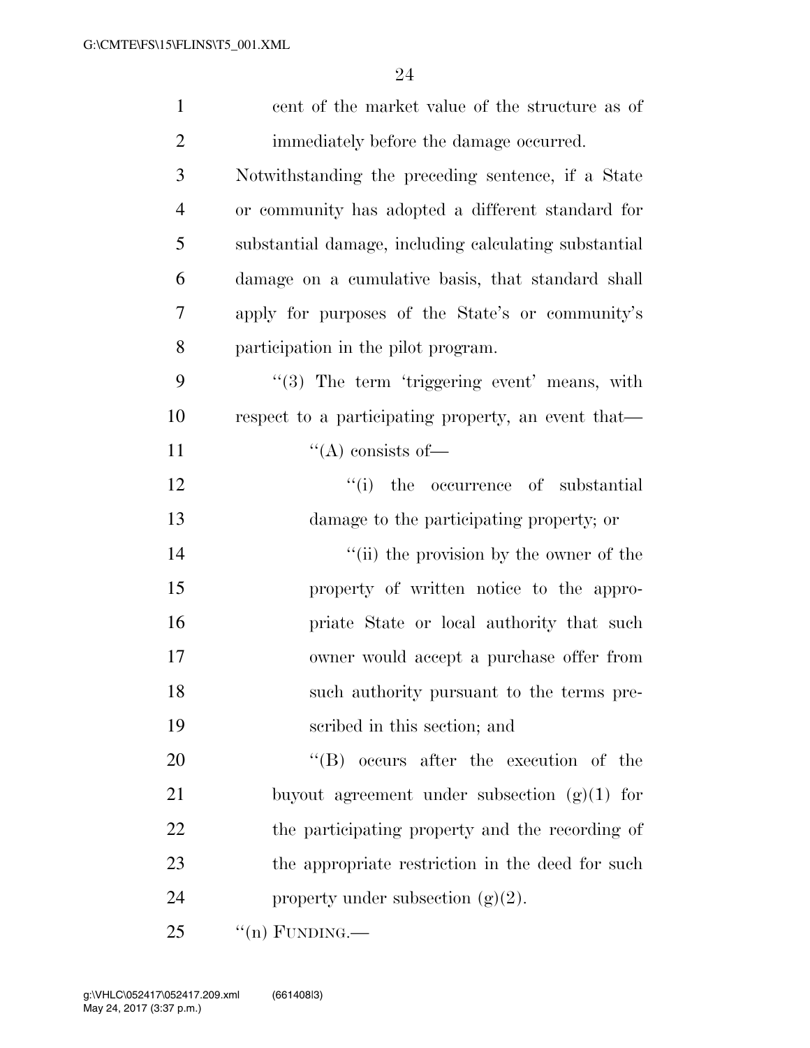cent of the market value of the structure as of immediately before the damage occurred.

Notwithstanding the preceding sentence, if a State or community has adopted a different standard for substantial damage, including calculating substantial damage on a cumulative basis, that standard shall apply for purposes of the State's or community's participation in the pilot program.

"(3) The term 'triggering event' means, with respect to a participating property, an event that—

"(A) consists of—

"(i) the occurrence of substantial damage to the participating property; or

"(ii) the provision by the owner of the property of written notice to the appropriate State or local authority that such owner would accept a purchase offer from such authority pursuant to the terms prescribed in this section; and

"(B) occurs after the execution of the buyout agreement under subsection (g)(1) for the participating property and the recording of the appropriate restriction in the deed for such property under subsection (g)(2).

"(n) FUNDING.—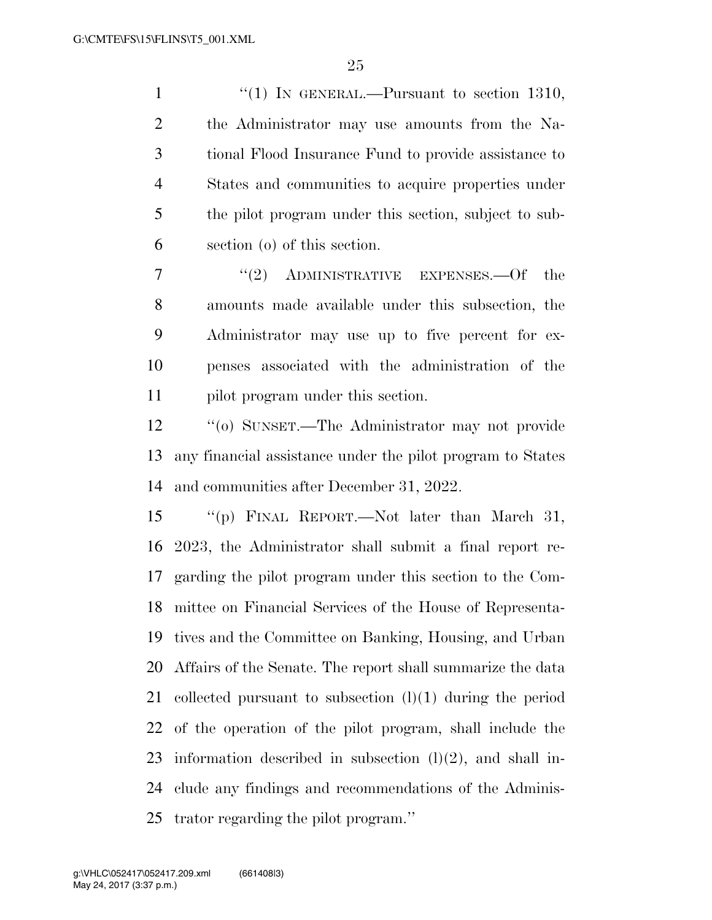"(1) IN GENERAL.—Pursuant to section 1310, the Administrator may use amounts from the National Flood Insurance Fund to provide assistance to States and communities to acquire properties under the pilot program under this section, subject to subsection (o) of this section.

"(2) ADMINISTRATIVE EXPENSES.—Of the amounts made available under this subsection, the Administrator may use up to five percent for expenses associated with the administration of the pilot program under this section.

"(o) SUNSET.—The Administrator may not provide any financial assistance under the pilot program to States and communities after December 31, 2022.

"(p) FINAL REPORT.—Not later than March 31, 2023, the Administrator shall submit a final report regarding the pilot program under this section to the Committee on Financial Services of the House of Representatives and the Committee on Banking, Housing, and Urban Affairs of the Senate. The report shall summarize the data collected pursuant to subsection (l)(1) during the period of the operation of the pilot program, shall include the information described in subsection (l)(2), and shall include any findings and recommendations of the Administrator regarding the pilot program."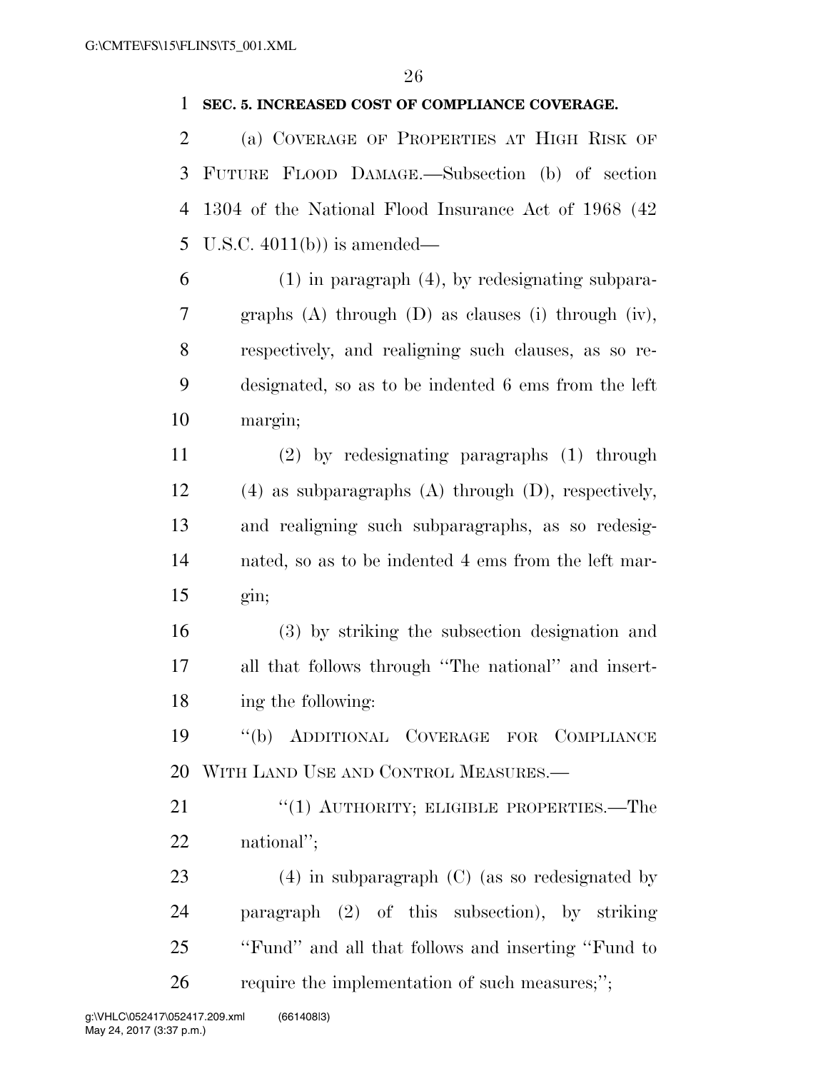**SEC. 5. INCREASED COST OF COMPLIANCE COVERAGE.**

(a) COVERAGE OF PROPERTIES AT HIGH RISK OF FUTURE FLOOD DAMAGE.—Subsection (b) of section 1304 of the National Flood Insurance Act of 1968 (42 U.S.C. 4011(b)) is amended—

(1) in paragraph (4), by redesignating subparagraphs (A) through (D) as clauses (i) through (iv), respectively, and realigning such clauses, as so redesignated, so as to be indented 6 ems from the left margin;

(2) by redesignating paragraphs (1) through (4) as subparagraphs (A) through (D), respectively, and realigning such subparagraphs, as so redesignated, so as to be indented 4 ems from the left margin;

(3) by striking the subsection designation and all that follows through "The national" and inserting the following:

"(b) ADDITIONAL COVERAGE FOR COMPLIANCE WITH LAND USE AND CONTROL MEASURES.—

"(1) AUTHORITY; ELIGIBLE PROPERTIES.—The national";

(4) in subparagraph (C) (as so redesignated by paragraph (2) of this subsection), by striking "Fund" and all that follows and inserting "Fund to require the implementation of such measures;";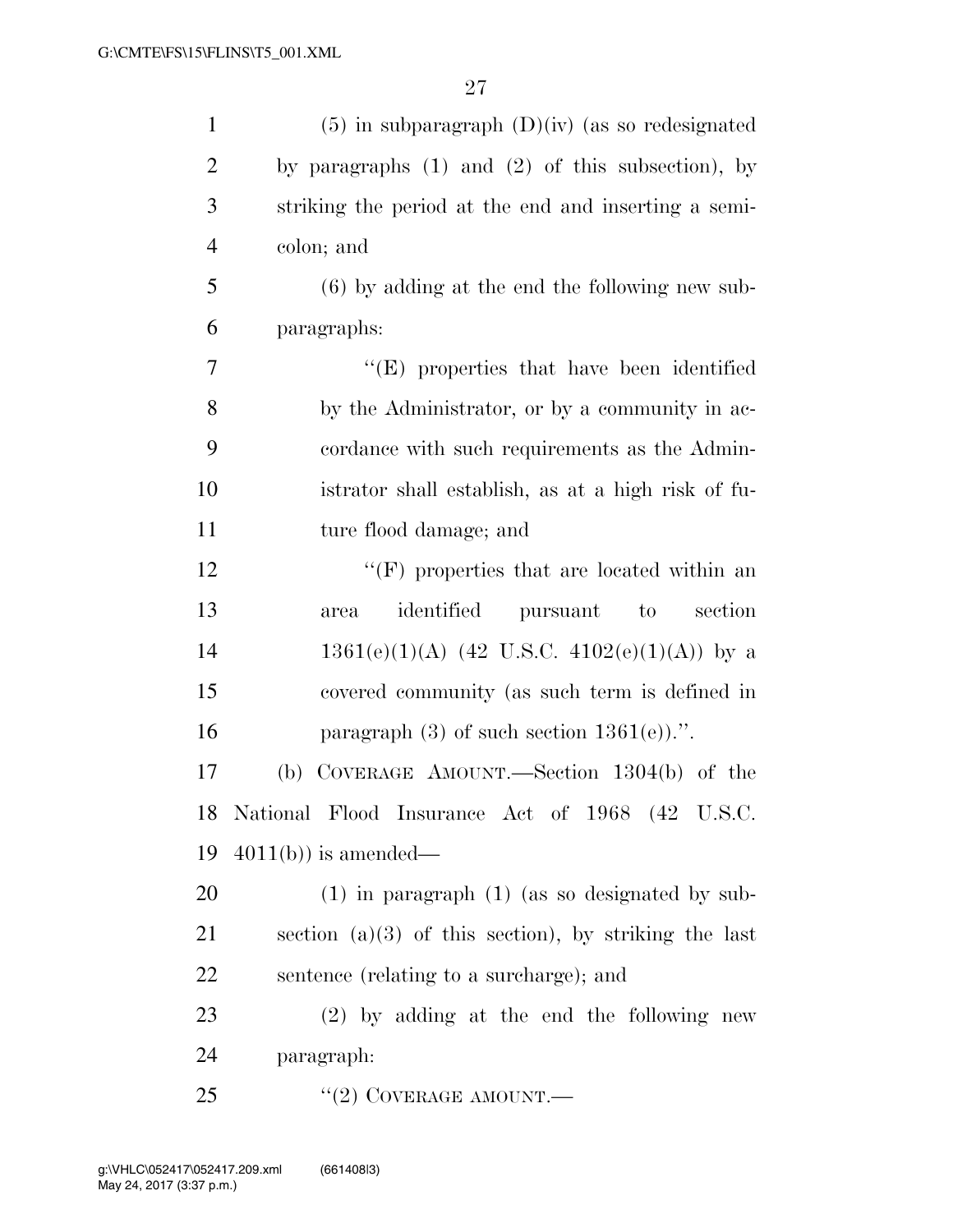(5) in subparagraph (D)(iv) (as so redesignated by paragraphs (1) and (2) of this subsection), by striking the period at the end and inserting a semicolon; and

(6) by adding at the end the following new subparagraphs:

''(E) properties that have been identified by the Administrator, or by a community in accordance with such requirements as the Administrator shall establish, as at a high risk of future flood damage; and

''(F) properties that are located within an area identified pursuant to section 1361(e)(1)(A) (42 U.S.C. 4102(e)(1)(A)) by a covered community (as such term is defined in paragraph (3) of such section 1361(e)).''.

(b) COVERAGE AMOUNT.—Section 1304(b) of the National Flood Insurance Act of 1968 (42 U.S.C. 4011(b)) is amended—

(1) in paragraph (1) (as so designated by subsection (a)(3) of this section), by striking the last sentence (relating to a surcharge); and

(2) by adding at the end the following new paragraph:

''(2) COVERAGE AMOUNT.—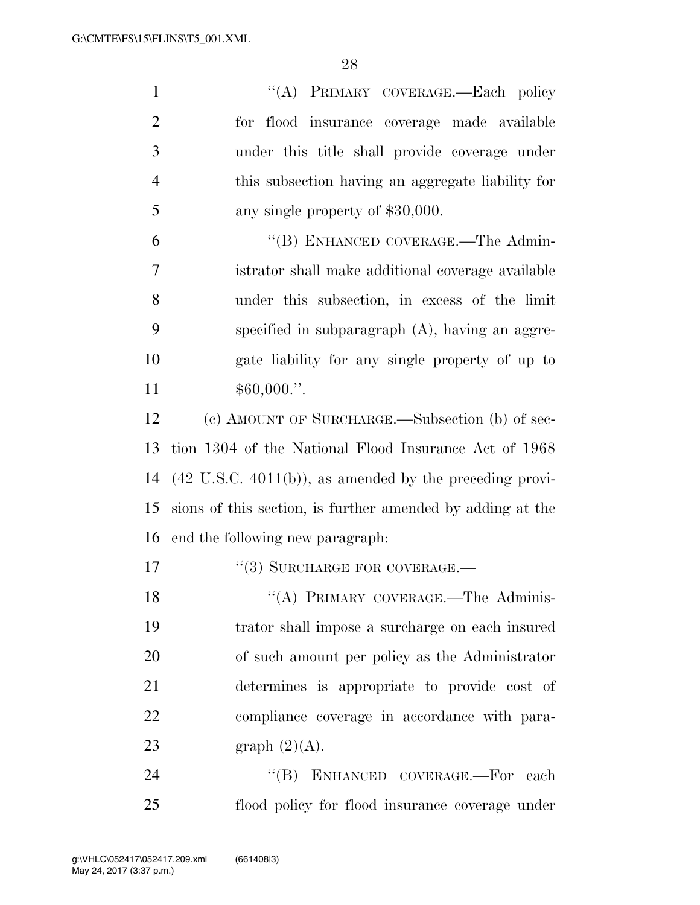''(A) PRIMARY COVERAGE.—Each policy for flood insurance coverage made available under this title shall provide coverage under this subsection having an aggregate liability for any single property of $30,000.

''(B) ENHANCED COVERAGE.—The Administrator shall make additional coverage available under this subsection, in excess of the limit specified in subparagraph (A), having an aggregate liability for any single property of up to $60,000.''.

(c) AMOUNT OF SURCHARGE.—Subsection (b) of section 1304 of the National Flood Insurance Act of 1968 (42 U.S.C. 4011(b)), as amended by the preceding provisions of this section, is further amended by adding at the end the following new paragraph:

''(3) SURCHARGE FOR COVERAGE.—

''(A) PRIMARY COVERAGE.—The Administrator shall impose a surcharge on each insured of such amount per policy as the Administrator determines is appropriate to provide cost of compliance coverage in accordance with paragraph (2)(A).

''(B) ENHANCED COVERAGE.—For each flood policy for flood insurance coverage under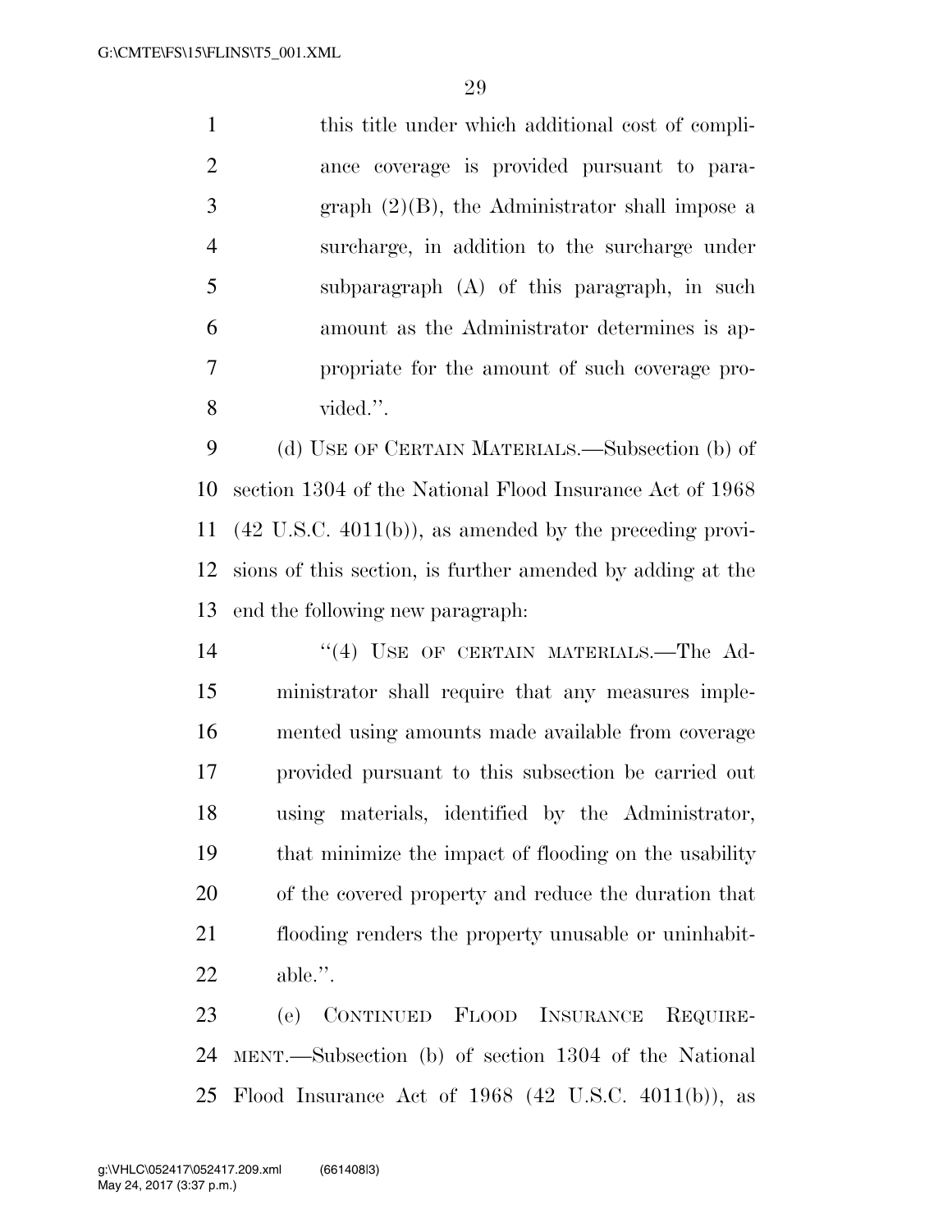this title under which additional cost of compliance coverage is provided pursuant to paragraph (2)(B), the Administrator shall impose a surcharge, in addition to the surcharge under subparagraph (A) of this paragraph, in such amount as the Administrator determines is appropriate for the amount of such coverage provided.''.

(d) USE OF CERTAIN MATERIALS.—Subsection (b) of section 1304 of the National Flood Insurance Act of 1968 (42 U.S.C. 4011(b)), as amended by the preceding provisions of this section, is further amended by adding at the end the following new paragraph:

> ''(4) USE OF CERTAIN MATERIALS.—The Administrator shall require that any measures implemented using amounts made available from coverage provided pursuant to this subsection be carried out using materials, identified by the Administrator, that minimize the impact of flooding on the usability of the covered property and reduce the duration that flooding renders the property unusable or uninhabitable.''.

(e) CONTINUED FLOOD INSURANCE REQUIREMENT.—Subsection (b) of section 1304 of the National Flood Insurance Act of 1968 (42 U.S.C. 4011(b)), as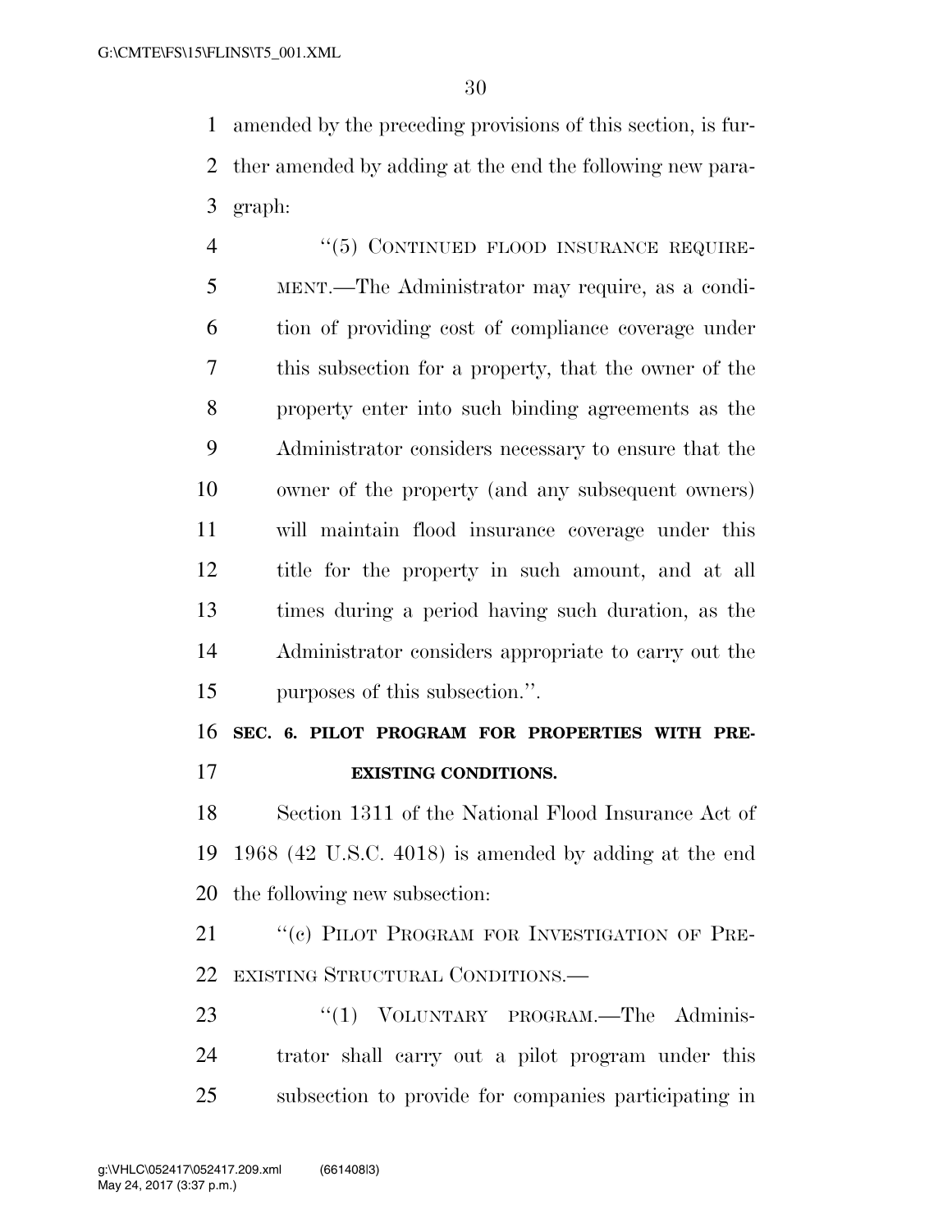amended by the preceding provisions of this section, is further amended by adding at the end the following new paragraph:

"(5) CONTINUED FLOOD INSURANCE REQUIREMENT.—The Administrator may require, as a condition of providing cost of compliance coverage under this subsection for a property, that the owner of the property enter into such binding agreements as the Administrator considers necessary to ensure that the owner of the property (and any subsequent owners) will maintain flood insurance coverage under this title for the property in such amount, and at all times during a period having such duration, as the Administrator considers appropriate to carry out the purposes of this subsection.".

**SEC. 6. PILOT PROGRAM FOR PROPERTIES WITH PRE-EXISTING CONDITIONS.**

Section 1311 of the National Flood Insurance Act of 1968 (42 U.S.C. 4018) is amended by adding at the end the following new subsection:

"(c) PILOT PROGRAM FOR INVESTIGATION OF PRE-EXISTING STRUCTURAL CONDITIONS.—

"(1) VOLUNTARY PROGRAM.—The Administrator shall carry out a pilot program under this subsection to provide for companies participating in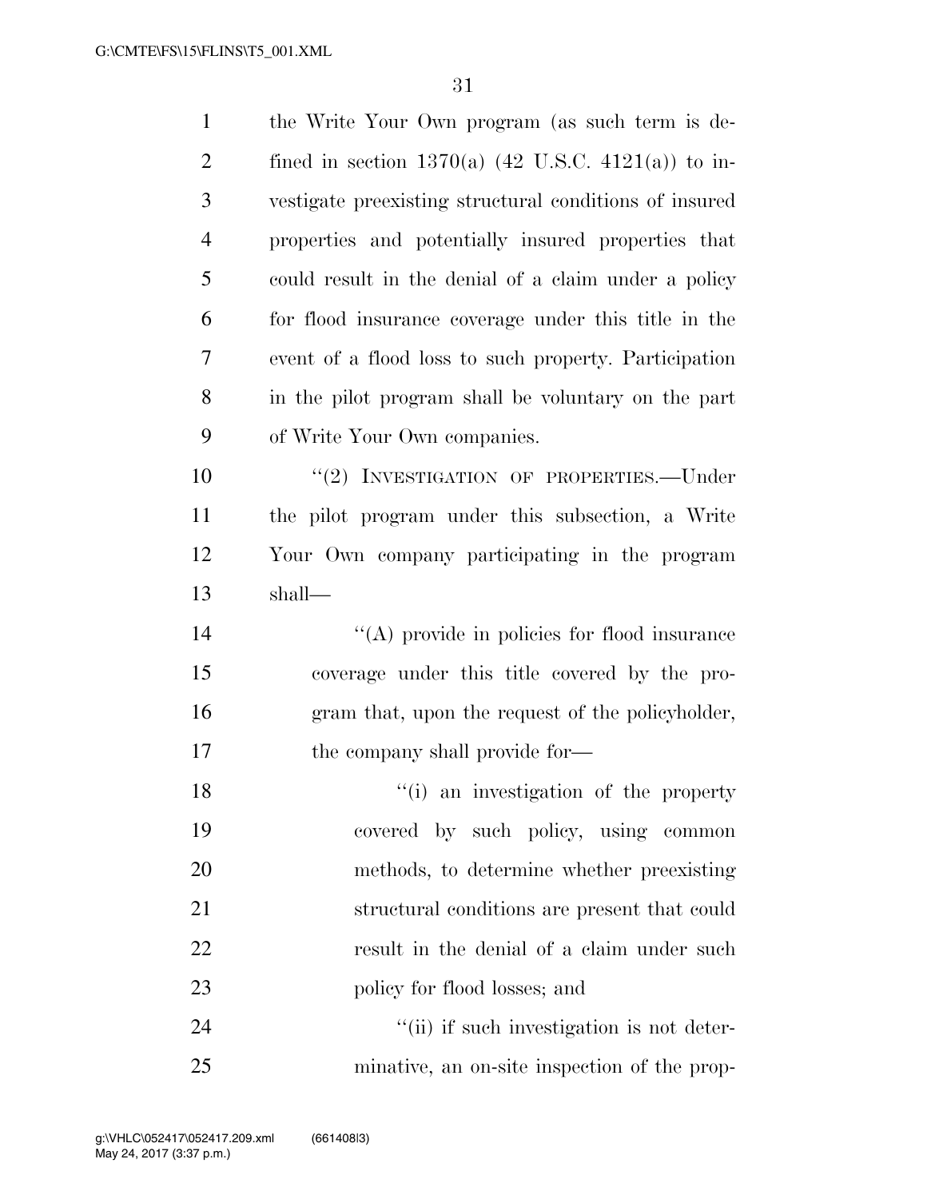the Write Your Own program (as such term is defined in section 1370(a) (42 U.S.C. 4121(a)) to investigate preexisting structural conditions of insured properties and potentially insured properties that could result in the denial of a claim under a policy for flood insurance coverage under this title in the event of a flood loss to such property. Participation in the pilot program shall be voluntary on the part of Write Your Own companies.

"(2) INVESTIGATION OF PROPERTIES.—Under the pilot program under this subsection, a Write Your Own company participating in the program shall—

"(A) provide in policies for flood insurance coverage under this title covered by the program that, upon the request of the policyholder, the company shall provide for—

"(i) an investigation of the property covered by such policy, using common methods, to determine whether preexisting structural conditions are present that could result in the denial of a claim under such policy for flood losses; and

"(ii) if such investigation is not determinative, an on-site inspection of the prop-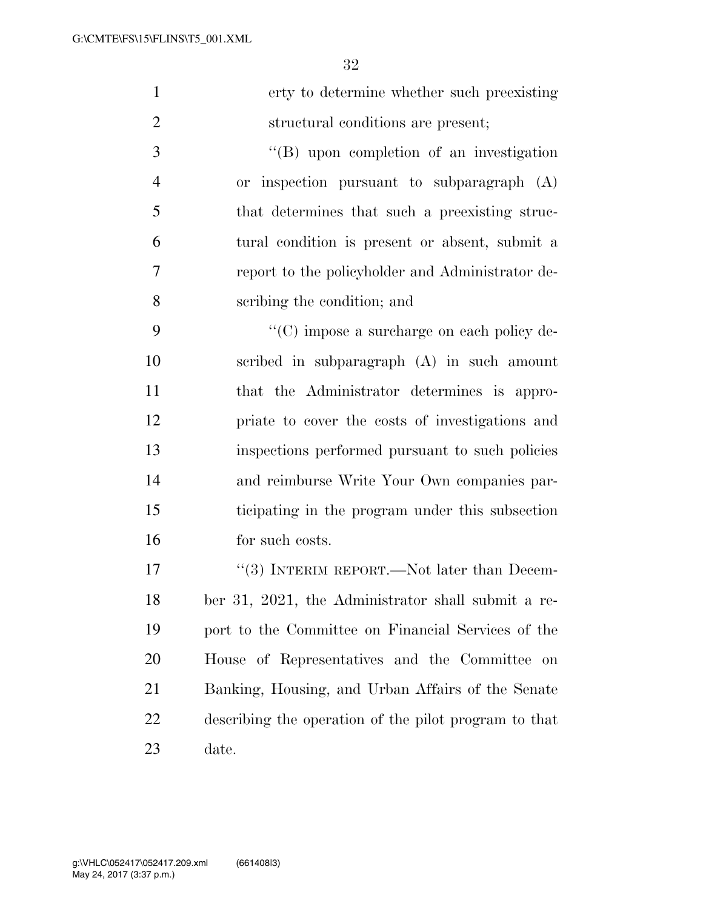erty to determine whether such preexisting structural conditions are present;

''(B) upon completion of an investigation or inspection pursuant to subparagraph (A) that determines that such a preexisting structural condition is present or absent, submit a report to the policyholder and Administrator describing the condition; and

''(C) impose a surcharge on each policy described in subparagraph (A) in such amount that the Administrator determines is appropriate to cover the costs of investigations and inspections performed pursuant to such policies and reimburse Write Your Own companies participating in the program under this subsection for such costs.

''(3) INTERIM REPORT.—Not later than December 31, 2021, the Administrator shall submit a report to the Committee on Financial Services of the House of Representatives and the Committee on Banking, Housing, and Urban Affairs of the Senate describing the operation of the pilot program to that date.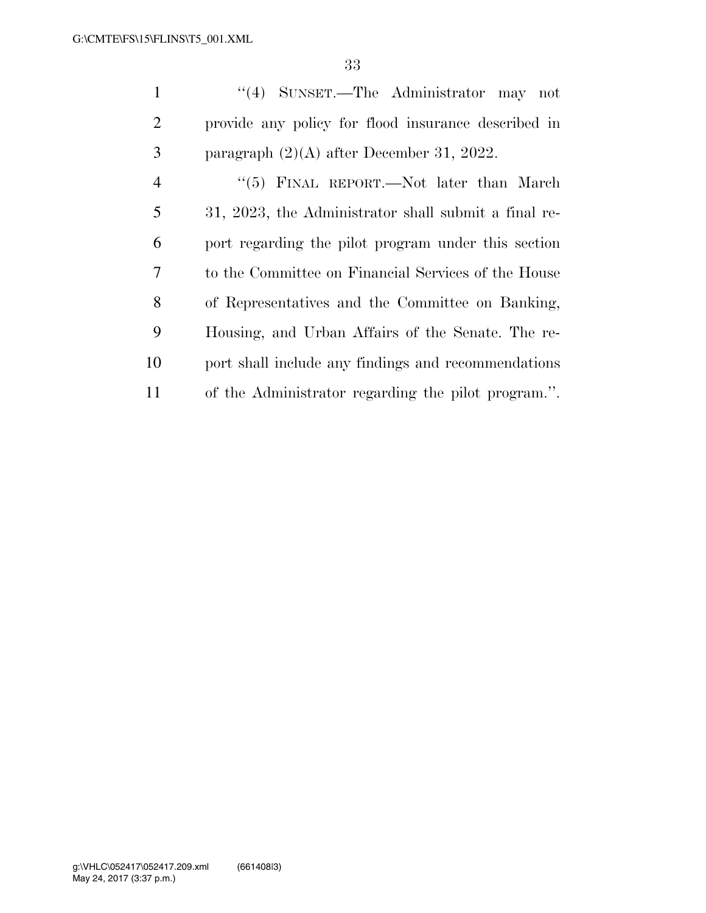''(4) SUNSET.—The Administrator may not provide any policy for flood insurance described in paragraph (2)(A) after December 31, 2022.

''(5) FINAL REPORT.—Not later than March 31, 2023, the Administrator shall submit a final report regarding the pilot program under this section to the Committee on Financial Services of the House of Representatives and the Committee on Banking, Housing, and Urban Affairs of the Senate. The report shall include any findings and recommendations of the Administrator regarding the pilot program.''.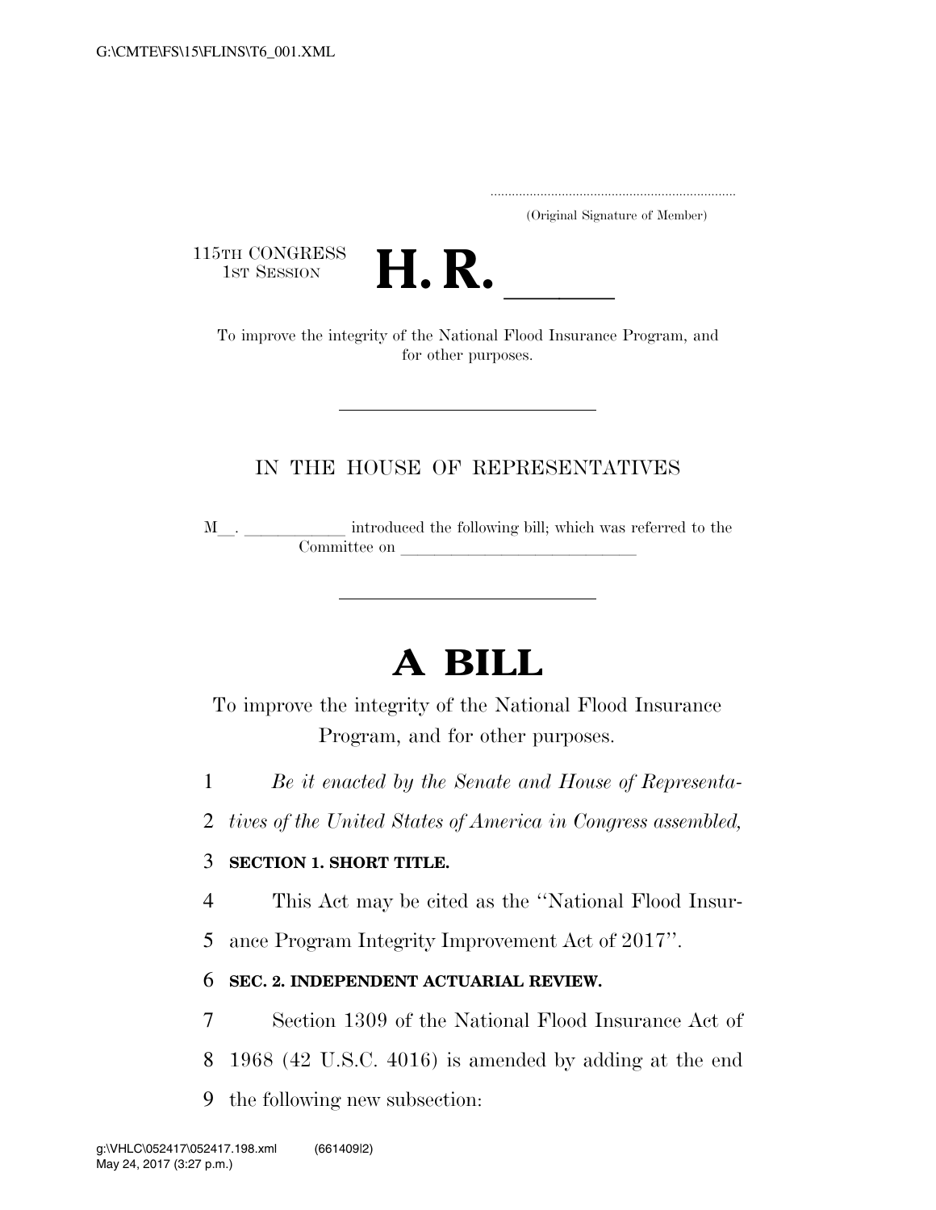G:\CMTE\FS\15\FLINS\T6_001.XML

.....................................................................
(Original Signature of Member)

115TH CONGRESS
1ST SESSION

# H. R. ______

To improve the integrity of the National Flood Insurance Program, and for other purposes.

---

IN THE HOUSE OF REPRESENTATIVES

M__. ____________ introduced the following bill; which was referred to the Committee on ____________________________

---

# A BILL

To improve the integrity of the National Flood Insurance Program, and for other purposes.

1 *Be it enacted by the Senate and House of Representa-*
2 *tives of the United States of America in Congress assembled,*

3 **SECTION 1. SHORT TITLE.**

4 This Act may be cited as the ''National Flood Insur-
5 ance Program Integrity Improvement Act of 2017''.

6 **SEC. 2. INDEPENDENT ACTUARIAL REVIEW.**

7 Section 1309 of the National Flood Insurance Act of
8 1968 (42 U.S.C. 4016) is amended by adding at the end
9 the following new subsection:

g:\VHLC\052417\052417.198.xml (661409|2)
May 24, 2017 (3:27 p.m.)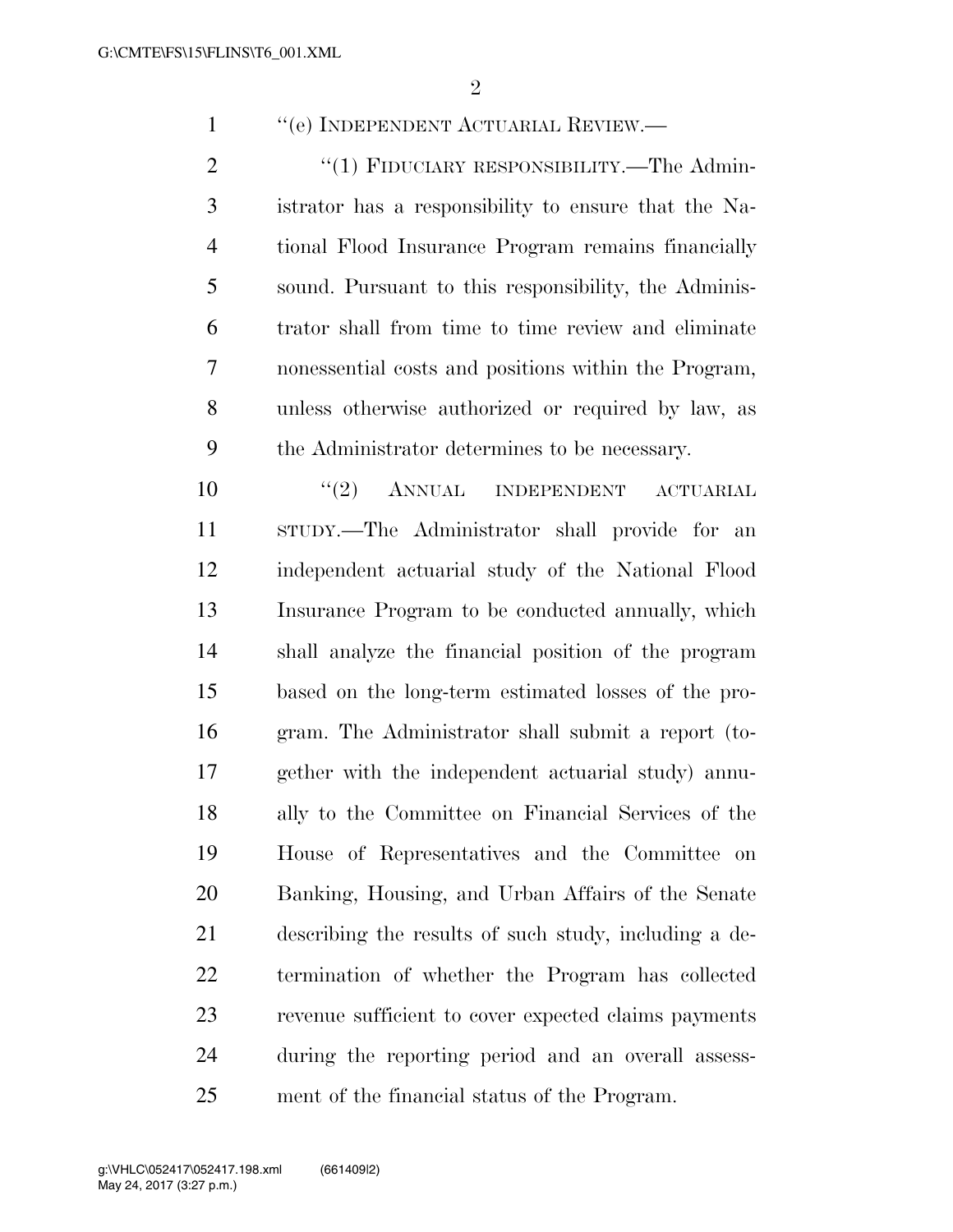"(e) INDEPENDENT ACTUARIAL REVIEW.—

"(1) FIDUCIARY RESPONSIBILITY.—The Administrator has a responsibility to ensure that the National Flood Insurance Program remains financially sound. Pursuant to this responsibility, the Administrator shall from time to time review and eliminate nonessential costs and positions within the Program, unless otherwise authorized or required by law, as the Administrator determines to be necessary.

"(2) ANNUAL INDEPENDENT ACTUARIAL STUDY.—The Administrator shall provide for an independent actuarial study of the National Flood Insurance Program to be conducted annually, which shall analyze the financial position of the program based on the long-term estimated losses of the program. The Administrator shall submit a report (together with the independent actuarial study) annually to the Committee on Financial Services of the House of Representatives and the Committee on Banking, Housing, and Urban Affairs of the Senate describing the results of such study, including a determination of whether the Program has collected revenue sufficient to cover expected claims payments during the reporting period and an overall assessment of the financial status of the Program.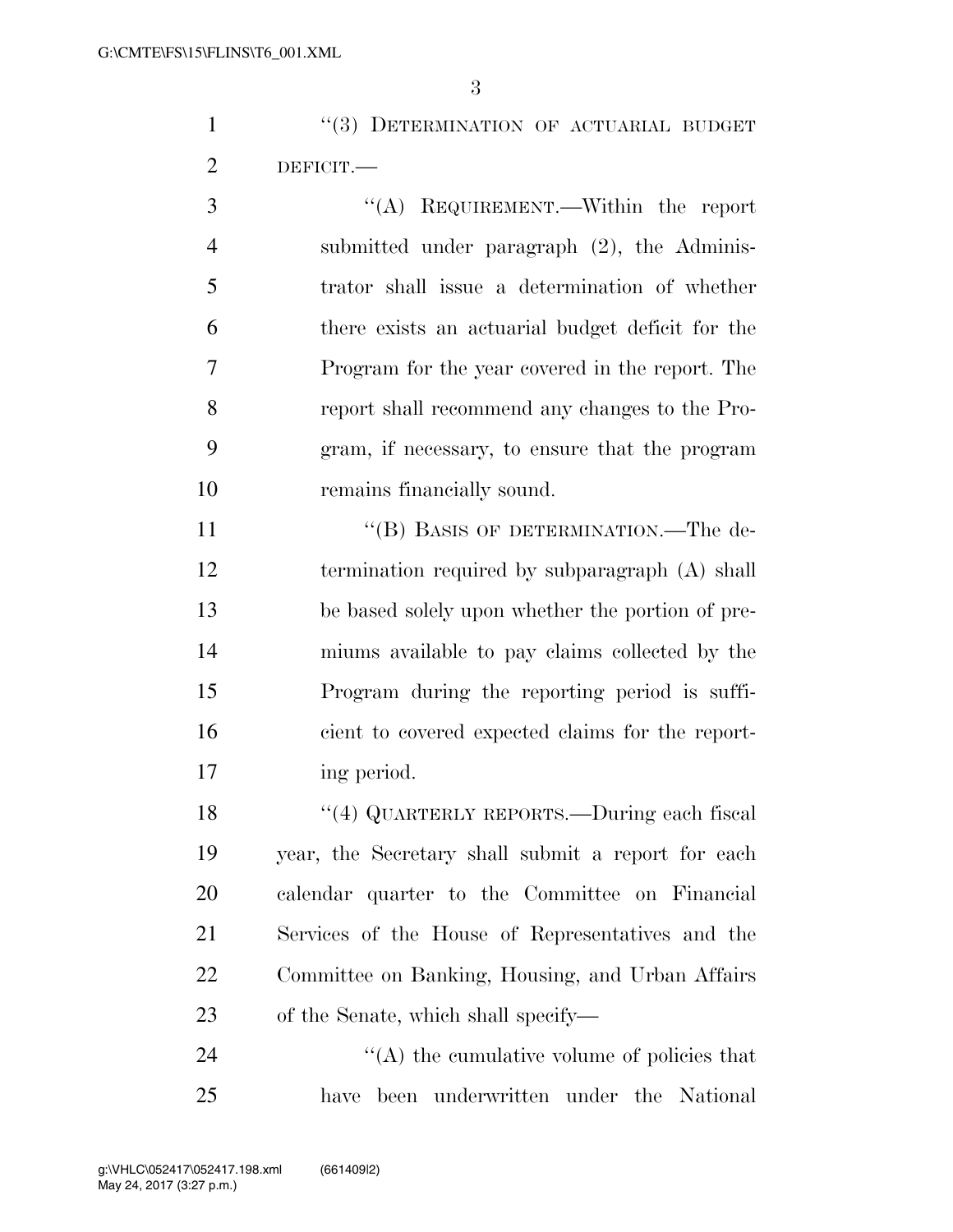"(3) DETERMINATION OF ACTUARIAL BUDGET DEFICIT.—

"(A) REQUIREMENT.—Within the report submitted under paragraph (2), the Administrator shall issue a determination of whether there exists an actuarial budget deficit for the Program for the year covered in the report. The report shall recommend any changes to the Program, if necessary, to ensure that the program remains financially sound.

"(B) BASIS OF DETERMINATION.—The determination required by subparagraph (A) shall be based solely upon whether the portion of premiums available to pay claims collected by the Program during the reporting period is sufficient to covered expected claims for the reporting period.

"(4) QUARTERLY REPORTS.—During each fiscal year, the Secretary shall submit a report for each calendar quarter to the Committee on Financial Services of the House of Representatives and the Committee on Banking, Housing, and Urban Affairs of the Senate, which shall specify—

"(A) the cumulative volume of policies that have been underwritten under the National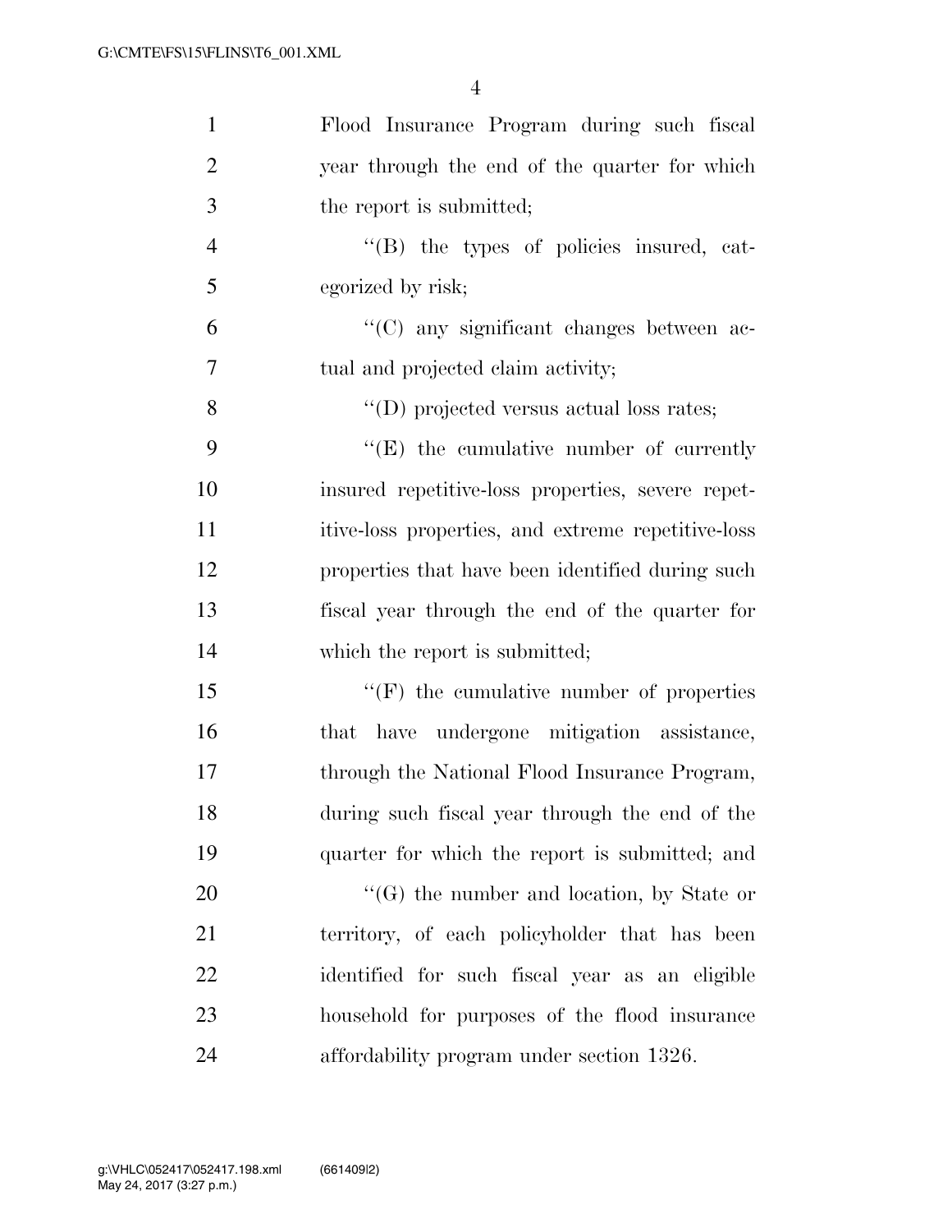Flood Insurance Program during such fiscal year through the end of the quarter for which the report is submitted;

"(B) the types of policies insured, categorized by risk;

"(C) any significant changes between actual and projected claim activity;

"(D) projected versus actual loss rates;

"(E) the cumulative number of currently insured repetitive-loss properties, severe repetitive-loss properties, and extreme repetitive-loss properties that have been identified during such fiscal year through the end of the quarter for which the report is submitted;

"(F) the cumulative number of properties that have undergone mitigation assistance, through the National Flood Insurance Program, during such fiscal year through the end of the quarter for which the report is submitted; and

"(G) the number and location, by State or territory, of each policyholder that has been identified for such fiscal year as an eligible household for purposes of the flood insurance affordability program under section 1326.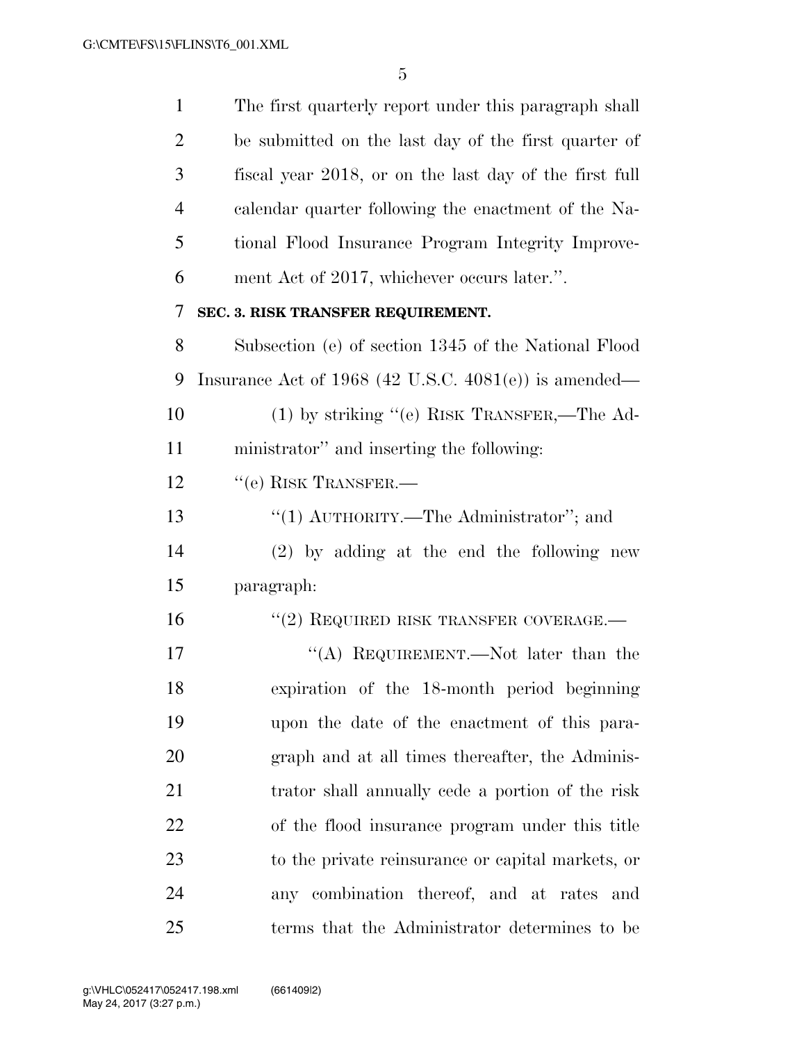The first quarterly report under this paragraph shall be submitted on the last day of the first quarter of fiscal year 2018, or on the last day of the first full calendar quarter following the enactment of the National Flood Insurance Program Integrity Improvement Act of 2017, whichever occurs later.''.

**SEC. 3. RISK TRANSFER REQUIREMENT.**

Subsection (e) of section 1345 of the National Flood Insurance Act of 1968 (42 U.S.C. 4081(e)) is amended—

(1) by striking ''(e) RISK TRANSFER,—The Administrator'' and inserting the following:

''(e) RISK TRANSFER.—

''(1) AUTHORITY.—The Administrator''; and

(2) by adding at the end the following new paragraph:

''(2) REQUIRED RISK TRANSFER COVERAGE.—

''(A) REQUIREMENT.—Not later than the expiration of the 18-month period beginning upon the date of the enactment of this paragraph and at all times thereafter, the Administrator shall annually cede a portion of the risk of the flood insurance program under this title to the private reinsurance or capital markets, or any combination thereof, and at rates and terms that the Administrator determines to be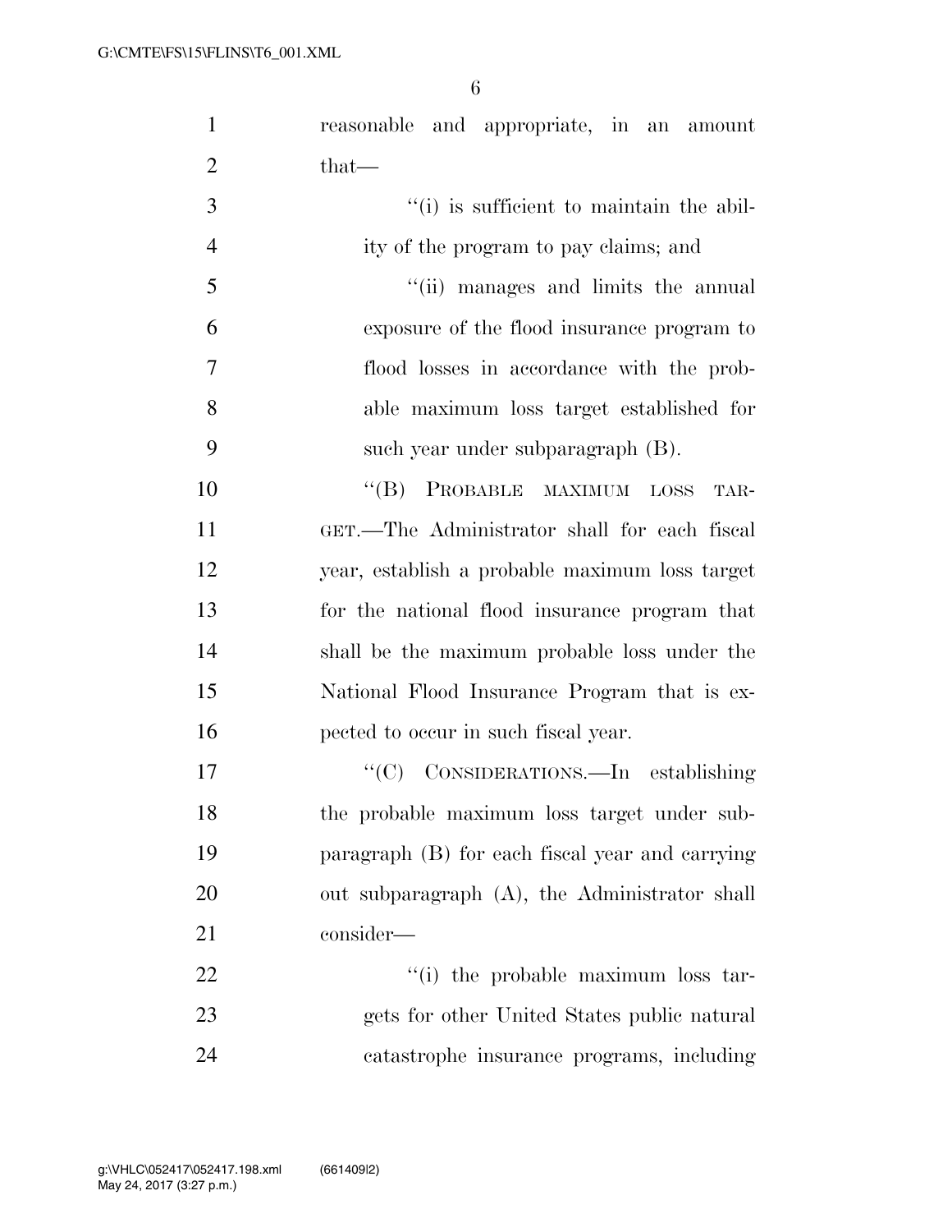reasonable and appropriate, in an amount that—

“(i) is sufficient to maintain the ability of the program to pay claims; and

“(ii) manages and limits the annual exposure of the flood insurance program to flood losses in accordance with the probable maximum loss target established for such year under subparagraph (B).

“(B) PROBABLE MAXIMUM LOSS TARGET.—The Administrator shall for each fiscal year, establish a probable maximum loss target for the national flood insurance program that shall be the maximum probable loss under the National Flood Insurance Program that is expected to occur in such fiscal year.

“(C) CONSIDERATIONS.—In establishing the probable maximum loss target under subparagraph (B) for each fiscal year and carrying out subparagraph (A), the Administrator shall consider—

“(i) the probable maximum loss targets for other United States public natural catastrophe insurance programs, including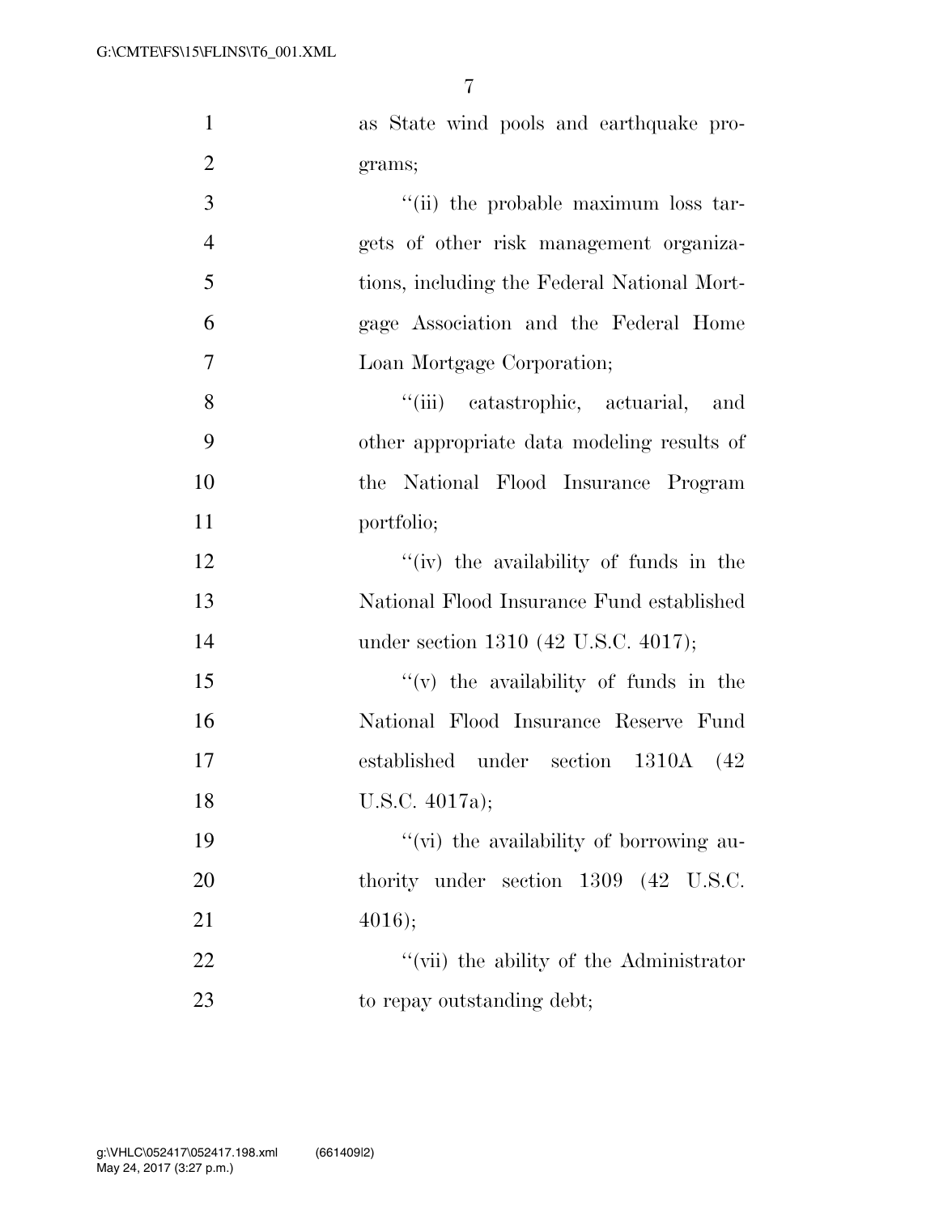as State wind pools and earthquake programs;

''(ii) the probable maximum loss targets of other risk management organizations, including the Federal National Mortgage Association and the Federal Home Loan Mortgage Corporation;

''(iii) catastrophic, actuarial, and other appropriate data modeling results of the National Flood Insurance Program portfolio;

''(iv) the availability of funds in the National Flood Insurance Fund established under section 1310 (42 U.S.C. 4017);

''(v) the availability of funds in the National Flood Insurance Reserve Fund established under section 1310A (42 U.S.C. 4017a);

''(vi) the availability of borrowing authority under section 1309 (42 U.S.C. 4016);

''(vii) the ability of the Administrator to repay outstanding debt;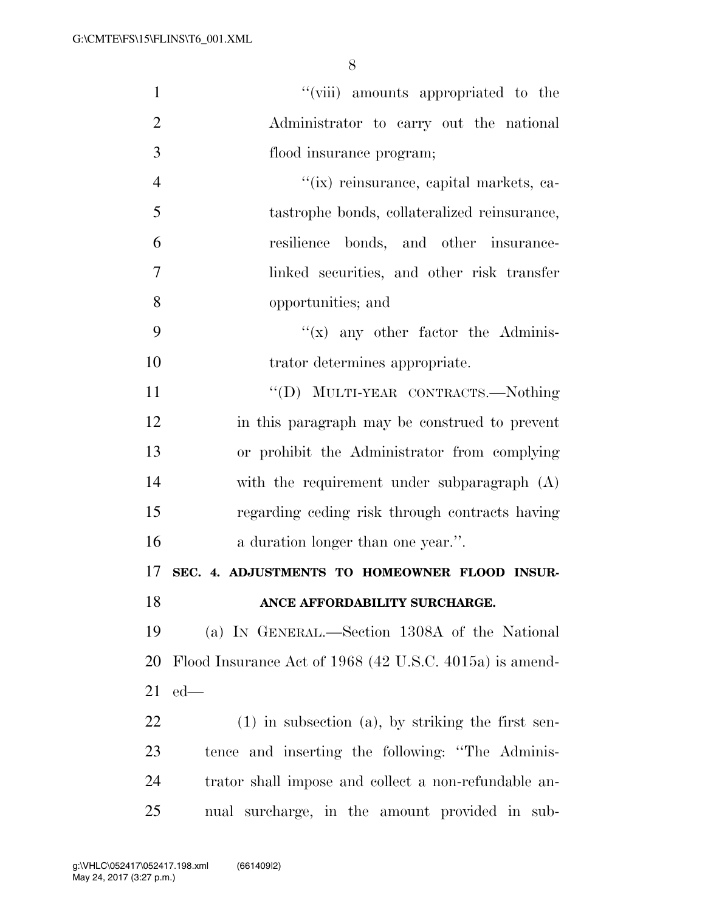"(viii) amounts appropriated to the Administrator to carry out the national flood insurance program;

"(ix) reinsurance, capital markets, catastrophe bonds, collateralized reinsurance, resilience bonds, and other insurance-linked securities, and other risk transfer opportunities; and

"(x) any other factor the Administrator determines appropriate.

"(D) MULTI-YEAR CONTRACTS.—Nothing in this paragraph may be construed to prevent or prohibit the Administrator from complying with the requirement under subparagraph (A) regarding ceding risk through contracts having a duration longer than one year.".

**SEC. 4. ADJUSTMENTS TO HOMEOWNER FLOOD INSURANCE AFFORDABILITY SURCHARGE.**

(a) IN GENERAL.—Section 1308A of the National Flood Insurance Act of 1968 (42 U.S.C. 4015a) is amended—

(1) in subsection (a), by striking the first sentence and inserting the following: "The Administrator shall impose and collect a non-refundable annual surcharge, in the amount provided in sub-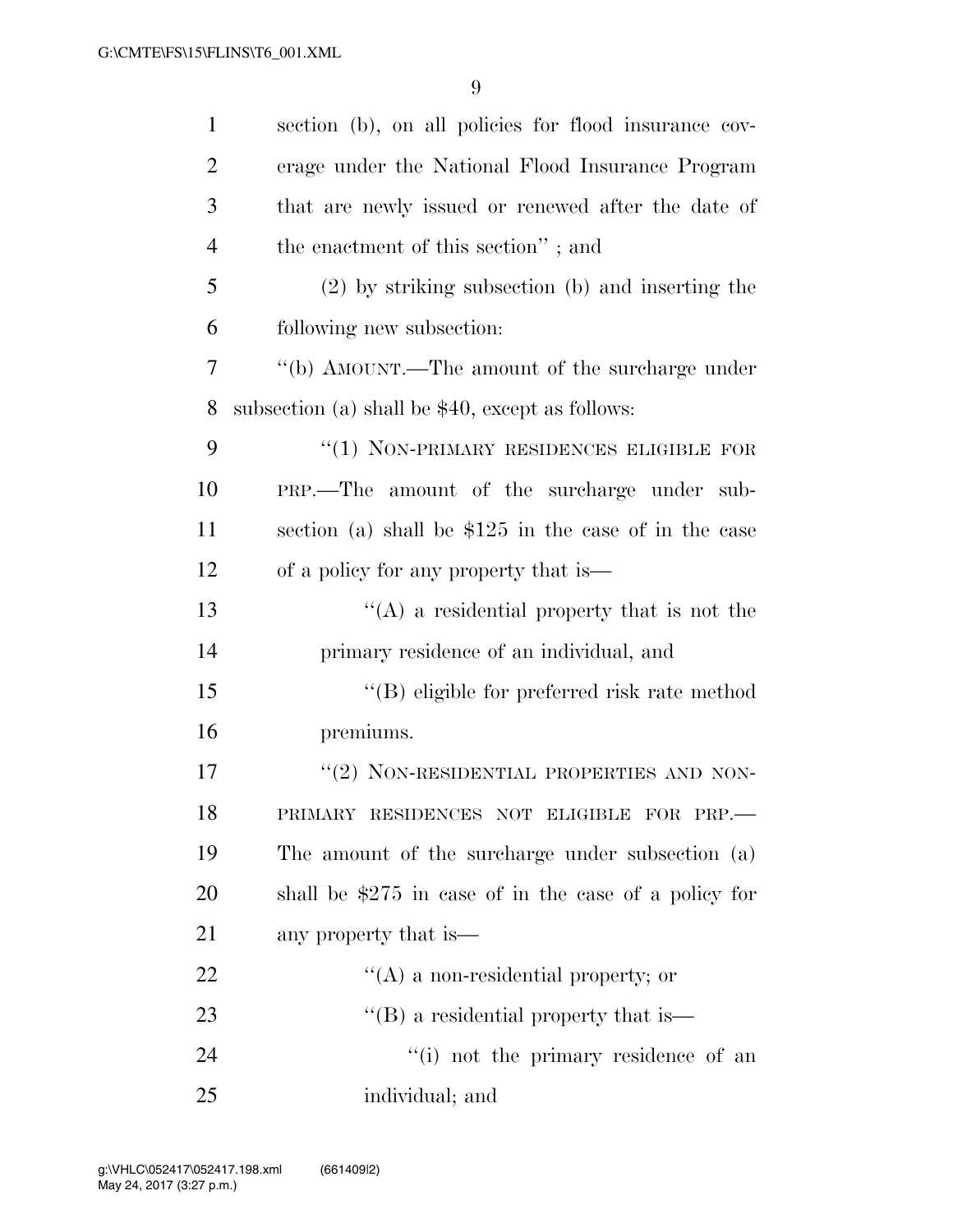section (b), on all policies for flood insurance coverage under the National Flood Insurance Program that are newly issued or renewed after the date of the enactment of this section'' ; and

(2) by striking subsection (b) and inserting the following new subsection:

''(b) AMOUNT.—The amount of the surcharge under subsection (a) shall be $40, except as follows:

''(1) NON-PRIMARY RESIDENCES ELIGIBLE FOR PRP.—The amount of the surcharge under subsection (a) shall be $125 in the case of in the case of a policy for any property that is—

''(A) a residential property that is not the primary residence of an individual, and

''(B) eligible for preferred risk rate method premiums.

''(2) NON-RESIDENTIAL PROPERTIES AND NON-PRIMARY RESIDENCES NOT ELIGIBLE FOR PRP.—The amount of the surcharge under subsection (a) shall be $275 in case of in the case of a policy for any property that is—

''(A) a non-residential property; or

''(B) a residential property that is—

''(i) not the primary residence of an individual; and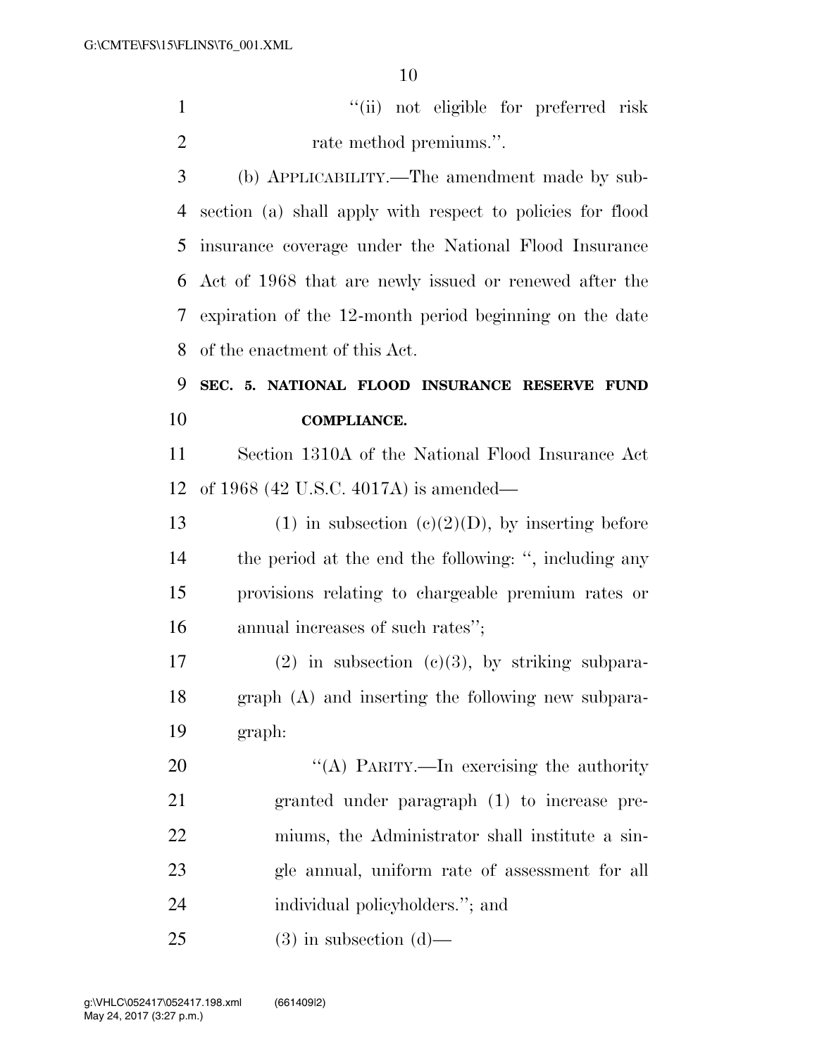"(ii) not eligible for preferred risk rate method premiums.".

(b) APPLICABILITY.—The amendment made by subsection (a) shall apply with respect to policies for flood insurance coverage under the National Flood Insurance Act of 1968 that are newly issued or renewed after the expiration of the 12-month period beginning on the date of the enactment of this Act.

**SEC. 5. NATIONAL FLOOD INSURANCE RESERVE FUND COMPLIANCE.**

Section 1310A of the National Flood Insurance Act of 1968 (42 U.S.C. 4017A) is amended—

(1) in subsection (c)(2)(D), by inserting before the period at the end the following: ", including any provisions relating to chargeable premium rates or annual increases of such rates";

(2) in subsection (c)(3), by striking subparagraph (A) and inserting the following new subparagraph:

"(A) PARITY.—In exercising the authority granted under paragraph (1) to increase premiums, the Administrator shall institute a single annual, uniform rate of assessment for all individual policyholders."; and

(3) in subsection (d)—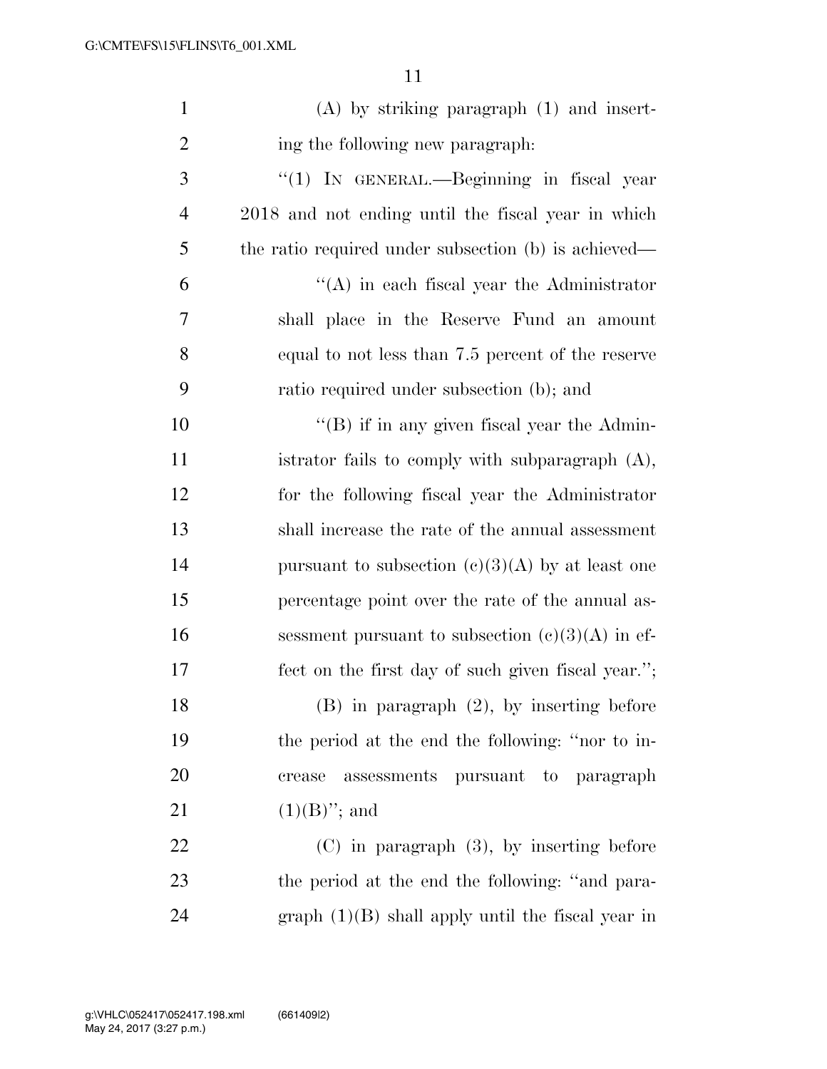(A) by striking paragraph (1) and inserting the following new paragraph:

"(1) IN GENERAL.—Beginning in fiscal year 2018 and not ending until the fiscal year in which the ratio required under subsection (b) is achieved—

"(A) in each fiscal year the Administrator shall place in the Reserve Fund an amount equal to not less than 7.5 percent of the reserve ratio required under subsection (b); and

"(B) if in any given fiscal year the Administrator fails to comply with subparagraph (A), for the following fiscal year the Administrator shall increase the rate of the annual assessment pursuant to subsection (c)(3)(A) by at least one percentage point over the rate of the annual assessment pursuant to subsection (c)(3)(A) in effect on the first day of such given fiscal year.";

(B) in paragraph (2), by inserting before the period at the end the following: "nor to increase assessments pursuant to paragraph (1)(B)"; and

(C) in paragraph (3), by inserting before the period at the end the following: "and paragraph (1)(B) shall apply until the fiscal year in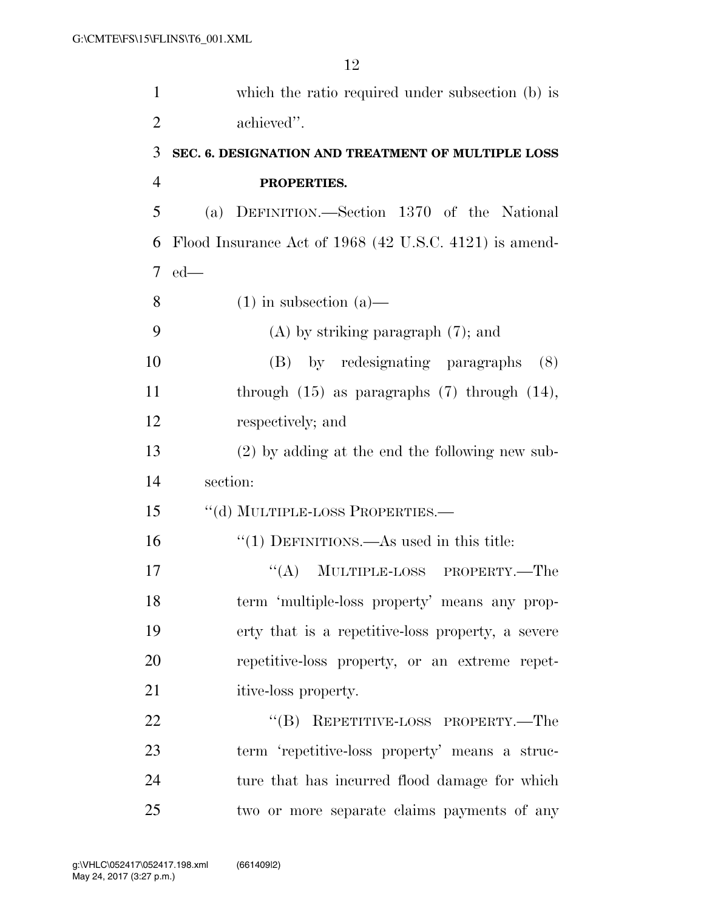which the ratio required under subsection (b) is achieved''.

**SEC. 6. DESIGNATION AND TREATMENT OF MULTIPLE LOSS PROPERTIES.**

(a) DEFINITION.—Section 1370 of the National Flood Insurance Act of 1968 (42 U.S.C. 4121) is amended—

(1) in subsection (a)—

(A) by striking paragraph (7); and

(B) by redesignating paragraphs (8) through (15) as paragraphs (7) through (14), respectively; and

(2) by adding at the end the following new subsection:

''(d) MULTIPLE-LOSS PROPERTIES.—

''(1) DEFINITIONS.—As used in this title:

''(A) MULTIPLE-LOSS PROPERTY.—The term 'multiple-loss property' means any property that is a repetitive-loss property, a severe repetitive-loss property, or an extreme repetitive-loss property.

''(B) REPETITIVE-LOSS PROPERTY.—The term 'repetitive-loss property' means a structure that has incurred flood damage for which two or more separate claims payments of any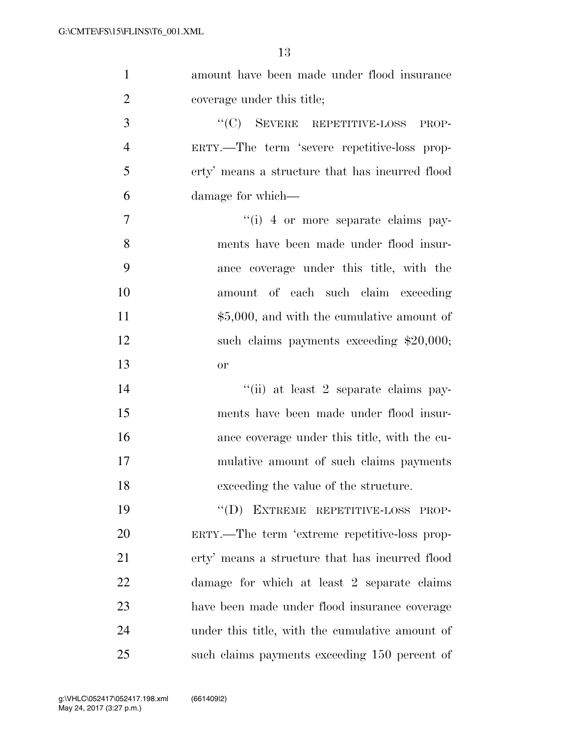amount have been made under flood insurance coverage under this title;

"(C) SEVERE REPETITIVE-LOSS PROPERTY.—The term 'severe repetitive-loss property' means a structure that has incurred flood damage for which—

"(i) 4 or more separate claims payments have been made under flood insurance coverage under this title, with the amount of each such claim exceeding $5,000, and with the cumulative amount of such claims payments exceeding $20,000; or

"(ii) at least 2 separate claims payments have been made under flood insurance coverage under this title, with the cumulative amount of such claims payments exceeding the value of the structure.

"(D) EXTREME REPETITIVE-LOSS PROPERTY.—The term 'extreme repetitive-loss property' means a structure that has incurred flood damage for which at least 2 separate claims have been made under flood insurance coverage under this title, with the cumulative amount of such claims payments exceeding 150 percent of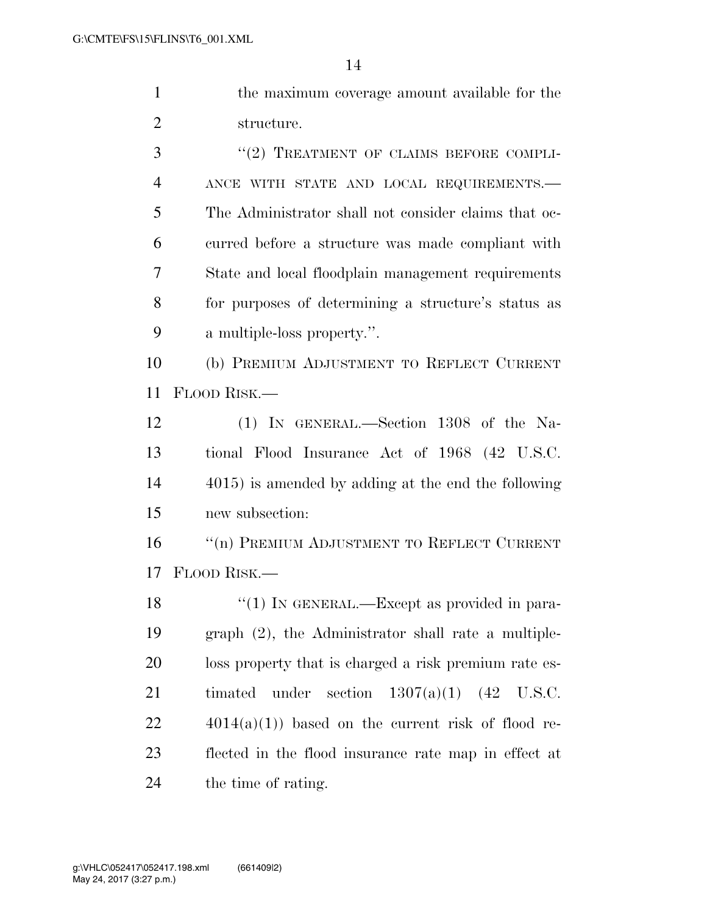the maximum coverage amount available for the structure.

"(2) TREATMENT OF CLAIMS BEFORE COMPLIANCE WITH STATE AND LOCAL REQUIREMENTS.—The Administrator shall not consider claims that occurred before a structure was made compliant with State and local floodplain management requirements for purposes of determining a structure's status as a multiple-loss property.".

(b) PREMIUM ADJUSTMENT TO REFLECT CURRENT FLOOD RISK.—

(1) IN GENERAL.—Section 1308 of the National Flood Insurance Act of 1968 (42 U.S.C. 4015) is amended by adding at the end the following new subsection:

"(n) PREMIUM ADJUSTMENT TO REFLECT CURRENT FLOOD RISK.—

"(1) IN GENERAL.—Except as provided in paragraph (2), the Administrator shall rate a multiple-loss property that is charged a risk premium rate estimated under section 1307(a)(1) (42 U.S.C. 4014(a)(1)) based on the current risk of flood reflected in the flood insurance rate map in effect at the time of rating.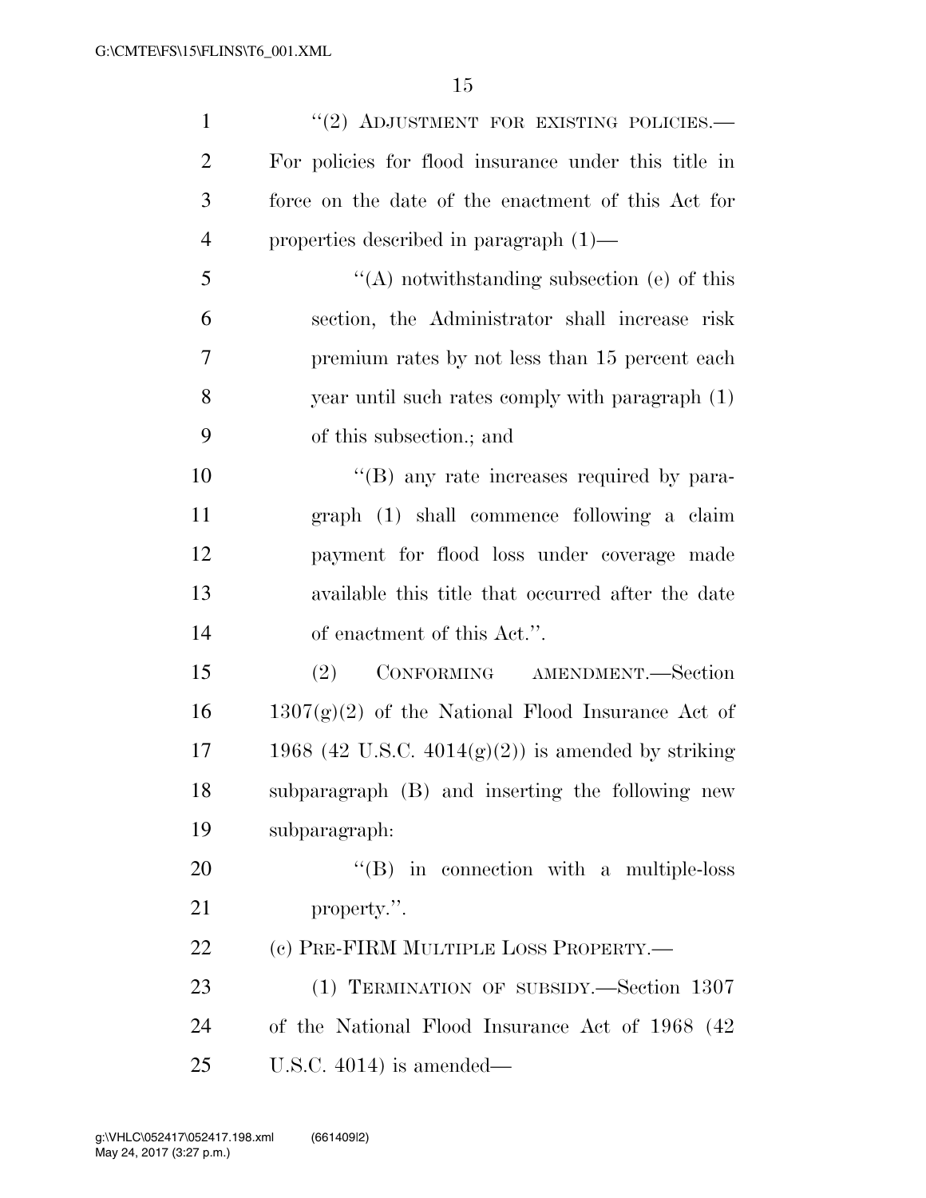"(2) ADJUSTMENT FOR EXISTING POLICIES.— For policies for flood insurance under this title in force on the date of the enactment of this Act for properties described in paragraph (1)—

"(A) notwithstanding subsection (e) of this section, the Administrator shall increase risk premium rates by not less than 15 percent each year until such rates comply with paragraph (1) of this subsection.; and

"(B) any rate increases required by paragraph (1) shall commence following a claim payment for flood loss under coverage made available this title that occurred after the date of enactment of this Act.".

(2) CONFORMING AMENDMENT.—Section 1307(g)(2) of the National Flood Insurance Act of 1968 (42 U.S.C. 4014(g)(2)) is amended by striking subparagraph (B) and inserting the following new subparagraph:

"(B) in connection with a multiple-loss property.".

(c) PRE-FIRM MULTIPLE LOSS PROPERTY.—

(1) TERMINATION OF SUBSIDY.—Section 1307 of the National Flood Insurance Act of 1968 (42 U.S.C. 4014) is amended—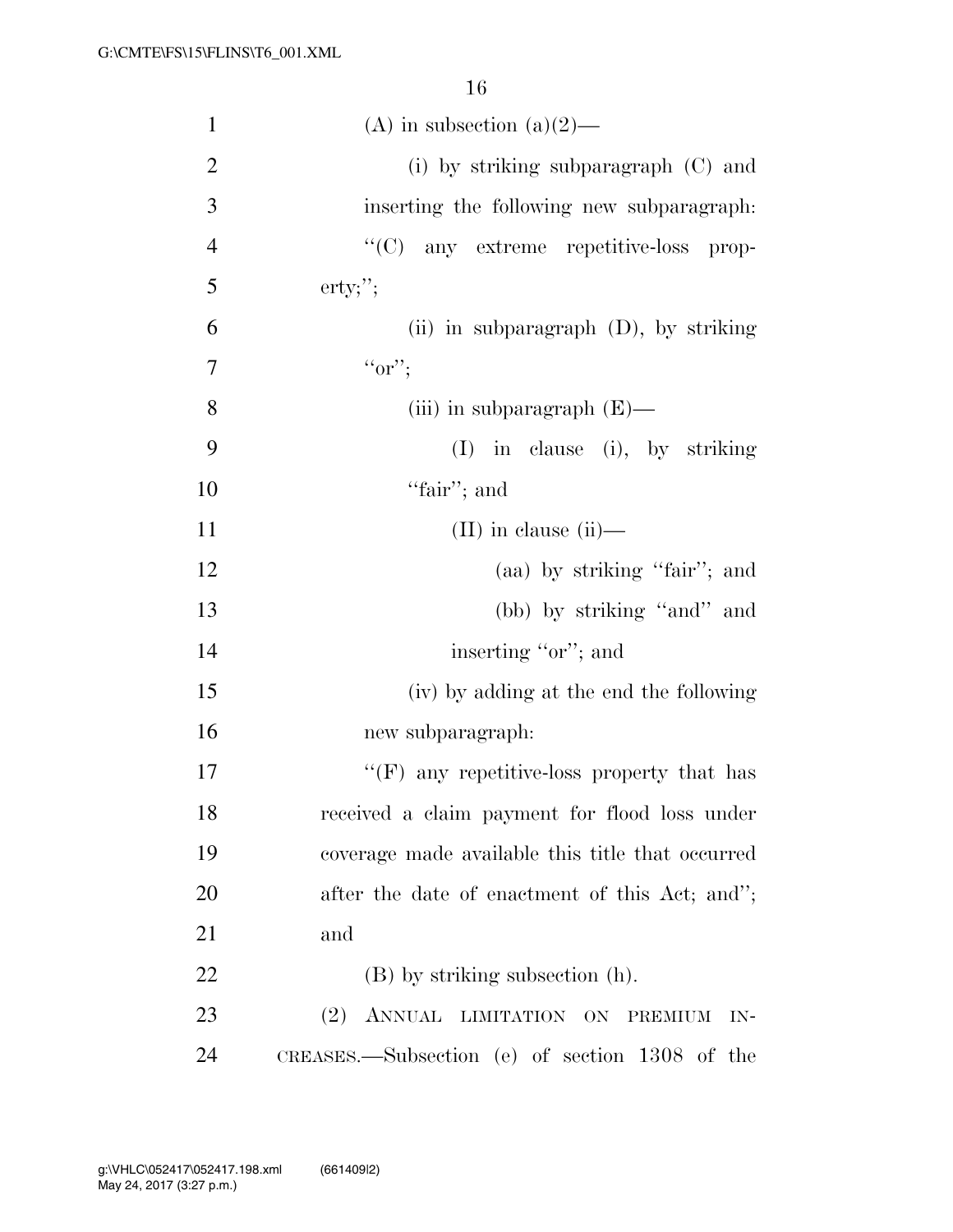(A) in subsection (a)(2)—

(i) by striking subparagraph (C) and inserting the following new subparagraph:

"(C) any extreme repetitive-loss property;";

(ii) in subparagraph (D), by striking "or";

(iii) in subparagraph (E)—

(I) in clause (i), by striking "fair"; and

(II) in clause (ii)—

(aa) by striking "fair"; and

(bb) by striking "and" and inserting "or"; and

(iv) by adding at the end the following new subparagraph:

"(F) any repetitive-loss property that has received a claim payment for flood loss under coverage made available this title that occurred after the date of enactment of this Act; and"; and

(B) by striking subsection (h).

(2) ANNUAL LIMITATION ON PREMIUM INCREASES.—Subsection (e) of section 1308 of the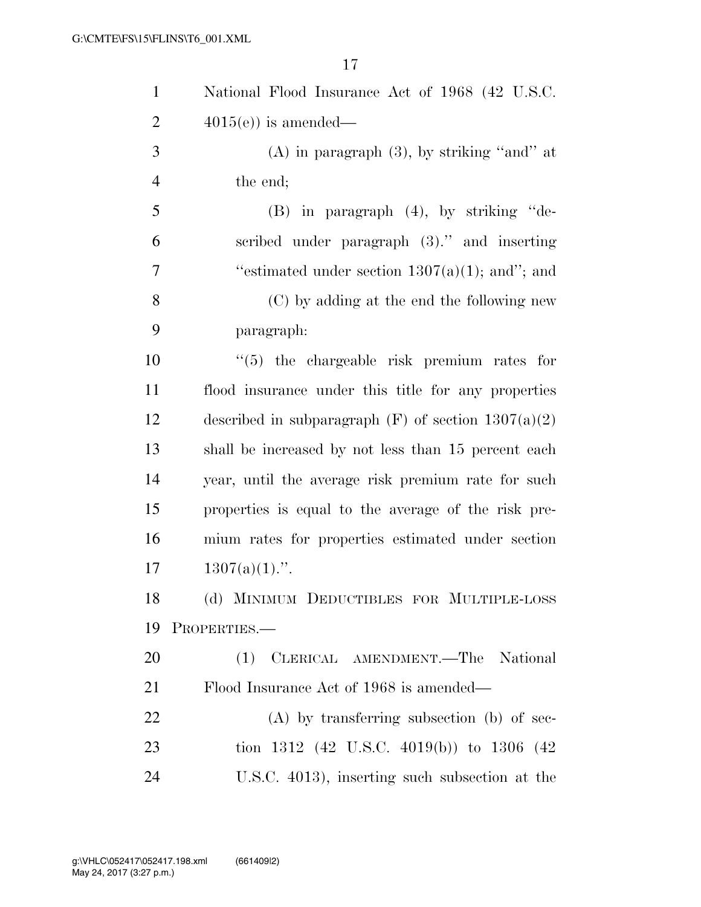National Flood Insurance Act of 1968 (42 U.S.C. 4015(e)) is amended—

(A) in paragraph (3), by striking ''and'' at the end;

(B) in paragraph (4), by striking ''described under paragraph (3).'' and inserting ''estimated under section 1307(a)(1); and''; and

(C) by adding at the end the following new paragraph:

''(5) the chargeable risk premium rates for flood insurance under this title for any properties described in subparagraph (F) of section 1307(a)(2) shall be increased by not less than 15 percent each year, until the average risk premium rate for such properties is equal to the average of the risk premium rates for properties estimated under section 1307(a)(1).''.

(d) MINIMUM DEDUCTIBLES FOR MULTIPLE-LOSS PROPERTIES.—

(1) CLERICAL AMENDMENT.—The National Flood Insurance Act of 1968 is amended—

(A) by transferring subsection (b) of section 1312 (42 U.S.C. 4019(b)) to 1306 (42 U.S.C. 4013), inserting such subsection at the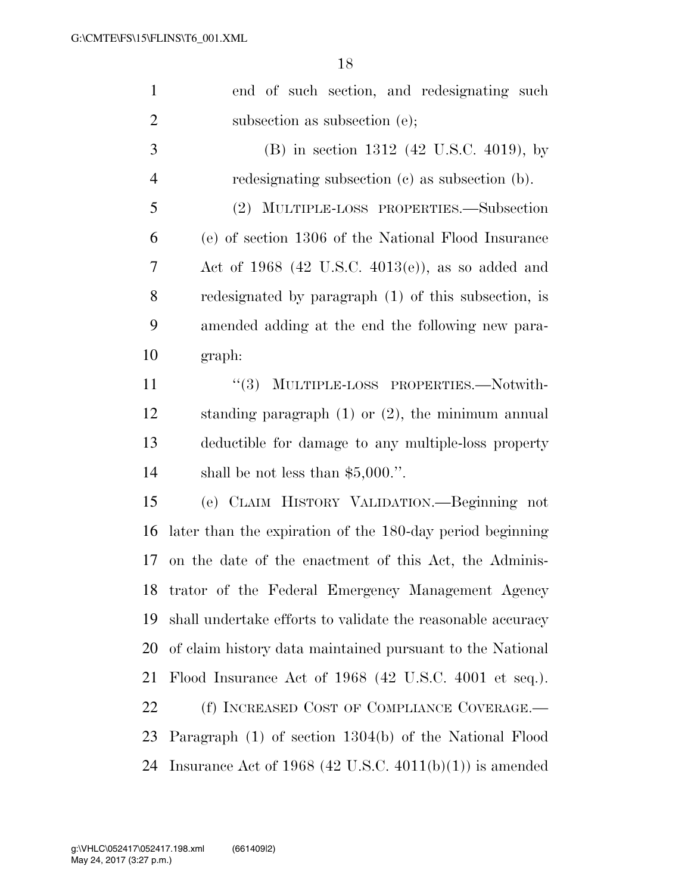end of such section, and redesignating such subsection as subsection (e);

(B) in section 1312 (42 U.S.C. 4019), by redesignating subsection (c) as subsection (b).

(2) MULTIPLE-LOSS PROPERTIES.—Subsection (e) of section 1306 of the National Flood Insurance Act of 1968 (42 U.S.C. 4013(e)), as so added and redesignated by paragraph (1) of this subsection, is amended adding at the end the following new paragraph:

"(3) MULTIPLE-LOSS PROPERTIES.—Notwithstanding paragraph (1) or (2), the minimum annual deductible for damage to any multiple-loss property shall be not less than $5,000.".

(e) CLAIM HISTORY VALIDATION.—Beginning not later than the expiration of the 180-day period beginning on the date of the enactment of this Act, the Administrator of the Federal Emergency Management Agency shall undertake efforts to validate the reasonable accuracy of claim history data maintained pursuant to the National Flood Insurance Act of 1968 (42 U.S.C. 4001 et seq.).

(f) INCREASED COST OF COMPLIANCE COVERAGE.—Paragraph (1) of section 1304(b) of the National Flood Insurance Act of 1968 (42 U.S.C. 4011(b)(1)) is amended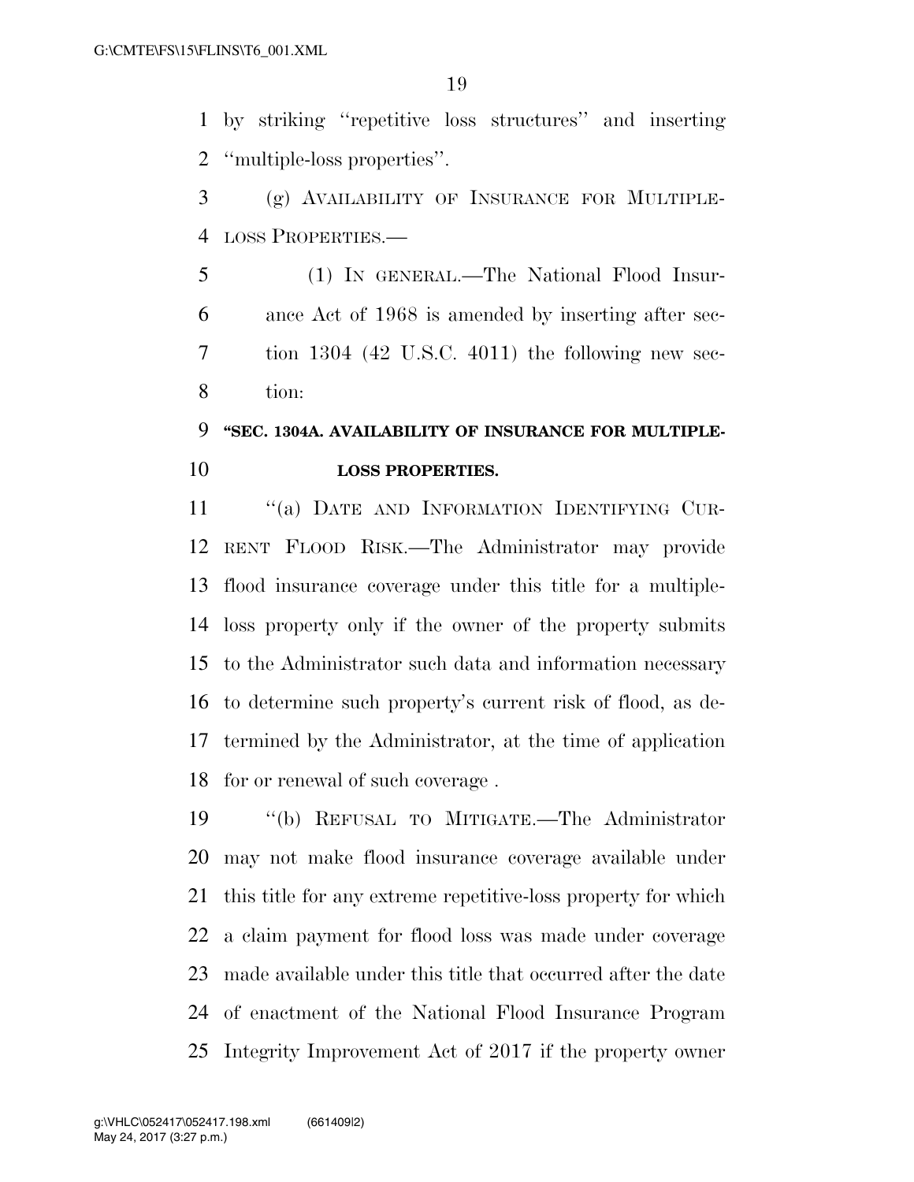by striking ''repetitive loss structures'' and inserting ''multiple-loss properties''.

(g) AVAILABILITY OF INSURANCE FOR MULTIPLE-LOSS PROPERTIES.—

(1) IN GENERAL.—The National Flood Insurance Act of 1968 is amended by inserting after section 1304 (42 U.S.C. 4011) the following new section:

**''SEC. 1304A. AVAILABILITY OF INSURANCE FOR MULTIPLE-LOSS PROPERTIES.**

''(a) DATE AND INFORMATION IDENTIFYING CURRENT FLOOD RISK.—The Administrator may provide flood insurance coverage under this title for a multiple-loss property only if the owner of the property submits to the Administrator such data and information necessary to determine such property's current risk of flood, as determined by the Administrator, at the time of application for or renewal of such coverage .

''(b) REFUSAL TO MITIGATE.—The Administrator may not make flood insurance coverage available under this title for any extreme repetitive-loss property for which a claim payment for flood loss was made under coverage made available under this title that occurred after the date of enactment of the National Flood Insurance Program Integrity Improvement Act of 2017 if the property owner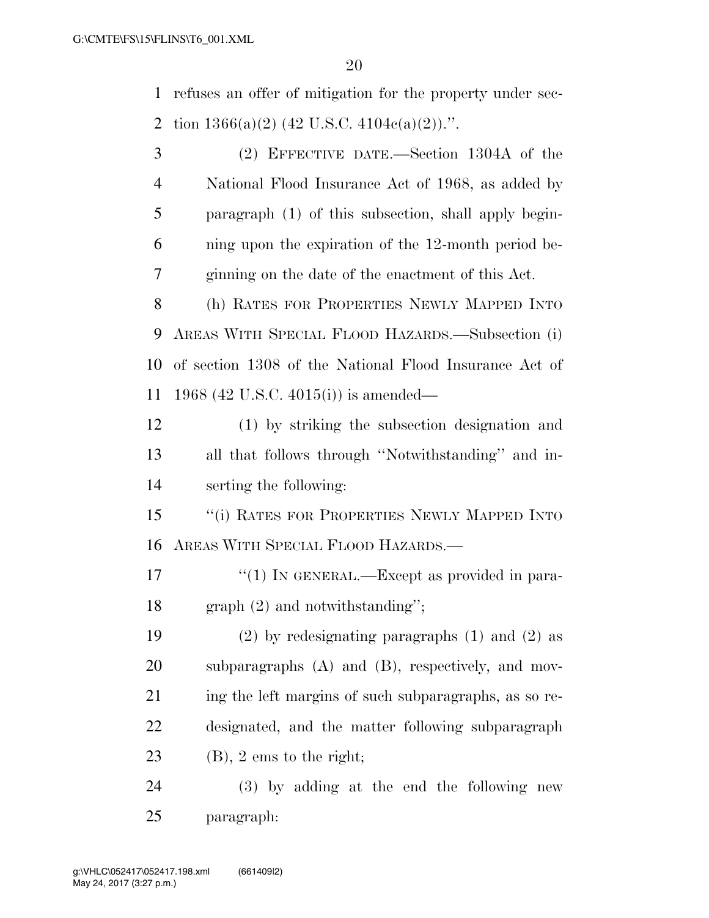refuses an offer of mitigation for the property under section 1366(a)(2) (42 U.S.C. 4104c(a)(2)).''.

(2) EFFECTIVE DATE.—Section 1304A of the National Flood Insurance Act of 1968, as added by paragraph (1) of this subsection, shall apply beginning upon the expiration of the 12-month period beginning on the date of the enactment of this Act.

(h) RATES FOR PROPERTIES NEWLY MAPPED INTO AREAS WITH SPECIAL FLOOD HAZARDS.—Subsection (i) of section 1308 of the National Flood Insurance Act of 1968 (42 U.S.C. 4015(i)) is amended—

(1) by striking the subsection designation and all that follows through ''Notwithstanding'' and inserting the following:

''(i) RATES FOR PROPERTIES NEWLY MAPPED INTO AREAS WITH SPECIAL FLOOD HAZARDS.—

''(1) IN GENERAL.—Except as provided in paragraph (2) and notwithstanding'';

(2) by redesignating paragraphs (1) and (2) as subparagraphs (A) and (B), respectively, and moving the left margins of such subparagraphs, as so redesignated, and the matter following subparagraph (B), 2 ems to the right;

(3) by adding at the end the following new paragraph: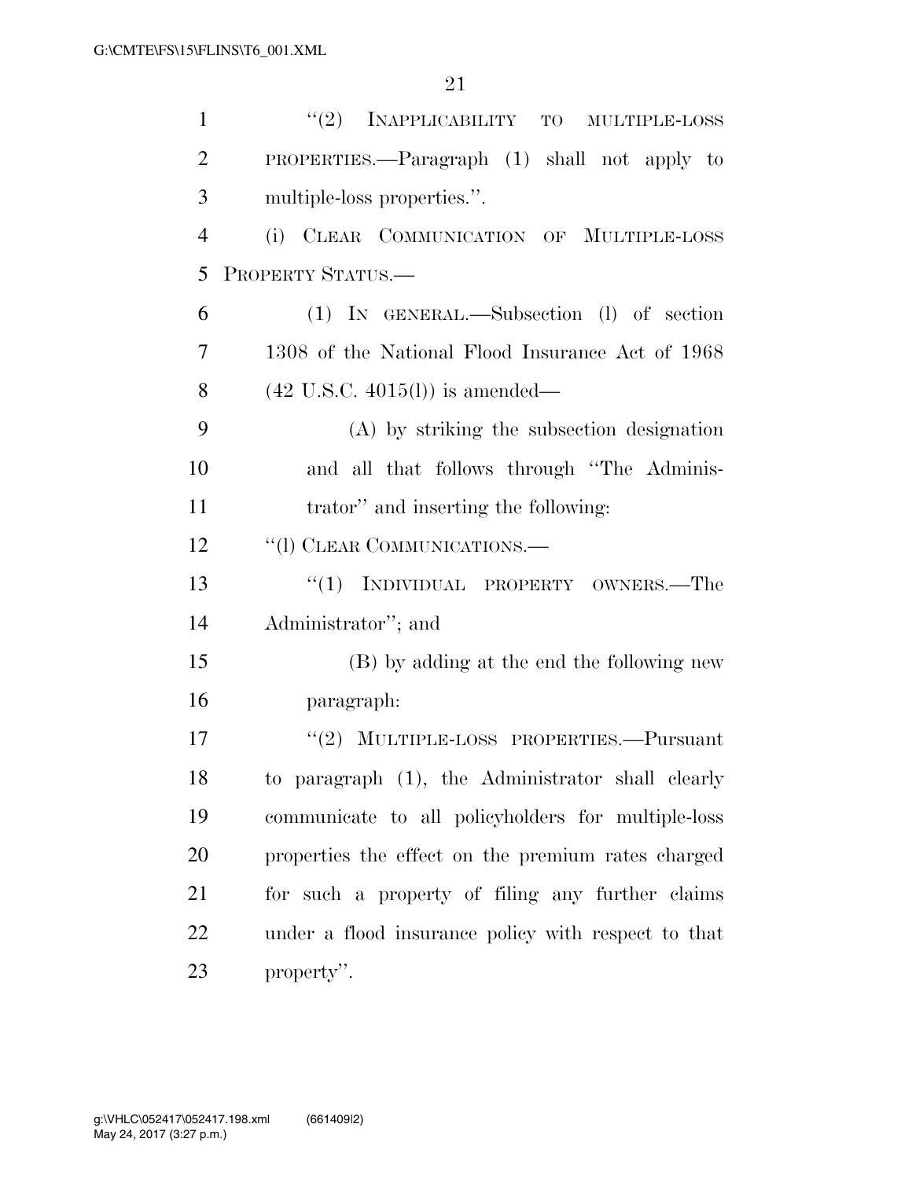"(2) INAPPLICABILITY TO MULTIPLE-LOSS PROPERTIES.—Paragraph (1) shall not apply to multiple-loss properties.".

(i) CLEAR COMMUNICATION OF MULTIPLE-LOSS PROPERTY STATUS.—

(1) IN GENERAL.—Subsection (l) of section 1308 of the National Flood Insurance Act of 1968 (42 U.S.C. 4015(l)) is amended—

(A) by striking the subsection designation and all that follows through "The Administrator" and inserting the following:

"(l) CLEAR COMMUNICATIONS.—

"(1) INDIVIDUAL PROPERTY OWNERS.—The Administrator"; and

(B) by adding at the end the following new paragraph:

"(2) MULTIPLE-LOSS PROPERTIES.—Pursuant to paragraph (1), the Administrator shall clearly communicate to all policyholders for multiple-loss properties the effect on the premium rates charged for such a property of filing any further claims under a flood insurance policy with respect to that property".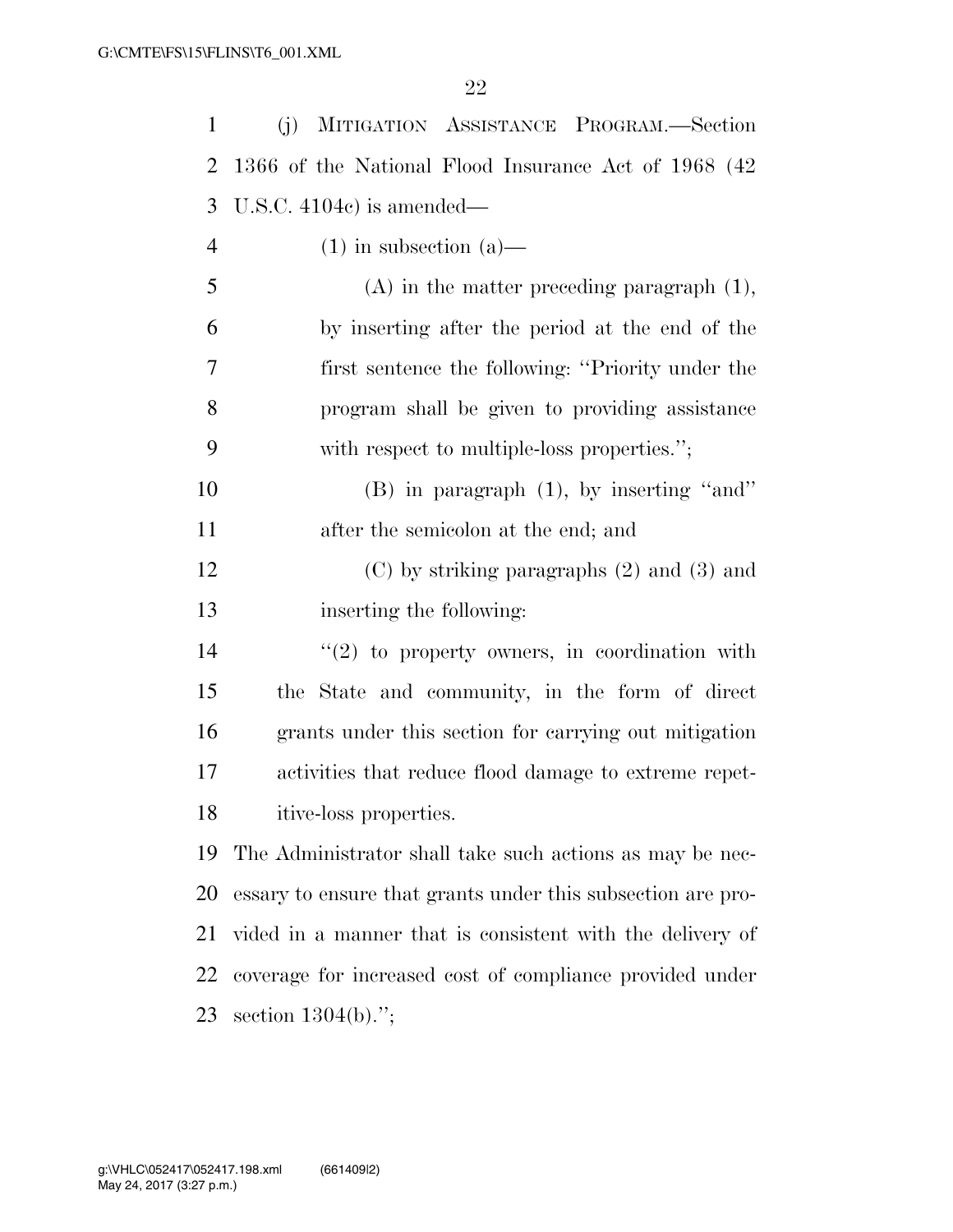(j) MITIGATION ASSISTANCE PROGRAM.—Section 1366 of the National Flood Insurance Act of 1968 (42 U.S.C. 4104c) is amended—

(1) in subsection (a)—

(A) in the matter preceding paragraph (1), by inserting after the period at the end of the first sentence the following: "Priority under the program shall be given to providing assistance with respect to multiple-loss properties.";

(B) in paragraph (1), by inserting "and" after the semicolon at the end; and

(C) by striking paragraphs (2) and (3) and inserting the following:

"(2) to property owners, in coordination with the State and community, in the form of direct grants under this section for carrying out mitigation activities that reduce flood damage to extreme repetitive-loss properties.

The Administrator shall take such actions as may be necessary to ensure that grants under this subsection are provided in a manner that is consistent with the delivery of coverage for increased cost of compliance provided under section 1304(b).";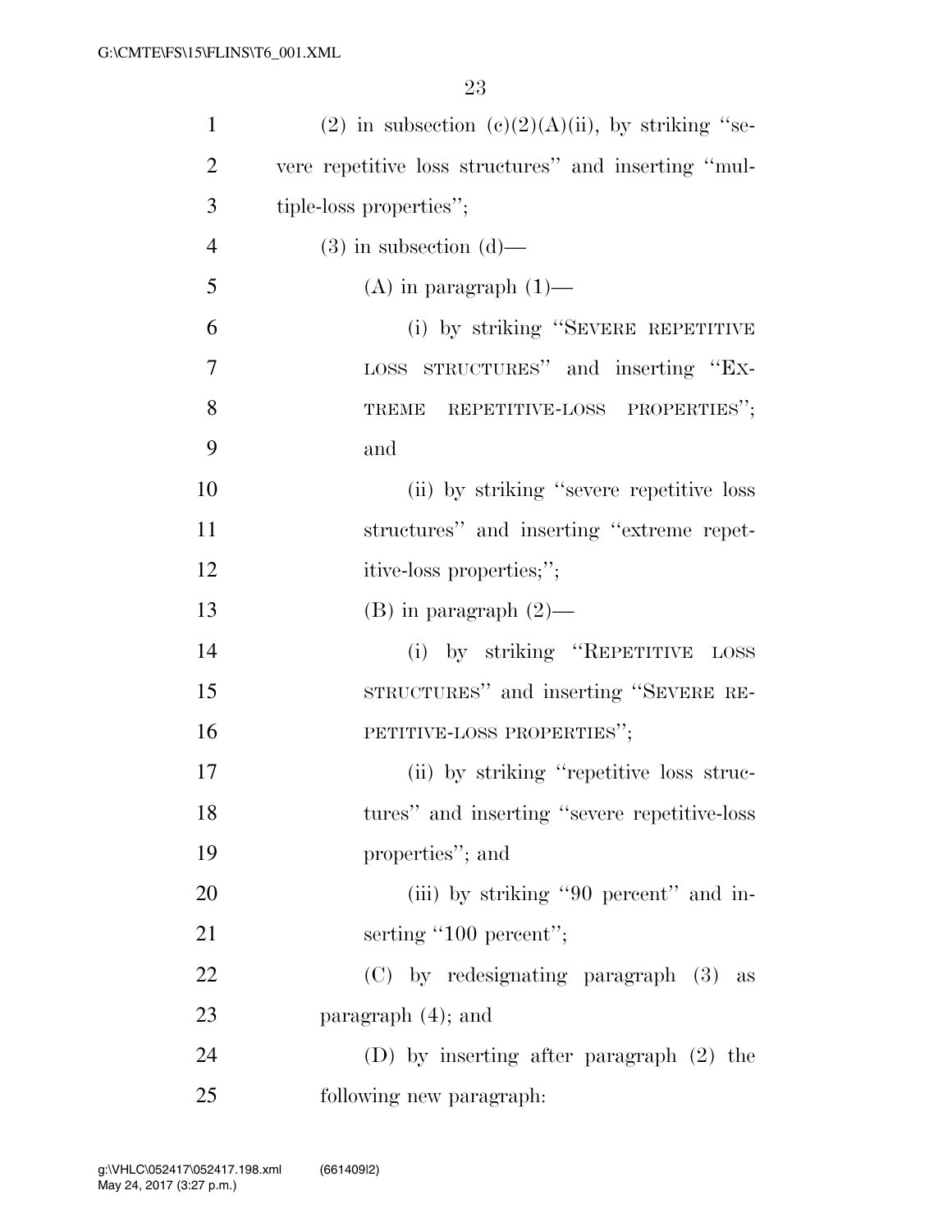(2) in subsection (c)(2)(A)(ii), by striking "severe repetitive loss structures" and inserting "multiple-loss properties";

(3) in subsection (d)—

(A) in paragraph (1)—

(i) by striking "SEVERE REPETITIVE LOSS STRUCTURES" and inserting "EXTREME REPETITIVE-LOSS PROPERTIES"; and

(ii) by striking "severe repetitive loss structures" and inserting "extreme repetitive-loss properties;";

(B) in paragraph (2)—

(i) by striking "REPETITIVE LOSS STRUCTURES" and inserting "SEVERE REPETITIVE-LOSS PROPERTIES";

(ii) by striking "repetitive loss structures" and inserting "severe repetitive-loss properties"; and

(iii) by striking "90 percent" and inserting "100 percent";

(C) by redesignating paragraph (3) as paragraph (4); and

(D) by inserting after paragraph (2) the following new paragraph: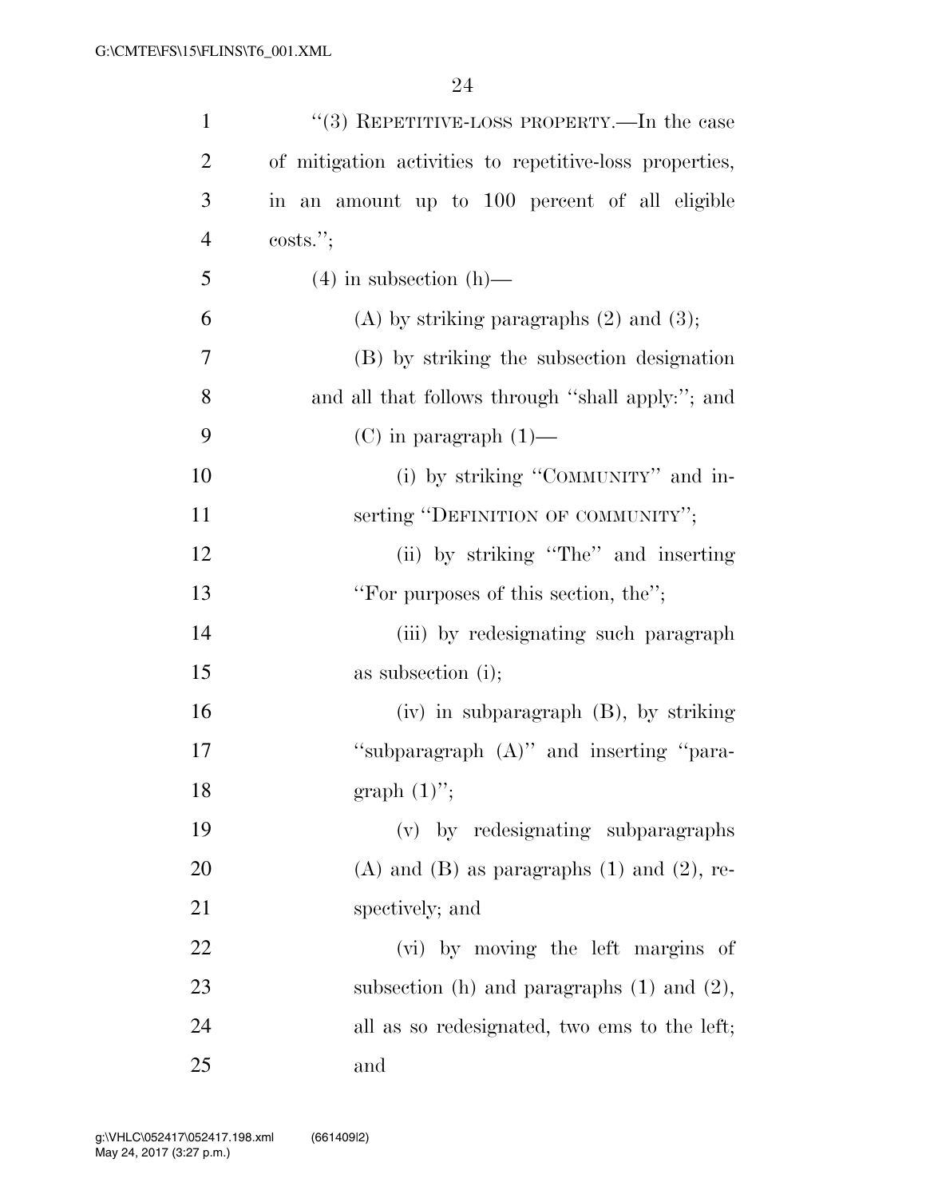"(3) REPETITIVE-LOSS PROPERTY.—In the case of mitigation activities to repetitive-loss properties, in an amount up to 100 percent of all eligible costs.";

(4) in subsection (h)—

(A) by striking paragraphs (2) and (3);

(B) by striking the subsection designation and all that follows through "shall apply:"; and

(C) in paragraph (1)—

(i) by striking "COMMUNITY" and inserting "DEFINITION OF COMMUNITY";

(ii) by striking "The" and inserting "For purposes of this section, the";

(iii) by redesignating such paragraph as subsection (i);

(iv) in subparagraph (B), by striking "subparagraph (A)" and inserting "paragraph (1)";

(v) by redesignating subparagraphs (A) and (B) as paragraphs (1) and (2), respectively; and

(vi) by moving the left margins of subsection (h) and paragraphs (1) and (2), all as so redesignated, two ems to the left; and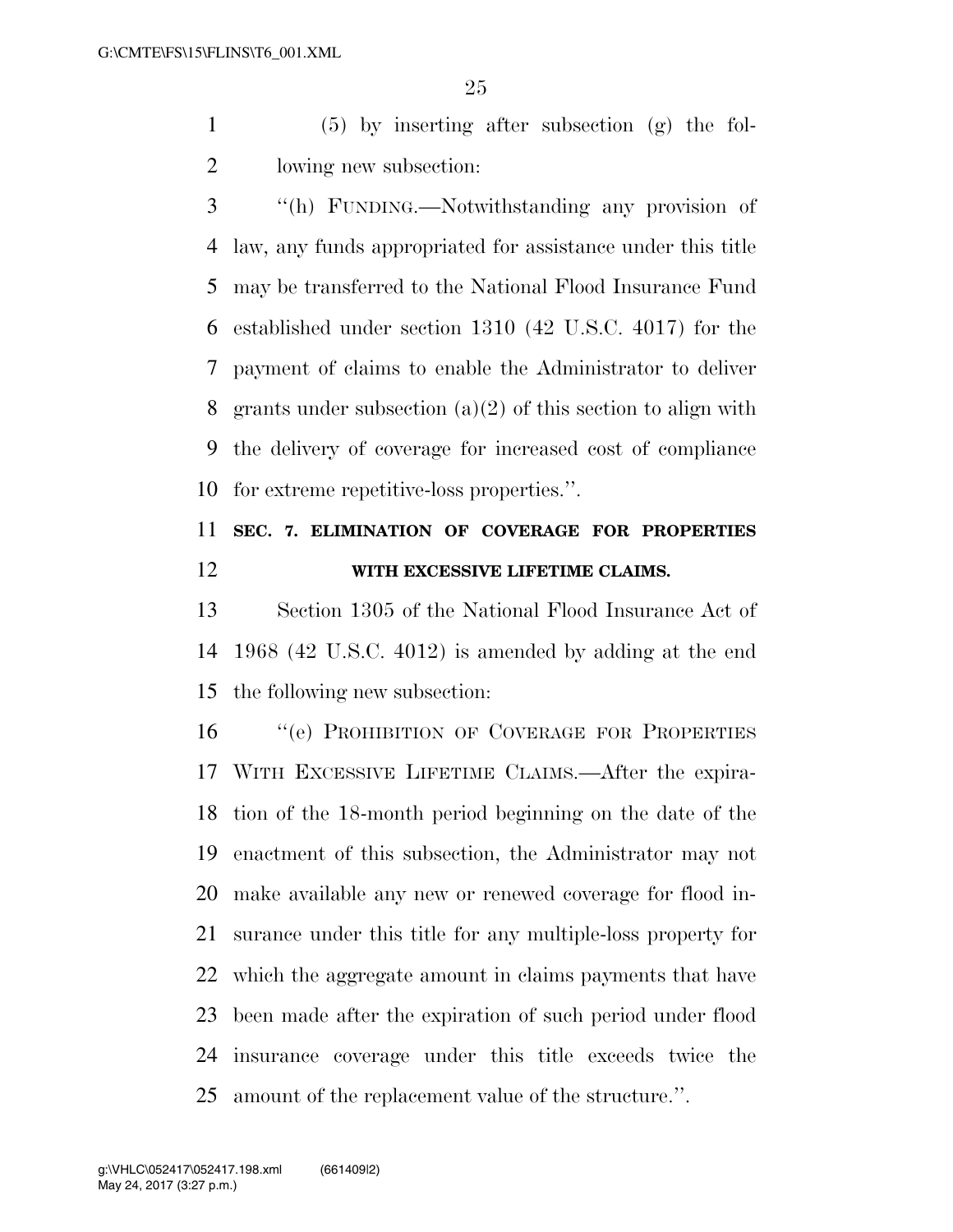(5) by inserting after subsection (g) the following new subsection:

"(h) FUNDING.—Notwithstanding any provision of law, any funds appropriated for assistance under this title may be transferred to the National Flood Insurance Fund established under section 1310 (42 U.S.C. 4017) for the payment of claims to enable the Administrator to deliver grants under subsection (a)(2) of this section to align with the delivery of coverage for increased cost of compliance for extreme repetitive-loss properties.".

## SEC. 7. ELIMINATION OF COVERAGE FOR PROPERTIES WITH EXCESSIVE LIFETIME CLAIMS.

Section 1305 of the National Flood Insurance Act of 1968 (42 U.S.C. 4012) is amended by adding at the end the following new subsection:

"(e) PROHIBITION OF COVERAGE FOR PROPERTIES WITH EXCESSIVE LIFETIME CLAIMS.—After the expiration of the 18-month period beginning on the date of the enactment of this subsection, the Administrator may not make available any new or renewed coverage for flood insurance under this title for any multiple-loss property for which the aggregate amount in claims payments that have been made after the expiration of such period under flood insurance coverage under this title exceeds twice the amount of the replacement value of the structure.".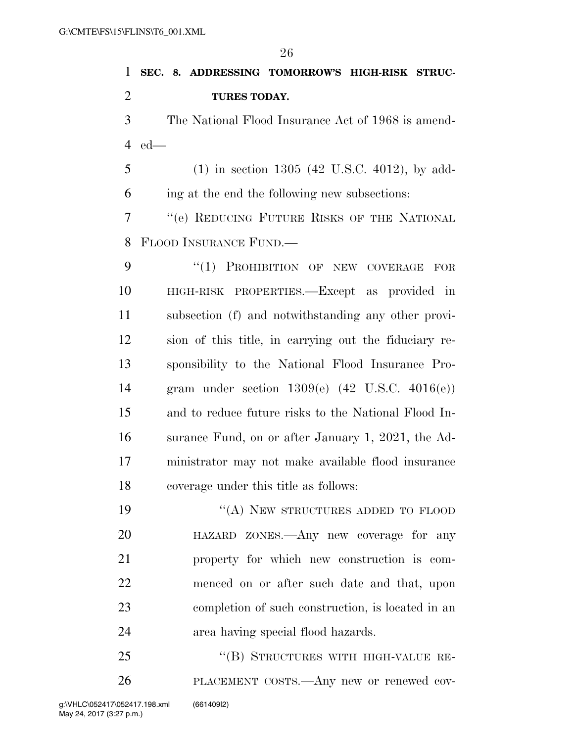**SEC. 8. ADDRESSING TOMORROW'S HIGH-RISK STRUCTURES TODAY.**

The National Flood Insurance Act of 1968 is amended—

(1) in section 1305 (42 U.S.C. 4012), by adding at the end the following new subsections:

"(e) REDUCING FUTURE RISKS OF THE NATIONAL FLOOD INSURANCE FUND.—

"(1) PROHIBITION OF NEW COVERAGE FOR HIGH-RISK PROPERTIES.—Except as provided in subsection (f) and notwithstanding any other provision of this title, in carrying out the fiduciary responsibility to the National Flood Insurance Program under section 1309(e) (42 U.S.C. 4016(e)) and to reduce future risks to the National Flood Insurance Fund, on or after January 1, 2021, the Administrator may not make available flood insurance coverage under this title as follows:

"(A) NEW STRUCTURES ADDED TO FLOOD HAZARD ZONES.—Any new coverage for any property for which new construction is commenced on or after such date and that, upon completion of such construction, is located in an area having special flood hazards.

"(B) STRUCTURES WITH HIGH-VALUE REPLACEMENT COSTS.—Any new or renewed cov-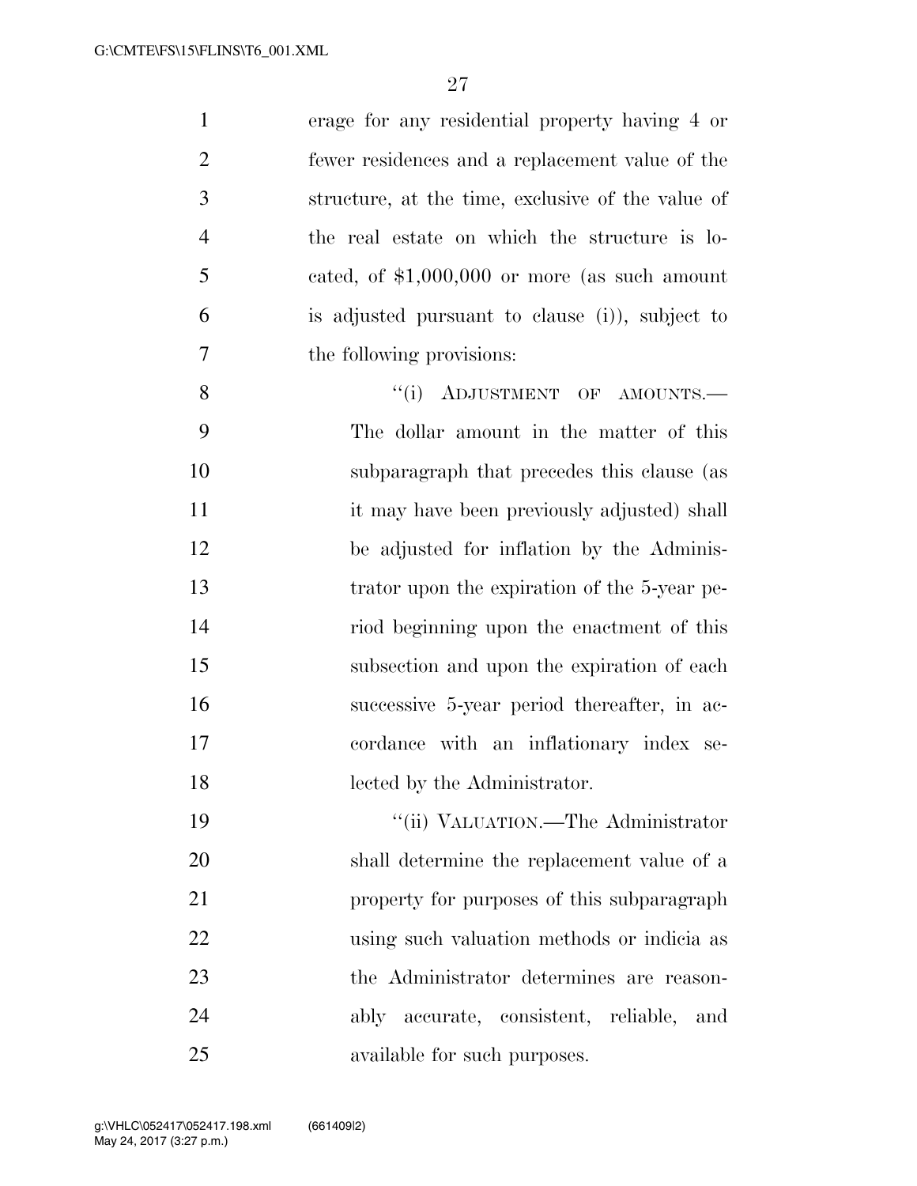erage for any residential property having 4 or fewer residences and a replacement value of the structure, at the time, exclusive of the value of the real estate on which the structure is located, of $1,000,000 or more (as such amount is adjusted pursuant to clause (i)), subject to the following provisions:

"(i) ADJUSTMENT OF AMOUNTS.—The dollar amount in the matter of this subparagraph that precedes this clause (as it may have been previously adjusted) shall be adjusted for inflation by the Administrator upon the expiration of the 5-year period beginning upon the enactment of this subsection and upon the expiration of each successive 5-year period thereafter, in accordance with an inflationary index selected by the Administrator.

"(ii) VALUATION.—The Administrator shall determine the replacement value of a property for purposes of this subparagraph using such valuation methods or indicia as the Administrator determines are reasonably accurate, consistent, reliable, and available for such purposes.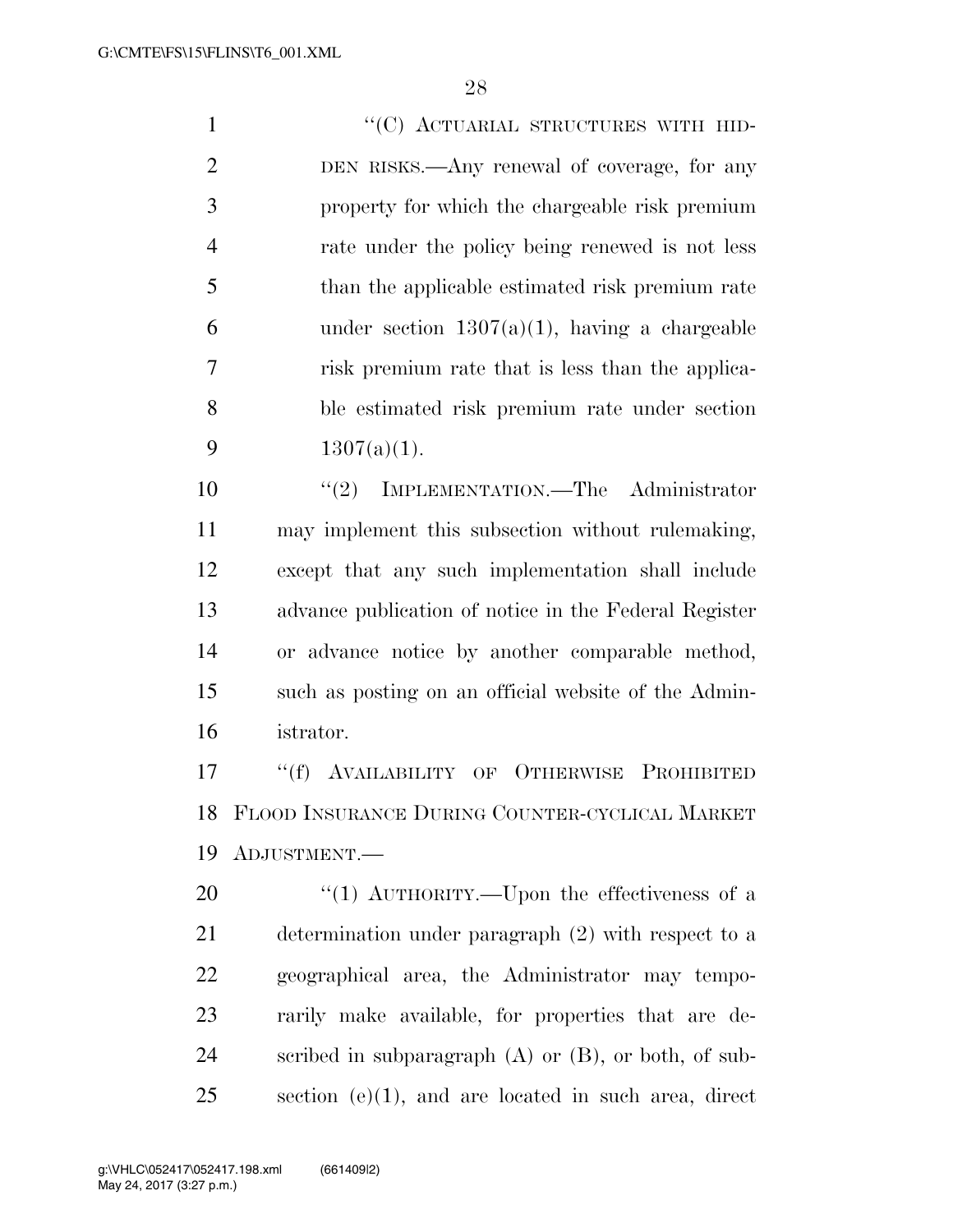"(C) ACTUARIAL STRUCTURES WITH HIDDEN RISKS.—Any renewal of coverage, for any property for which the chargeable risk premium rate under the policy being renewed is not less than the applicable estimated risk premium rate under section 1307(a)(1), having a chargeable risk premium rate that is less than the applicable estimated risk premium rate under section 1307(a)(1).

"(2) IMPLEMENTATION.—The Administrator may implement this subsection without rulemaking, except that any such implementation shall include advance publication of notice in the Federal Register or advance notice by another comparable method, such as posting on an official website of the Administrator.

"(f) AVAILABILITY OF OTHERWISE PROHIBITED FLOOD INSURANCE DURING COUNTER-CYCLICAL MARKET ADJUSTMENT.—

"(1) AUTHORITY.—Upon the effectiveness of a determination under paragraph (2) with respect to a geographical area, the Administrator may temporarily make available, for properties that are described in subparagraph (A) or (B), or both, of subsection (e)(1), and are located in such area, direct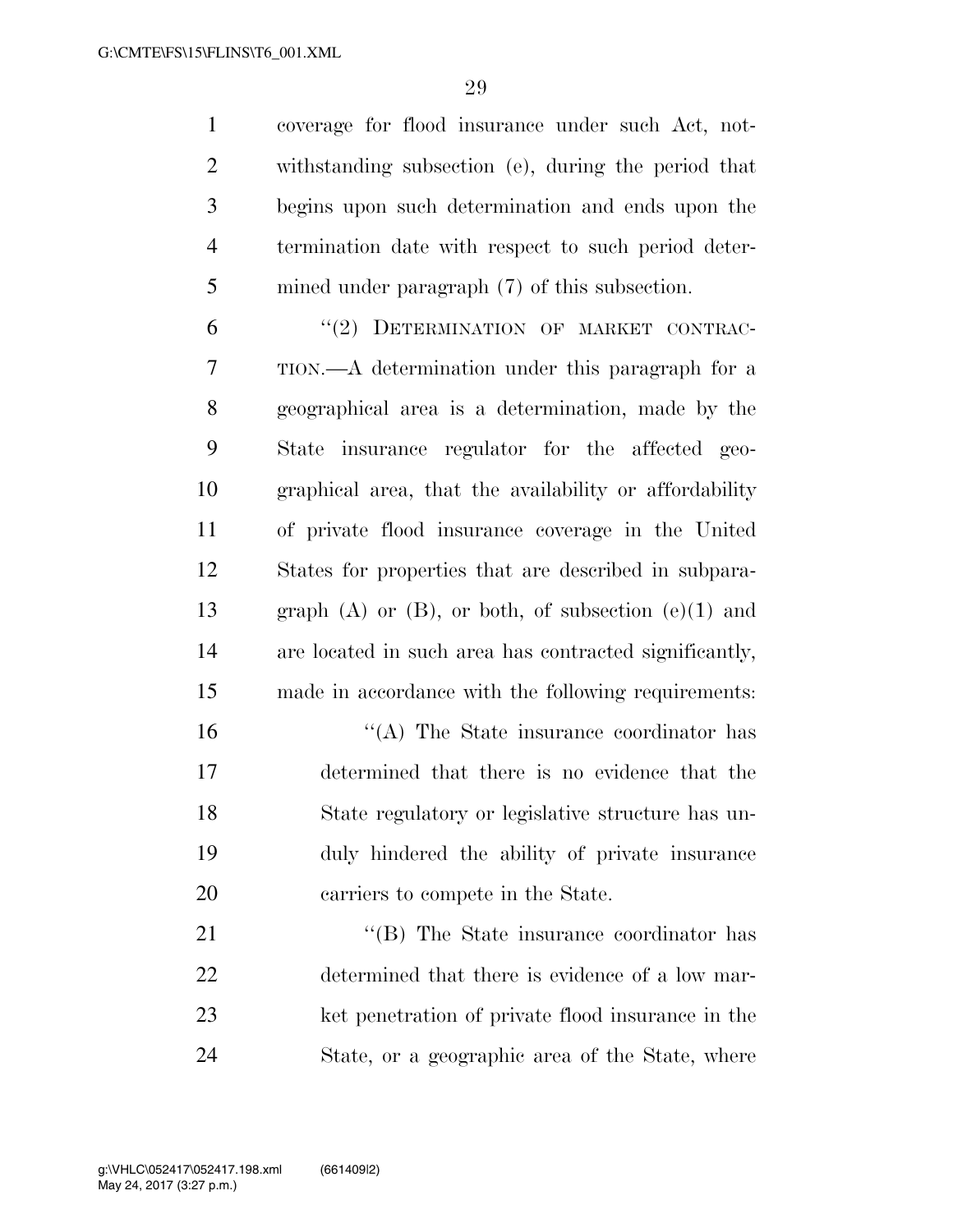coverage for flood insurance under such Act, notwithstanding subsection (e), during the period that begins upon such determination and ends upon the termination date with respect to such period determined under paragraph (7) of this subsection.

"(2) DETERMINATION OF MARKET CONTRACTION.—A determination under this paragraph for a geographical area is a determination, made by the State insurance regulator for the affected geographical area, that the availability or affordability of private flood insurance coverage in the United States for properties that are described in subparagraph (A) or (B), or both, of subsection (e)(1) and are located in such area has contracted significantly, made in accordance with the following requirements:

"(A) The State insurance coordinator has determined that there is no evidence that the State regulatory or legislative structure has unduly hindered the ability of private insurance carriers to compete in the State.

"(B) The State insurance coordinator has determined that there is evidence of a low market penetration of private flood insurance in the State, or a geographic area of the State, where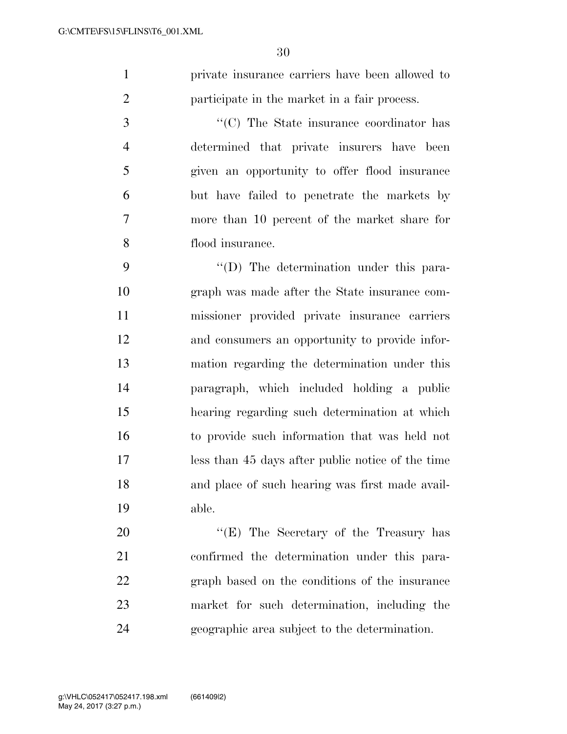private insurance carriers have been allowed to participate in the market in a fair process.

''(C) The State insurance coordinator has determined that private insurers have been given an opportunity to offer flood insurance but have failed to penetrate the markets by more than 10 percent of the market share for flood insurance.

''(D) The determination under this paragraph was made after the State insurance commissioner provided private insurance carriers and consumers an opportunity to provide information regarding the determination under this paragraph, which included holding a public hearing regarding such determination at which to provide such information that was held not less than 45 days after public notice of the time and place of such hearing was first made available.

''(E) The Secretary of the Treasury has confirmed the determination under this paragraph based on the conditions of the insurance market for such determination, including the geographic area subject to the determination.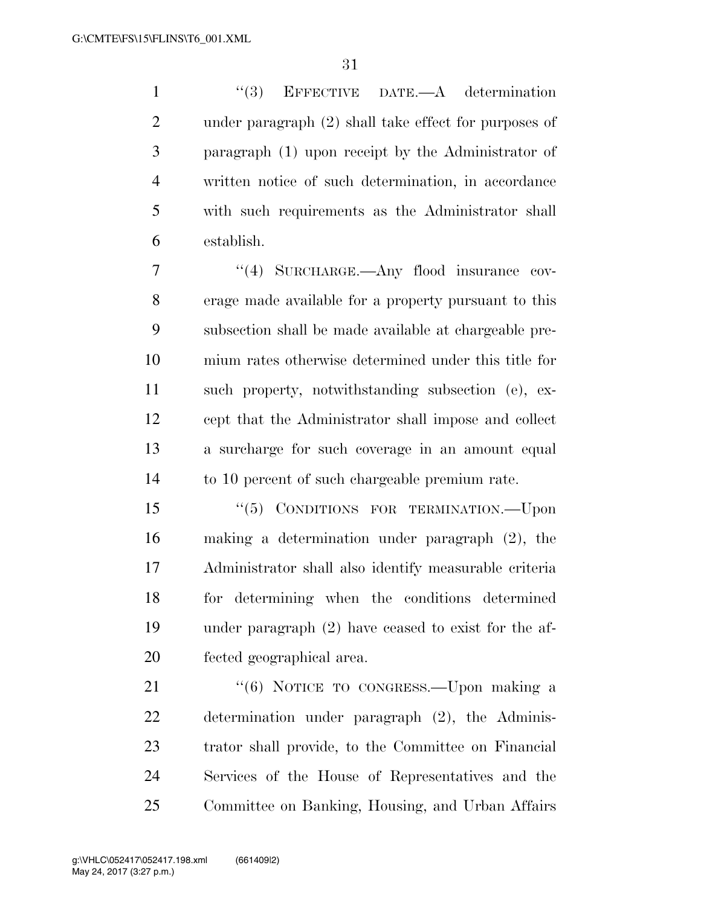"(3) EFFECTIVE DATE.—A determination under paragraph (2) shall take effect for purposes of paragraph (1) upon receipt by the Administrator of written notice of such determination, in accordance with such requirements as the Administrator shall establish.

"(4) SURCHARGE.—Any flood insurance coverage made available for a property pursuant to this subsection shall be made available at chargeable premium rates otherwise determined under this title for such property, notwithstanding subsection (e), except that the Administrator shall impose and collect a surcharge for such coverage in an amount equal to 10 percent of such chargeable premium rate.

"(5) CONDITIONS FOR TERMINATION.—Upon making a determination under paragraph (2), the Administrator shall also identify measurable criteria for determining when the conditions determined under paragraph (2) have ceased to exist for the affected geographical area.

"(6) NOTICE TO CONGRESS.—Upon making a determination under paragraph (2), the Administrator shall provide, to the Committee on Financial Services of the House of Representatives and the Committee on Banking, Housing, and Urban Affairs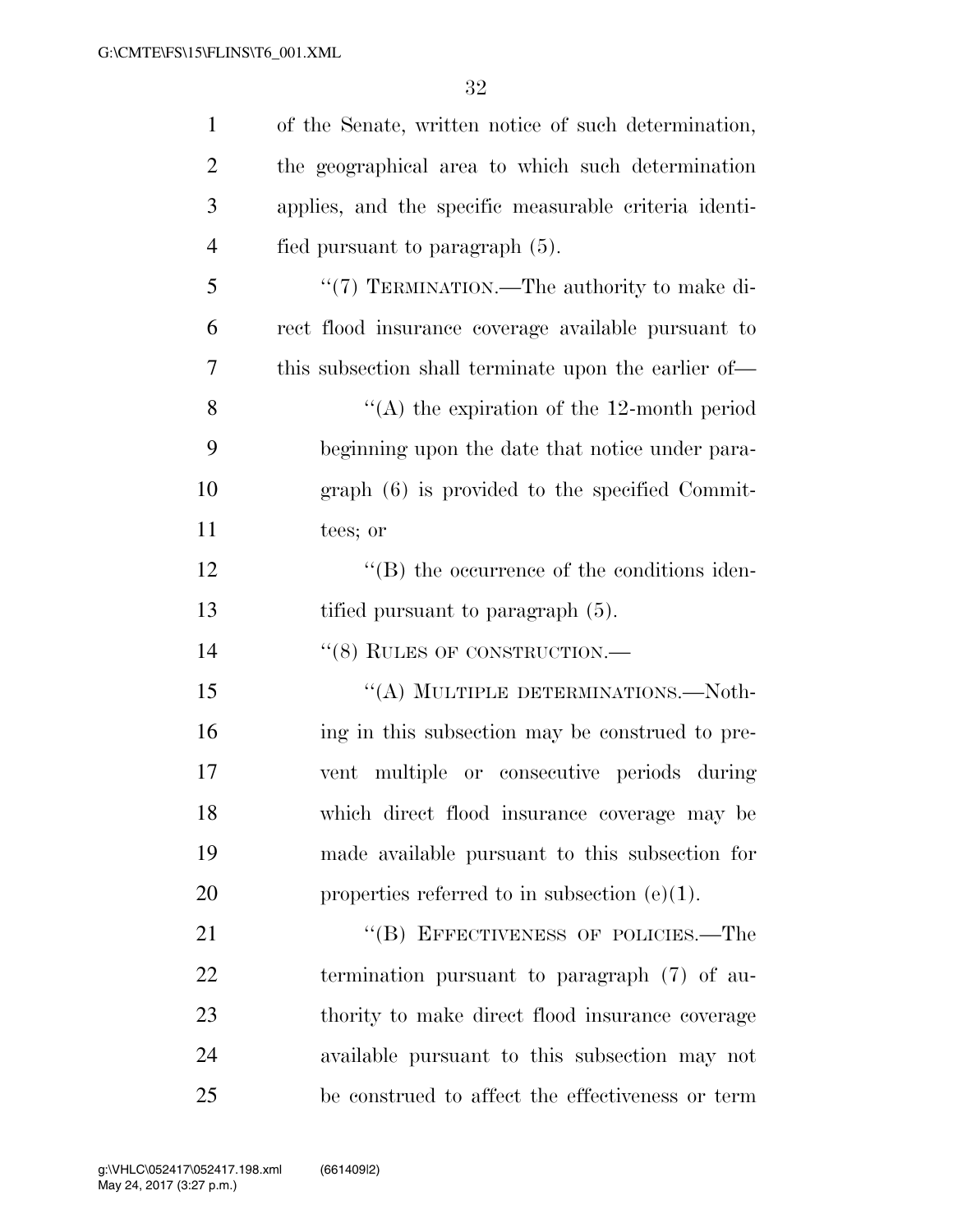of the Senate, written notice of such determination, the geographical area to which such determination applies, and the specific measurable criteria identified pursuant to paragraph (5).

"(7) TERMINATION.—The authority to make direct flood insurance coverage available pursuant to this subsection shall terminate upon the earlier of—

"(A) the expiration of the 12-month period beginning upon the date that notice under paragraph (6) is provided to the specified Committees; or

"(B) the occurrence of the conditions identified pursuant to paragraph (5).

"(8) RULES OF CONSTRUCTION.—

"(A) MULTIPLE DETERMINATIONS.—Nothing in this subsection may be construed to prevent multiple or consecutive periods during which direct flood insurance coverage may be made available pursuant to this subsection for properties referred to in subsection (e)(1).

"(B) EFFECTIVENESS OF POLICIES.—The termination pursuant to paragraph (7) of authority to make direct flood insurance coverage available pursuant to this subsection may not be construed to affect the effectiveness or term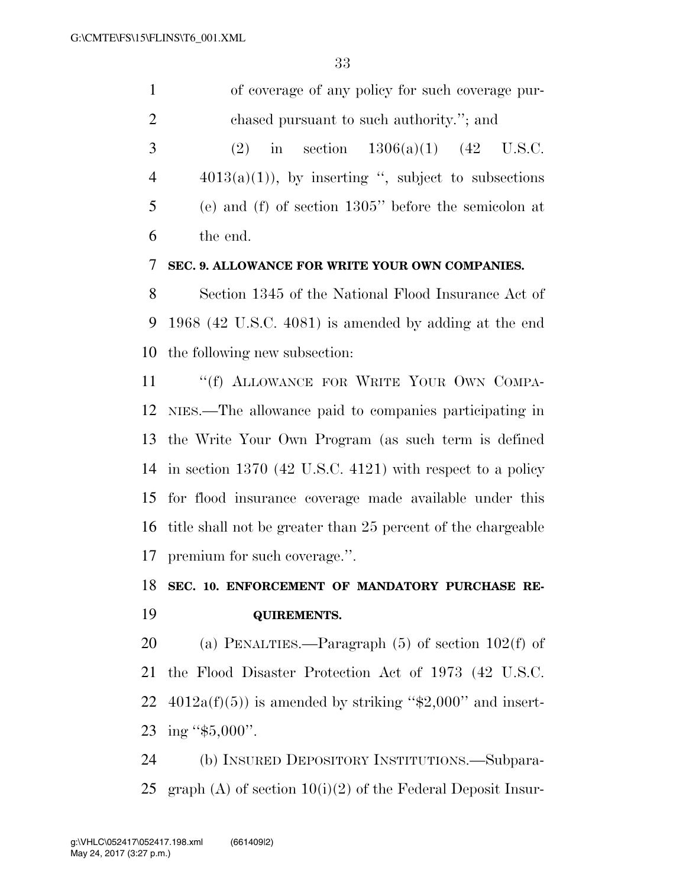of coverage of any policy for such coverage purchased pursuant to such authority.''; and

(2) in section 1306(a)(1) (42 U.S.C. 4013(a)(1)), by inserting '', subject to subsections (e) and (f) of section 1305'' before the semicolon at the end.

**SEC. 9. ALLOWANCE FOR WRITE YOUR OWN COMPANIES.**

Section 1345 of the National Flood Insurance Act of 1968 (42 U.S.C. 4081) is amended by adding at the end the following new subsection:

''(f) ALLOWANCE FOR WRITE YOUR OWN COMPANIES.—The allowance paid to companies participating in the Write Your Own Program (as such term is defined in section 1370 (42 U.S.C. 4121) with respect to a policy for flood insurance coverage made available under this title shall not be greater than 25 percent of the chargeable premium for such coverage.''.

**SEC. 10. ENFORCEMENT OF MANDATORY PURCHASE REQUIREMENTS.**

(a) PENALTIES.—Paragraph (5) of section 102(f) of the Flood Disaster Protection Act of 1973 (42 U.S.C. 4012a(f)(5)) is amended by striking ''$2,000'' and inserting ''$5,000''.

(b) INSURED DEPOSITORY INSTITUTIONS.—Subparagraph (A) of section 10(i)(2) of the Federal Deposit Insur-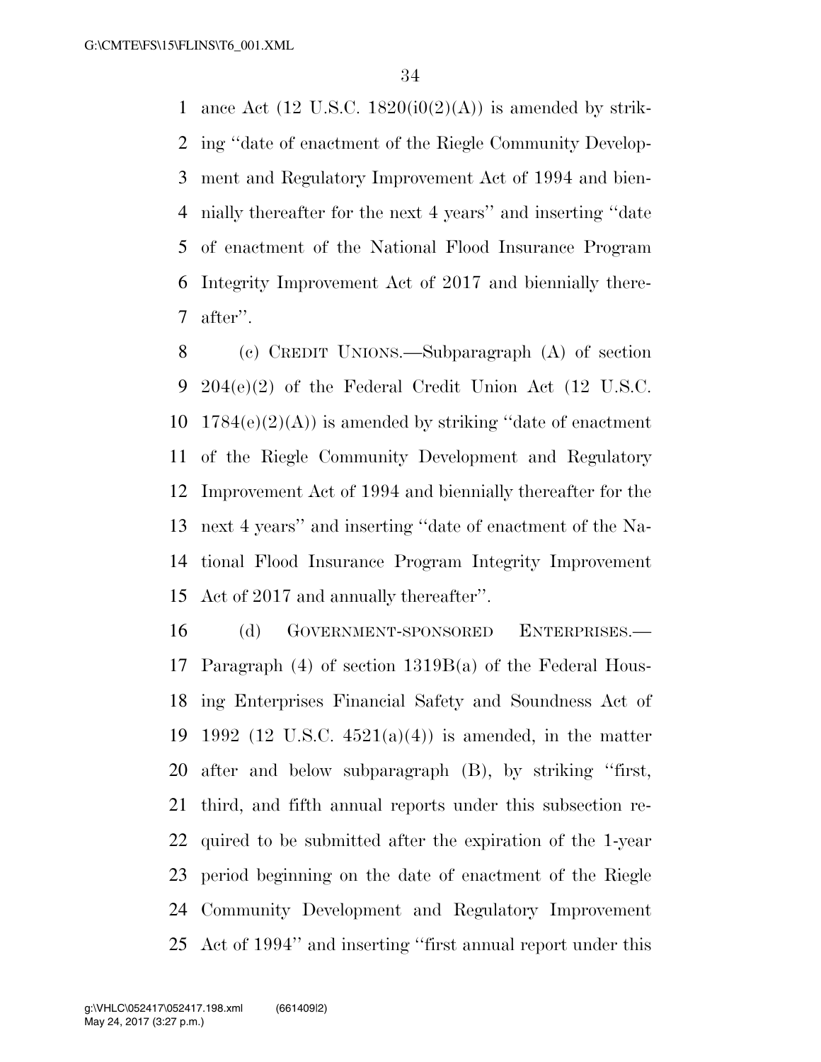ance Act (12 U.S.C. 1820(i0(2)(A)) is amended by striking ''date of enactment of the Riegle Community Development and Regulatory Improvement Act of 1994 and biennially thereafter for the next 4 years'' and inserting ''date of enactment of the National Flood Insurance Program Integrity Improvement Act of 2017 and biennially thereafter''.

(c) CREDIT UNIONS.—Subparagraph (A) of section 204(e)(2) of the Federal Credit Union Act (12 U.S.C. 1784(e)(2)(A)) is amended by striking ''date of enactment of the Riegle Community Development and Regulatory Improvement Act of 1994 and biennially thereafter for the next 4 years'' and inserting ''date of enactment of the National Flood Insurance Program Integrity Improvement Act of 2017 and annually thereafter''.

(d) GOVERNMENT-SPONSORED ENTERPRISES.—Paragraph (4) of section 1319B(a) of the Federal Housing Enterprises Financial Safety and Soundness Act of 1992 (12 U.S.C. 4521(a)(4)) is amended, in the matter after and below subparagraph (B), by striking ''first, third, and fifth annual reports under this subsection required to be submitted after the expiration of the 1-year period beginning on the date of enactment of the Riegle Community Development and Regulatory Improvement Act of 1994'' and inserting ''first annual report under this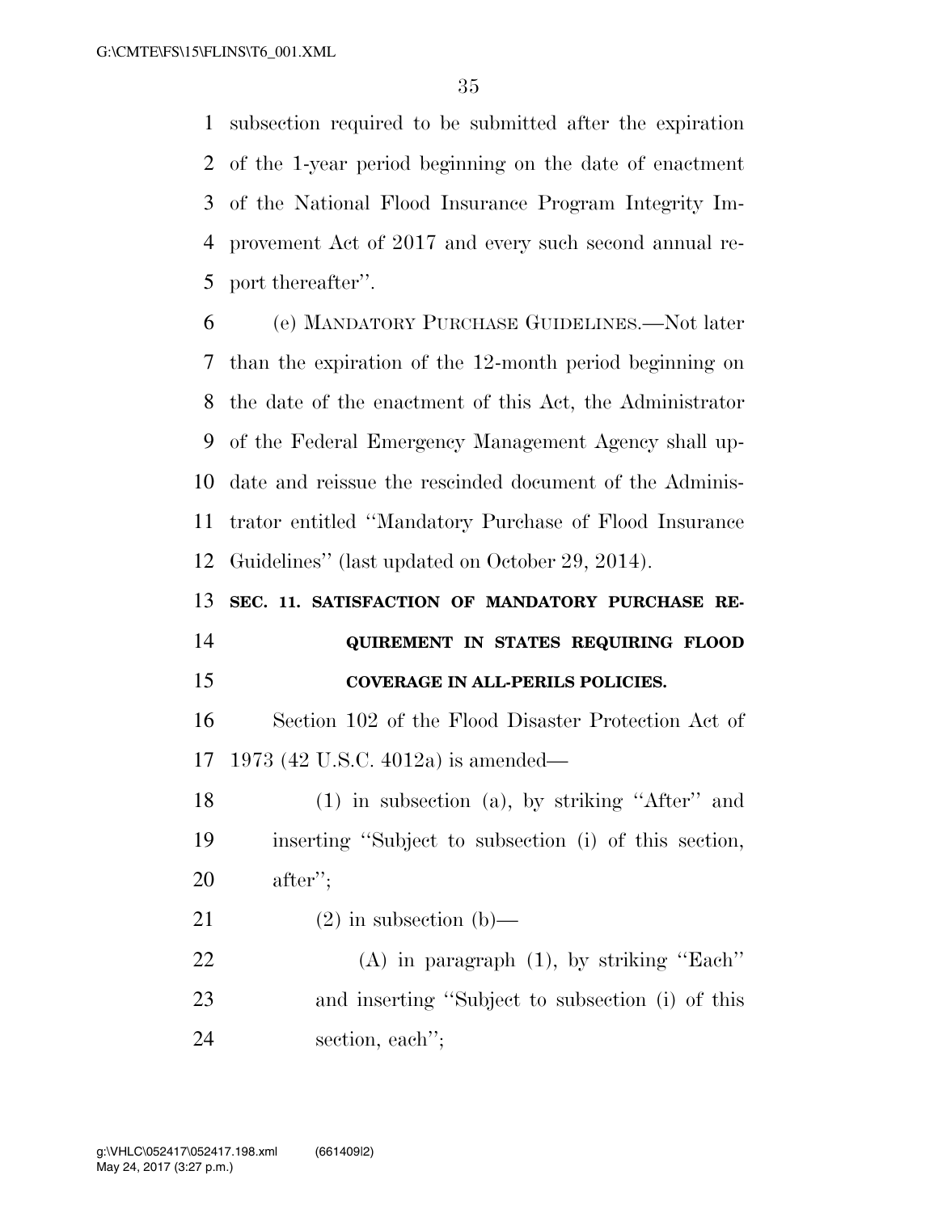subsection required to be submitted after the expiration of the 1-year period beginning on the date of enactment of the National Flood Insurance Program Integrity Improvement Act of 2017 and every such second annual report thereafter''.

(e) MANDATORY PURCHASE GUIDELINES.—Not later than the expiration of the 12-month period beginning on the date of the enactment of this Act, the Administrator of the Federal Emergency Management Agency shall update and reissue the rescinded document of the Administrator entitled ''Mandatory Purchase of Flood Insurance Guidelines'' (last updated on October 29, 2014).

**SEC. 11. SATISFACTION OF MANDATORY PURCHASE REQUIREMENT IN STATES REQUIRING FLOOD COVERAGE IN ALL-PERILS POLICIES.**

Section 102 of the Flood Disaster Protection Act of 1973 (42 U.S.C. 4012a) is amended—

(1) in subsection (a), by striking ''After'' and inserting ''Subject to subsection (i) of this section, after'';

(2) in subsection (b)—

(A) in paragraph (1), by striking ''Each'' and inserting ''Subject to subsection (i) of this section, each'';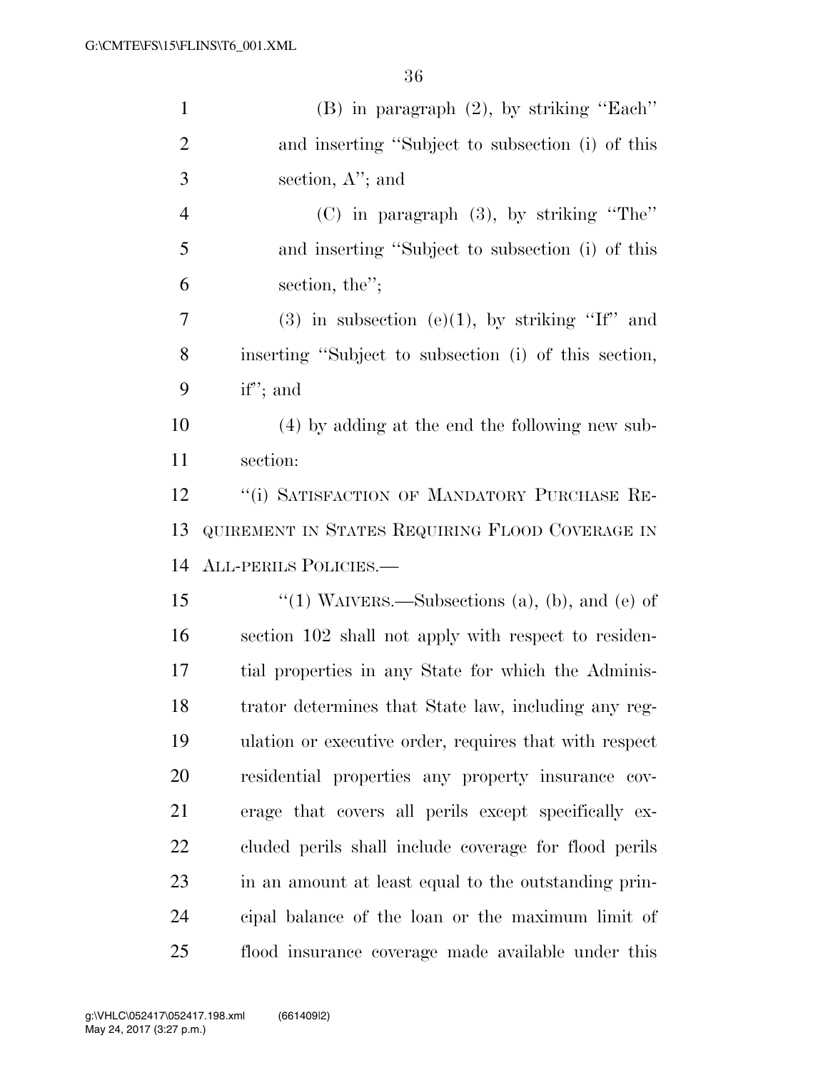(B) in paragraph (2), by striking "Each" and inserting "Subject to subsection (i) of this section, A"; and

(C) in paragraph (3), by striking "The" and inserting "Subject to subsection (i) of this section, the";

(3) in subsection (e)(1), by striking "If" and inserting "Subject to subsection (i) of this section, if"; and

(4) by adding at the end the following new subsection:

"(i) SATISFACTION OF MANDATORY PURCHASE REQUIREMENT IN STATES REQUIRING FLOOD COVERAGE IN ALL-PERILS POLICIES.—

"(1) WAIVERS.—Subsections (a), (b), and (e) of section 102 shall not apply with respect to residential properties in any State for which the Administrator determines that State law, including any regulation or executive order, requires that with respect residential properties any property insurance coverage that covers all perils except specifically excluded perils shall include coverage for flood perils in an amount at least equal to the outstanding principal balance of the loan or the maximum limit of flood insurance coverage made available under this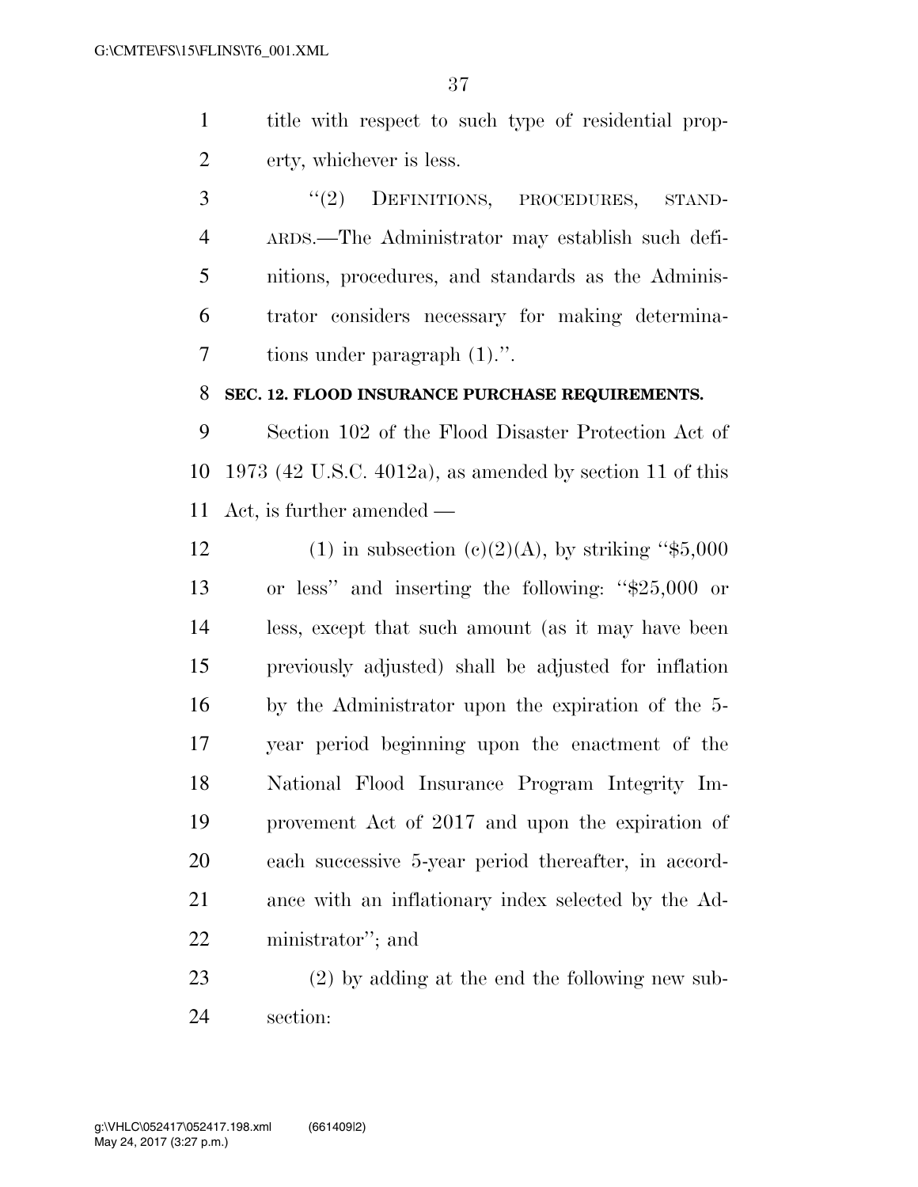title with respect to such type of residential property, whichever is less.

"(2) DEFINITIONS, PROCEDURES, STANDARDS.—The Administrator may establish such definitions, procedures, and standards as the Administrator considers necessary for making determinations under paragraph (1).".

**SEC. 12. FLOOD INSURANCE PURCHASE REQUIREMENTS.**

Section 102 of the Flood Disaster Protection Act of 1973 (42 U.S.C. 4012a), as amended by section 11 of this Act, is further amended —

(1) in subsection (c)(2)(A), by striking "$5,000 or less" and inserting the following: "$25,000 or less, except that such amount (as it may have been previously adjusted) shall be adjusted for inflation by the Administrator upon the expiration of the 5-year period beginning upon the enactment of the National Flood Insurance Program Integrity Improvement Act of 2017 and upon the expiration of each successive 5-year period thereafter, in accordance with an inflationary index selected by the Administrator"; and

(2) by adding at the end the following new subsection: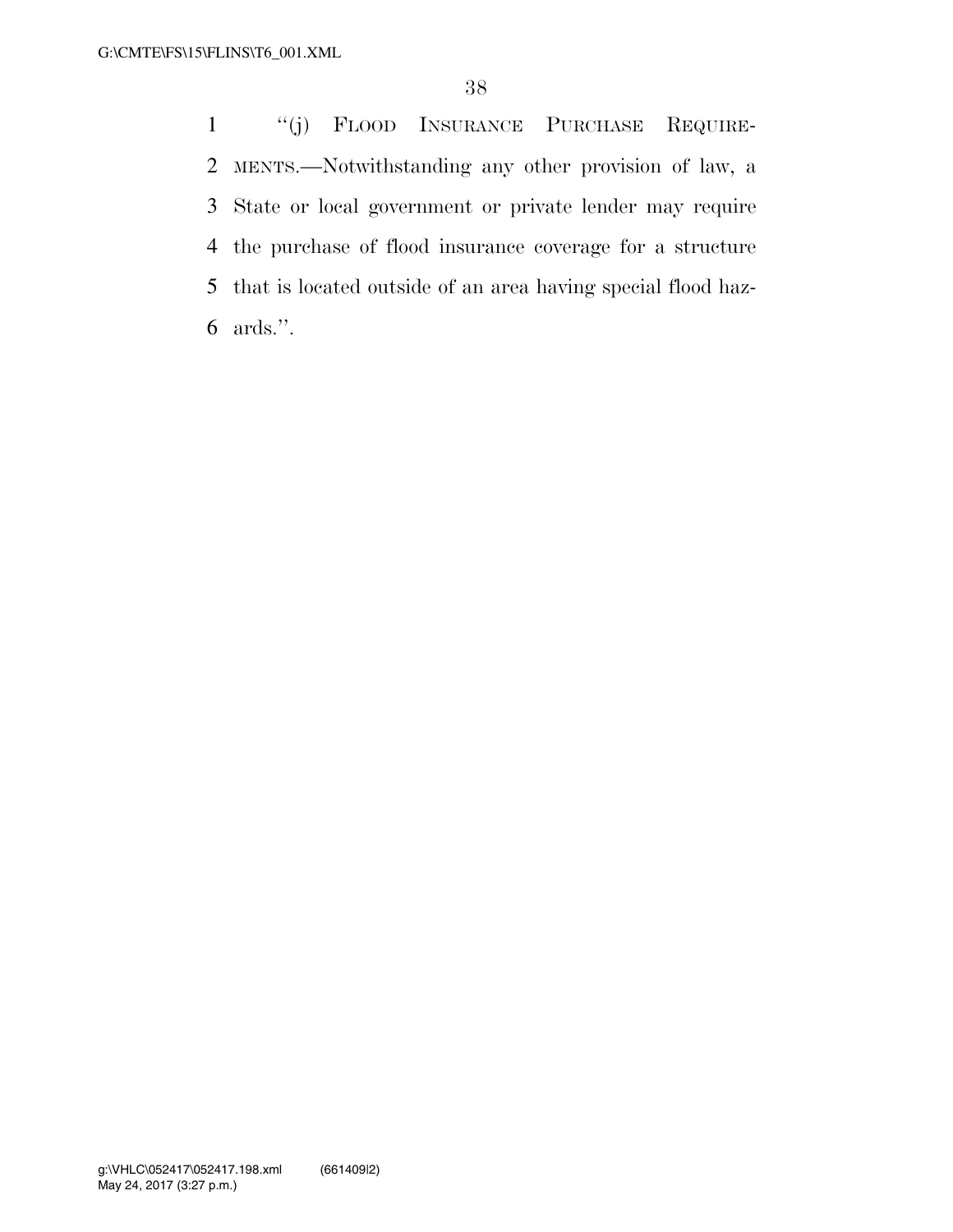"(j) FLOOD INSURANCE PURCHASE REQUIREMENTS.—Notwithstanding any other provision of law, a State or local government or private lender may require the purchase of flood insurance coverage for a structure that is located outside of an area having special flood hazards.".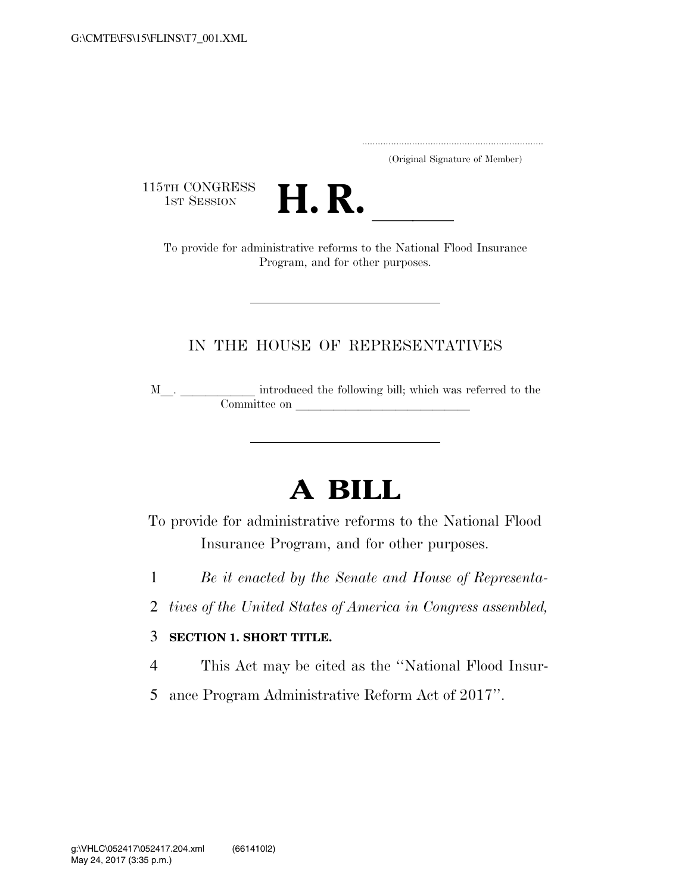(Original Signature of Member)

115TH CONGRESS
1ST SESSION

# H. R. \_\_\_\_\_\_

To provide for administrative reforms to the National Flood Insurance Program, and for other purposes.

---

IN THE HOUSE OF REPRESENTATIVES

M\_\_. \_\_\_\_\_\_\_\_\_\_\_\_ introduced the following bill; which was referred to the Committee on \_\_\_\_\_\_\_\_\_\_\_\_\_\_\_\_\_\_\_\_\_\_\_\_\_\_\_\_\_\_

---

# A BILL

To provide for administrative reforms to the National Flood Insurance Program, and for other purposes.

1 *Be it enacted by the Senate and House of Representa-*
2 *tives of the United States of America in Congress assembled,*

3 **SECTION 1. SHORT TITLE.**

4 This Act may be cited as the ''National Flood Insur-
5 ance Program Administrative Reform Act of 2017''.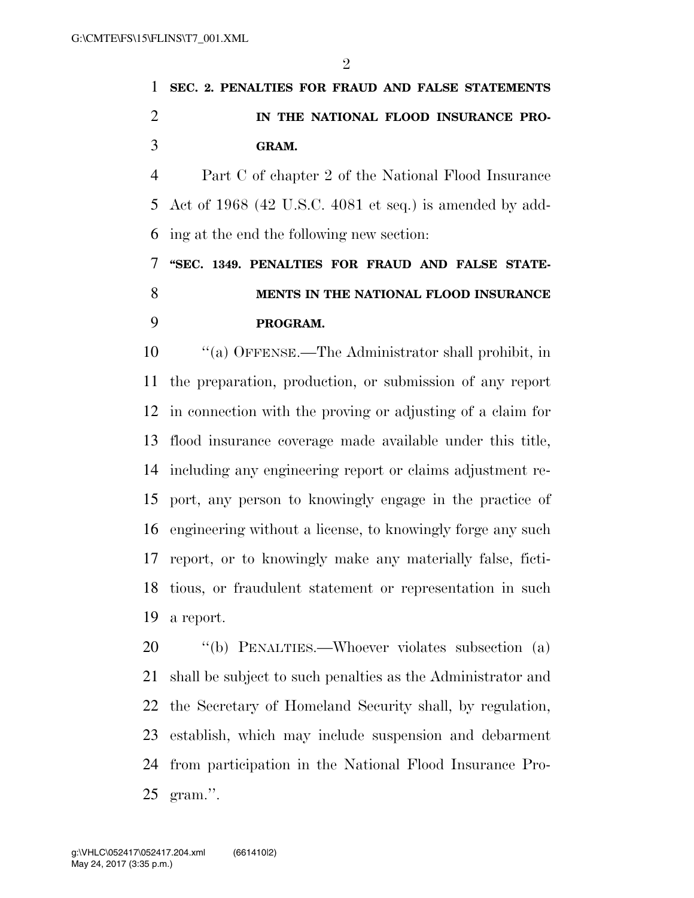**SEC. 2. PENALTIES FOR FRAUD AND FALSE STATEMENTS IN THE NATIONAL FLOOD INSURANCE PROGRAM.**

Part C of chapter 2 of the National Flood Insurance Act of 1968 (42 U.S.C. 4081 et seq.) is amended by adding at the end the following new section:

**"SEC. 1349. PENALTIES FOR FRAUD AND FALSE STATEMENTS IN THE NATIONAL FLOOD INSURANCE PROGRAM.**

"(a) OFFENSE.—The Administrator shall prohibit, in the preparation, production, or submission of any report in connection with the proving or adjusting of a claim for flood insurance coverage made available under this title, including any engineering report or claims adjustment report, any person to knowingly engage in the practice of engineering without a license, to knowingly forge any such report, or to knowingly make any materially false, fictitious, or fraudulent statement or representation in such a report.

"(b) PENALTIES.—Whoever violates subsection (a) shall be subject to such penalties as the Administrator and the Secretary of Homeland Security shall, by regulation, establish, which may include suspension and debarment from participation in the National Flood Insurance Program.".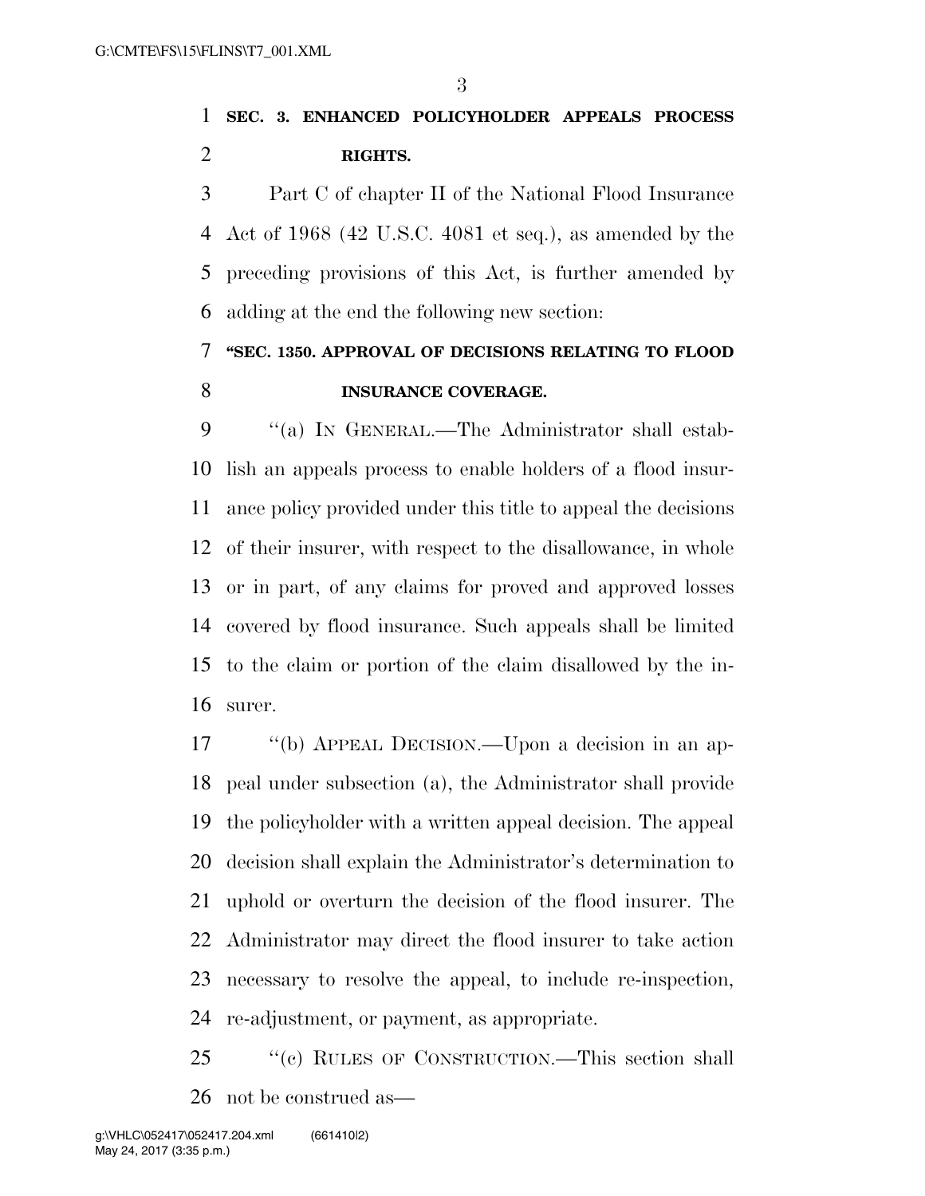**SEC. 3. ENHANCED POLICYHOLDER APPEALS PROCESS RIGHTS.**

Part C of chapter II of the National Flood Insurance Act of 1968 (42 U.S.C. 4081 et seq.), as amended by the preceding provisions of this Act, is further amended by adding at the end the following new section:

**"SEC. 1350. APPROVAL OF DECISIONS RELATING TO FLOOD INSURANCE COVERAGE.**

"(a) IN GENERAL.—The Administrator shall establish an appeals process to enable holders of a flood insurance policy provided under this title to appeal the decisions of their insurer, with respect to the disallowance, in whole or in part, of any claims for proved and approved losses covered by flood insurance. Such appeals shall be limited to the claim or portion of the claim disallowed by the insurer.

"(b) APPEAL DECISION.—Upon a decision in an appeal under subsection (a), the Administrator shall provide the policyholder with a written appeal decision. The appeal decision shall explain the Administrator's determination to uphold or overturn the decision of the flood insurer. The Administrator may direct the flood insurer to take action necessary to resolve the appeal, to include re-inspection, re-adjustment, or payment, as appropriate.

"(c) RULES OF CONSTRUCTION.—This section shall not be construed as—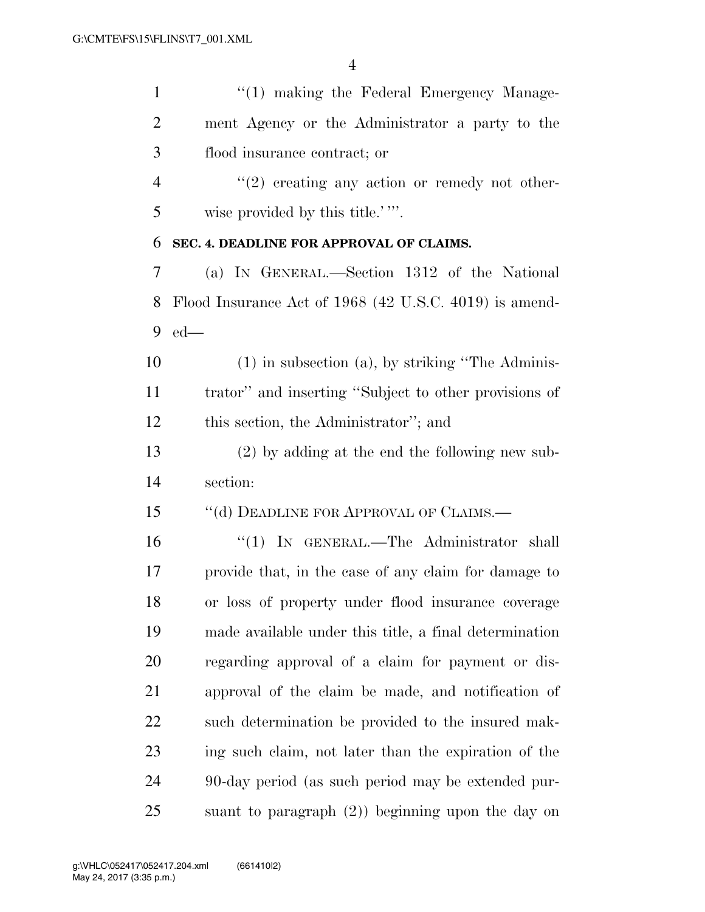"(1) making the Federal Emergency Management Agency or the Administrator a party to the flood insurance contract; or

"(2) creating any action or remedy not otherwise provided by this title.' ".

**SEC. 4. DEADLINE FOR APPROVAL OF CLAIMS.**

(a) IN GENERAL.—Section 1312 of the National Flood Insurance Act of 1968 (42 U.S.C. 4019) is amended—

(1) in subsection (a), by striking "The Administrator" and inserting "Subject to other provisions of this section, the Administrator"; and

(2) by adding at the end the following new subsection:

"(d) DEADLINE FOR APPROVAL OF CLAIMS.—

"(1) IN GENERAL.—The Administrator shall provide that, in the case of any claim for damage to or loss of property under flood insurance coverage made available under this title, a final determination regarding approval of a claim for payment or disapproval of the claim be made, and notification of such determination be provided to the insured making such claim, not later than the expiration of the 90-day period (as such period may be extended pursuant to paragraph (2)) beginning upon the day on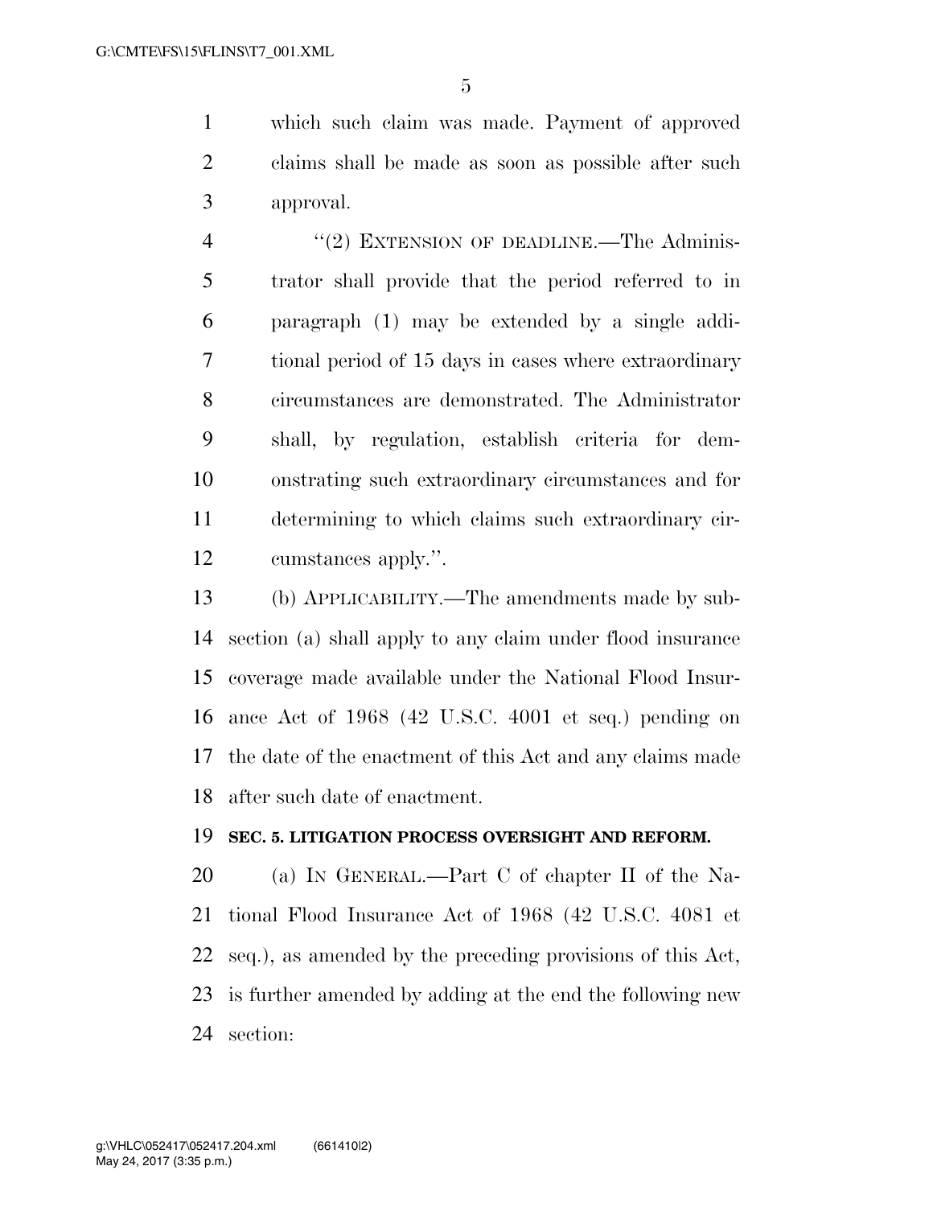which such claim was made. Payment of approved claims shall be made as soon as possible after such approval.

"(2) EXTENSION OF DEADLINE.—The Administrator shall provide that the period referred to in paragraph (1) may be extended by a single additional period of 15 days in cases where extraordinary circumstances are demonstrated. The Administrator shall, by regulation, establish criteria for demonstrating such extraordinary circumstances and for determining to which claims such extraordinary circumstances apply.".

(b) APPLICABILITY.—The amendments made by subsection (a) shall apply to any claim under flood insurance coverage made available under the National Flood Insurance Act of 1968 (42 U.S.C. 4001 et seq.) pending on the date of the enactment of this Act and any claims made after such date of enactment.

**SEC. 5. LITIGATION PROCESS OVERSIGHT AND REFORM.**

(a) IN GENERAL.—Part C of chapter II of the National Flood Insurance Act of 1968 (42 U.S.C. 4081 et seq.), as amended by the preceding provisions of this Act, is further amended by adding at the end the following new section: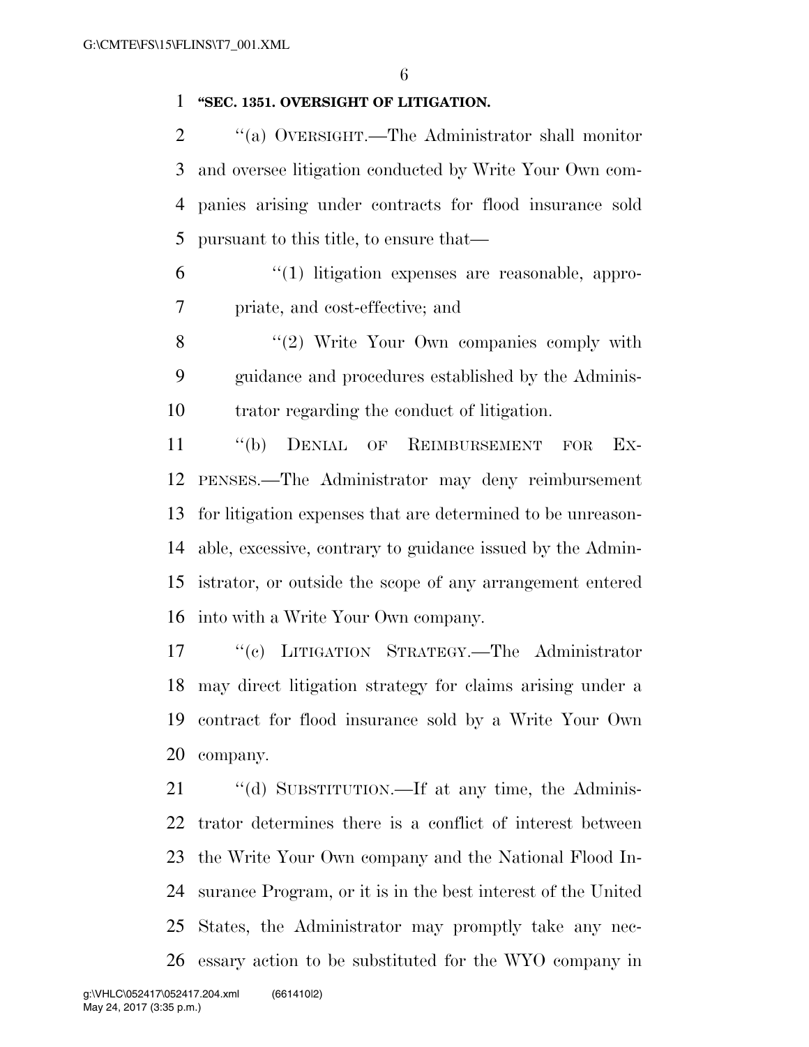**"SEC. 1351. OVERSIGHT OF LITIGATION.**

"(a) OVERSIGHT.—The Administrator shall monitor and oversee litigation conducted by Write Your Own companies arising under contracts for flood insurance sold pursuant to this title, to ensure that—

"(1) litigation expenses are reasonable, appropriate, and cost-effective; and

"(2) Write Your Own companies comply with guidance and procedures established by the Administrator regarding the conduct of litigation.

"(b) DENIAL OF REIMBURSEMENT FOR EXPENSES.—The Administrator may deny reimbursement for litigation expenses that are determined to be unreasonable, excessive, contrary to guidance issued by the Administrator, or outside the scope of any arrangement entered into with a Write Your Own company.

"(c) LITIGATION STRATEGY.—The Administrator may direct litigation strategy for claims arising under a contract for flood insurance sold by a Write Your Own company.

"(d) SUBSTITUTION.—If at any time, the Administrator determines there is a conflict of interest between the Write Your Own company and the National Flood Insurance Program, or it is in the best interest of the United States, the Administrator may promptly take any necessary action to be substituted for the WYO company in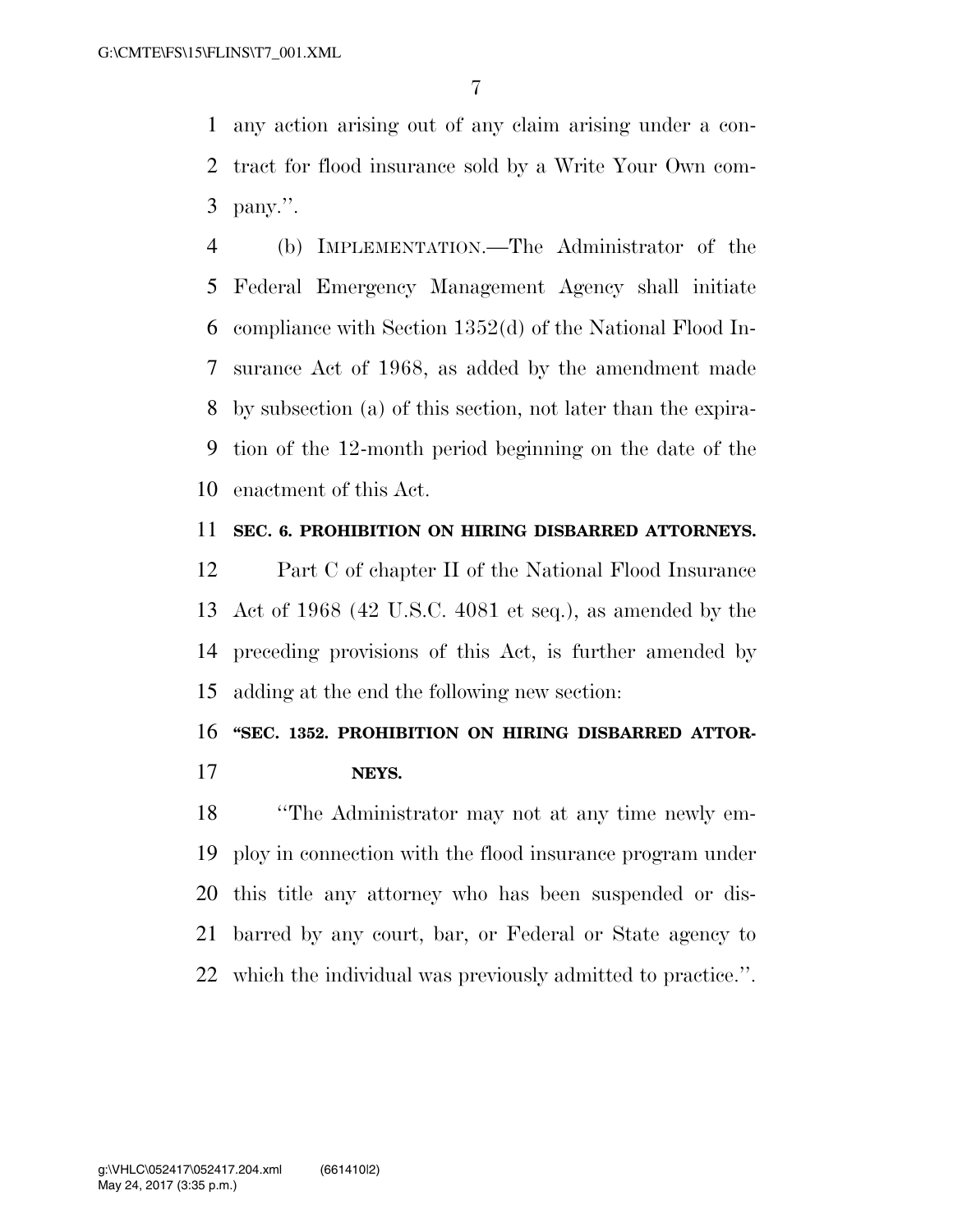any action arising out of any claim arising under a contract for flood insurance sold by a Write Your Own company.''.

(b) IMPLEMENTATION.—The Administrator of the Federal Emergency Management Agency shall initiate compliance with Section 1352(d) of the National Flood Insurance Act of 1968, as added by the amendment made by subsection (a) of this section, not later than the expiration of the 12-month period beginning on the date of the enactment of this Act.

**SEC. 6. PROHIBITION ON HIRING DISBARRED ATTORNEYS.**

Part C of chapter II of the National Flood Insurance Act of 1968 (42 U.S.C. 4081 et seq.), as amended by the preceding provisions of this Act, is further amended by adding at the end the following new section:

**''SEC. 1352. PROHIBITION ON HIRING DISBARRED ATTORNEYS.**

''The Administrator may not at any time newly employ in connection with the flood insurance program under this title any attorney who has been suspended or disbarred by any court, bar, or Federal or State agency to which the individual was previously admitted to practice.''.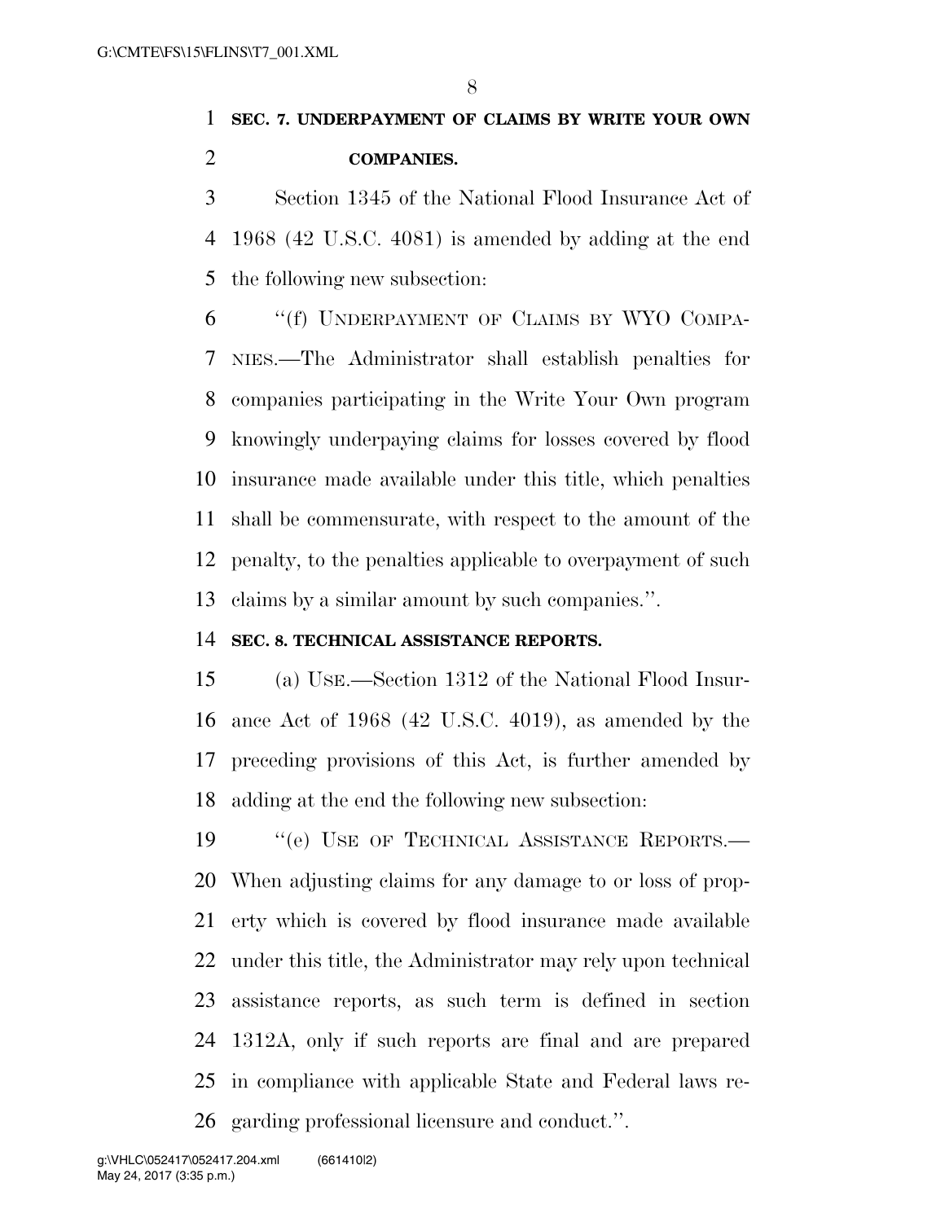**SEC. 7. UNDERPAYMENT OF CLAIMS BY WRITE YOUR OWN COMPANIES.**

Section 1345 of the National Flood Insurance Act of 1968 (42 U.S.C. 4081) is amended by adding at the end the following new subsection:

"(f) UNDERPAYMENT OF CLAIMS BY WYO COMPANIES.—The Administrator shall establish penalties for companies participating in the Write Your Own program knowingly underpaying claims for losses covered by flood insurance made available under this title, which penalties shall be commensurate, with respect to the amount of the penalty, to the penalties applicable to overpayment of such claims by a similar amount by such companies.".

**SEC. 8. TECHNICAL ASSISTANCE REPORTS.**

(a) USE.—Section 1312 of the National Flood Insurance Act of 1968 (42 U.S.C. 4019), as amended by the preceding provisions of this Act, is further amended by adding at the end the following new subsection:

"(e) USE OF TECHNICAL ASSISTANCE REPORTS.—When adjusting claims for any damage to or loss of property which is covered by flood insurance made available under this title, the Administrator may rely upon technical assistance reports, as such term is defined in section 1312A, only if such reports are final and are prepared in compliance with applicable State and Federal laws regarding professional licensure and conduct.".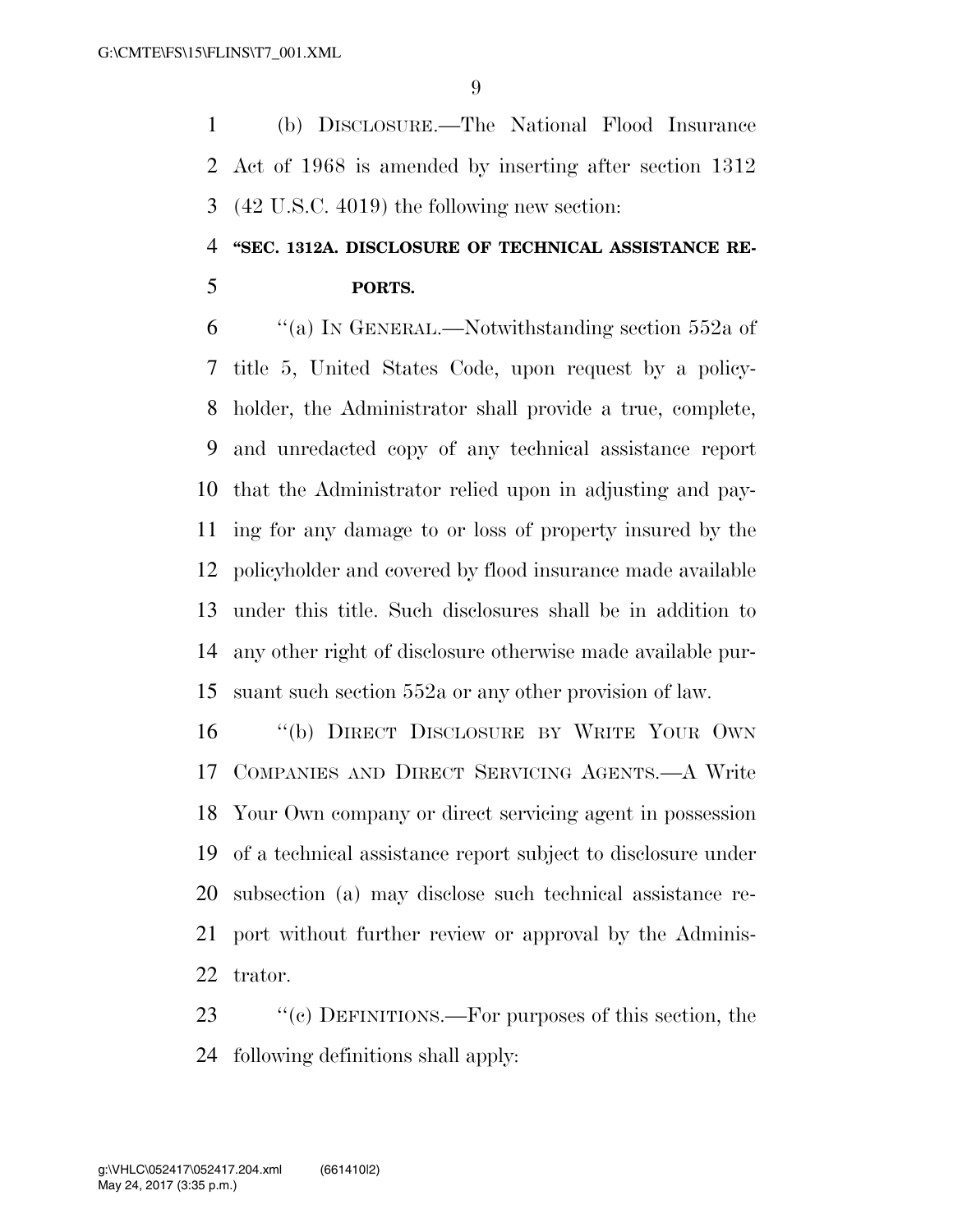(b) DISCLOSURE.—The National Flood Insurance Act of 1968 is amended by inserting after section 1312 (42 U.S.C. 4019) the following new section:

**"SEC. 1312A. DISCLOSURE OF TECHNICAL ASSISTANCE REPORTS.**

"(a) IN GENERAL.—Notwithstanding section 552a of title 5, United States Code, upon request by a policyholder, the Administrator shall provide a true, complete, and unredacted copy of any technical assistance report that the Administrator relied upon in adjusting and paying for any damage to or loss of property insured by the policyholder and covered by flood insurance made available under this title. Such disclosures shall be in addition to any other right of disclosure otherwise made available pursuant such section 552a or any other provision of law.

"(b) DIRECT DISCLOSURE BY WRITE YOUR OWN COMPANIES AND DIRECT SERVICING AGENTS.—A Write Your Own company or direct servicing agent in possession of a technical assistance report subject to disclosure under subsection (a) may disclose such technical assistance report without further review or approval by the Administrator.

"(c) DEFINITIONS.—For purposes of this section, the following definitions shall apply: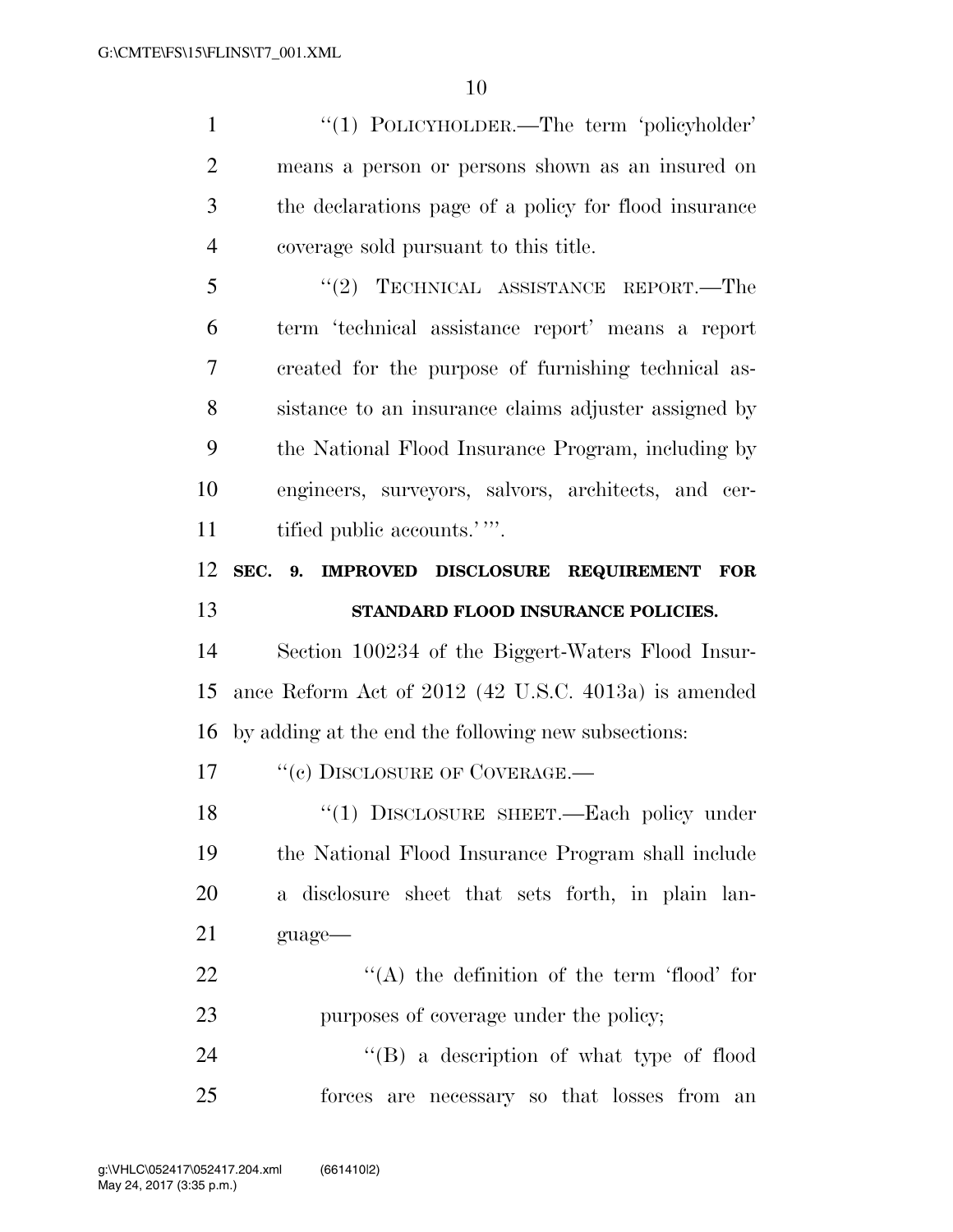"(1) POLICYHOLDER.—The term 'policyholder' means a person or persons shown as an insured on the declarations page of a policy for flood insurance coverage sold pursuant to this title.

"(2) TECHNICAL ASSISTANCE REPORT.—The term 'technical assistance report' means a report created for the purpose of furnishing technical assistance to an insurance claims adjuster assigned by the National Flood Insurance Program, including by engineers, surveyors, salvors, architects, and certified public accounts.' ".

**SEC. 9. IMPROVED DISCLOSURE REQUIREMENT FOR STANDARD FLOOD INSURANCE POLICIES.**

Section 100234 of the Biggert-Waters Flood Insurance Reform Act of 2012 (42 U.S.C. 4013a) is amended by adding at the end the following new subsections:

"(c) DISCLOSURE OF COVERAGE.—

"(1) DISCLOSURE SHEET.—Each policy under the National Flood Insurance Program shall include a disclosure sheet that sets forth, in plain language—

"(A) the definition of the term 'flood' for purposes of coverage under the policy;

"(B) a description of what type of flood forces are necessary so that losses from an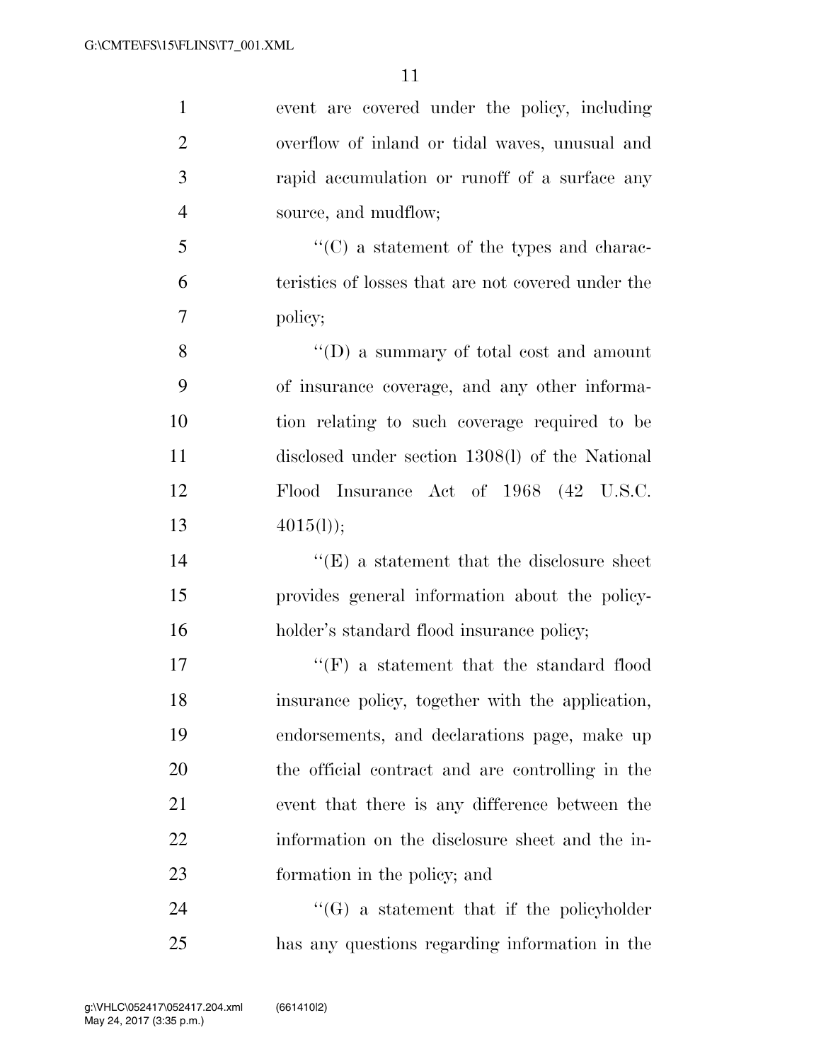event are covered under the policy, including overflow of inland or tidal waves, unusual and rapid accumulation or runoff of a surface any source, and mudflow;

''(C) a statement of the types and characteristics of losses that are not covered under the policy;

''(D) a summary of total cost and amount of insurance coverage, and any other information relating to such coverage required to be disclosed under section 1308(l) of the National Flood Insurance Act of 1968 (42 U.S.C. 4015(l));

''(E) a statement that the disclosure sheet provides general information about the policyholder's standard flood insurance policy;

''(F) a statement that the standard flood insurance policy, together with the application, endorsements, and declarations page, make up the official contract and are controlling in the event that there is any difference between the information on the disclosure sheet and the information in the policy; and

''(G) a statement that if the policyholder has any questions regarding information in the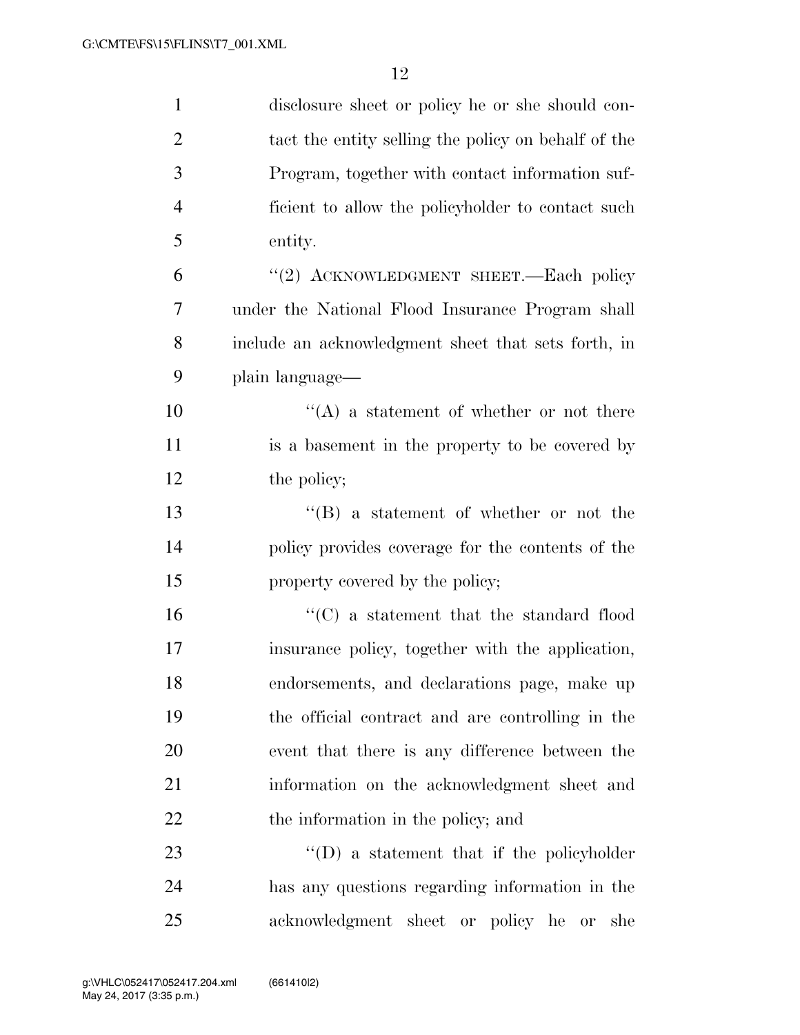disclosure sheet or policy he or she should contact the entity selling the policy on behalf of the Program, together with contact information sufficient to allow the policyholder to contact such entity.

''(2) ACKNOWLEDGMENT SHEET.—Each policy under the National Flood Insurance Program shall include an acknowledgment sheet that sets forth, in plain language—

''(A) a statement of whether or not there is a basement in the property to be covered by the policy;

''(B) a statement of whether or not the policy provides coverage for the contents of the property covered by the policy;

''(C) a statement that the standard flood insurance policy, together with the application, endorsements, and declarations page, make up the official contract and are controlling in the event that there is any difference between the information on the acknowledgment sheet and the information in the policy; and

''(D) a statement that if the policyholder has any questions regarding information in the acknowledgment sheet or policy he or she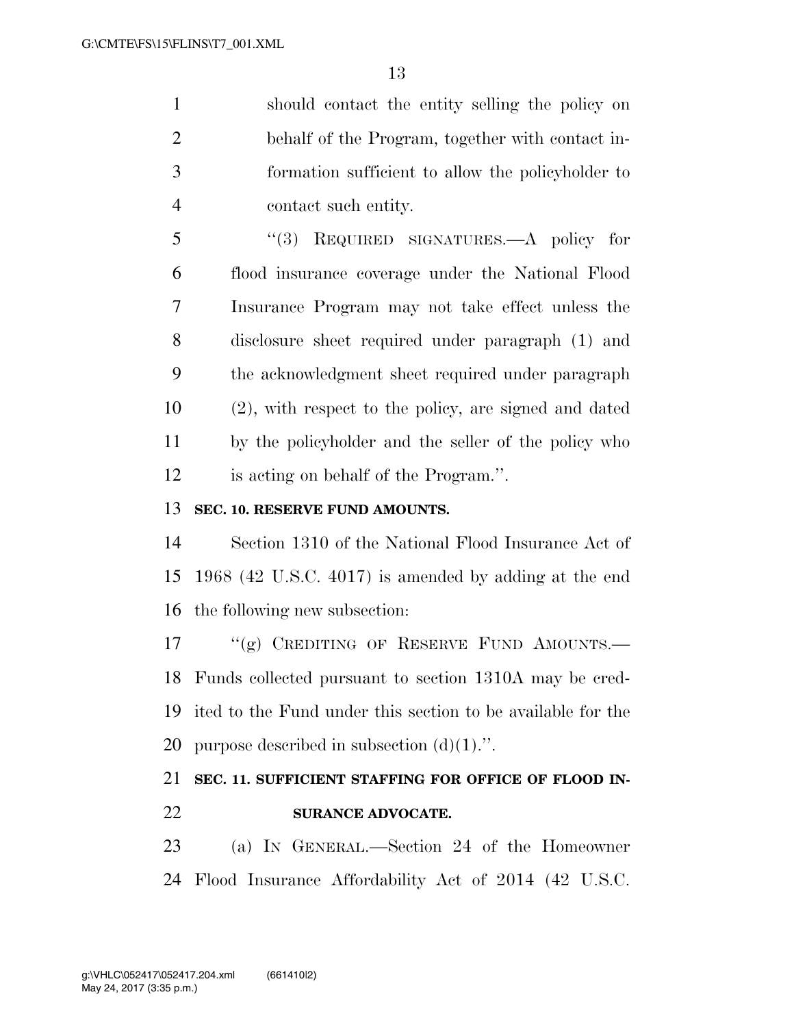should contact the entity selling the policy on behalf of the Program, together with contact information sufficient to allow the policyholder to contact such entity.

"(3) REQUIRED SIGNATURES.—A policy for flood insurance coverage under the National Flood Insurance Program may not take effect unless the disclosure sheet required under paragraph (1) and the acknowledgment sheet required under paragraph (2), with respect to the policy, are signed and dated by the policyholder and the seller of the policy who is acting on behalf of the Program.".

**SEC. 10. RESERVE FUND AMOUNTS.**

Section 1310 of the National Flood Insurance Act of 1968 (42 U.S.C. 4017) is amended by adding at the end the following new subsection:

"(g) CREDITING OF RESERVE FUND AMOUNTS.—Funds collected pursuant to section 1310A may be credited to the Fund under this section to be available for the purpose described in subsection (d)(1).".

**SEC. 11. SUFFICIENT STAFFING FOR OFFICE OF FLOOD INSURANCE ADVOCATE.**

(a) IN GENERAL.—Section 24 of the Homeowner Flood Insurance Affordability Act of 2014 (42 U.S.C.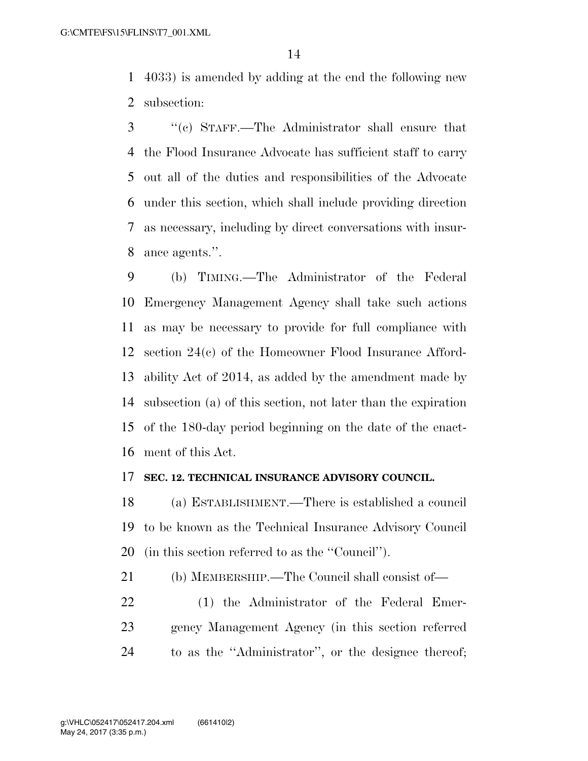4033) is amended by adding at the end the following new subsection:

"(c) STAFF.—The Administrator shall ensure that the Flood Insurance Advocate has sufficient staff to carry out all of the duties and responsibilities of the Advocate under this section, which shall include providing direction as necessary, including by direct conversations with insurance agents.".

(b) TIMING.—The Administrator of the Federal Emergency Management Agency shall take such actions as may be necessary to provide for full compliance with section 24(c) of the Homeowner Flood Insurance Affordability Act of 2014, as added by the amendment made by subsection (a) of this section, not later than the expiration of the 180-day period beginning on the date of the enactment of this Act.

**SEC. 12. TECHNICAL INSURANCE ADVISORY COUNCIL.**

(a) ESTABLISHMENT.—There is established a council to be known as the Technical Insurance Advisory Council (in this section referred to as the "Council").

(b) MEMBERSHIP.—The Council shall consist of—

(1) the Administrator of the Federal Emergency Management Agency (in this section referred to as the "Administrator", or the designee thereof;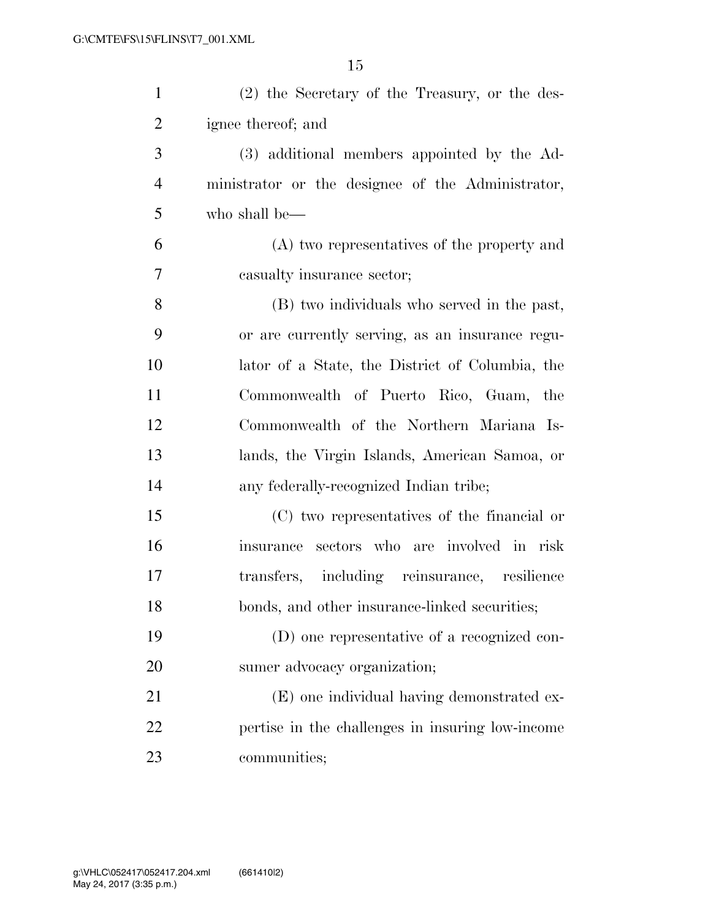(2) the Secretary of the Treasury, or the designee thereof; and

(3) additional members appointed by the Administrator or the designee of the Administrator, who shall be—

(A) two representatives of the property and casualty insurance sector;

(B) two individuals who served in the past, or are currently serving, as an insurance regulator of a State, the District of Columbia, the Commonwealth of Puerto Rico, Guam, the Commonwealth of the Northern Mariana Islands, the Virgin Islands, American Samoa, or any federally-recognized Indian tribe;

(C) two representatives of the financial or insurance sectors who are involved in risk transfers, including reinsurance, resilience bonds, and other insurance-linked securities;

(D) one representative of a recognized consumer advocacy organization;

(E) one individual having demonstrated expertise in the challenges in insuring low-income communities;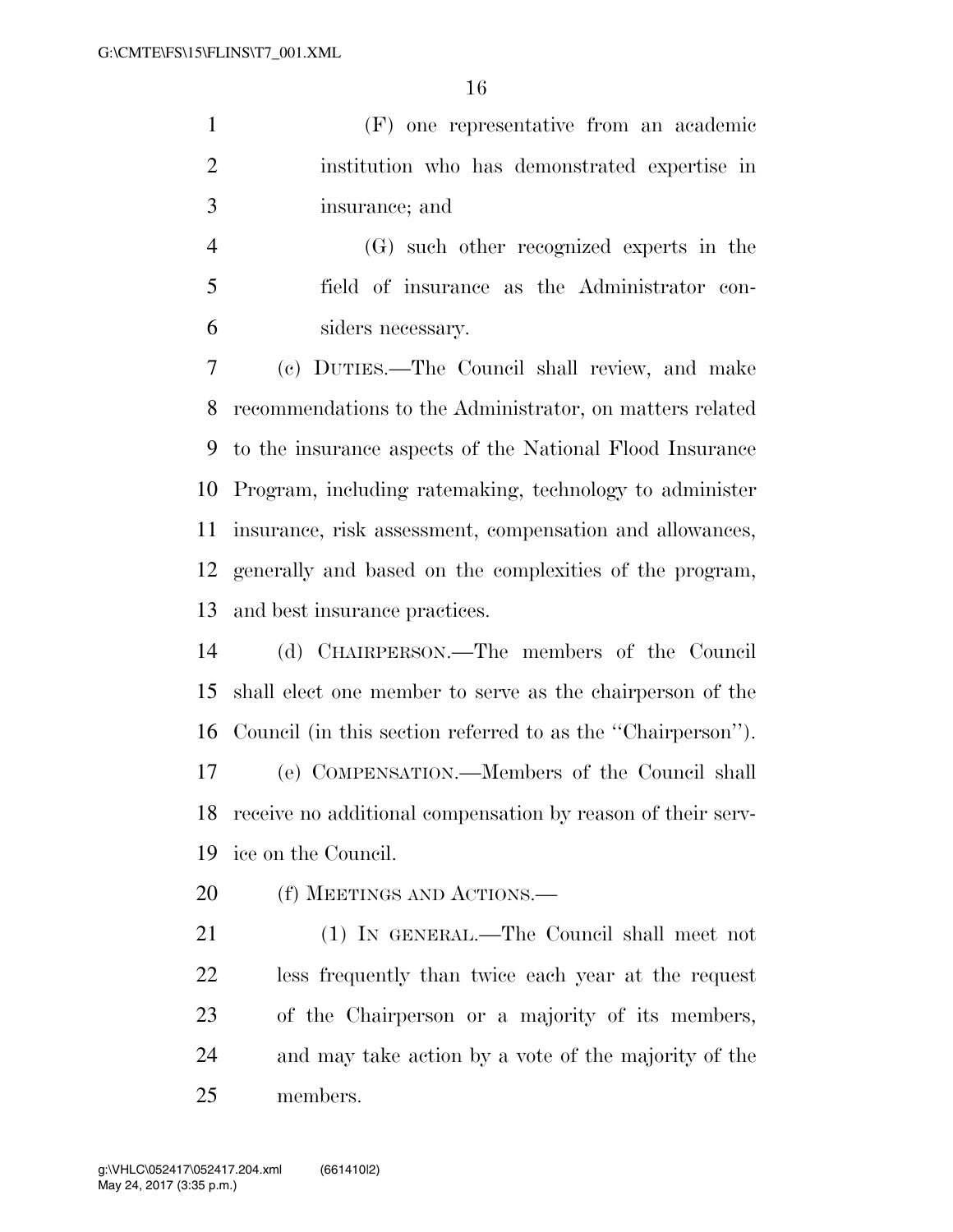(F) one representative from an academic institution who has demonstrated expertise in insurance; and

(G) such other recognized experts in the field of insurance as the Administrator considers necessary.

(c) DUTIES.—The Council shall review, and make recommendations to the Administrator, on matters related to the insurance aspects of the National Flood Insurance Program, including ratemaking, technology to administer insurance, risk assessment, compensation and allowances, generally and based on the complexities of the program, and best insurance practices.

(d) CHAIRPERSON.—The members of the Council shall elect one member to serve as the chairperson of the Council (in this section referred to as the ''Chairperson'').

(e) COMPENSATION.—Members of the Council shall receive no additional compensation by reason of their service on the Council.

(f) MEETINGS AND ACTIONS.—

(1) IN GENERAL.—The Council shall meet not less frequently than twice each year at the request of the Chairperson or a majority of its members, and may take action by a vote of the majority of the members.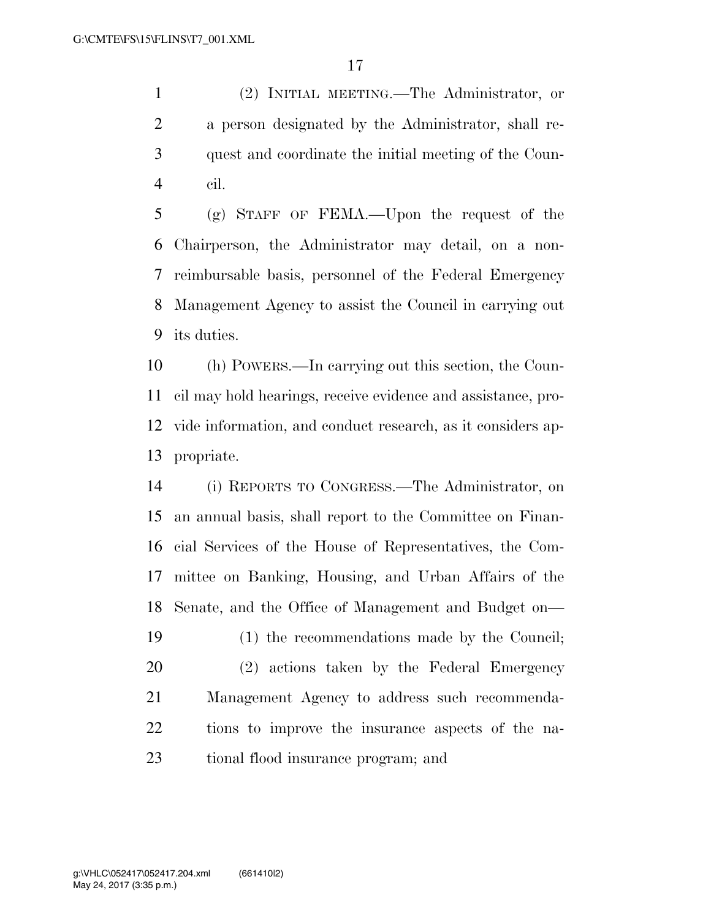(2) INITIAL MEETING.—The Administrator, or a person designated by the Administrator, shall request and coordinate the initial meeting of the Council.

(g) STAFF OF FEMA.—Upon the request of the Chairperson, the Administrator may detail, on a non-reimbursable basis, personnel of the Federal Emergency Management Agency to assist the Council in carrying out its duties.

(h) POWERS.—In carrying out this section, the Council may hold hearings, receive evidence and assistance, provide information, and conduct research, as it considers appropriate.

(i) REPORTS TO CONGRESS.—The Administrator, on an annual basis, shall report to the Committee on Financial Services of the House of Representatives, the Committee on Banking, Housing, and Urban Affairs of the Senate, and the Office of Management and Budget on—

(1) the recommendations made by the Council;

(2) actions taken by the Federal Emergency Management Agency to address such recommendations to improve the insurance aspects of the national flood insurance program; and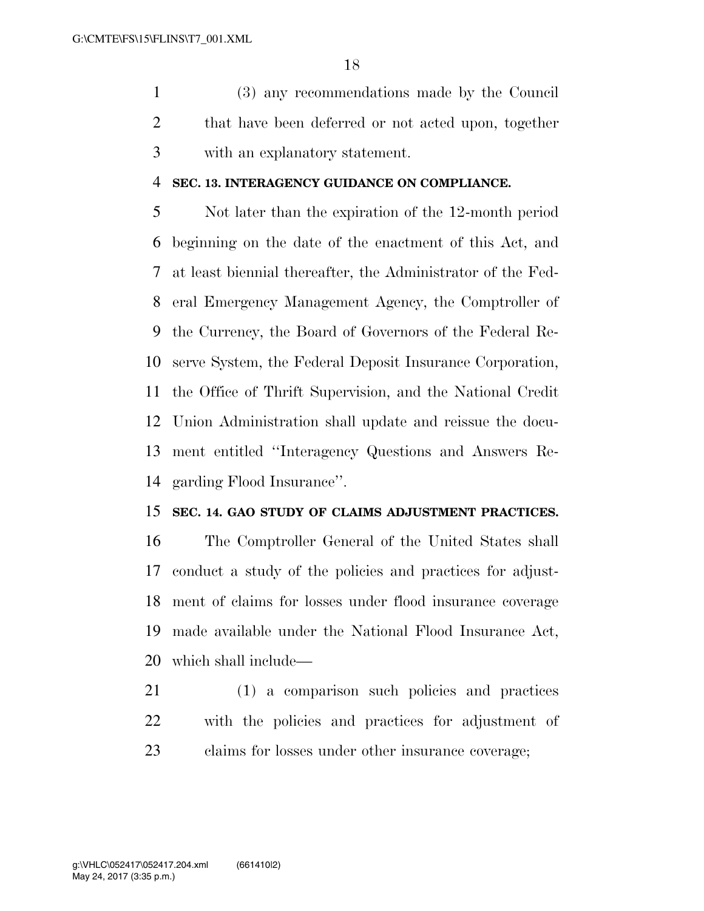(3) any recommendations made by the Council that have been deferred or not acted upon, together with an explanatory statement.

**SEC. 13. INTERAGENCY GUIDANCE ON COMPLIANCE.**

Not later than the expiration of the 12-month period beginning on the date of the enactment of this Act, and at least biennial thereafter, the Administrator of the Federal Emergency Management Agency, the Comptroller of the Currency, the Board of Governors of the Federal Reserve System, the Federal Deposit Insurance Corporation, the Office of Thrift Supervision, and the National Credit Union Administration shall update and reissue the document entitled ''Interagency Questions and Answers Regarding Flood Insurance''.

**SEC. 14. GAO STUDY OF CLAIMS ADJUSTMENT PRACTICES.**

The Comptroller General of the United States shall conduct a study of the policies and practices for adjustment of claims for losses under flood insurance coverage made available under the National Flood Insurance Act, which shall include—

(1) a comparison such policies and practices with the policies and practices for adjustment of claims for losses under other insurance coverage;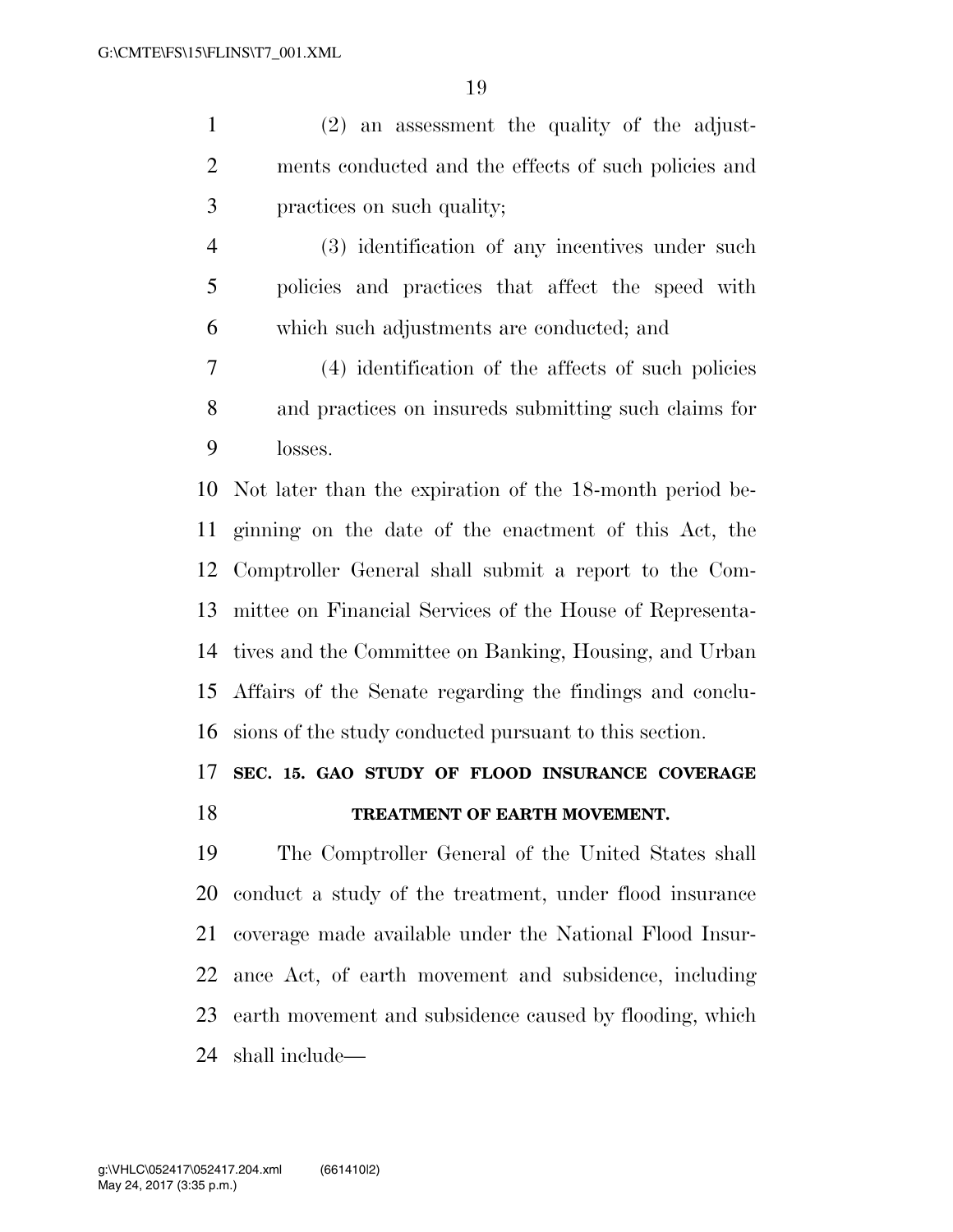(2) an assessment the quality of the adjustments conducted and the effects of such policies and practices on such quality;

(3) identification of any incentives under such policies and practices that affect the speed with which such adjustments are conducted; and

(4) identification of the affects of such policies and practices on insureds submitting such claims for losses.

Not later than the expiration of the 18-month period beginning on the date of the enactment of this Act, the Comptroller General shall submit a report to the Committee on Financial Services of the House of Representatives and the Committee on Banking, Housing, and Urban Affairs of the Senate regarding the findings and conclusions of the study conducted pursuant to this section.

**SEC. 15. GAO STUDY OF FLOOD INSURANCE COVERAGE TREATMENT OF EARTH MOVEMENT.**

The Comptroller General of the United States shall conduct a study of the treatment, under flood insurance coverage made available under the National Flood Insurance Act, of earth movement and subsidence, including earth movement and subsidence caused by flooding, which shall include—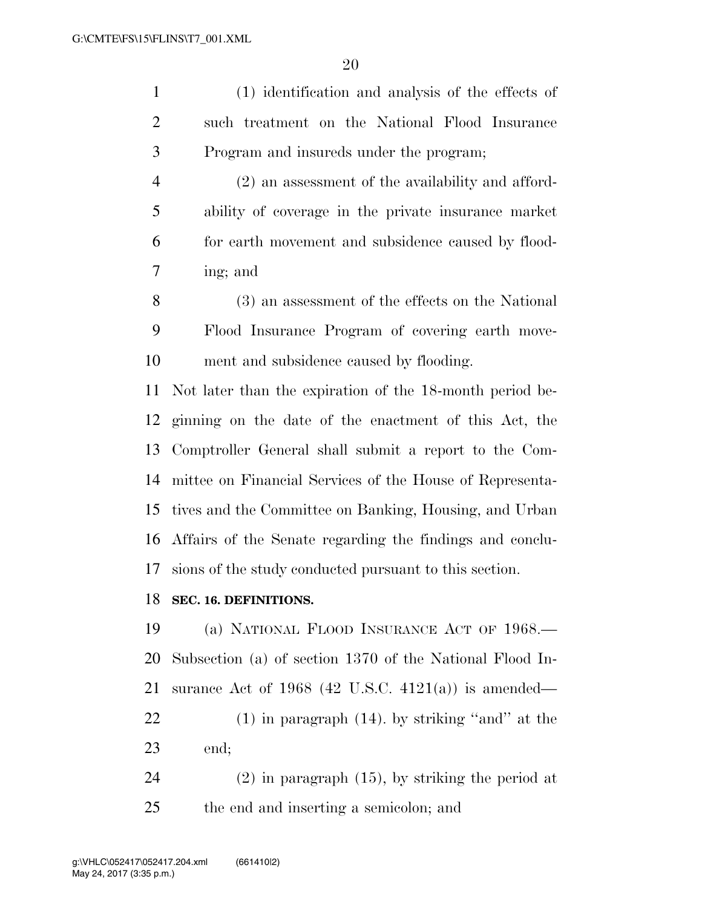(1) identification and analysis of the effects of such treatment on the National Flood Insurance Program and insureds under the program;

(2) an assessment of the availability and affordability of coverage in the private insurance market for earth movement and subsidence caused by flooding; and

(3) an assessment of the effects on the National Flood Insurance Program of covering earth movement and subsidence caused by flooding.

Not later than the expiration of the 18-month period beginning on the date of the enactment of this Act, the Comptroller General shall submit a report to the Committee on Financial Services of the House of Representatives and the Committee on Banking, Housing, and Urban Affairs of the Senate regarding the findings and conclusions of the study conducted pursuant to this section.

**SEC. 16. DEFINITIONS.**

(a) NATIONAL FLOOD INSURANCE ACT OF 1968.—Subsection (a) of section 1370 of the National Flood Insurance Act of 1968 (42 U.S.C. 4121(a)) is amended—

(1) in paragraph (14). by striking "and" at the end;

(2) in paragraph (15), by striking the period at the end and inserting a semicolon; and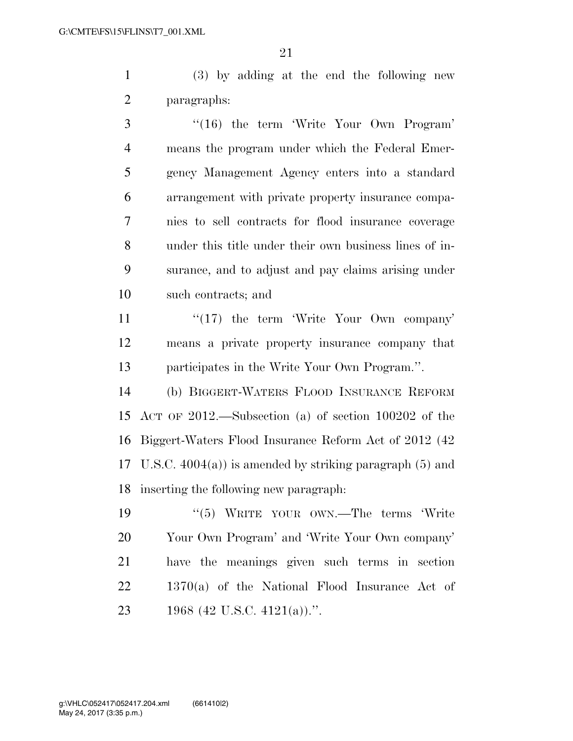(3) by adding at the end the following new paragraphs:

"(16) the term 'Write Your Own Program' means the program under which the Federal Emergency Management Agency enters into a standard arrangement with private property insurance companies to sell contracts for flood insurance coverage under this title under their own business lines of insurance, and to adjust and pay claims arising under such contracts; and

"(17) the term 'Write Your Own company' means a private property insurance company that participates in the Write Your Own Program.".

(b) BIGGERT-WATERS FLOOD INSURANCE REFORM ACT OF 2012.—Subsection (a) of section 100202 of the Biggert-Waters Flood Insurance Reform Act of 2012 (42 U.S.C. 4004(a)) is amended by striking paragraph (5) and inserting the following new paragraph:

"(5) WRITE YOUR OWN.—The terms 'Write Your Own Program' and 'Write Your Own company' have the meanings given such terms in section 1370(a) of the National Flood Insurance Act of 1968 (42 U.S.C. 4121(a)).".